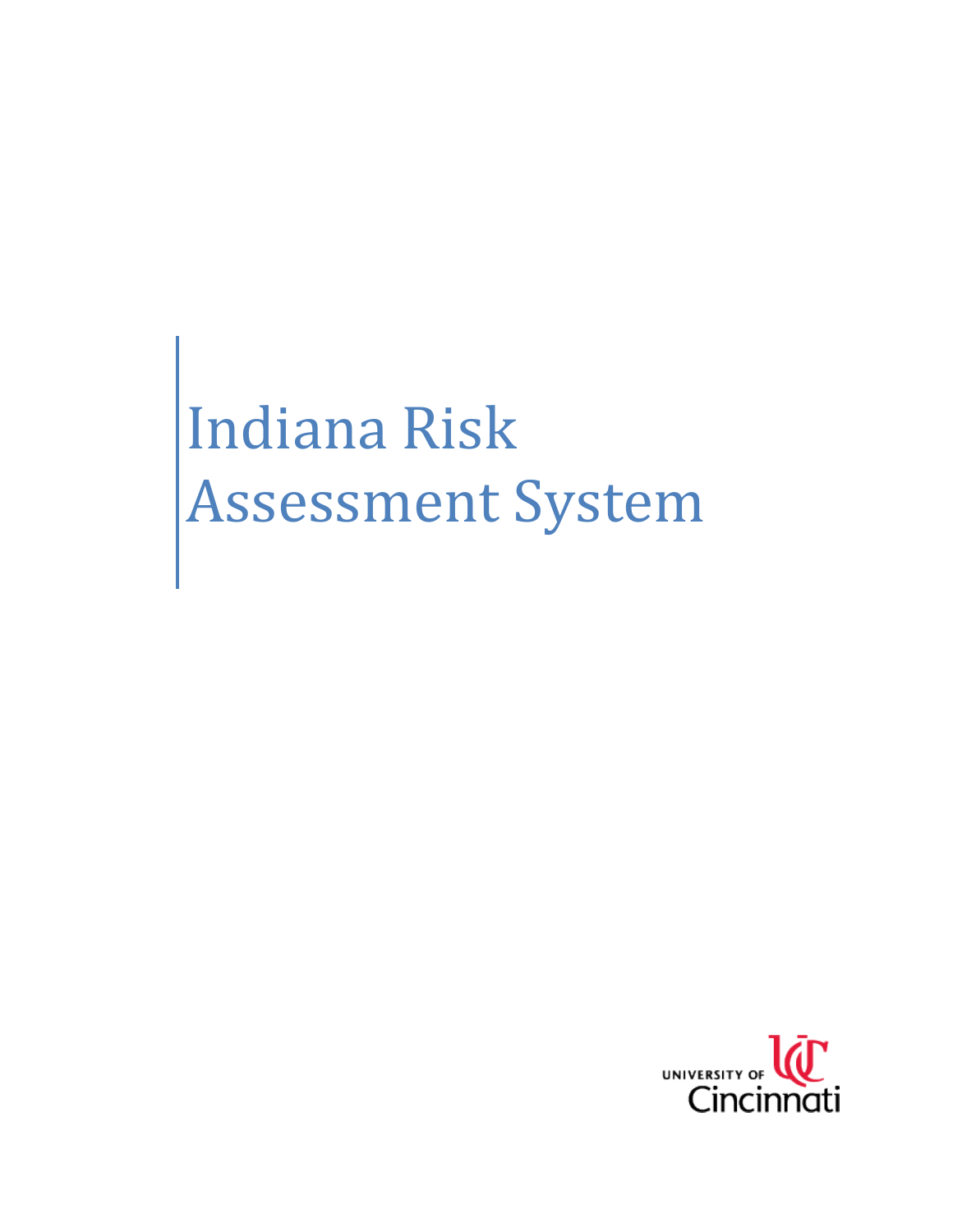# Indiana Risk Assessment System

UNIVERSITY OF Cincinnati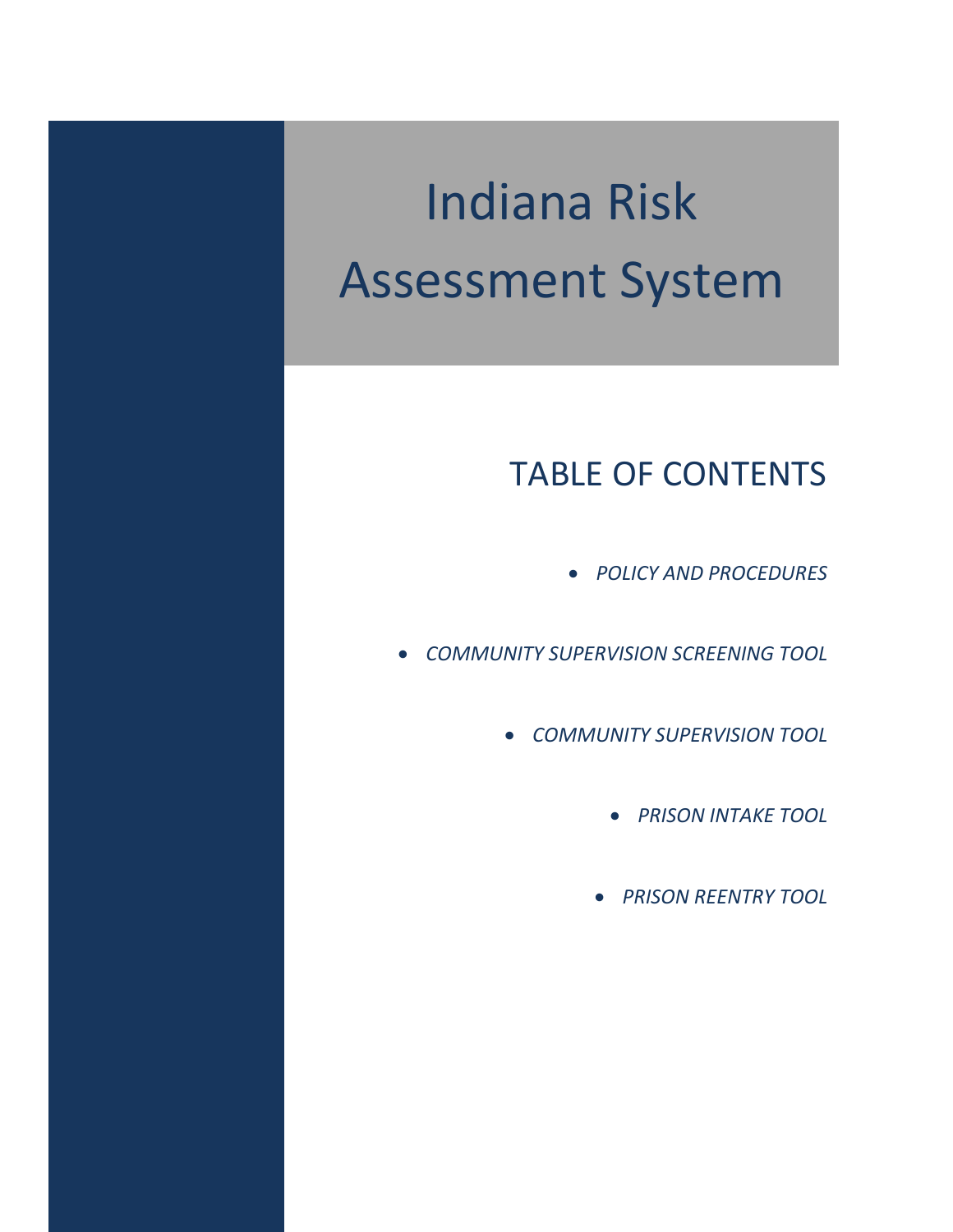# Indiana Risk Assessment System

## TABLE OF CONTENTS

- *POLICY AND PROCEDURES*
- *COMMUNITY SUPERVISION SCREENING TOOL*
- *COMMUNITY SUPERVISION TOOL*
- *PRISON INTAKE TOOL*
- *PRISON REENTRY TOOL*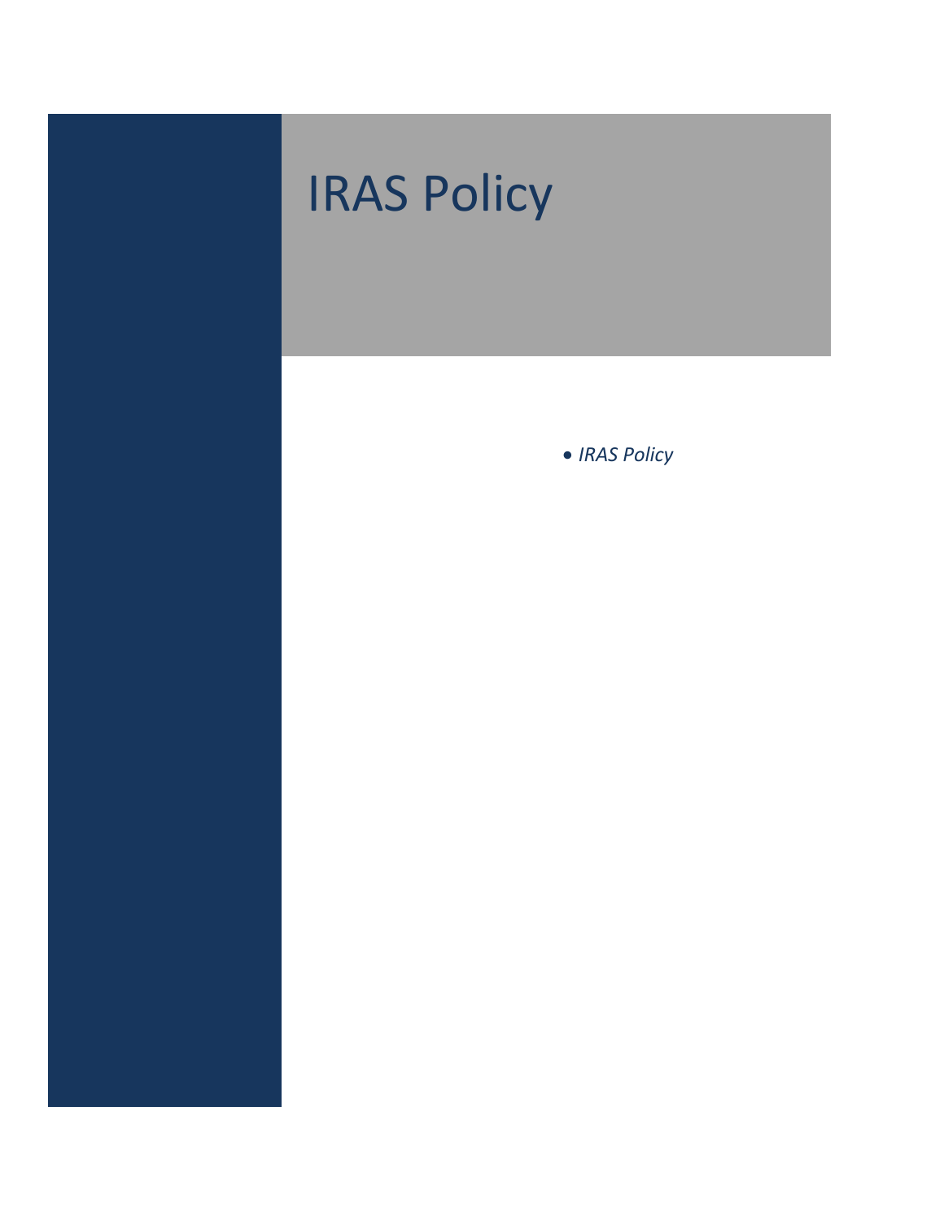# IRAS Policy

- *IRAS Policy*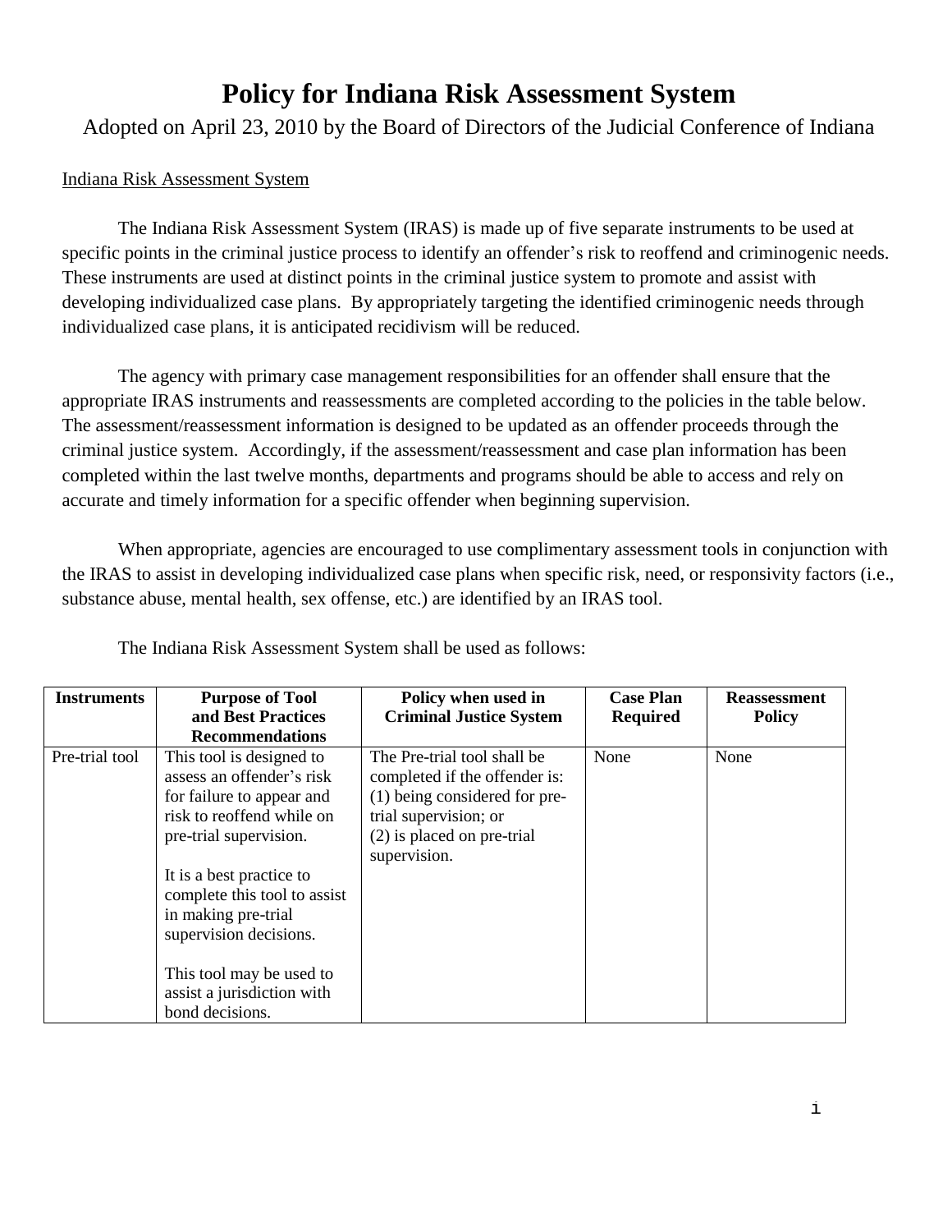# Policy for Indiana Risk Assessment System

Adopted on April 23, 2010 by the Board of Directors of the Judicial Conference of Indiana

Indiana Risk Assessment System

The Indiana Risk Assessment System (IRAS) is made up of five separate instruments to be used at specific points in the criminal justice process to identify an offender's risk to reoffend and criminogenic needs. These instruments are used at distinct points in the criminal justice system to promote and assist with developing individualized case plans. By appropriately targeting the identified criminogenic needs through individualized case plans, it is anticipated recidivism will be reduced.

The agency with primary case management responsibilities for an offender shall ensure that the appropriate IRAS instruments and reassessments are completed according to the policies in the table below. The assessment/reassessment information is designed to be updated as an offender proceeds through the criminal justice system. Accordingly, if the assessment/reassessment and case plan information has been completed within the last twelve months, departments and programs should be able to access and rely on accurate and timely information for a specific offender when beginning supervision.

When appropriate, agencies are encouraged to use complimentary assessment tools in conjunction with the IRAS to assist in developing individualized case plans when specific risk, need, or responsivity factors (i.e., substance abuse, mental health, sex offense, etc.) are identified by an IRAS tool.

The Indiana Risk Assessment System shall be used as follows:

| Instruments | Purpose of Tool and Best Practices Recommendations | Policy when used in Criminal Justice System | Case Plan Required | Reassessment Policy |
|---|---|---|---|---|
| Pre-trial tool | This tool is designed to assess an offender's risk for failure to appear and risk to reoffend while on pre-trial supervision.<br><br>It is a best practice to complete this tool to assist in making pre-trial supervision decisions.<br><br>This tool may be used to assist a jurisdiction with bond decisions. | The Pre-trial tool shall be completed if the offender is: (1) being considered for pre-trial supervision; or (2) is placed on pre-trial supervision. | None | None |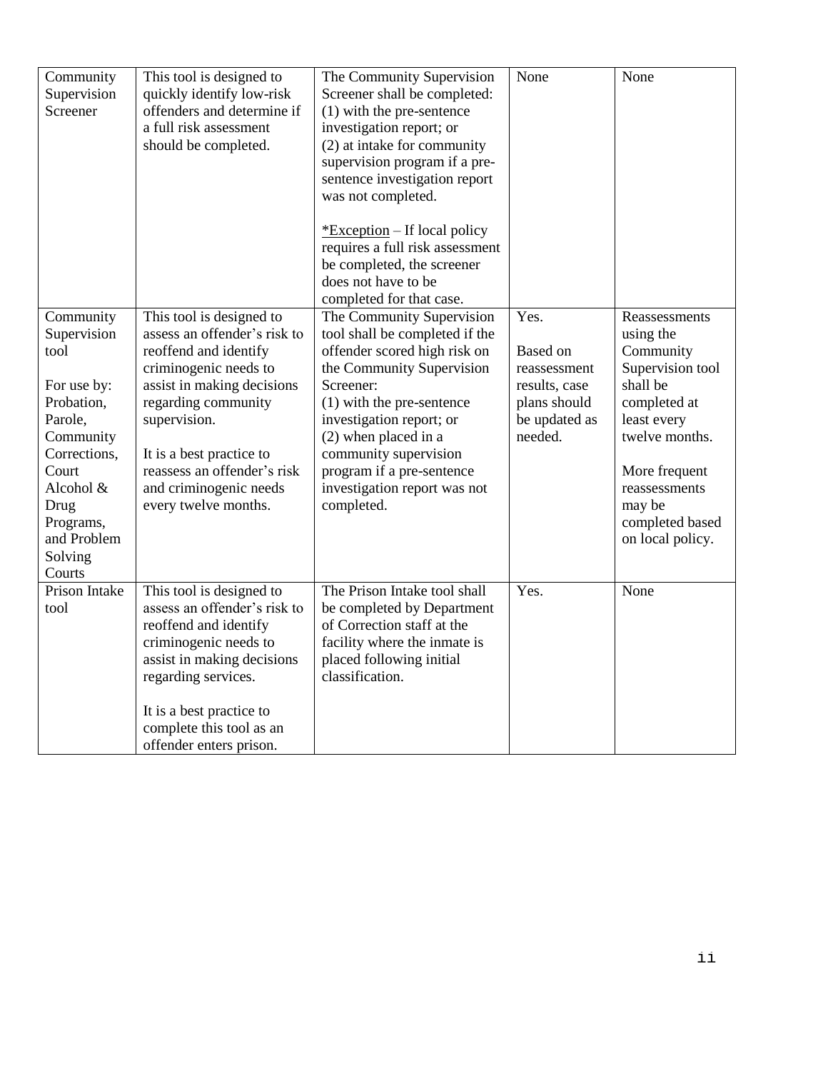| Community Supervision Screener | This tool is designed to quickly identify low-risk offenders and determine if a full risk assessment should be completed. | The Community Supervision Screener shall be completed:<br>(1) with the pre-sentence investigation report; or<br>(2) at intake for community supervision program if a pre-sentence investigation report was not completed.<br><br>*Exception – If local policy requires a full risk assessment be completed, the screener does not have to be completed for that case. | None | None |
|---|---|---|---|---|
| Community Supervision tool<br><br>For use by: Probation, Parole, Community Corrections, Court Alcohol & Drug Programs, and Problem Solving Courts | This tool is designed to assess an offender's risk to reoffend and identify criminogenic needs to assist in making decisions regarding community supervision.<br><br>It is a best practice to reassess an offender's risk and criminogenic needs every twelve months. | The Community Supervision tool shall be completed if the offender scored high risk on the Community Supervision Screener:<br>(1) with the pre-sentence investigation report; or<br>(2) when placed in a community supervision program if a pre-sentence investigation report was not completed. | Yes.<br><br>Based on reassessment results, case plans should be updated as needed. | Reassessments using the Community Supervision tool shall be completed at least every twelve months.<br><br>More frequent reassessments may be completed based on local policy. |
| Prison Intake tool | This tool is designed to assess an offender's risk to reoffend and identify criminogenic needs to assist in making decisions regarding services.<br><br>It is a best practice to complete this tool as an offender enters prison. | The Prison Intake tool shall be completed by Department of Correction staff at the facility where the inmate is placed following initial classification. | Yes. | None |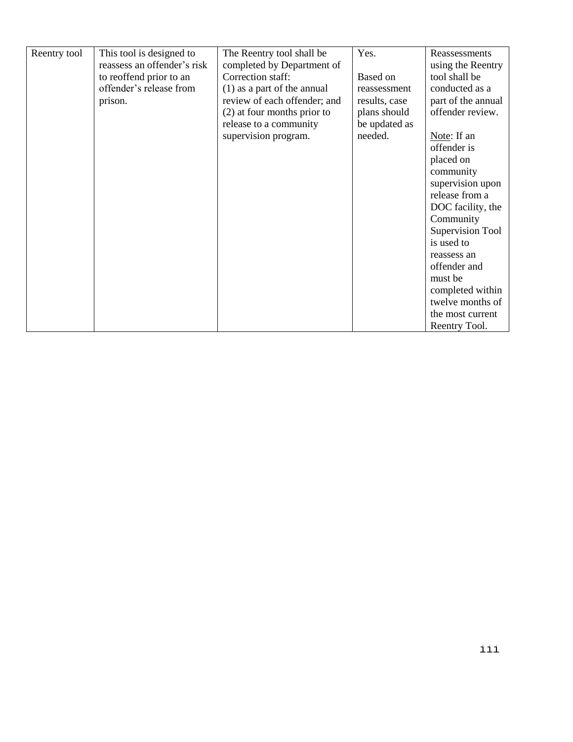| Reentry tool | This tool is designed to reassess an offender's risk to reoffend prior to an offender's release from prison. | The Reentry tool shall be completed by Department of Correction staff:<br>(1) as a part of the annual review of each offender; and<br>(2) at four months prior to release to a community supervision program. | Yes.<br><br>Based on reassessment results, case plans should be updated as needed. | Reassessments using the Reentry tool shall be conducted as a part of the annual offender review.<br><br><u>Note</u>: If an offender is placed on community supervision upon release from a DOC facility, the Community Supervision Tool is used to reassess an offender and must be completed within twelve months of the most current Reentry Tool. |
|---|---|---|---|---|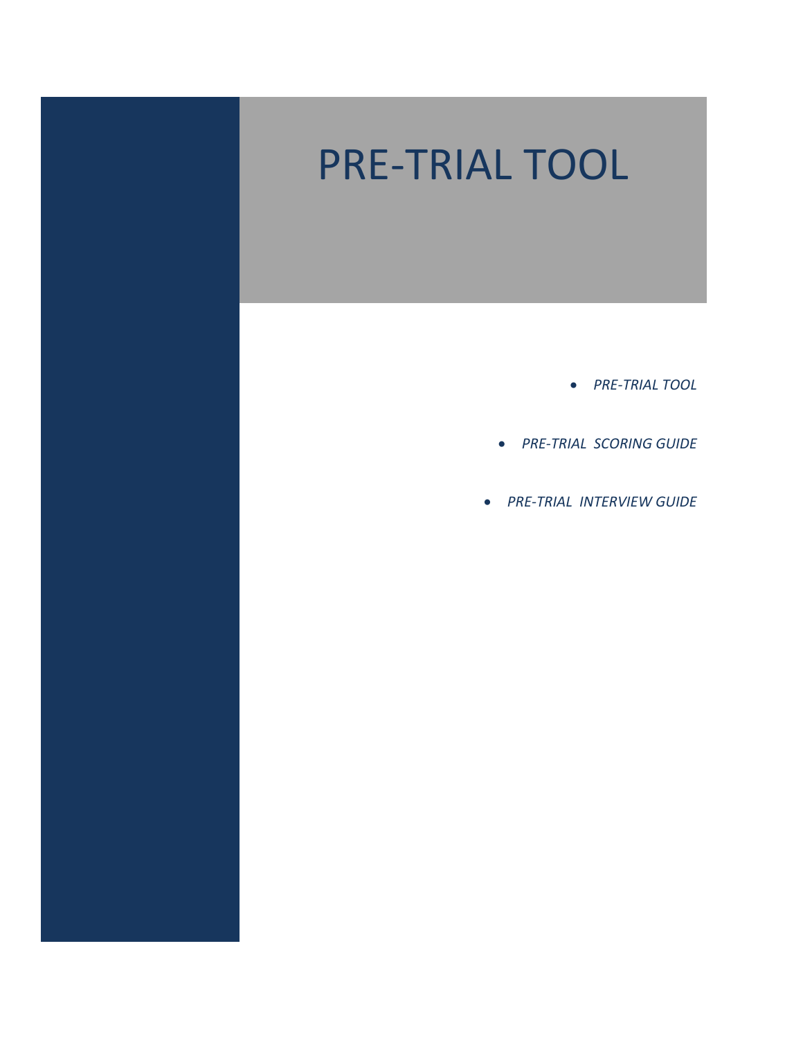# PRE-TRIAL TOOL

- *PRE-TRIAL TOOL*
- *PRE-TRIAL SCORING GUIDE*
- *PRE-TRIAL INTERVIEW GUIDE*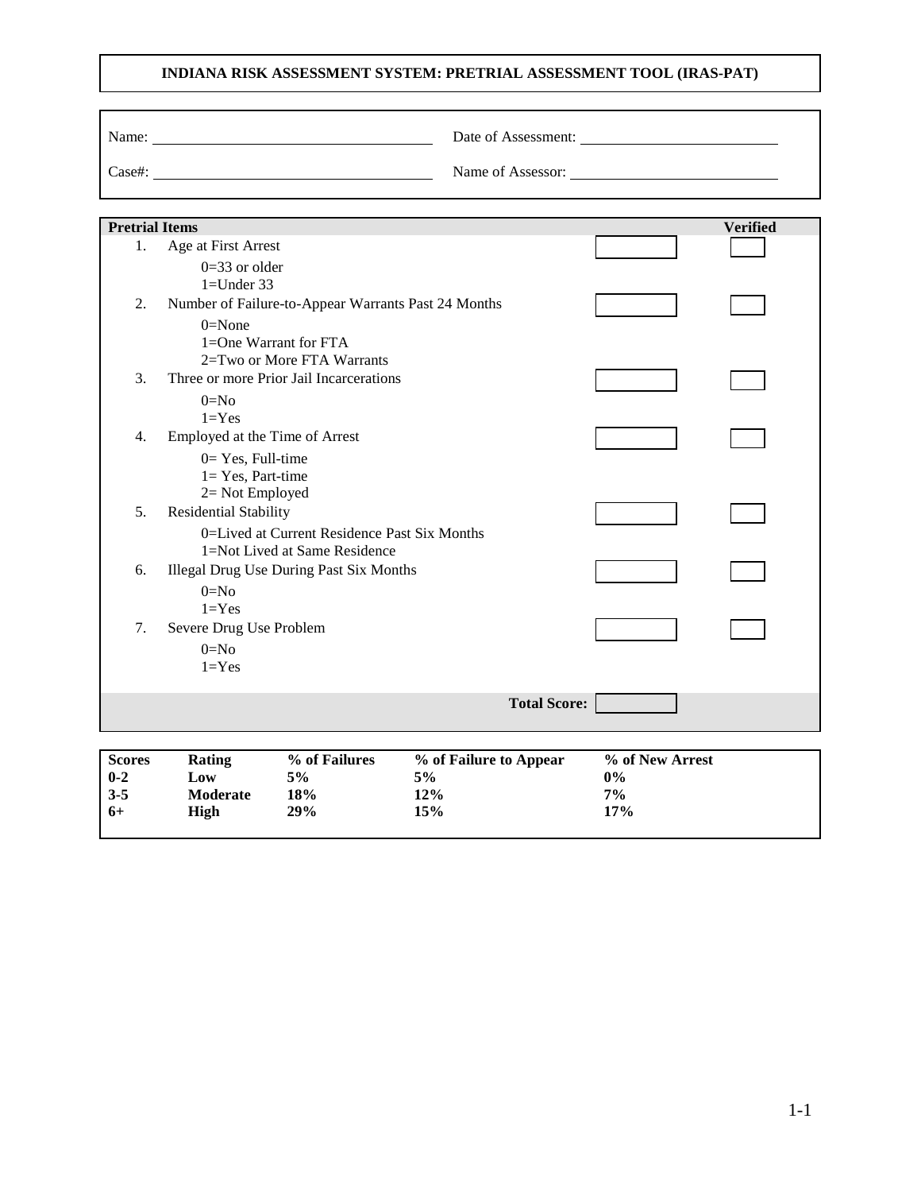# INDIANA RISK ASSESSMENT SYSTEM: PRETRIAL ASSESSMENT TOOL (IRAS-PAT)

Name: ______________________ Date of Assessment: ______________________

Case#: ______________________ Name of Assessor: ______________________

| **Pretrial Items** | | **Verified** |
|---|---|---|
| 1. Age at First Arrest<br>0=33 or older<br>1=Under 33 | | |
| 2. Number of Failure-to-Appear Warrants Past 24 Months<br>0=None<br>1=One Warrant for FTA<br>2=Two or More FTA Warrants | | |
| 3. Three or more Prior Jail Incarcerations<br>0=No<br>1=Yes | | |
| 4. Employed at the Time of Arrest<br>0= Yes, Full-time<br>1= Yes, Part-time<br>2= Not Employed | | |
| 5. Residential Stability<br>0=Lived at Current Residence Past Six Months<br>1=Not Lived at Same Residence | | |
| 6. Illegal Drug Use During Past Six Months<br>0=No<br>1=Yes | | |
| 7. Severe Drug Use Problem<br>0=No<br>1=Yes | | |
| **Total Score:** | | |

| Scores | Rating | % of Failures | % of Failure to Appear | % of New Arrest |
|---|---|---|---|---|
| **0-2** | **Low** | **5%** | **5%** | **0%** |
| **3-5** | **Moderate** | **18%** | **12%** | **7%** |
| **6+** | **High** | **29%** | **15%** | **17%** |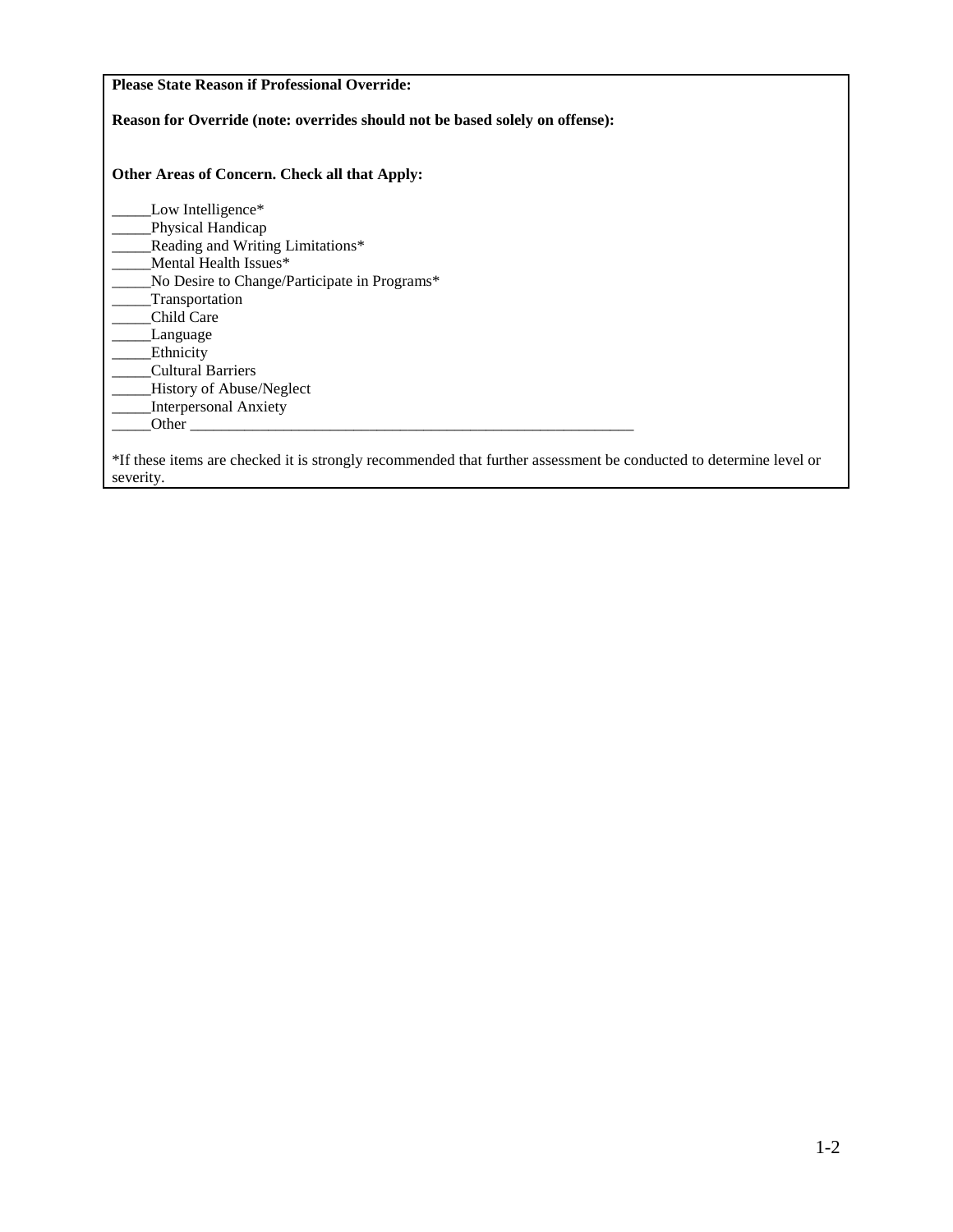**Please State Reason if Professional Override:**

**Reason for Override (note: overrides should not be based solely on offense):**

**Other Areas of Concern. Check all that Apply:**

_____Low Intelligence*
_____Physical Handicap
_____Reading and Writing Limitations*
_____Mental Health Issues*
_____No Desire to Change/Participate in Programs*
_____Transportation
_____Child Care
_____Language
_____Ethnicity
_____Cultural Barriers
_____History of Abuse/Neglect
_____Interpersonal Anxiety
_____Other ___________________________________________________________

*If these items are checked it is strongly recommended that further assessment be conducted to determine level or severity.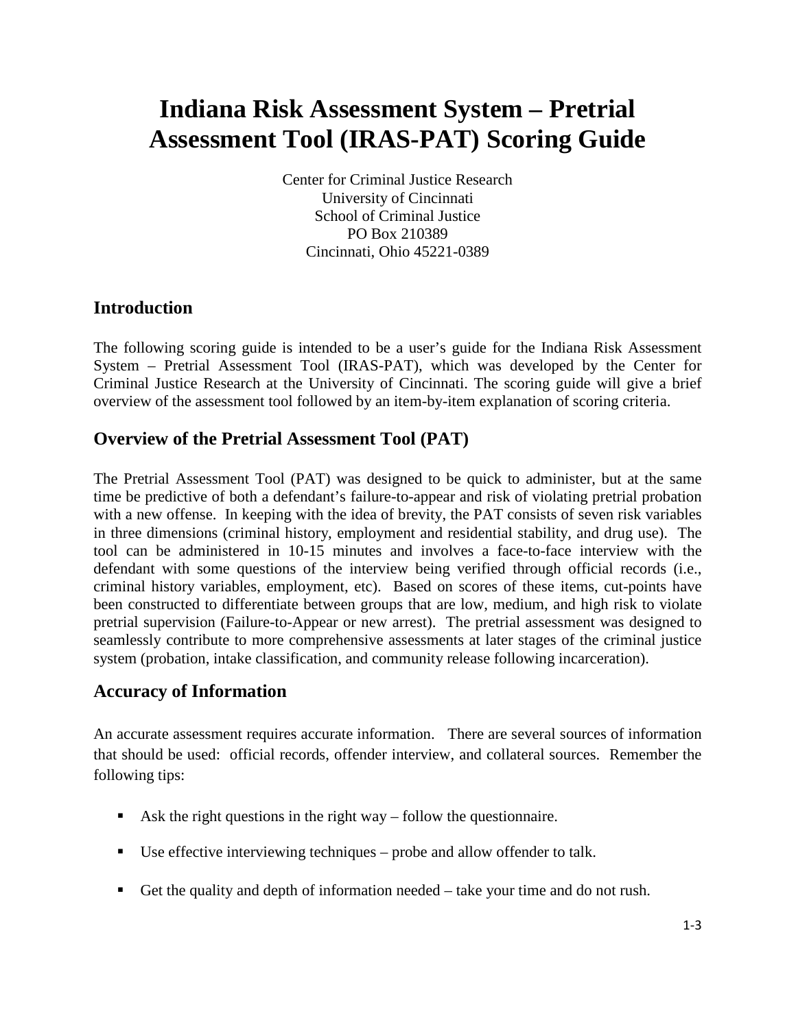# Indiana Risk Assessment System – Pretrial Assessment Tool (IRAS-PAT) Scoring Guide

Center for Criminal Justice Research
University of Cincinnati
School of Criminal Justice
PO Box 210389
Cincinnati, Ohio 45221-0389

## Introduction

The following scoring guide is intended to be a user's guide for the Indiana Risk Assessment System – Pretrial Assessment Tool (IRAS-PAT), which was developed by the Center for Criminal Justice Research at the University of Cincinnati. The scoring guide will give a brief overview of the assessment tool followed by an item-by-item explanation of scoring criteria.

## Overview of the Pretrial Assessment Tool (PAT)

The Pretrial Assessment Tool (PAT) was designed to be quick to administer, but at the same time be predictive of both a defendant's failure-to-appear and risk of violating pretrial probation with a new offense. In keeping with the idea of brevity, the PAT consists of seven risk variables in three dimensions (criminal history, employment and residential stability, and drug use). The tool can be administered in 10-15 minutes and involves a face-to-face interview with the defendant with some questions of the interview being verified through official records (i.e., criminal history variables, employment, etc). Based on scores of these items, cut-points have been constructed to differentiate between groups that are low, medium, and high risk to violate pretrial supervision (Failure-to-Appear or new arrest). The pretrial assessment was designed to seamlessly contribute to more comprehensive assessments at later stages of the criminal justice system (probation, intake classification, and community release following incarceration).

## Accuracy of Information

An accurate assessment requires accurate information. There are several sources of information that should be used: official records, offender interview, and collateral sources. Remember the following tips:

- Ask the right questions in the right way – follow the questionnaire.
- Use effective interviewing techniques – probe and allow offender to talk.
- Get the quality and depth of information needed – take your time and do not rush.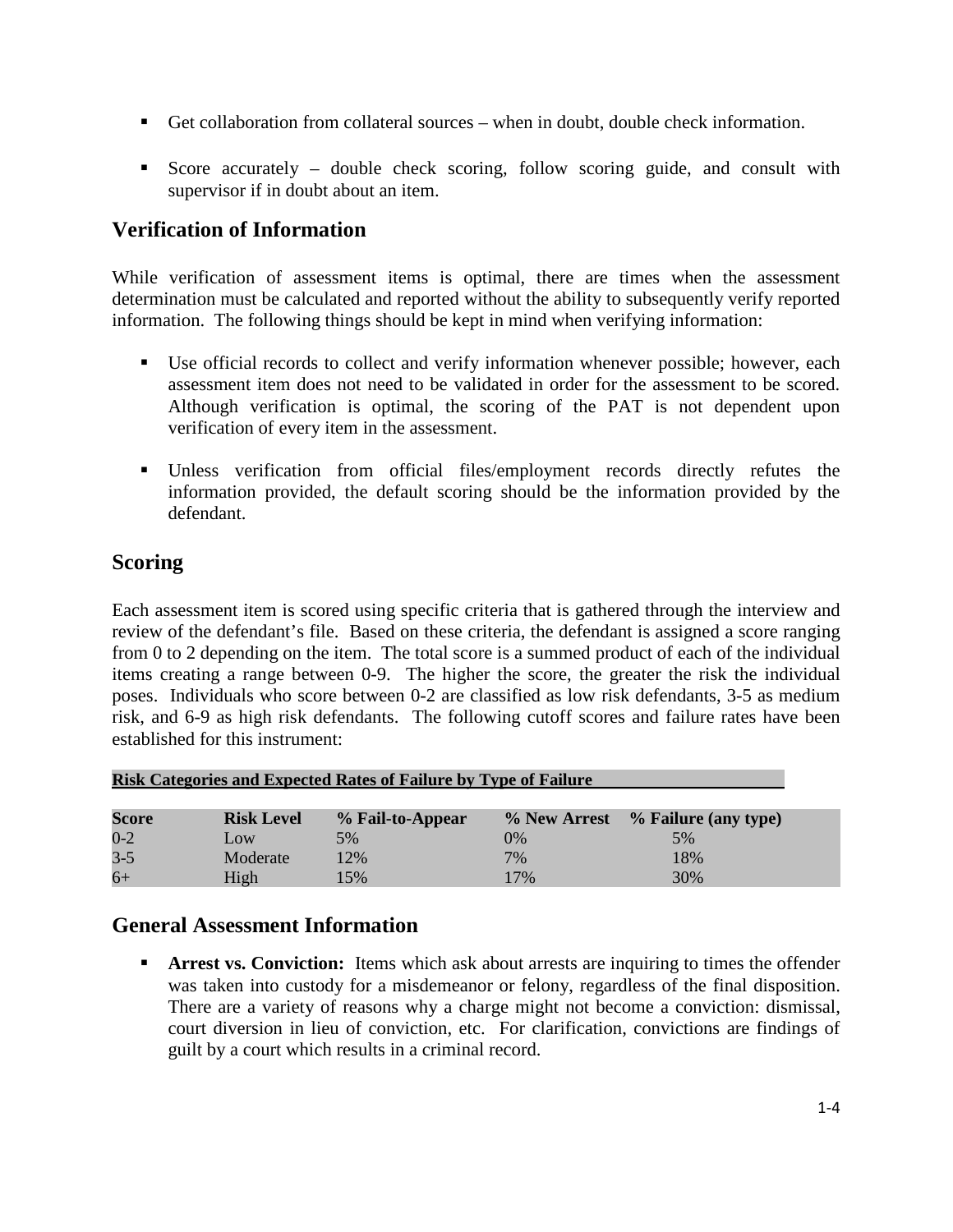- Get collaboration from collateral sources – when in doubt, double check information.

- Score accurately – double check scoring, follow scoring guide, and consult with supervisor if in doubt about an item.

## Verification of Information

While verification of assessment items is optimal, there are times when the assessment determination must be calculated and reported without the ability to subsequently verify reported information. The following things should be kept in mind when verifying information:

- Use official records to collect and verify information whenever possible; however, each assessment item does not need to be validated in order for the assessment to be scored. Although verification is optimal, the scoring of the PAT is not dependent upon verification of every item in the assessment.

- Unless verification from official files/employment records directly refutes the information provided, the default scoring should be the information provided by the defendant.

## Scoring

Each assessment item is scored using specific criteria that is gathered through the interview and review of the defendant's file. Based on these criteria, the defendant is assigned a score ranging from 0 to 2 depending on the item. The total score is a summed product of each of the individual items creating a range between 0-9. The higher the score, the greater the risk the individual poses. Individuals who score between 0-2 are classified as low risk defendants, 3-5 as medium risk, and 6-9 as high risk defendants. The following cutoff scores and failure rates have been established for this instrument:

**Risk Categories and Expected Rates of Failure by Type of Failure**

| Score | Risk Level | % Fail-to-Appear | % New Arrest | % Failure (any type) |
|---|---|---|---|---|
| 0-2 | Low | 5% | 0% | 5% |
| 3-5 | Moderate | 12% | 7% | 18% |
| 6+ | High | 15% | 17% | 30% |

## General Assessment Information

- **Arrest vs. Conviction:** Items which ask about arrests are inquiring to times the offender was taken into custody for a misdemeanor or felony, regardless of the final disposition. There are a variety of reasons why a charge might not become a conviction: dismissal, court diversion in lieu of conviction, etc. For clarification, convictions are findings of guilt by a court which results in a criminal record.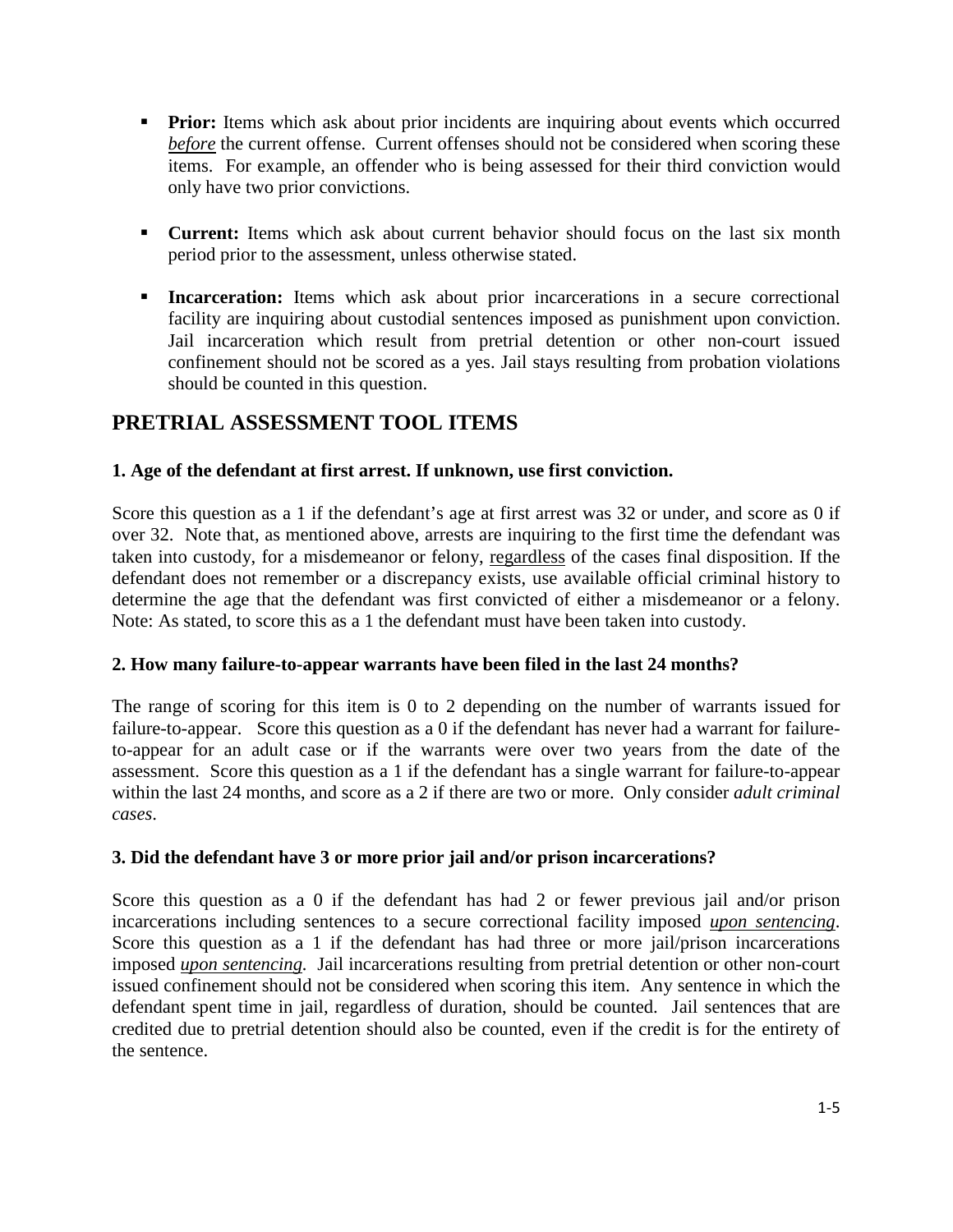- **Prior:** Items which ask about prior incidents are inquiring about events which occurred *__before__* the current offense. Current offenses should not be considered when scoring these items. For example, an offender who is being assessed for their third conviction would only have two prior convictions.

- **Current:** Items which ask about current behavior should focus on the last six month period prior to the assessment, unless otherwise stated.

- **Incarceration:** Items which ask about prior incarcerations in a secure correctional facility are inquiring about custodial sentences imposed as punishment upon conviction. Jail incarceration which result from pretrial detention or other non-court issued confinement should not be scored as a yes. Jail stays resulting from probation violations should be counted in this question.

## PRETRIAL ASSESSMENT TOOL ITEMS

### 1. Age of the defendant at first arrest. If unknown, use first conviction.

Score this question as a 1 if the defendant's age at first arrest was 32 or under, and score as 0 if over 32. Note that, as mentioned above, arrests are inquiring to the first time the defendant was taken into custody, for a misdemeanor or felony, <u>regardless</u> of the cases final disposition. If the defendant does not remember or a discrepancy exists, use available official criminal history to determine the age that the defendant was first convicted of either a misdemeanor or a felony. Note: As stated, to score this as a 1 the defendant must have been taken into custody.

### 2. How many failure-to-appear warrants have been filed in the last 24 months?

The range of scoring for this item is 0 to 2 depending on the number of warrants issued for failure-to-appear. Score this question as a 0 if the defendant has never had a warrant for failure-to-appear for an adult case or if the warrants were over two years from the date of the assessment. Score this question as a 1 if the defendant has a single warrant for failure-to-appear within the last 24 months, and score as a 2 if there are two or more. Only consider *adult criminal cases*.

### 3. Did the defendant have 3 or more prior jail and/or prison incarcerations?

Score this question as a 0 if the defendant has had 2 or fewer previous jail and/or prison incarcerations including sentences to a secure correctional facility imposed *__upon sentencing__*. Score this question as a 1 if the defendant has had three or more jail/prison incarcerations imposed *__upon sentencing__*. Jail incarcerations resulting from pretrial detention or other non-court issued confinement should not be considered when scoring this item. Any sentence in which the defendant spent time in jail, regardless of duration, should be counted. Jail sentences that are credited due to pretrial detention should also be counted, even if the credit is for the entirety of the sentence.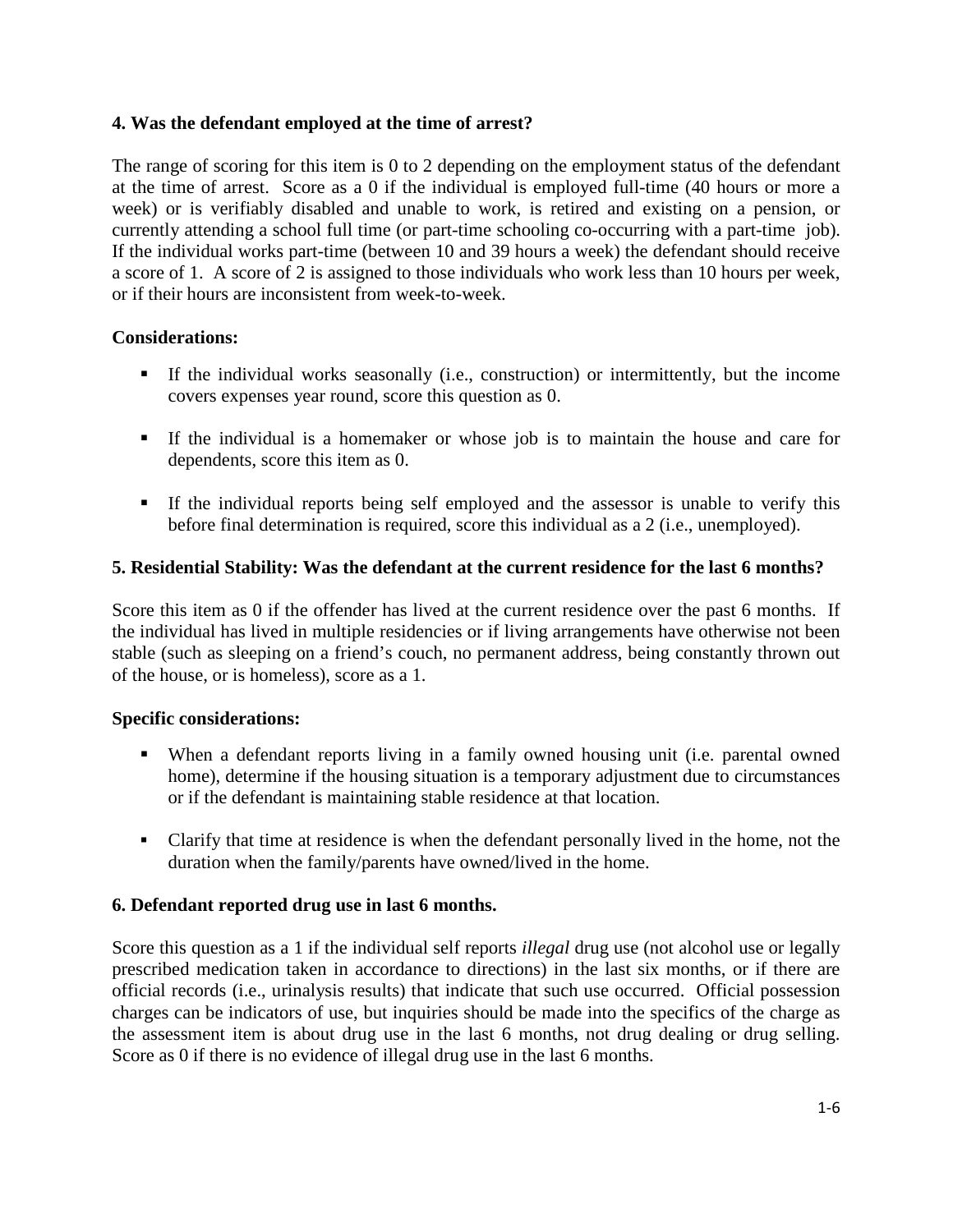**4. Was the defendant employed at the time of arrest?**

The range of scoring for this item is 0 to 2 depending on the employment status of the defendant at the time of arrest. Score as a 0 if the individual is employed full-time (40 hours or more a week) or is verifiably disabled and unable to work, is retired and existing on a pension, or currently attending a school full time (or part-time schooling co-occurring with a part-time job). If the individual works part-time (between 10 and 39 hours a week) the defendant should receive a score of 1. A score of 2 is assigned to those individuals who work less than 10 hours per week, or if their hours are inconsistent from week-to-week.

**Considerations:**

- If the individual works seasonally (i.e., construction) or intermittently, but the income covers expenses year round, score this question as 0.
- If the individual is a homemaker or whose job is to maintain the house and care for dependents, score this item as 0.
- If the individual reports being self employed and the assessor is unable to verify this before final determination is required, score this individual as a 2 (i.e., unemployed).

**5. Residential Stability: Was the defendant at the current residence for the last 6 months?**

Score this item as 0 if the offender has lived at the current residence over the past 6 months. If the individual has lived in multiple residencies or if living arrangements have otherwise not been stable (such as sleeping on a friend's couch, no permanent address, being constantly thrown out of the house, or is homeless), score as a 1.

**Specific considerations:**

- When a defendant reports living in a family owned housing unit (i.e. parental owned home), determine if the housing situation is a temporary adjustment due to circumstances or if the defendant is maintaining stable residence at that location.
- Clarify that time at residence is when the defendant personally lived in the home, not the duration when the family/parents have owned/lived in the home.

**6. Defendant reported drug use in last 6 months.**

Score this question as a 1 if the individual self reports *illegal* drug use (not alcohol use or legally prescribed medication taken in accordance to directions) in the last six months, or if there are official records (i.e., urinalysis results) that indicate that such use occurred. Official possession charges can be indicators of use, but inquiries should be made into the specifics of the charge as the assessment item is about drug use in the last 6 months, not drug dealing or drug selling. Score as 0 if there is no evidence of illegal drug use in the last 6 months.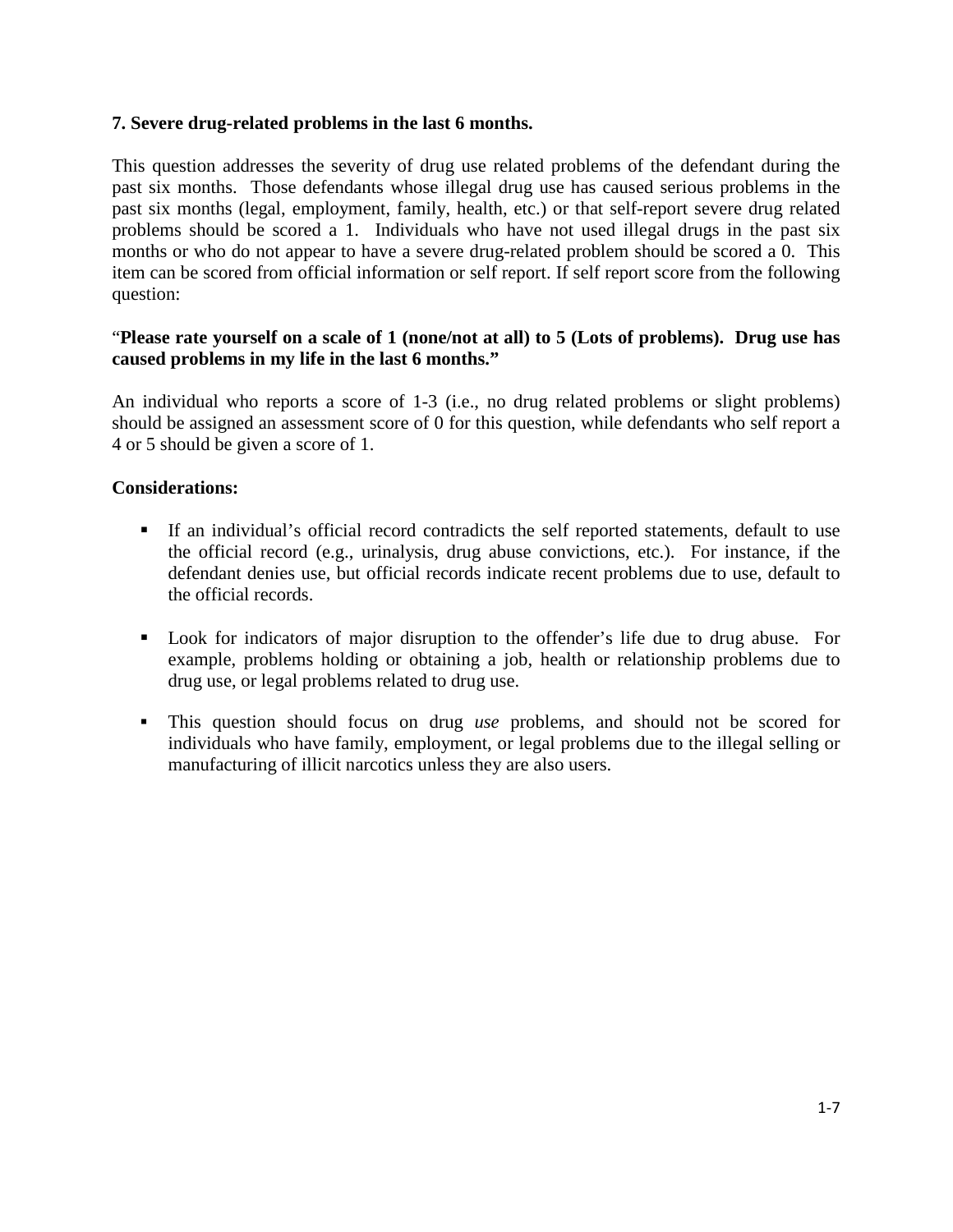**7. Severe drug-related problems in the last 6 months.**

This question addresses the severity of drug use related problems of the defendant during the past six months. Those defendants whose illegal drug use has caused serious problems in the past six months (legal, employment, family, health, etc.) or that self-report severe drug related problems should be scored a 1. Individuals who have not used illegal drugs in the past six months or who do not appear to have a severe drug-related problem should be scored a 0. This item can be scored from official information or self report. If self report score from the following question:

"**Please rate yourself on a scale of 1 (none/not at all) to 5 (Lots of problems). Drug use has caused problems in my life in the last 6 months."**

An individual who reports a score of 1-3 (i.e., no drug related problems or slight problems) should be assigned an assessment score of 0 for this question, while defendants who self report a 4 or 5 should be given a score of 1.

**Considerations:**

- If an individual's official record contradicts the self reported statements, default to use the official record (e.g., urinalysis, drug abuse convictions, etc.). For instance, if the defendant denies use, but official records indicate recent problems due to use, default to the official records.
- Look for indicators of major disruption to the offender's life due to drug abuse. For example, problems holding or obtaining a job, health or relationship problems due to drug use, or legal problems related to drug use.
- This question should focus on drug *use* problems, and should not be scored for individuals who have family, employment, or legal problems due to the illegal selling or manufacturing of illicit narcotics unless they are also users.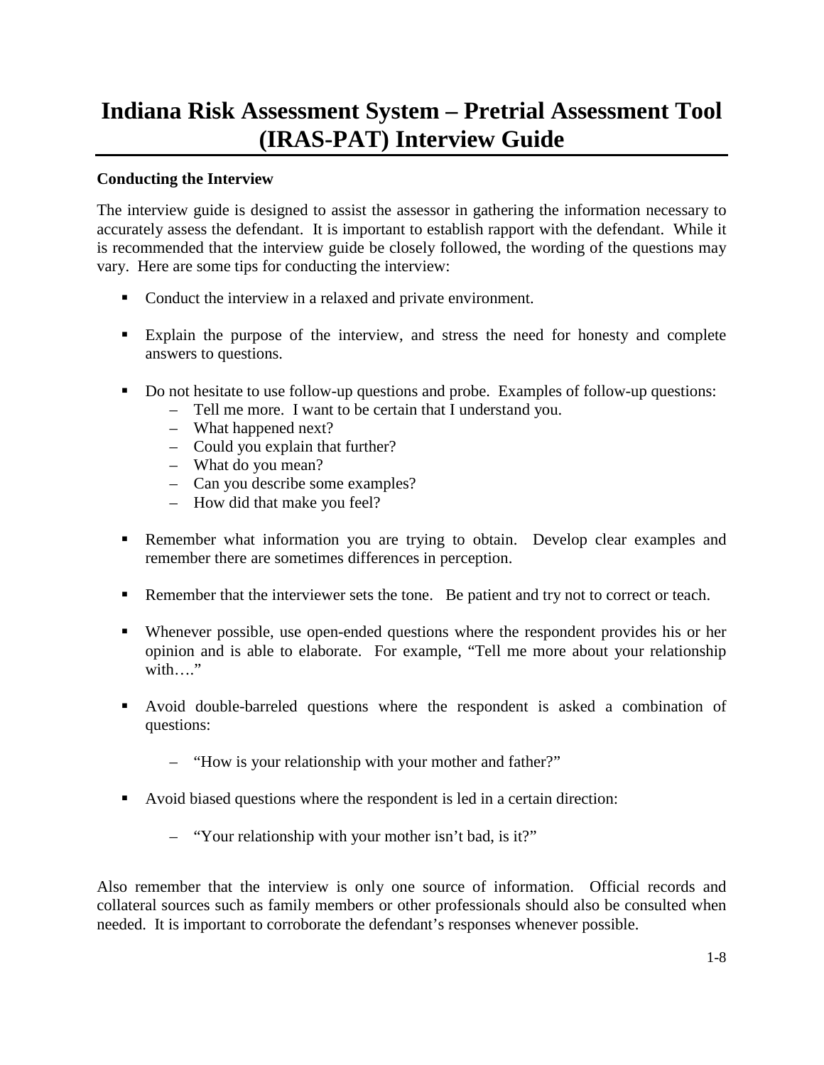# Indiana Risk Assessment System – Pretrial Assessment Tool (IRAS-PAT) Interview Guide

**Conducting the Interview**

The interview guide is designed to assist the assessor in gathering the information necessary to accurately assess the defendant. It is important to establish rapport with the defendant. While it is recommended that the interview guide be closely followed, the wording of the questions may vary. Here are some tips for conducting the interview:

- Conduct the interview in a relaxed and private environment.
- Explain the purpose of the interview, and stress the need for honesty and complete answers to questions.
- Do not hesitate to use follow-up questions and probe. Examples of follow-up questions:
  - Tell me more. I want to be certain that I understand you.
  - What happened next?
  - Could you explain that further?
  - What do you mean?
  - Can you describe some examples?
  - How did that make you feel?
- Remember what information you are trying to obtain. Develop clear examples and remember there are sometimes differences in perception.
- Remember that the interviewer sets the tone. Be patient and try not to correct or teach.
- Whenever possible, use open-ended questions where the respondent provides his or her opinion and is able to elaborate. For example, "Tell me more about your relationship with…."
- Avoid double-barreled questions where the respondent is asked a combination of questions:
  - "How is your relationship with your mother and father?"
- Avoid biased questions where the respondent is led in a certain direction:
  - "Your relationship with your mother isn't bad, is it?"

Also remember that the interview is only one source of information. Official records and collateral sources such as family members or other professionals should also be consulted when needed. It is important to corroborate the defendant's responses whenever possible.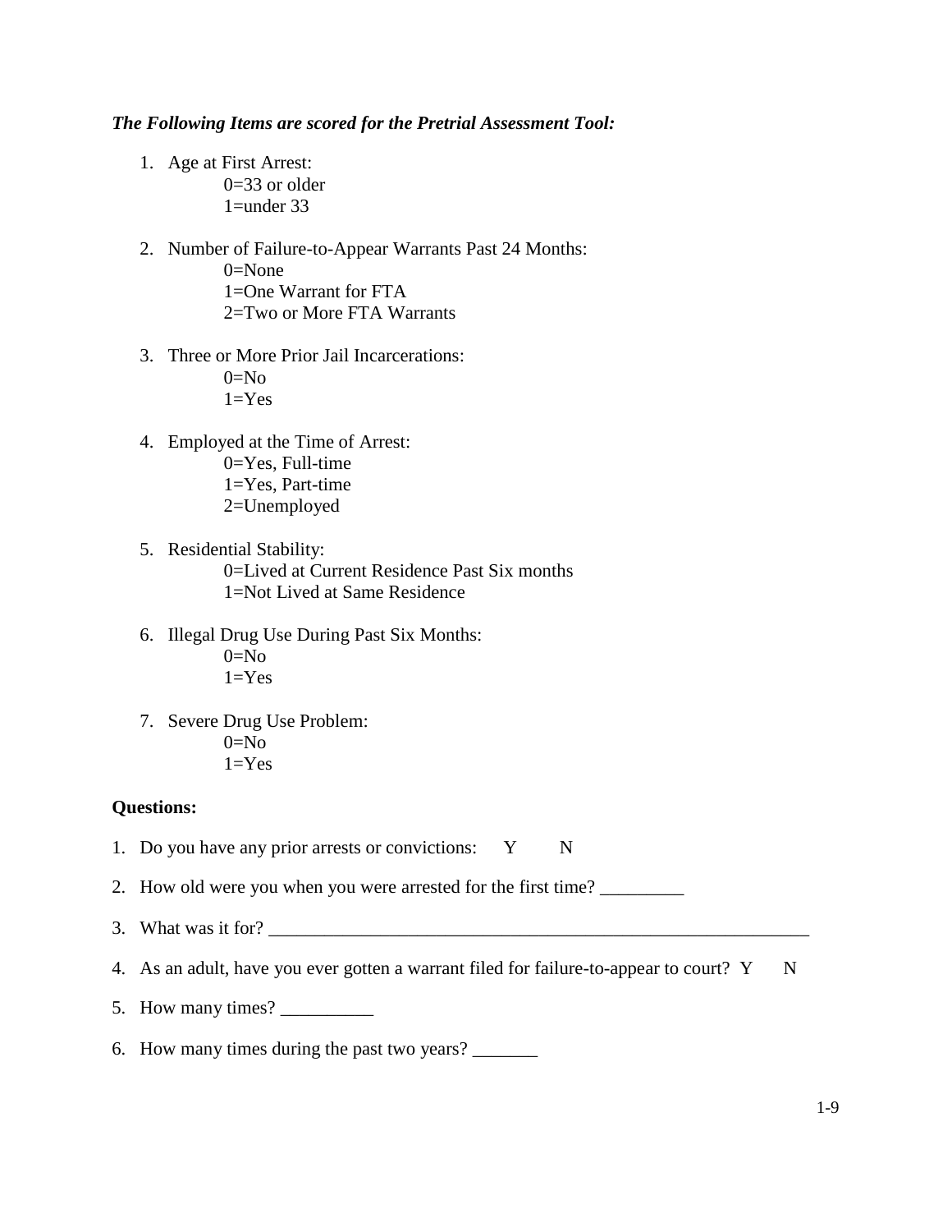***The Following Items are scored for the Pretrial Assessment Tool:***

1. Age at First Arrest:
   - 0=33 or older
   - 1=under 33

2. Number of Failure-to-Appear Warrants Past 24 Months:
   - 0=None
   - 1=One Warrant for FTA
   - 2=Two or More FTA Warrants

3. Three or More Prior Jail Incarcerations:
   - 0=No
   - 1=Yes

4. Employed at the Time of Arrest:
   - 0=Yes, Full-time
   - 1=Yes, Part-time
   - 2=Unemployed

5. Residential Stability:
   - 0=Lived at Current Residence Past Six months
   - 1=Not Lived at Same Residence

6. Illegal Drug Use During Past Six Months:
   - 0=No
   - 1=Yes

7. Severe Drug Use Problem:
   - 0=No
   - 1=Yes

**Questions:**

1. Do you have any prior arrests or convictions: Y N
2. How old were you when you were arrested for the first time? _________
3. What was it for? ____________________________________________________________
4. As an adult, have you ever gotten a warrant filed for failure-to-appear to court? Y N
5. How many times? __________
6. How many times during the past two years? _______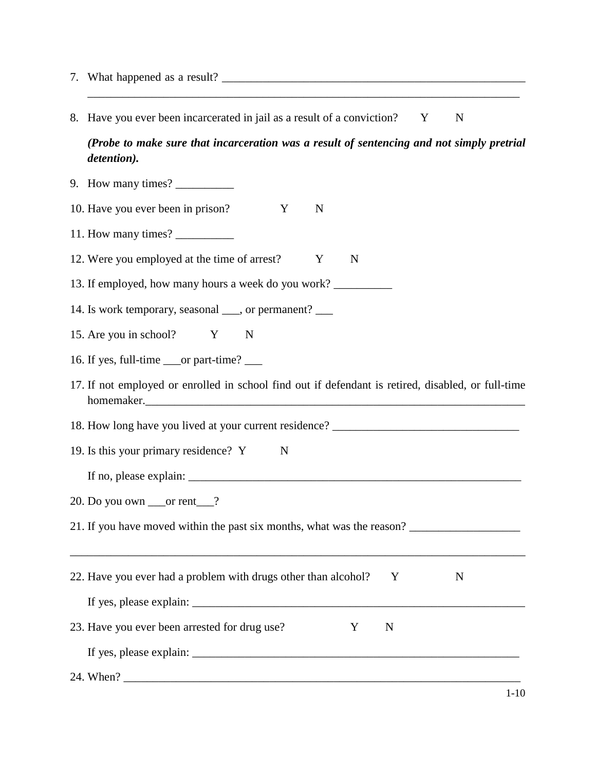7. What happened as a result? ______________________________________________________
______________________________________________________________________________

8. Have you ever been incarcerated in jail as a result of a conviction? Y N

   ***(Probe to make sure that incarceration was a result of sentencing and not simply pretrial detention).***

9. How many times? __________

10. Have you ever been in prison? Y N

11. How many times? __________

12. Were you employed at the time of arrest? Y N

13. If employed, how many hours a week do you work? __________

14. Is work temporary, seasonal ___, or permanent? ___

15. Are you in school? Y N

16. If yes, full-time ___or part-time? ___

17. If not employed or enrolled in school find out if defendant is retired, disabled, or full-time homemaker.____________________________________________________________________

18. How long have you lived at your current residence? ________________________________

19. Is this your primary residence? Y N

    If no, please explain: ___________________________________________________________

20. Do you own ___or rent___?

21. If you have moved within the past six months, what was the reason? ___________________

______________________________________________________________________________

22. Have you ever had a problem with drugs other than alcohol? Y N

    If yes, please explain: ___________________________________________________________

23. Have you ever been arrested for drug use? Y N

    If yes, please explain: ___________________________________________________________

24. When? ______________________________________________________________________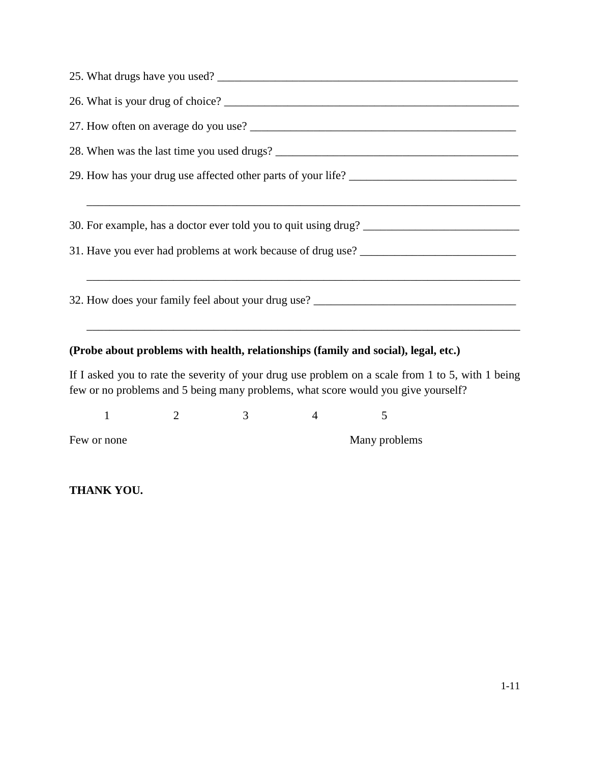25. What drugs have you used? ____________________________________________________

26. What is your drug of choice? ___________________________________________________

27. How often on average do you use? ______________________________________________

28. When was the last time you used drugs? __________________________________________

29. How has your drug use affected other parts of your life? ____________________________

_____________________________________________________________________________

30. For example, has a doctor ever told you to quit using drug? __________________________

31. Have you ever had problems at work because of drug use? __________________________

_____________________________________________________________________________

32. How does your family feel about your drug use? __________________________________

_____________________________________________________________________________

**(Probe about problems with health, relationships (family and social), legal, etc.)**

If I asked you to rate the severity of your drug use problem on a scale from 1 to 5, with 1 being few or no problems and 5 being many problems, what score would you give yourself?

| 1 | 2 | 3 | 4 | 5 |
|---|---|---|---|---|
| Few or none | | | | Many problems |

**THANK YOU.**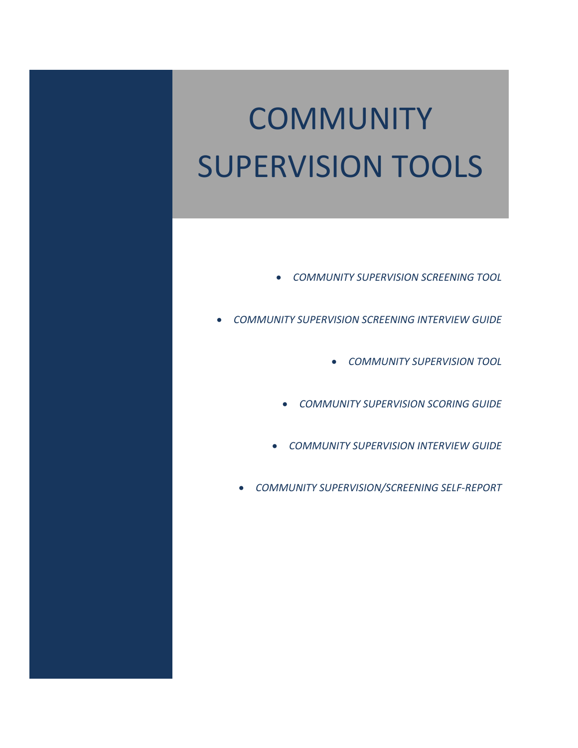# COMMUNITY SUPERVISION TOOLS

- *COMMUNITY SUPERVISION SCREENING TOOL*
- *COMMUNITY SUPERVISION SCREENING INTERVIEW GUIDE*
- *COMMUNITY SUPERVISION TOOL*
- *COMMUNITY SUPERVISION SCORING GUIDE*
- *COMMUNITY SUPERVISION INTERVIEW GUIDE*
- *COMMUNITY SUPERVISION/SCREENING SELF-REPORT*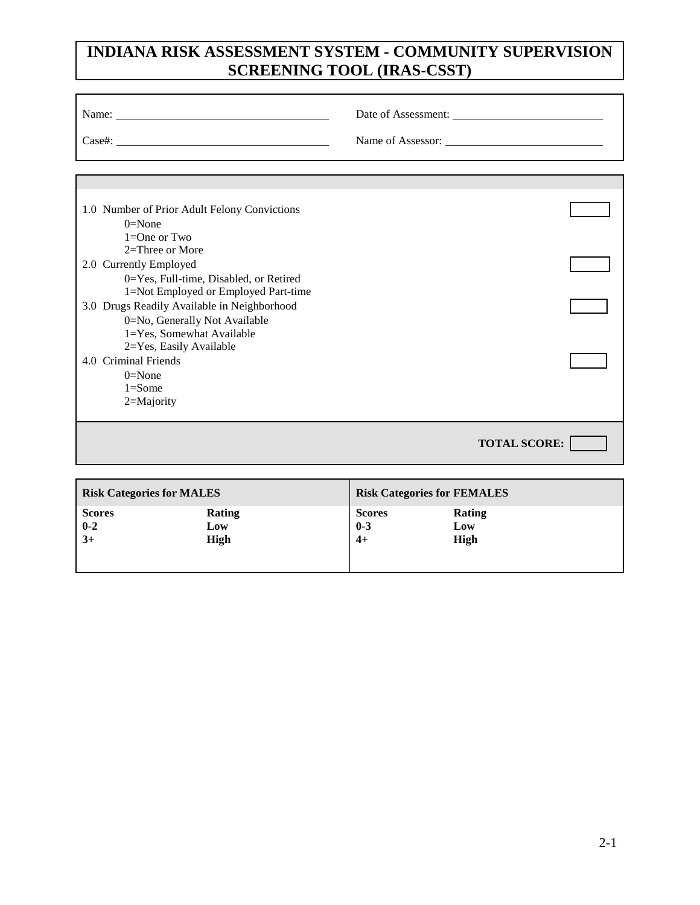# INDIANA RISK ASSESSMENT SYSTEM - COMMUNITY SUPERVISION SCREENING TOOL (IRAS-CSST)

Name: ____________________ Date of Assessment: ____________________

Case#: ____________________ Name of Assessor: ____________________

1.0 Number of Prior Adult Felony Convictions
- 0=None
- 1=One or Two
- 2=Three or More

2.0 Currently Employed
- 0=Yes, Full-time, Disabled, or Retired
- 1=Not Employed or Employed Part-time

3.0 Drugs Readily Available in Neighborhood
- 0=No, Generally Not Available
- 1=Yes, Somewhat Available
- 2=Yes, Easily Available

4.0 Criminal Friends
- 0=None
- 1=Some
- 2=Majority

**TOTAL SCORE:** ______

| **Risk Categories for MALES** | | **Risk Categories for FEMALES** | |
|---|---|---|---|
| **Scores** | **Rating** | **Scores** | **Rating** |
| **0-2** | **Low** | **0-3** | **Low** |
| **3+** | **High** | **4+** | **High** |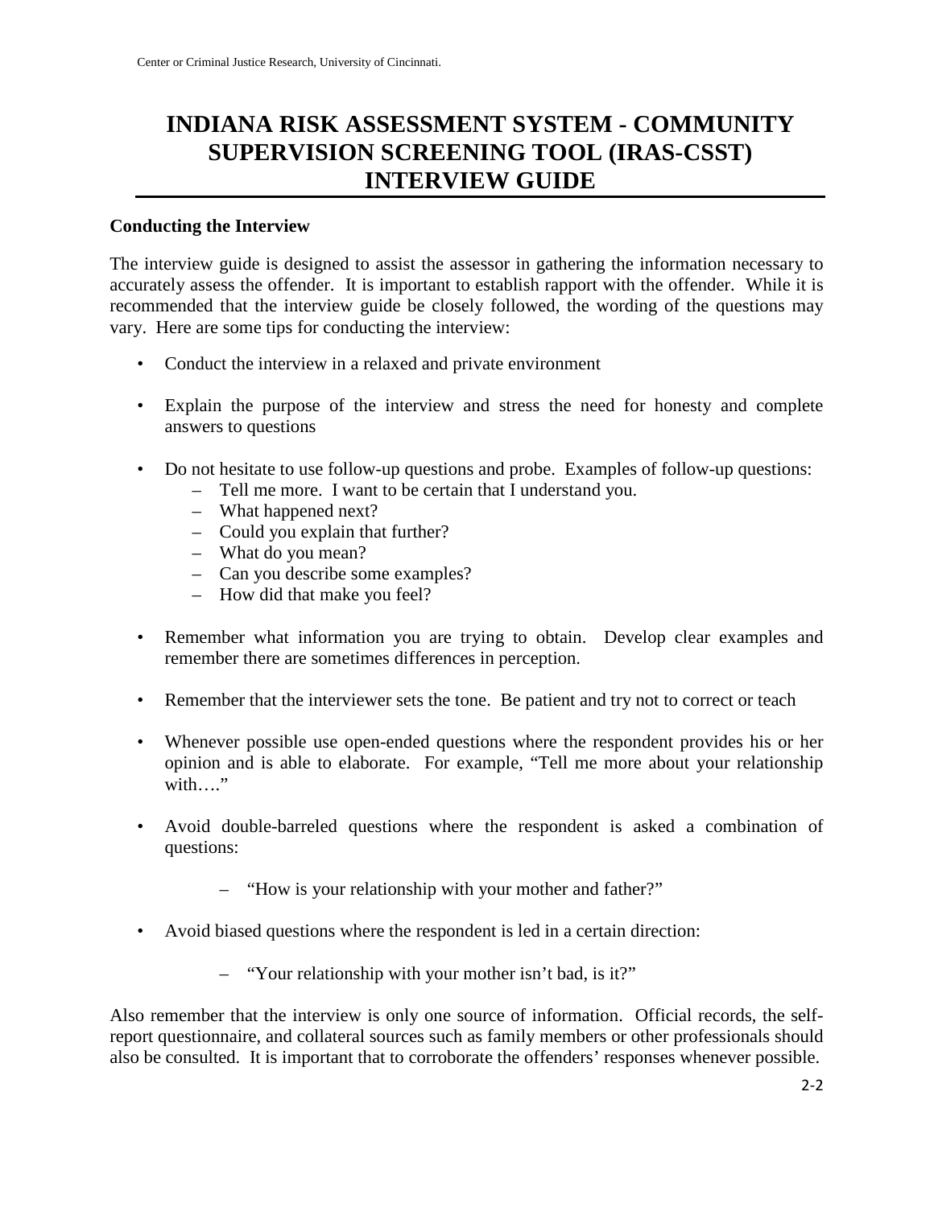# INDIANA RISK ASSESSMENT SYSTEM - COMMUNITY SUPERVISION SCREENING TOOL (IRAS-CSST) INTERVIEW GUIDE

**Conducting the Interview**

The interview guide is designed to assist the assessor in gathering the information necessary to accurately assess the offender. It is important to establish rapport with the offender. While it is recommended that the interview guide be closely followed, the wording of the questions may vary. Here are some tips for conducting the interview:

- Conduct the interview in a relaxed and private environment
- Explain the purpose of the interview and stress the need for honesty and complete answers to questions
- Do not hesitate to use follow-up questions and probe. Examples of follow-up questions:
  - Tell me more. I want to be certain that I understand you.
  - What happened next?
  - Could you explain that further?
  - What do you mean?
  - Can you describe some examples?
  - How did that make you feel?
- Remember what information you are trying to obtain. Develop clear examples and remember there are sometimes differences in perception.
- Remember that the interviewer sets the tone. Be patient and try not to correct or teach
- Whenever possible use open-ended questions where the respondent provides his or her opinion and is able to elaborate. For example, "Tell me more about your relationship with…."
- Avoid double-barreled questions where the respondent is asked a combination of questions:
  - "How is your relationship with your mother and father?"
- Avoid biased questions where the respondent is led in a certain direction:
  - "Your relationship with your mother isn't bad, is it?"

Also remember that the interview is only one source of information. Official records, the self-report questionnaire, and collateral sources such as family members or other professionals should also be consulted. It is important that to corroborate the offenders' responses whenever possible.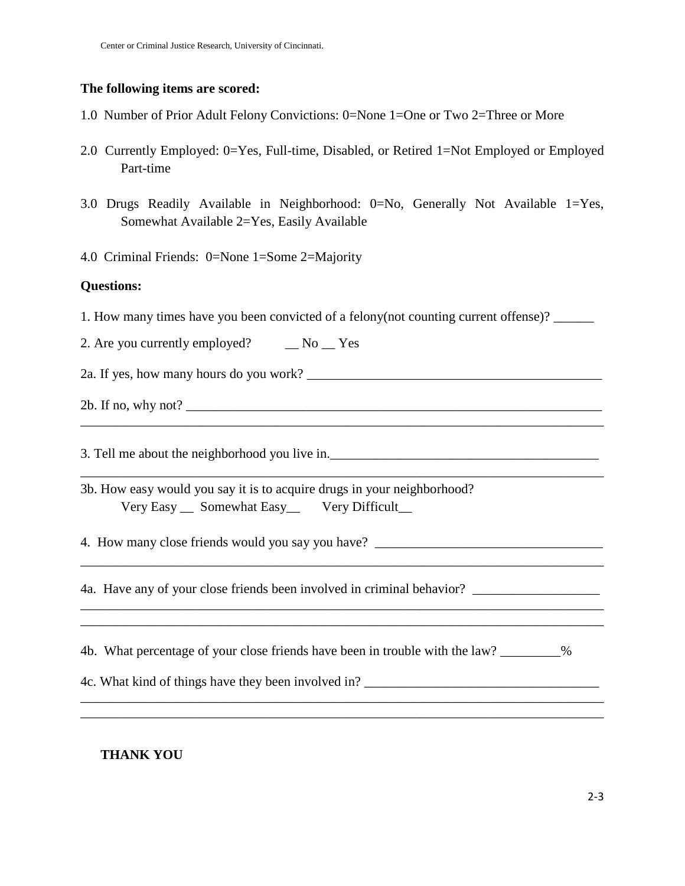Center or Criminal Justice Research, University of Cincinnati.

**The following items are scored:**

1.0 Number of Prior Adult Felony Convictions: 0=None 1=One or Two 2=Three or More

2.0 Currently Employed: 0=Yes, Full-time, Disabled, or Retired 1=Not Employed or Employed Part-time

3.0 Drugs Readily Available in Neighborhood: 0=No, Generally Not Available 1=Yes, Somewhat Available 2=Yes, Easily Available

4.0 Criminal Friends: 0=None 1=Some 2=Majority

**Questions:**

1. How many times have you been convicted of a felony(not counting current offense)? ______

2. Are you currently employed? __ No __ Yes

2a. If yes, how many hours do you work? ____________________________________________

2b. If no, why not? ______________________________________________________________
________________________________________________________________________________

3. Tell me about the neighborhood you live in.________________________________________
________________________________________________________________________________

3b. How easy would you say it is to acquire drugs in your neighborhood?
Very Easy __ Somewhat Easy__ Very Difficult__

4. How many close friends would you say you have? __________________________________
________________________________________________________________________________

4a. Have any of your close friends been involved in criminal behavior? __________________
________________________________________________________________________________
________________________________________________________________________________

4b. What percentage of your close friends have been in trouble with the law? _________%

4c. What kind of things have they been involved in? __________________________________
________________________________________________________________________________
________________________________________________________________________________

**THANK YOU**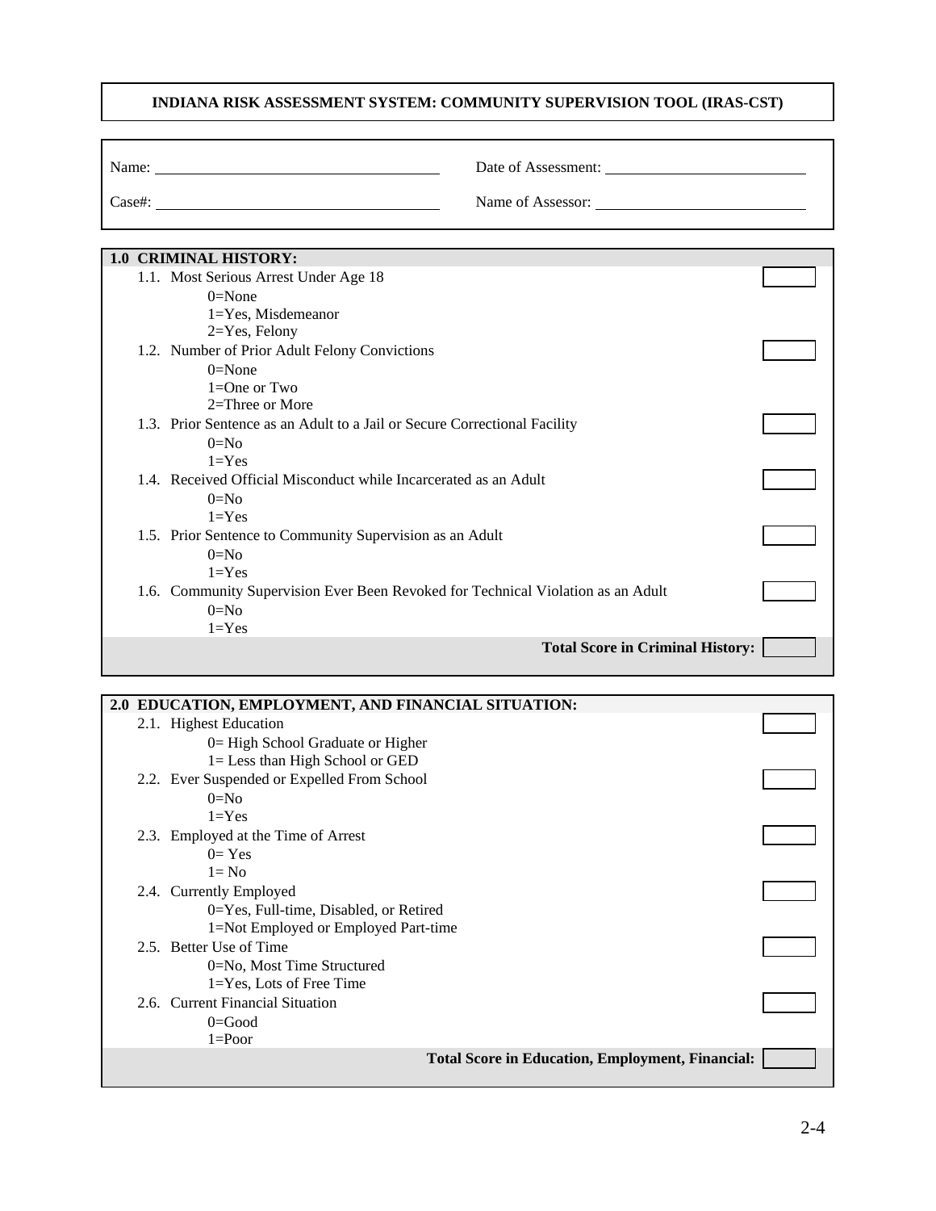**INDIANA RISK ASSESSMENT SYSTEM: COMMUNITY SUPERVISION TOOL (IRAS-CST)**

Name: ______________________ Date of Assessment: ______________________

Case#: ______________________ Name of Assessor: ______________________

**1.0 CRIMINAL HISTORY:**

1.1. Most Serious Arrest Under Age 18 [ ]
- 0=None
- 1=Yes, Misdemeanor
- 2=Yes, Felony

1.2. Number of Prior Adult Felony Convictions [ ]
- 0=None
- 1=One or Two
- 2=Three or More

1.3. Prior Sentence as an Adult to a Jail or Secure Correctional Facility [ ]
- 0=No
- 1=Yes

1.4. Received Official Misconduct while Incarcerated as an Adult [ ]
- 0=No
- 1=Yes

1.5. Prior Sentence to Community Supervision as an Adult [ ]
- 0=No
- 1=Yes

1.6. Community Supervision Ever Been Revoked for Technical Violation as an Adult [ ]
- 0=No
- 1=Yes

**Total Score in Criminal History:** [ ]

**2.0 EDUCATION, EMPLOYMENT, AND FINANCIAL SITUATION:**

2.1. Highest Education [ ]
- 0= High School Graduate or Higher
- 1= Less than High School or GED

2.2. Ever Suspended or Expelled From School [ ]
- 0=No
- 1=Yes

2.3. Employed at the Time of Arrest [ ]
- 0= Yes
- 1= No

2.4. Currently Employed [ ]
- 0=Yes, Full-time, Disabled, or Retired
- 1=Not Employed or Employed Part-time

2.5. Better Use of Time [ ]
- 0=No, Most Time Structured
- 1=Yes, Lots of Free Time

2.6. Current Financial Situation [ ]
- 0=Good
- 1=Poor

**Total Score in Education, Employment, Financial:** [ ]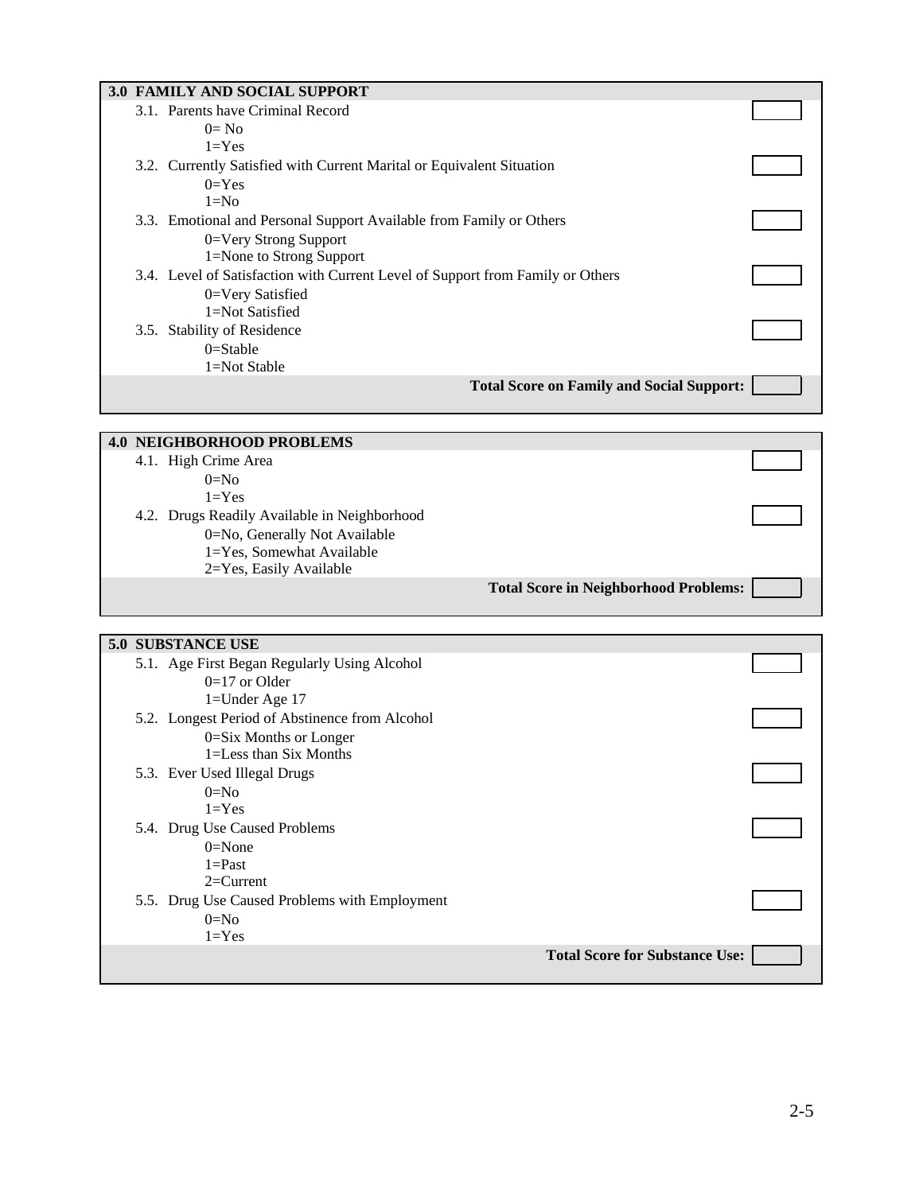## 3.0 FAMILY AND SOCIAL SUPPORT

3.1. Parents have Criminal Record
- 0= No
- 1=Yes

3.2. Currently Satisfied with Current Marital or Equivalent Situation
- 0=Yes
- 1=No

3.3. Emotional and Personal Support Available from Family or Others
- 0=Very Strong Support
- 1=None to Strong Support

3.4. Level of Satisfaction with Current Level of Support from Family or Others
- 0=Very Satisfied
- 1=Not Satisfied

3.5. Stability of Residence
- 0=Stable
- 1=Not Stable

**Total Score on Family and Social Support:**

## 4.0 NEIGHBORHOOD PROBLEMS

4.1. High Crime Area
- 0=No
- 1=Yes

4.2. Drugs Readily Available in Neighborhood
- 0=No, Generally Not Available
- 1=Yes, Somewhat Available
- 2=Yes, Easily Available

**Total Score in Neighborhood Problems:**

## 5.0 SUBSTANCE USE

5.1. Age First Began Regularly Using Alcohol
- 0=17 or Older
- 1=Under Age 17

5.2. Longest Period of Abstinence from Alcohol
- 0=Six Months or Longer
- 1=Less than Six Months

5.3. Ever Used Illegal Drugs
- 0=No
- 1=Yes

5.4. Drug Use Caused Problems
- 0=None
- 1=Past
- 2=Current

5.5. Drug Use Caused Problems with Employment
- 0=No
- 1=Yes

**Total Score for Substance Use:**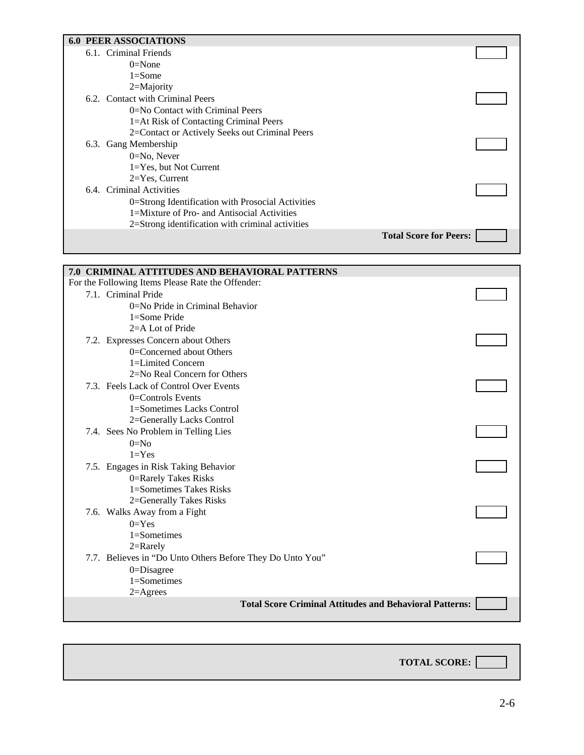## 6.0 PEER ASSOCIATIONS

6.1. Criminal Friends
- 0=None
- 1=Some
- 2=Majority

6.2. Contact with Criminal Peers
- 0=No Contact with Criminal Peers
- 1=At Risk of Contacting Criminal Peers
- 2=Contact or Actively Seeks out Criminal Peers

6.3. Gang Membership
- 0=No, Never
- 1=Yes, but Not Current
- 2=Yes, Current

6.4. Criminal Activities
- 0=Strong Identification with Prosocial Activities
- 1=Mixture of Pro- and Antisocial Activities
- 2=Strong identification with criminal activities

**Total Score for Peers:** ______

## 7.0 CRIMINAL ATTITUDES AND BEHAVIORAL PATTERNS

For the Following Items Please Rate the Offender:

7.1. Criminal Pride
- 0=No Pride in Criminal Behavior
- 1=Some Pride
- 2=A Lot of Pride

7.2. Expresses Concern about Others
- 0=Concerned about Others
- 1=Limited Concern
- 2=No Real Concern for Others

7.3. Feels Lack of Control Over Events
- 0=Controls Events
- 1=Sometimes Lacks Control
- 2=Generally Lacks Control

7.4. Sees No Problem in Telling Lies
- 0=No
- 1=Yes

7.5. Engages in Risk Taking Behavior
- 0=Rarely Takes Risks
- 1=Sometimes Takes Risks
- 2=Generally Takes Risks

7.6. Walks Away from a Fight
- 0=Yes
- 1=Sometimes
- 2=Rarely

7.7. Believes in "Do Unto Others Before They Do Unto You"
- 0=Disagree
- 1=Sometimes
- 2=Agrees

**Total Score Criminal Attitudes and Behavioral Patterns:** ______

**TOTAL SCORE:** ______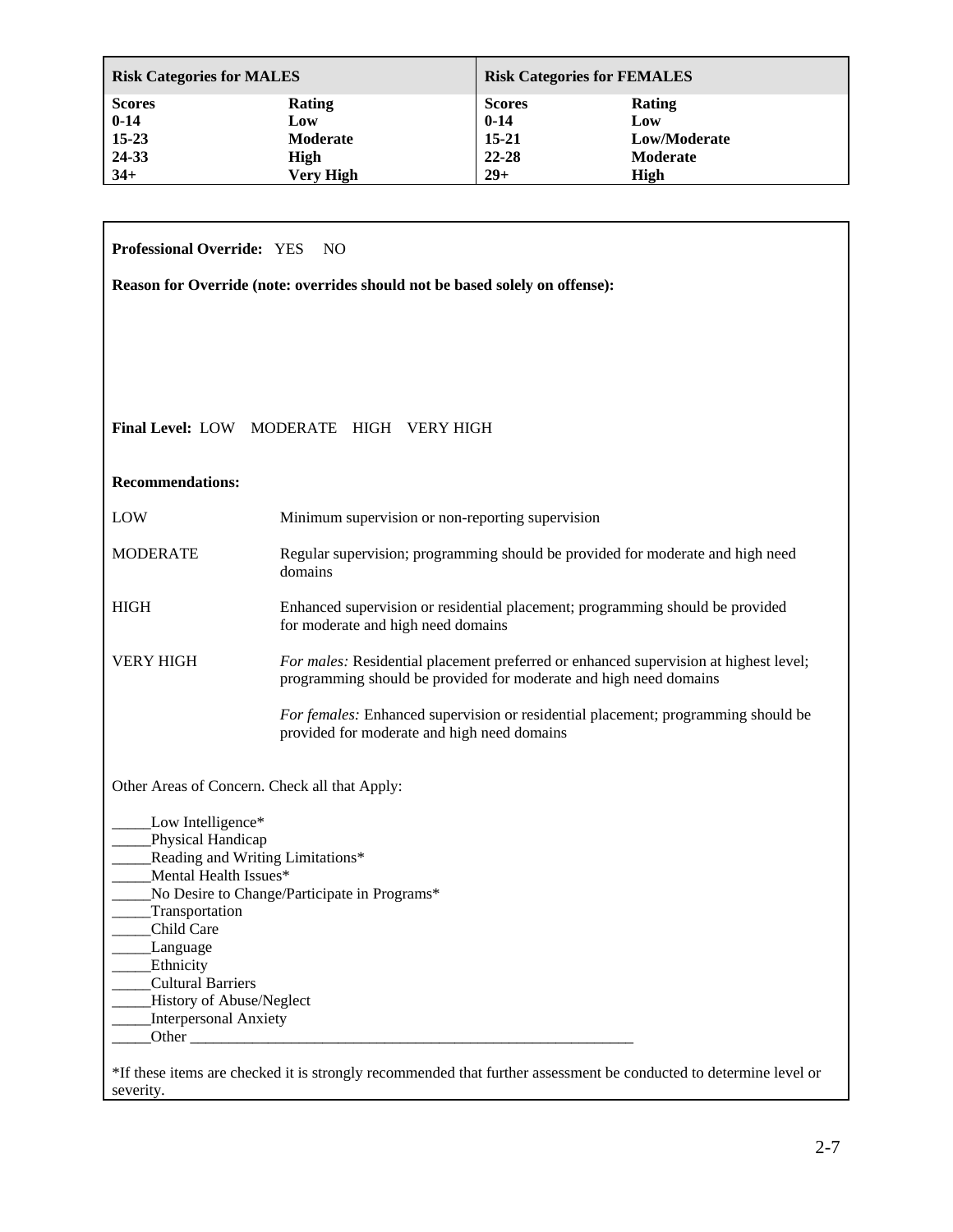| **Risk Categories for MALES** | | **Risk Categories for FEMALES** | |
|---|---|---|---|
| **Scores** | **Rating** | **Scores** | **Rating** |
| **0-14** | **Low** | **0-14** | **Low** |
| **15-23** | **Moderate** | **15-21** | **Low/Moderate** |
| **24-33** | **High** | **22-28** | **Moderate** |
| **34+** | **Very High** | **29+** | **High** |

**Professional Override:** YES NO

**Reason for Override (note: overrides should not be based solely on offense):**

**Final Level:** LOW MODERATE HIGH VERY HIGH

**Recommendations:**

| | |
|---|---|
| LOW | Minimum supervision or non-reporting supervision |
| MODERATE | Regular supervision; programming should be provided for moderate and high need domains |
| HIGH | Enhanced supervision or residential placement; programming should be provided for moderate and high need domains |
| VERY HIGH | *For males:* Residential placement preferred or enhanced supervision at highest level; programming should be provided for moderate and high need domains |
| | *For females:* Enhanced supervision or residential placement; programming should be provided for moderate and high need domains |

Other Areas of Concern. Check all that Apply:

_____Low Intelligence*
_____Physical Handicap
_____Reading and Writing Limitations*
_____Mental Health Issues*
_____No Desire to Change/Participate in Programs*
_____Transportation
_____Child Care
_____Language
_____Ethnicity
_____Cultural Barriers
_____History of Abuse/Neglect
_____Interpersonal Anxiety
_____Other ___________________________________________________________

*If these items are checked it is strongly recommended that further assessment be conducted to determine level or severity.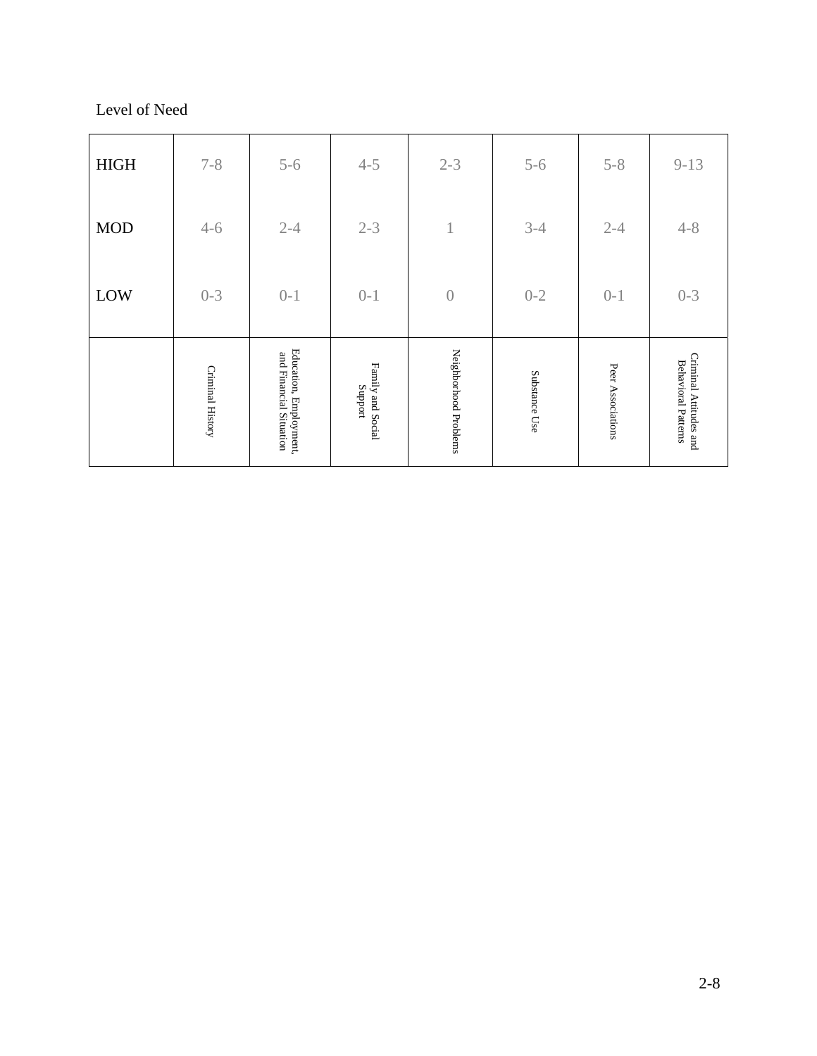Level of Need

| | Criminal History | Education, Employment, and Financial Situation | Family and Social Support | Neighborhood Problems | Substance Use | Peer Associations | Criminal Attitudes and Behavioral Patterns |
|---|---|---|---|---|---|---|---|
| HIGH | 7-8 | 5-6 | 4-5 | 2-3 | 5-6 | 5-8 | 9-13 |
| MOD | 4-6 | 2-4 | 2-3 | 1 | 3-4 | 2-4 | 4-8 |
| LOW | 0-3 | 0-1 | 0-1 | 0 | 0-2 | 0-1 | 0-3 |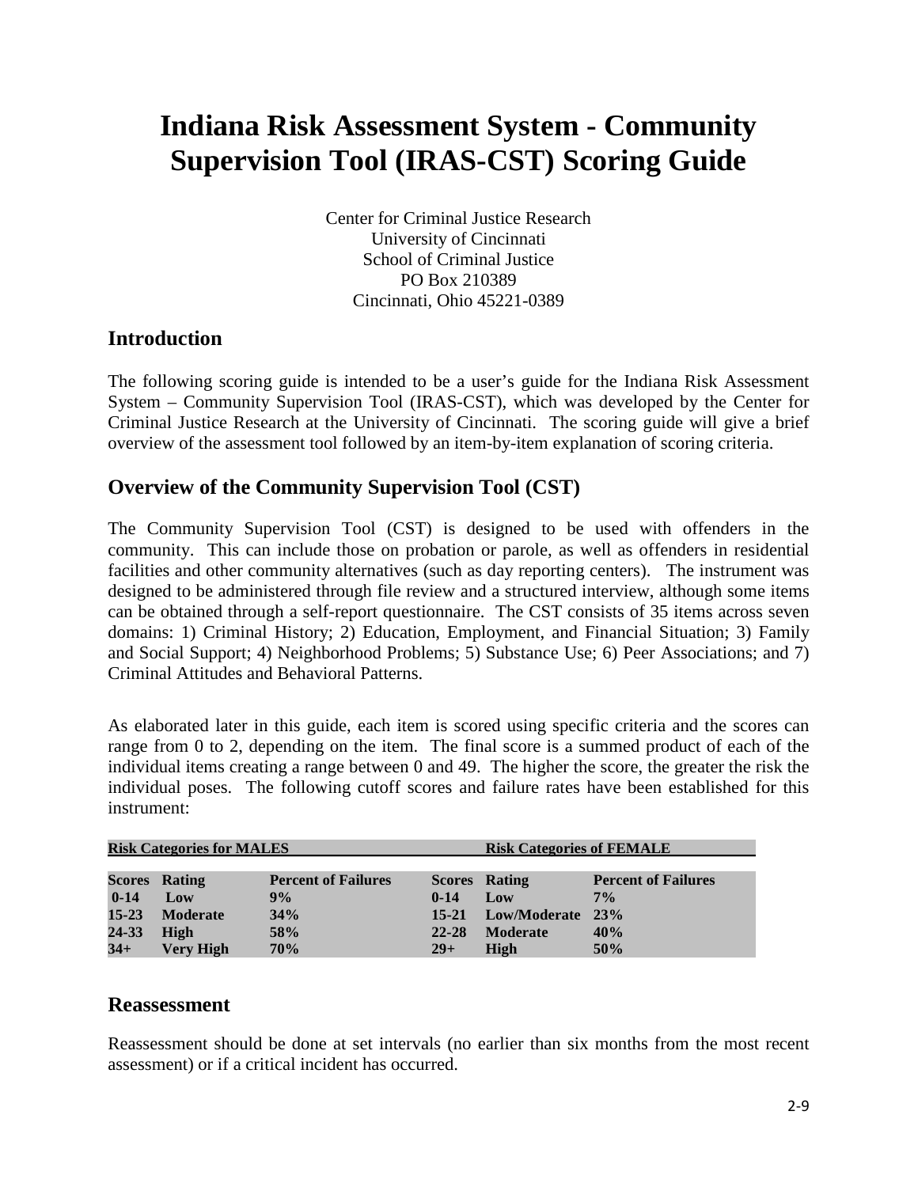# Indiana Risk Assessment System - Community Supervision Tool (IRAS-CST) Scoring Guide

Center for Criminal Justice Research
University of Cincinnati
School of Criminal Justice
PO Box 210389
Cincinnati, Ohio 45221-0389

## Introduction

The following scoring guide is intended to be a user's guide for the Indiana Risk Assessment System – Community Supervision Tool (IRAS-CST), which was developed by the Center for Criminal Justice Research at the University of Cincinnati. The scoring guide will give a brief overview of the assessment tool followed by an item-by-item explanation of scoring criteria.

## Overview of the Community Supervision Tool (CST)

The Community Supervision Tool (CST) is designed to be used with offenders in the community. This can include those on probation or parole, as well as offenders in residential facilities and other community alternatives (such as day reporting centers). The instrument was designed to be administered through file review and a structured interview, although some items can be obtained through a self-report questionnaire. The CST consists of 35 items across seven domains: 1) Criminal History; 2) Education, Employment, and Financial Situation; 3) Family and Social Support; 4) Neighborhood Problems; 5) Substance Use; 6) Peer Associations; and 7) Criminal Attitudes and Behavioral Patterns.

As elaborated later in this guide, each item is scored using specific criteria and the scores can range from 0 to 2, depending on the item. The final score is a summed product of each of the individual items creating a range between 0 and 49. The higher the score, the greater the risk the individual poses. The following cutoff scores and failure rates have been established for this instrument:

| **Risk Categories for MALES** | | | **Risk Categories of FEMALE** | | |
|---|---|---|---|---|---|
| **Scores** | **Rating** | **Percent of Failures** | **Scores** | **Rating** | **Percent of Failures** |
| **0-14** | **Low** | **9%** | **0-14** | **Low** | **7%** |
| **15-23** | **Moderate** | **34%** | **15-21** | **Low/Moderate** | **23%** |
| **24-33** | **High** | **58%** | **22-28** | **Moderate** | **40%** |
| **34+** | **Very High** | **70%** | **29+** | **High** | **50%** |

## Reassessment

Reassessment should be done at set intervals (no earlier than six months from the most recent assessment) or if a critical incident has occurred.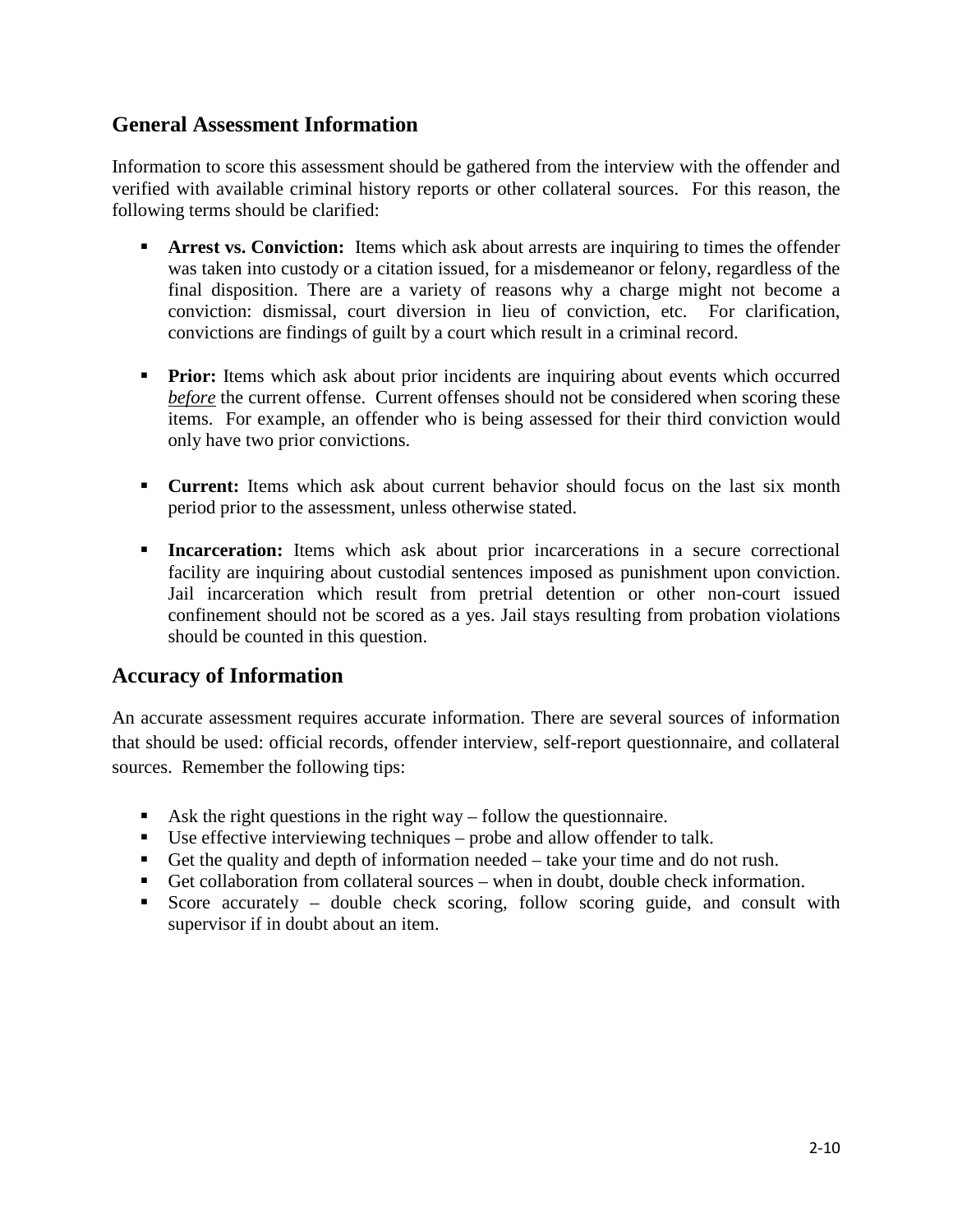## General Assessment Information

Information to score this assessment should be gathered from the interview with the offender and verified with available criminal history reports or other collateral sources. For this reason, the following terms should be clarified:

- **Arrest vs. Conviction:** Items which ask about arrests are inquiring to times the offender was taken into custody or a citation issued, for a misdemeanor or felony, regardless of the final disposition. There are a variety of reasons why a charge might not become a conviction: dismissal, court diversion in lieu of conviction, etc. For clarification, convictions are findings of guilt by a court which result in a criminal record.

- **Prior:** Items which ask about prior incidents are inquiring about events which occurred *before* the current offense. Current offenses should not be considered when scoring these items. For example, an offender who is being assessed for their third conviction would only have two prior convictions.

- **Current:** Items which ask about current behavior should focus on the last six month period prior to the assessment, unless otherwise stated.

- **Incarceration:** Items which ask about prior incarcerations in a secure correctional facility are inquiring about custodial sentences imposed as punishment upon conviction. Jail incarceration which result from pretrial detention or other non-court issued confinement should not be scored as a yes. Jail stays resulting from probation violations should be counted in this question.

## Accuracy of Information

An accurate assessment requires accurate information. There are several sources of information that should be used: official records, offender interview, self-report questionnaire, and collateral sources. Remember the following tips:

- Ask the right questions in the right way – follow the questionnaire.
- Use effective interviewing techniques – probe and allow offender to talk.
- Get the quality and depth of information needed – take your time and do not rush.
- Get collaboration from collateral sources – when in doubt, double check information.
- Score accurately – double check scoring, follow scoring guide, and consult with supervisor if in doubt about an item.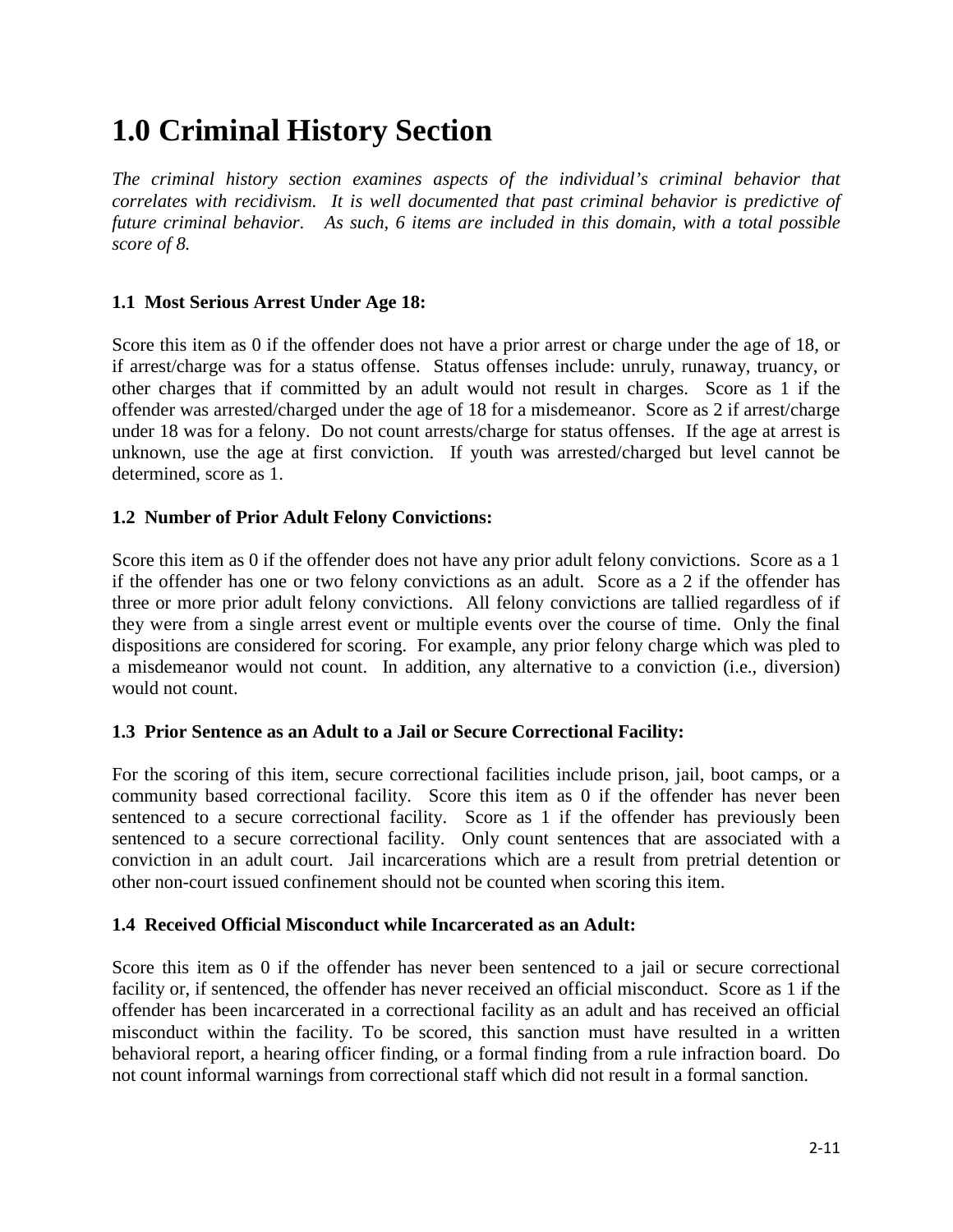# 1.0 Criminal History Section

*The criminal history section examines aspects of the individual's criminal behavior that correlates with recidivism. It is well documented that past criminal behavior is predictive of future criminal behavior. As such, 6 items are included in this domain, with a total possible score of 8.*

### 1.1 Most Serious Arrest Under Age 18:

Score this item as 0 if the offender does not have a prior arrest or charge under the age of 18, or if arrest/charge was for a status offense. Status offenses include: unruly, runaway, truancy, or other charges that if committed by an adult would not result in charges. Score as 1 if the offender was arrested/charged under the age of 18 for a misdemeanor. Score as 2 if arrest/charge under 18 was for a felony. Do not count arrests/charge for status offenses. If the age at arrest is unknown, use the age at first conviction. If youth was arrested/charged but level cannot be determined, score as 1.

### 1.2 Number of Prior Adult Felony Convictions:

Score this item as 0 if the offender does not have any prior adult felony convictions. Score as a 1 if the offender has one or two felony convictions as an adult. Score as a 2 if the offender has three or more prior adult felony convictions. All felony convictions are tallied regardless of if they were from a single arrest event or multiple events over the course of time. Only the final dispositions are considered for scoring. For example, any prior felony charge which was pled to a misdemeanor would not count. In addition, any alternative to a conviction (i.e., diversion) would not count.

### 1.3 Prior Sentence as an Adult to a Jail or Secure Correctional Facility:

For the scoring of this item, secure correctional facilities include prison, jail, boot camps, or a community based correctional facility. Score this item as 0 if the offender has never been sentenced to a secure correctional facility. Score as 1 if the offender has previously been sentenced to a secure correctional facility. Only count sentences that are associated with a conviction in an adult court. Jail incarcerations which are a result from pretrial detention or other non-court issued confinement should not be counted when scoring this item.

### 1.4 Received Official Misconduct while Incarcerated as an Adult:

Score this item as 0 if the offender has never been sentenced to a jail or secure correctional facility or, if sentenced, the offender has never received an official misconduct. Score as 1 if the offender has been incarcerated in a correctional facility as an adult and has received an official misconduct within the facility. To be scored, this sanction must have resulted in a written behavioral report, a hearing officer finding, or a formal finding from a rule infraction board. Do not count informal warnings from correctional staff which did not result in a formal sanction.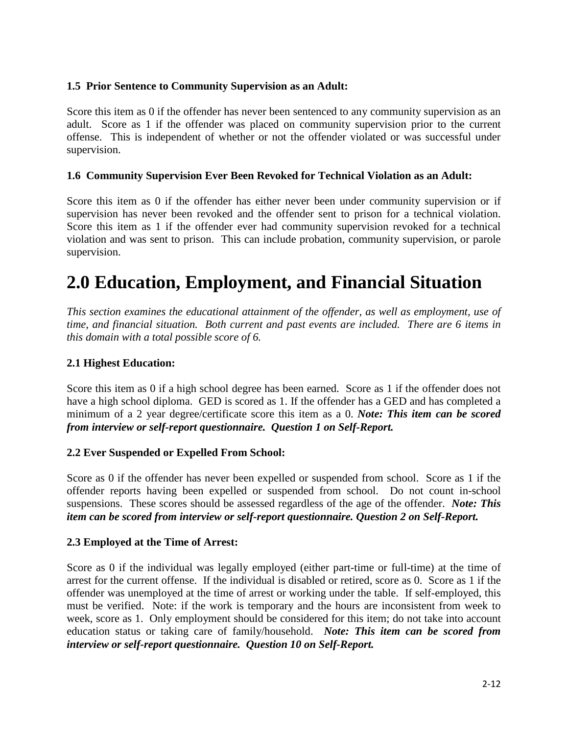**1.5 Prior Sentence to Community Supervision as an Adult:**

Score this item as 0 if the offender has never been sentenced to any community supervision as an adult. Score as 1 if the offender was placed on community supervision prior to the current offense. This is independent of whether or not the offender violated or was successful under supervision.

**1.6 Community Supervision Ever Been Revoked for Technical Violation as an Adult:**

Score this item as 0 if the offender has either never been under community supervision or if supervision has never been revoked and the offender sent to prison for a technical violation. Score this item as 1 if the offender ever had community supervision revoked for a technical violation and was sent to prison. This can include probation, community supervision, or parole supervision.

# 2.0 Education, Employment, and Financial Situation

*This section examines the educational attainment of the offender, as well as employment, use of time, and financial situation. Both current and past events are included. There are 6 items in this domain with a total possible score of 6.*

**2.1 Highest Education:**

Score this item as 0 if a high school degree has been earned. Score as 1 if the offender does not have a high school diploma. GED is scored as 1. If the offender has a GED and has completed a minimum of a 2 year degree/certificate score this item as a 0. ***Note: This item can be scored from interview or self-report questionnaire. Question 1 on Self-Report.***

**2.2 Ever Suspended or Expelled From School:**

Score as 0 if the offender has never been expelled or suspended from school. Score as 1 if the offender reports having been expelled or suspended from school. Do not count in-school suspensions. These scores should be assessed regardless of the age of the offender. ***Note: This item can be scored from interview or self-report questionnaire. Question 2 on Self-Report.***

**2.3 Employed at the Time of Arrest:**

Score as 0 if the individual was legally employed (either part-time or full-time) at the time of arrest for the current offense. If the individual is disabled or retired, score as 0. Score as 1 if the offender was unemployed at the time of arrest or working under the table. If self-employed, this must be verified. Note: if the work is temporary and the hours are inconsistent from week to week, score as 1. Only employment should be considered for this item; do not take into account education status or taking care of family/household. ***Note: This item can be scored from interview or self-report questionnaire. Question 10 on Self-Report.***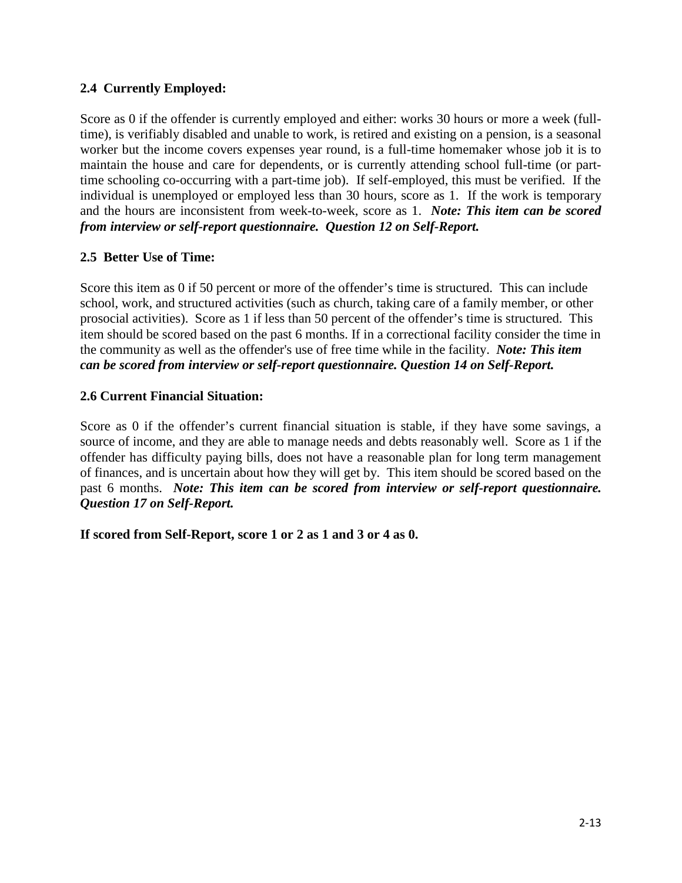### 2.4 Currently Employed:

Score as 0 if the offender is currently employed and either: works 30 hours or more a week (full-time), is verifiably disabled and unable to work, is retired and existing on a pension, is a seasonal worker but the income covers expenses year round, is a full-time homemaker whose job it is to maintain the house and care for dependents, or is currently attending school full-time (or part-time schooling co-occurring with a part-time job). If self-employed, this must be verified. If the individual is unemployed or employed less than 30 hours, score as 1. If the work is temporary and the hours are inconsistent from week-to-week, score as 1. ***Note: This item can be scored from interview or self-report questionnaire. Question 12 on Self-Report.***

### 2.5 Better Use of Time:

Score this item as 0 if 50 percent or more of the offender's time is structured. This can include school, work, and structured activities (such as church, taking care of a family member, or other prosocial activities). Score as 1 if less than 50 percent of the offender's time is structured. This item should be scored based on the past 6 months. If in a correctional facility consider the time in the community as well as the offender's use of free time while in the facility. ***Note: This item can be scored from interview or self-report questionnaire. Question 14 on Self-Report.***

### 2.6 Current Financial Situation:

Score as 0 if the offender's current financial situation is stable, if they have some savings, a source of income, and they are able to manage needs and debts reasonably well. Score as 1 if the offender has difficulty paying bills, does not have a reasonable plan for long term management of finances, and is uncertain about how they will get by. This item should be scored based on the past 6 months. ***Note: This item can be scored from interview or self-report questionnaire. Question 17 on Self-Report.***

**If scored from Self-Report, score 1 or 2 as 1 and 3 or 4 as 0.**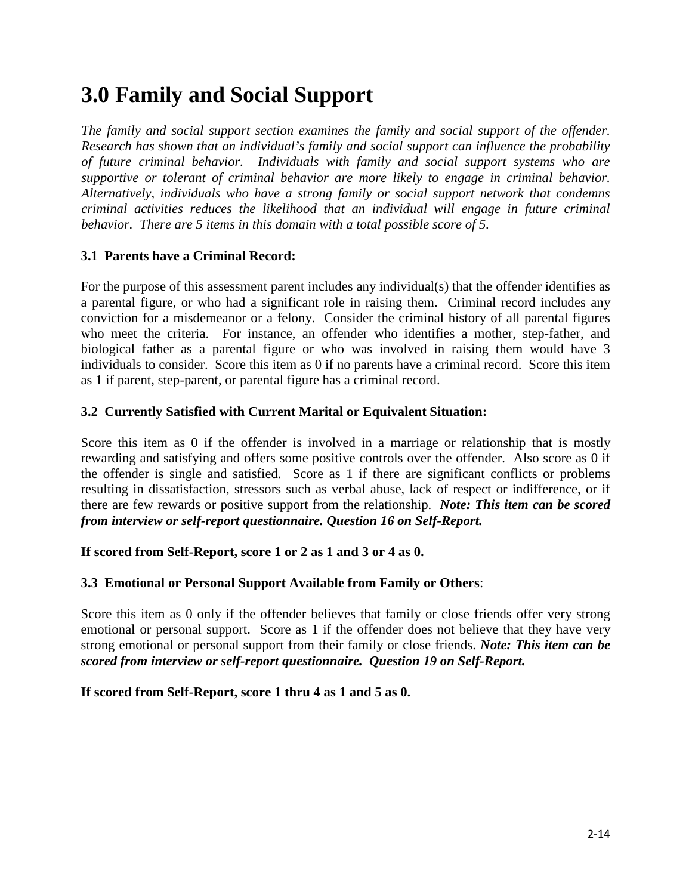# 3.0 Family and Social Support

*The family and social support section examines the family and social support of the offender. Research has shown that an individual's family and social support can influence the probability of future criminal behavior. Individuals with family and social support systems who are supportive or tolerant of criminal behavior are more likely to engage in criminal behavior. Alternatively, individuals who have a strong family or social support network that condemns criminal activities reduces the likelihood that an individual will engage in future criminal behavior. There are 5 items in this domain with a total possible score of 5.*

### 3.1 Parents have a Criminal Record:

For the purpose of this assessment parent includes any individual(s) that the offender identifies as a parental figure, or who had a significant role in raising them. Criminal record includes any conviction for a misdemeanor or a felony. Consider the criminal history of all parental figures who meet the criteria. For instance, an offender who identifies a mother, step-father, and biological father as a parental figure or who was involved in raising them would have 3 individuals to consider. Score this item as 0 if no parents have a criminal record. Score this item as 1 if parent, step-parent, or parental figure has a criminal record.

### 3.2 Currently Satisfied with Current Marital or Equivalent Situation:

Score this item as 0 if the offender is involved in a marriage or relationship that is mostly rewarding and satisfying and offers some positive controls over the offender. Also score as 0 if the offender is single and satisfied. Score as 1 if there are significant conflicts or problems resulting in dissatisfaction, stressors such as verbal abuse, lack of respect or indifference, or if there are few rewards or positive support from the relationship. ***Note: This item can be scored from interview or self-report questionnaire. Question 16 on Self-Report.***

**If scored from Self-Report, score 1 or 2 as 1 and 3 or 4 as 0.**

### 3.3 Emotional or Personal Support Available from Family or Others:

Score this item as 0 only if the offender believes that family or close friends offer very strong emotional or personal support. Score as 1 if the offender does not believe that they have very strong emotional or personal support from their family or close friends. ***Note: This item can be scored from interview or self-report questionnaire. Question 19 on Self-Report.***

**If scored from Self-Report, score 1 thru 4 as 1 and 5 as 0.**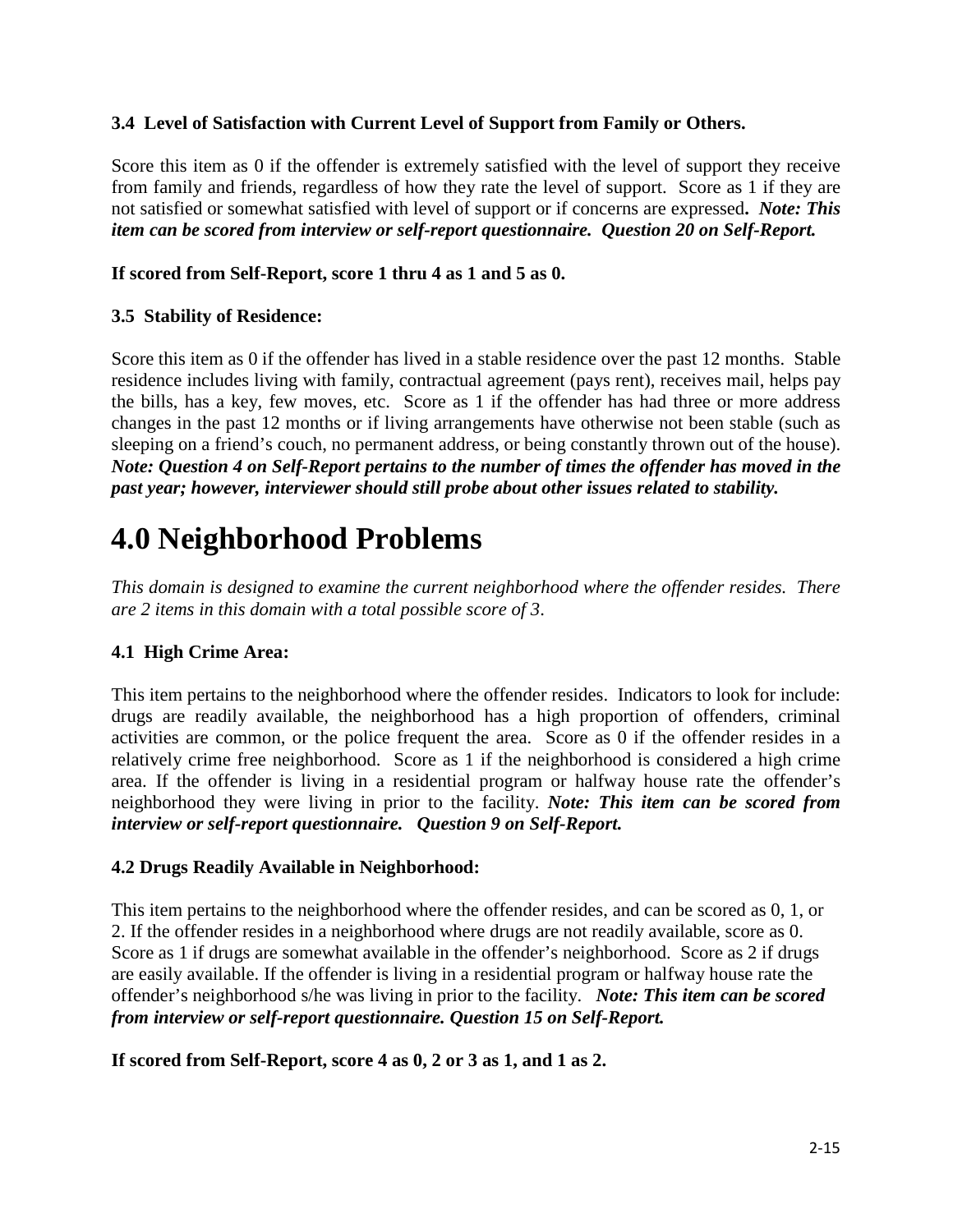### 3.4 Level of Satisfaction with Current Level of Support from Family or Others.

Score this item as 0 if the offender is extremely satisfied with the level of support they receive from family and friends, regardless of how they rate the level of support. Score as 1 if they are not satisfied or somewhat satisfied with level of support or if concerns are expressed**.** ***Note: This item can be scored from interview or self-report questionnaire. Question 20 on Self-Report.***

**If scored from Self-Report, score 1 thru 4 as 1 and 5 as 0.**

### 3.5 Stability of Residence:

Score this item as 0 if the offender has lived in a stable residence over the past 12 months. Stable residence includes living with family, contractual agreement (pays rent), receives mail, helps pay the bills, has a key, few moves, etc. Score as 1 if the offender has had three or more address changes in the past 12 months or if living arrangements have otherwise not been stable (such as sleeping on a friend's couch, no permanent address, or being constantly thrown out of the house). ***Note: Question 4 on Self-Report pertains to the number of times the offender has moved in the past year; however, interviewer should still probe about other issues related to stability.***

# 4.0 Neighborhood Problems

*This domain is designed to examine the current neighborhood where the offender resides. There are 2 items in this domain with a total possible score of 3.*

### 4.1 High Crime Area:

This item pertains to the neighborhood where the offender resides. Indicators to look for include: drugs are readily available, the neighborhood has a high proportion of offenders, criminal activities are common, or the police frequent the area. Score as 0 if the offender resides in a relatively crime free neighborhood. Score as 1 if the neighborhood is considered a high crime area. If the offender is living in a residential program or halfway house rate the offender's neighborhood they were living in prior to the facility. ***Note: This item can be scored from interview or self-report questionnaire. Question 9 on Self-Report.***

### 4.2 Drugs Readily Available in Neighborhood:

This item pertains to the neighborhood where the offender resides, and can be scored as 0, 1, or 2. If the offender resides in a neighborhood where drugs are not readily available, score as 0. Score as 1 if drugs are somewhat available in the offender's neighborhood. Score as 2 if drugs are easily available. If the offender is living in a residential program or halfway house rate the offender's neighborhood s/he was living in prior to the facility. ***Note: This item can be scored from interview or self-report questionnaire. Question 15 on Self-Report.***

**If scored from Self-Report, score 4 as 0, 2 or 3 as 1, and 1 as 2.**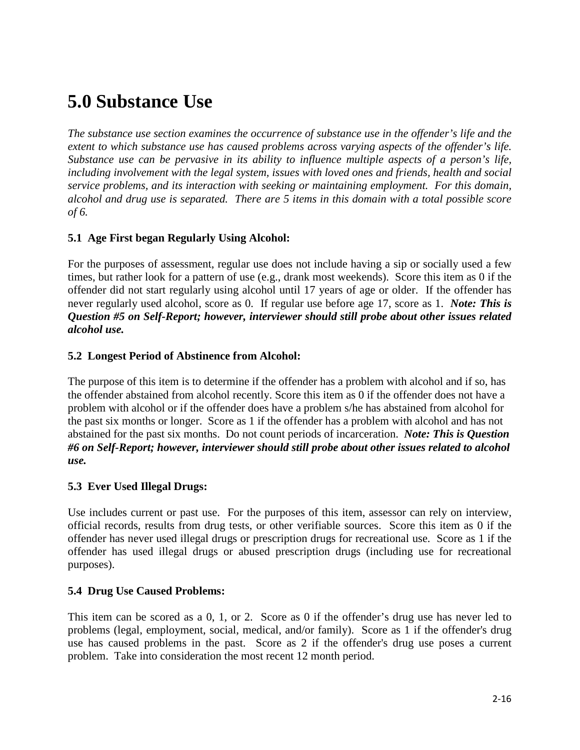# 5.0 Substance Use

*The substance use section examines the occurrence of substance use in the offender's life and the extent to which substance use has caused problems across varying aspects of the offender's life. Substance use can be pervasive in its ability to influence multiple aspects of a person's life, including involvement with the legal system, issues with loved ones and friends, health and social service problems, and its interaction with seeking or maintaining employment. For this domain, alcohol and drug use is separated. There are 5 items in this domain with a total possible score of 6.*

### 5.1 Age First began Regularly Using Alcohol:

For the purposes of assessment, regular use does not include having a sip or socially used a few times, but rather look for a pattern of use (e.g., drank most weekends). Score this item as 0 if the offender did not start regularly using alcohol until 17 years of age or older. If the offender has never regularly used alcohol, score as 0. If regular use before age 17, score as 1. ***Note: This is Question #5 on Self-Report; however, interviewer should still probe about other issues related alcohol use.***

### 5.2 Longest Period of Abstinence from Alcohol:

The purpose of this item is to determine if the offender has a problem with alcohol and if so, has the offender abstained from alcohol recently. Score this item as 0 if the offender does not have a problem with alcohol or if the offender does have a problem s/he has abstained from alcohol for the past six months or longer. Score as 1 if the offender has a problem with alcohol and has not abstained for the past six months. Do not count periods of incarceration. ***Note: This is Question #6 on Self-Report; however, interviewer should still probe about other issues related to alcohol use.***

### 5.3 Ever Used Illegal Drugs:

Use includes current or past use. For the purposes of this item, assessor can rely on interview, official records, results from drug tests, or other verifiable sources. Score this item as 0 if the offender has never used illegal drugs or prescription drugs for recreational use. Score as 1 if the offender has used illegal drugs or abused prescription drugs (including use for recreational purposes).

### 5.4 Drug Use Caused Problems:

This item can be scored as a 0, 1, or 2. Score as 0 if the offender's drug use has never led to problems (legal, employment, social, medical, and/or family). Score as 1 if the offender's drug use has caused problems in the past. Score as 2 if the offender's drug use poses a current problem. Take into consideration the most recent 12 month period.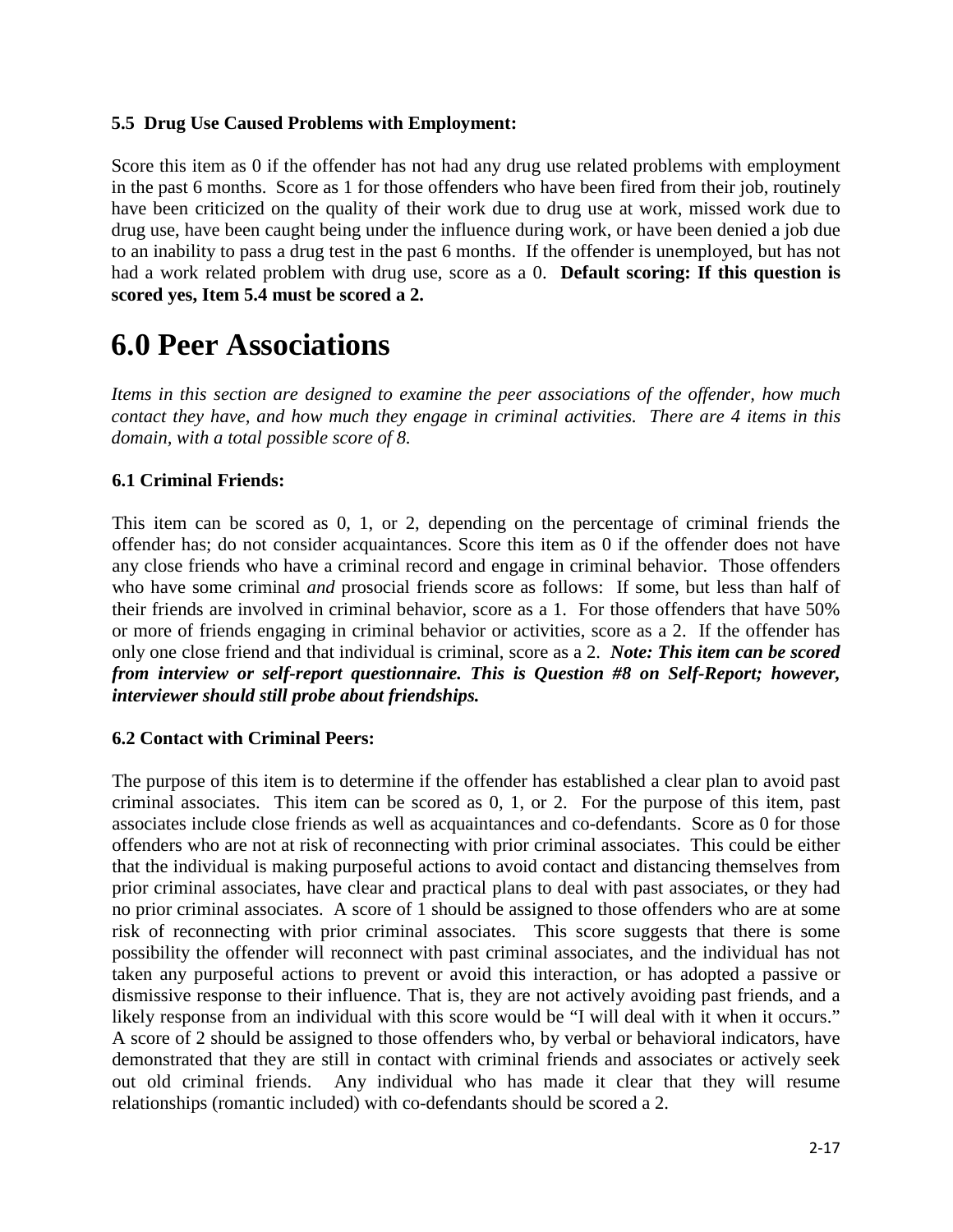**5.5 Drug Use Caused Problems with Employment:**

Score this item as 0 if the offender has not had any drug use related problems with employment in the past 6 months. Score as 1 for those offenders who have been fired from their job, routinely have been criticized on the quality of their work due to drug use at work, missed work due to drug use, have been caught being under the influence during work, or have been denied a job due to an inability to pass a drug test in the past 6 months. If the offender is unemployed, but has not had a work related problem with drug use, score as a 0. **Default scoring: If this question is scored yes, Item 5.4 must be scored a 2.**

# 6.0 Peer Associations

*Items in this section are designed to examine the peer associations of the offender, how much contact they have, and how much they engage in criminal activities. There are 4 items in this domain, with a total possible score of 8.*

**6.1 Criminal Friends:**

This item can be scored as 0, 1, or 2, depending on the percentage of criminal friends the offender has; do not consider acquaintances. Score this item as 0 if the offender does not have any close friends who have a criminal record and engage in criminal behavior. Those offenders who have some criminal *and* prosocial friends score as follows: If some, but less than half of their friends are involved in criminal behavior, score as a 1. For those offenders that have 50% or more of friends engaging in criminal behavior or activities, score as a 2. If the offender has only one close friend and that individual is criminal, score as a 2. ***Note: This item can be scored from interview or self-report questionnaire. This is Question #8 on Self-Report; however, interviewer should still probe about friendships.***

**6.2 Contact with Criminal Peers:**

The purpose of this item is to determine if the offender has established a clear plan to avoid past criminal associates. This item can be scored as 0, 1, or 2. For the purpose of this item, past associates include close friends as well as acquaintances and co-defendants. Score as 0 for those offenders who are not at risk of reconnecting with prior criminal associates. This could be either that the individual is making purposeful actions to avoid contact and distancing themselves from prior criminal associates, have clear and practical plans to deal with past associates, or they had no prior criminal associates. A score of 1 should be assigned to those offenders who are at some risk of reconnecting with prior criminal associates. This score suggests that there is some possibility the offender will reconnect with past criminal associates, and the individual has not taken any purposeful actions to prevent or avoid this interaction, or has adopted a passive or dismissive response to their influence. That is, they are not actively avoiding past friends, and a likely response from an individual with this score would be "I will deal with it when it occurs." A score of 2 should be assigned to those offenders who, by verbal or behavioral indicators, have demonstrated that they are still in contact with criminal friends and associates or actively seek out old criminal friends. Any individual who has made it clear that they will resume relationships (romantic included) with co-defendants should be scored a 2.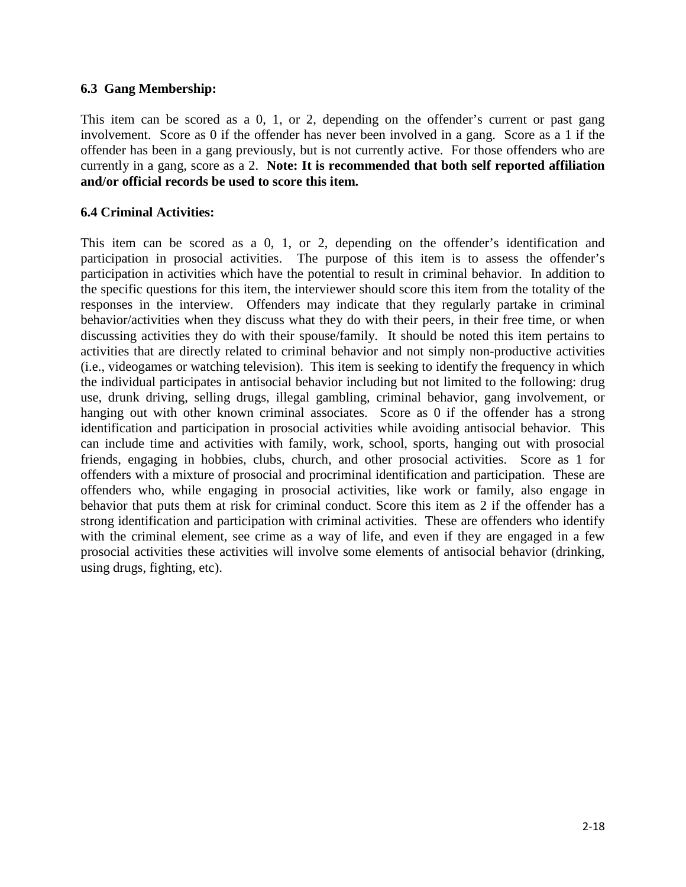**6.3 Gang Membership:**

This item can be scored as a 0, 1, or 2, depending on the offender's current or past gang involvement. Score as 0 if the offender has never been involved in a gang. Score as a 1 if the offender has been in a gang previously, but is not currently active. For those offenders who are currently in a gang, score as a 2. **Note: It is recommended that both self reported affiliation and/or official records be used to score this item.**

**6.4 Criminal Activities:**

This item can be scored as a 0, 1, or 2, depending on the offender's identification and participation in prosocial activities. The purpose of this item is to assess the offender's participation in activities which have the potential to result in criminal behavior. In addition to the specific questions for this item, the interviewer should score this item from the totality of the responses in the interview. Offenders may indicate that they regularly partake in criminal behavior/activities when they discuss what they do with their peers, in their free time, or when discussing activities they do with their spouse/family. It should be noted this item pertains to activities that are directly related to criminal behavior and not simply non-productive activities (i.e., videogames or watching television). This item is seeking to identify the frequency in which the individual participates in antisocial behavior including but not limited to the following: drug use, drunk driving, selling drugs, illegal gambling, criminal behavior, gang involvement, or hanging out with other known criminal associates. Score as 0 if the offender has a strong identification and participation in prosocial activities while avoiding antisocial behavior. This can include time and activities with family, work, school, sports, hanging out with prosocial friends, engaging in hobbies, clubs, church, and other prosocial activities. Score as 1 for offenders with a mixture of prosocial and procriminal identification and participation. These are offenders who, while engaging in prosocial activities, like work or family, also engage in behavior that puts them at risk for criminal conduct. Score this item as 2 if the offender has a strong identification and participation with criminal activities. These are offenders who identify with the criminal element, see crime as a way of life, and even if they are engaged in a few prosocial activities these activities will involve some elements of antisocial behavior (drinking, using drugs, fighting, etc).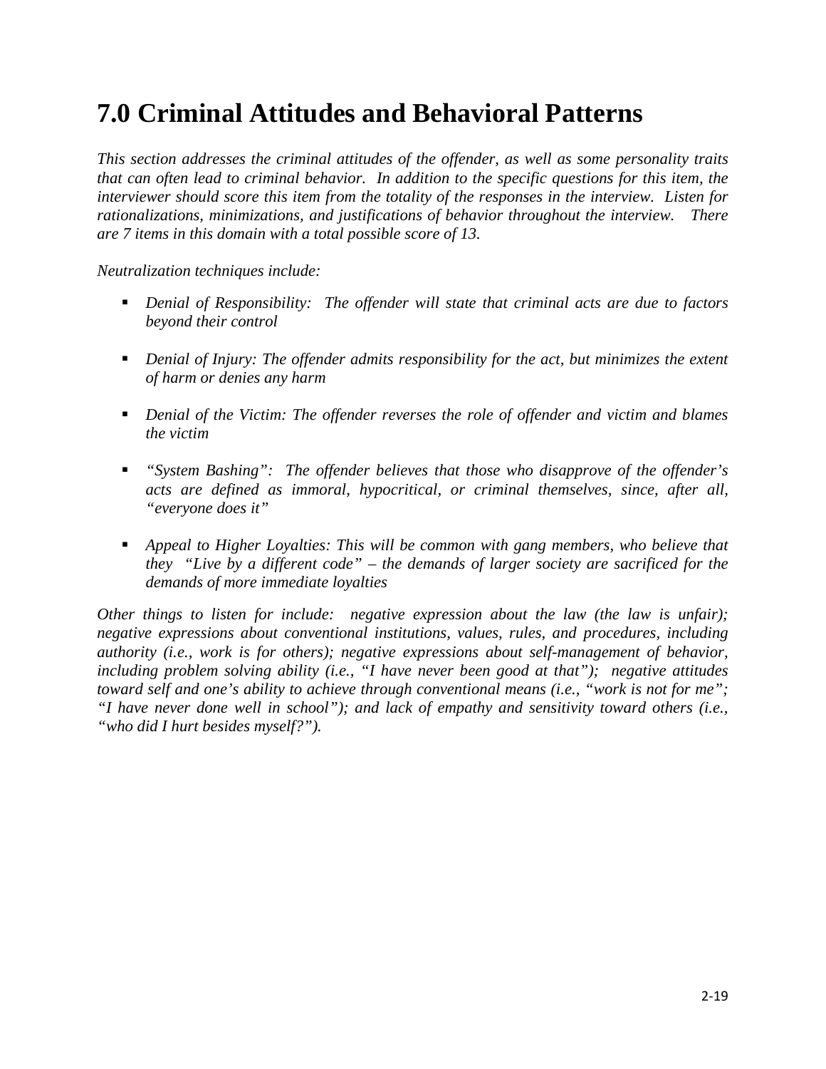# 7.0 Criminal Attitudes and Behavioral Patterns

*This section addresses the criminal attitudes of the offender, as well as some personality traits that can often lead to criminal behavior. In addition to the specific questions for this item, the interviewer should score this item from the totality of the responses in the interview. Listen for rationalizations, minimizations, and justifications of behavior throughout the interview. There are 7 items in this domain with a total possible score of 13.*

*Neutralization techniques include:*

- *Denial of Responsibility: The offender will state that criminal acts are due to factors beyond their control*
- *Denial of Injury: The offender admits responsibility for the act, but minimizes the extent of harm or denies any harm*
- *Denial of the Victim: The offender reverses the role of offender and victim and blames the victim*
- *"System Bashing": The offender believes that those who disapprove of the offender's acts are defined as immoral, hypocritical, or criminal themselves, since, after all, "everyone does it"*
- *Appeal to Higher Loyalties: This will be common with gang members, who believe that they "Live by a different code" – the demands of larger society are sacrificed for the demands of more immediate loyalties*

*Other things to listen for include: negative expression about the law (the law is unfair); negative expressions about conventional institutions, values, rules, and procedures, including authority (i.e., work is for others); negative expressions about self-management of behavior, including problem solving ability (i.e., "I have never been good at that"); negative attitudes toward self and one's ability to achieve through conventional means (i.e., "work is not for me"; "I have never done well in school"); and lack of empathy and sensitivity toward others (i.e., "who did I hurt besides myself?").*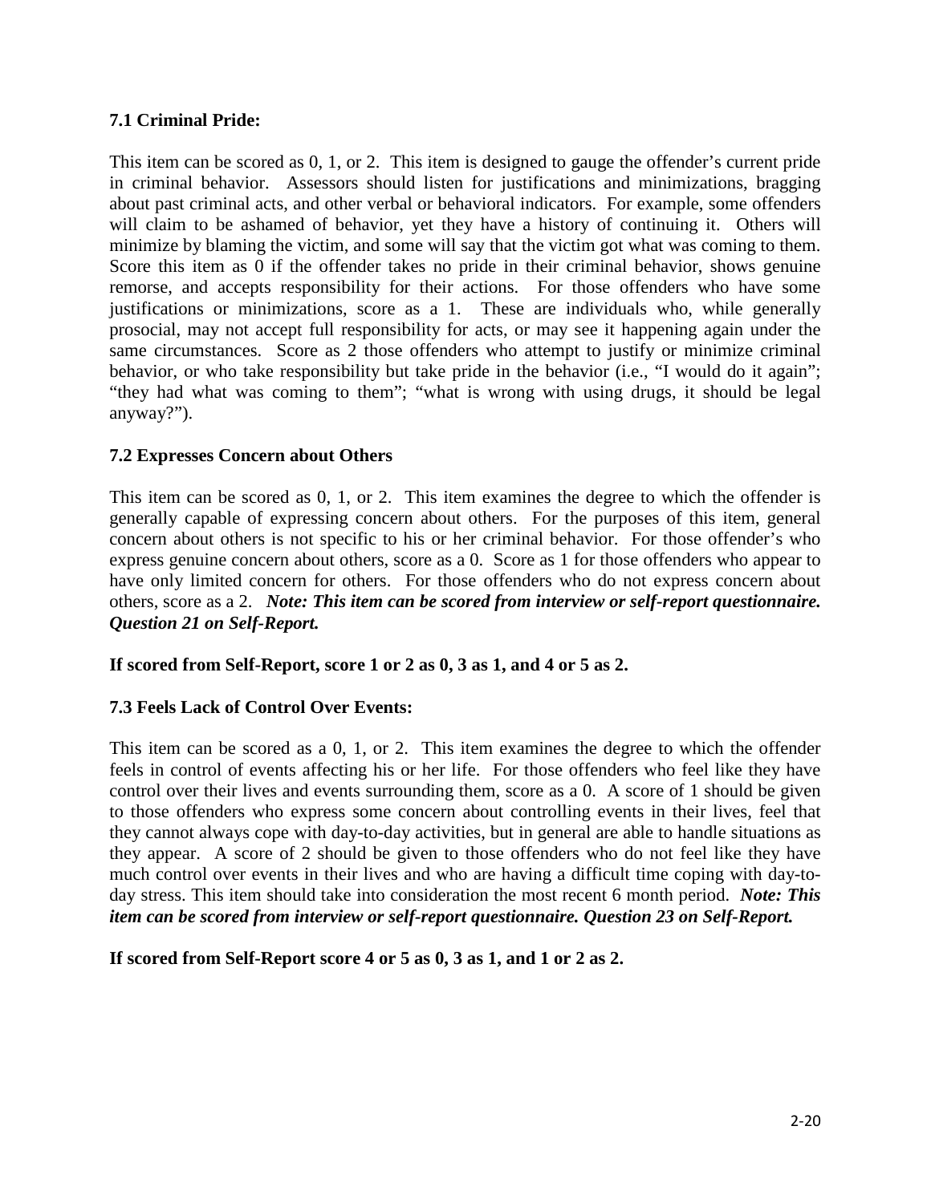**7.1 Criminal Pride:**

This item can be scored as 0, 1, or 2. This item is designed to gauge the offender's current pride in criminal behavior. Assessors should listen for justifications and minimizations, bragging about past criminal acts, and other verbal or behavioral indicators. For example, some offenders will claim to be ashamed of behavior, yet they have a history of continuing it. Others will minimize by blaming the victim, and some will say that the victim got what was coming to them. Score this item as 0 if the offender takes no pride in their criminal behavior, shows genuine remorse, and accepts responsibility for their actions. For those offenders who have some justifications or minimizations, score as a 1. These are individuals who, while generally prosocial, may not accept full responsibility for acts, or may see it happening again under the same circumstances. Score as 2 those offenders who attempt to justify or minimize criminal behavior, or who take responsibility but take pride in the behavior (i.e., "I would do it again"; "they had what was coming to them"; "what is wrong with using drugs, it should be legal anyway?").

**7.2 Expresses Concern about Others**

This item can be scored as 0, 1, or 2. This item examines the degree to which the offender is generally capable of expressing concern about others. For the purposes of this item, general concern about others is not specific to his or her criminal behavior. For those offender's who express genuine concern about others, score as a 0. Score as 1 for those offenders who appear to have only limited concern for others. For those offenders who do not express concern about others, score as a 2. ***Note: This item can be scored from interview or self-report questionnaire. Question 21 on Self-Report.***

**If scored from Self-Report, score 1 or 2 as 0, 3 as 1, and 4 or 5 as 2.**

**7.3 Feels Lack of Control Over Events:**

This item can be scored as a 0, 1, or 2. This item examines the degree to which the offender feels in control of events affecting his or her life. For those offenders who feel like they have control over their lives and events surrounding them, score as a 0. A score of 1 should be given to those offenders who express some concern about controlling events in their lives, feel that they cannot always cope with day-to-day activities, but in general are able to handle situations as they appear. A score of 2 should be given to those offenders who do not feel like they have much control over events in their lives and who are having a difficult time coping with day-to-day stress. This item should take into consideration the most recent 6 month period. ***Note: This item can be scored from interview or self-report questionnaire. Question 23 on Self-Report.***

**If scored from Self-Report score 4 or 5 as 0, 3 as 1, and 1 or 2 as 2.**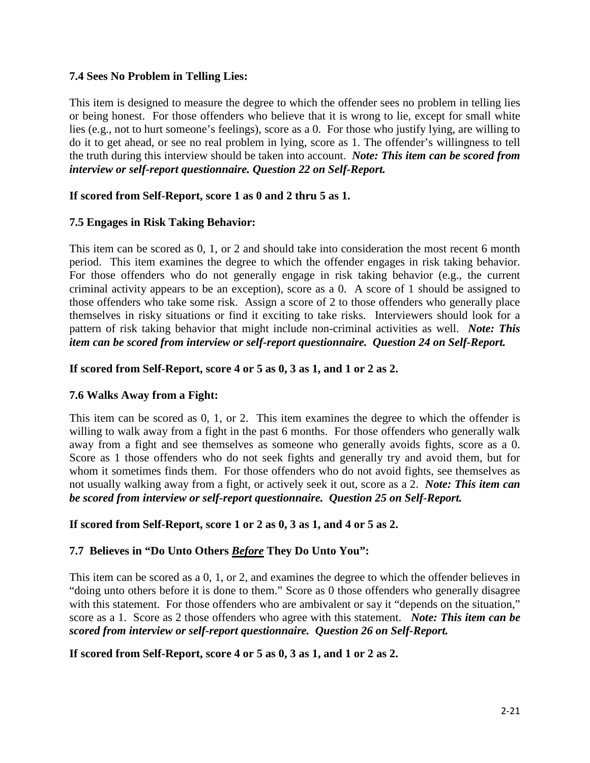**7.4 Sees No Problem in Telling Lies:**

This item is designed to measure the degree to which the offender sees no problem in telling lies or being honest. For those offenders who believe that it is wrong to lie, except for small white lies (e.g., not to hurt someone's feelings), score as a 0. For those who justify lying, are willing to do it to get ahead, or see no real problem in lying, score as 1. The offender's willingness to tell the truth during this interview should be taken into account. ***Note: This item can be scored from interview or self-report questionnaire. Question 22 on Self-Report.***

**If scored from Self-Report, score 1 as 0 and 2 thru 5 as 1.**

**7.5 Engages in Risk Taking Behavior:**

This item can be scored as 0, 1, or 2 and should take into consideration the most recent 6 month period. This item examines the degree to which the offender engages in risk taking behavior. For those offenders who do not generally engage in risk taking behavior (e.g., the current criminal activity appears to be an exception), score as a 0. A score of 1 should be assigned to those offenders who take some risk. Assign a score of 2 to those offenders who generally place themselves in risky situations or find it exciting to take risks. Interviewers should look for a pattern of risk taking behavior that might include non-criminal activities as well. ***Note: This item can be scored from interview or self-report questionnaire. Question 24 on Self-Report.***

**If scored from Self-Report, score 4 or 5 as 0, 3 as 1, and 1 or 2 as 2.**

**7.6 Walks Away from a Fight:**

This item can be scored as 0, 1, or 2. This item examines the degree to which the offender is willing to walk away from a fight in the past 6 months. For those offenders who generally walk away from a fight and see themselves as someone who generally avoids fights, score as a 0. Score as 1 those offenders who do not seek fights and generally try and avoid them, but for whom it sometimes finds them. For those offenders who do not avoid fights, see themselves as not usually walking away from a fight, or actively seek it out, score as a 2. ***Note: This item can be scored from interview or self-report questionnaire. Question 25 on Self-Report.***

**If scored from Self-Report, score 1 or 2 as 0, 3 as 1, and 4 or 5 as 2.**

**7.7 Believes in "Do Unto Others *Before* They Do Unto You":**

This item can be scored as a 0, 1, or 2, and examines the degree to which the offender believes in "doing unto others before it is done to them." Score as 0 those offenders who generally disagree with this statement. For those offenders who are ambivalent or say it "depends on the situation," score as a 1. Score as 2 those offenders who agree with this statement. ***Note: This item can be scored from interview or self-report questionnaire. Question 26 on Self-Report.***

**If scored from Self-Report, score 4 or 5 as 0, 3 as 1, and 1 or 2 as 2.**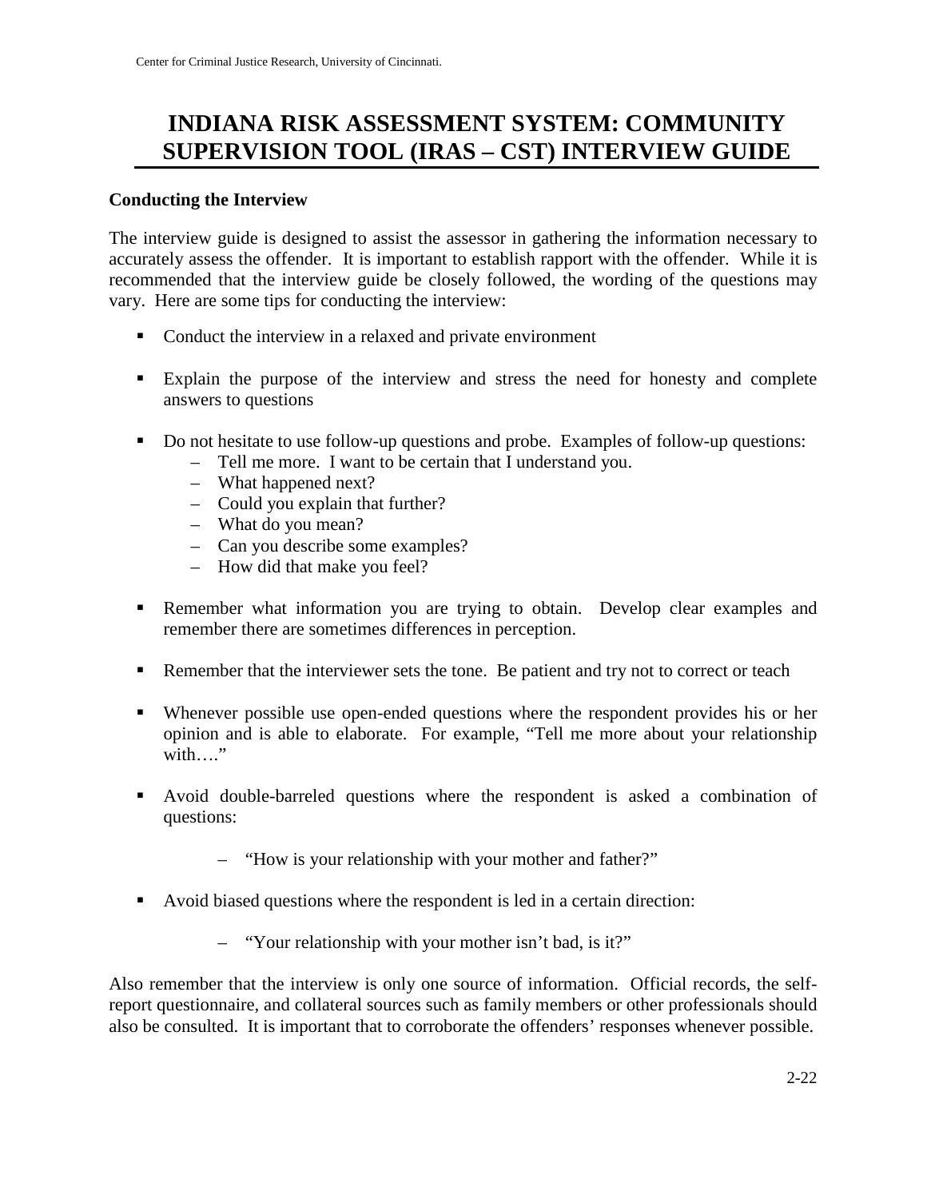# INDIANA RISK ASSESSMENT SYSTEM: COMMUNITY SUPERVISION TOOL (IRAS – CST) INTERVIEW GUIDE

**Conducting the Interview**

The interview guide is designed to assist the assessor in gathering the information necessary to accurately assess the offender. It is important to establish rapport with the offender. While it is recommended that the interview guide be closely followed, the wording of the questions may vary. Here are some tips for conducting the interview:

- Conduct the interview in a relaxed and private environment
- Explain the purpose of the interview and stress the need for honesty and complete answers to questions
- Do not hesitate to use follow-up questions and probe. Examples of follow-up questions:
  - Tell me more. I want to be certain that I understand you.
  - What happened next?
  - Could you explain that further?
  - What do you mean?
  - Can you describe some examples?
  - How did that make you feel?
- Remember what information you are trying to obtain. Develop clear examples and remember there are sometimes differences in perception.
- Remember that the interviewer sets the tone. Be patient and try not to correct or teach
- Whenever possible use open-ended questions where the respondent provides his or her opinion and is able to elaborate. For example, "Tell me more about your relationship with…."
- Avoid double-barreled questions where the respondent is asked a combination of questions:
  - "How is your relationship with your mother and father?"
- Avoid biased questions where the respondent is led in a certain direction:
  - "Your relationship with your mother isn't bad, is it?"

Also remember that the interview is only one source of information. Official records, the self-report questionnaire, and collateral sources such as family members or other professionals should also be consulted. It is important that to corroborate the offenders' responses whenever possible.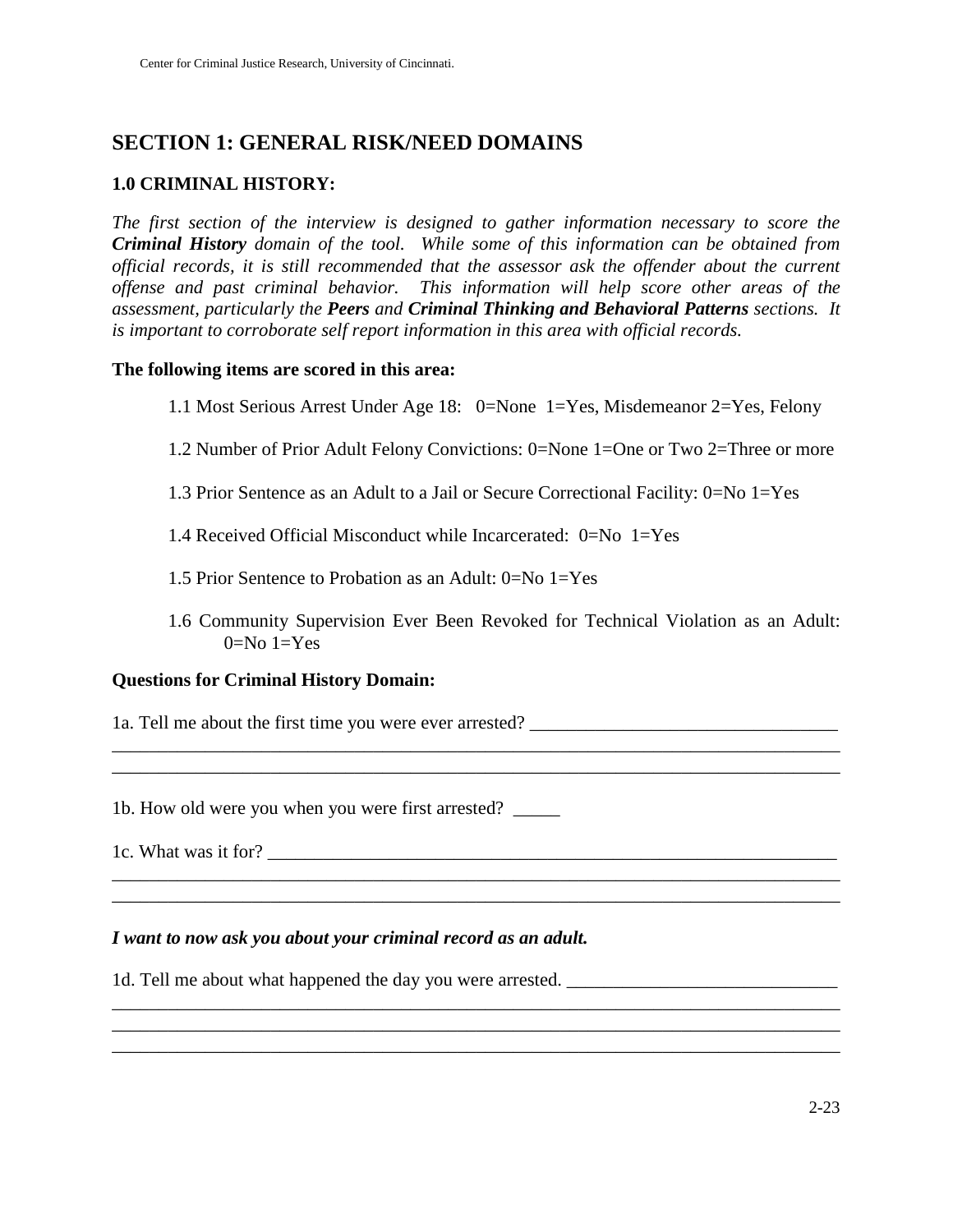## SECTION 1: GENERAL RISK/NEED DOMAINS

### 1.0 CRIMINAL HISTORY:

*The first section of the interview is designed to gather information necessary to score the **Criminal History** domain of the tool. While some of this information can be obtained from official records, it is still recommended that the assessor ask the offender about the current offense and past criminal behavior. This information will help score other areas of the assessment, particularly the **Peers** and **Criminal Thinking and Behavioral Patterns** sections. It is important to corroborate self report information in this area with official records.*

**The following items are scored in this area:**

1.1 Most Serious Arrest Under Age 18: 0=None 1=Yes, Misdemeanor 2=Yes, Felony

1.2 Number of Prior Adult Felony Convictions: 0=None 1=One or Two 2=Three or more

1.3 Prior Sentence as an Adult to a Jail or Secure Correctional Facility: 0=No 1=Yes

1.4 Received Official Misconduct while Incarcerated: 0=No 1=Yes

1.5 Prior Sentence to Probation as an Adult: 0=No 1=Yes

1.6 Community Supervision Ever Been Revoked for Technical Violation as an Adult: 0=No 1=Yes

**Questions for Criminal History Domain:**

1a. Tell me about the first time you were ever arrested? ________________________________
______________________________________________________________________________
______________________________________________________________________________

1b. How old were you when you were first arrested? _____

1c. What was it for? ______________________________________________________________
______________________________________________________________________________
______________________________________________________________________________

***I want to now ask you about your criminal record as an adult.***

1d. Tell me about what happened the day you were arrested. ____________________________
______________________________________________________________________________
______________________________________________________________________________
______________________________________________________________________________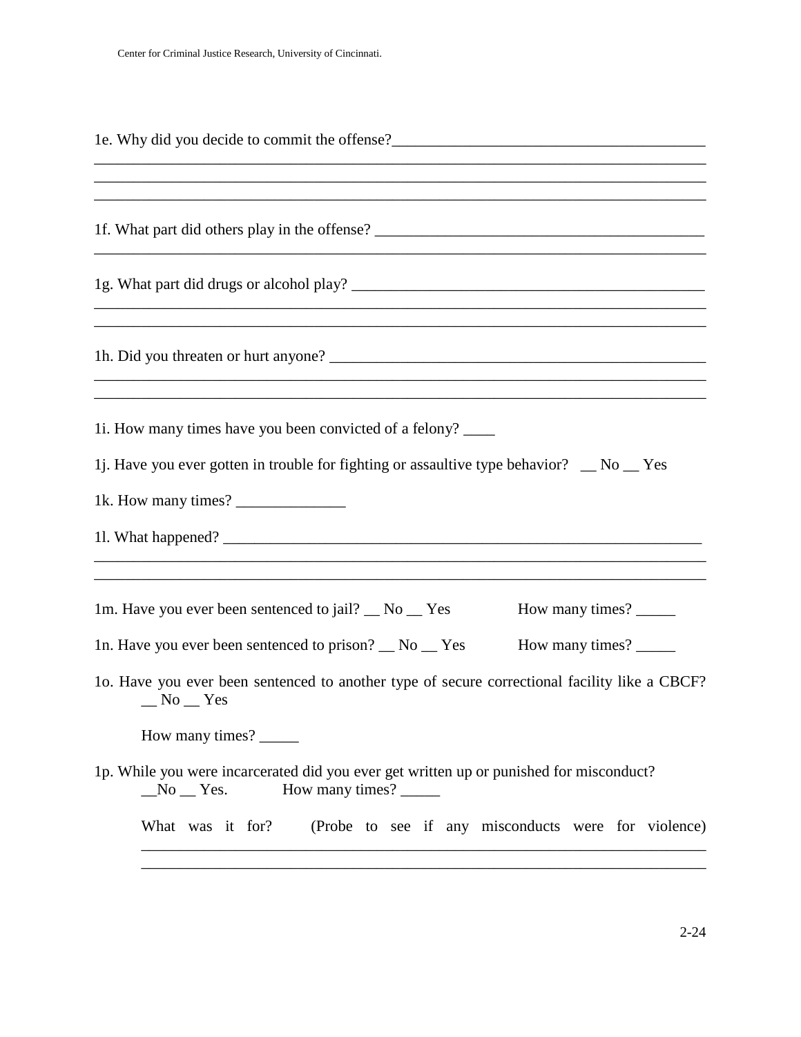1e. Why did you decide to commit the offense?________________________________________
_____________________________________________________________________________
_____________________________________________________________________________
_____________________________________________________________________________

1f. What part did others play in the offense? ___________________________________________
_____________________________________________________________________________

1g. What part did drugs or alcohol play? _______________________________________________
_____________________________________________________________________________
_____________________________________________________________________________

1h. Did you threaten or hurt anyone? __________________________________________________
_____________________________________________________________________________
_____________________________________________________________________________

1i. How many times have you been convicted of a felony? ____

1j. Have you ever gotten in trouble for fighting or assaultive type behavior? __ No __ Yes

1k. How many times? ______________

1l. What happened? _________________________________________________________________
_____________________________________________________________________________
_____________________________________________________________________________

1m. Have you ever been sentenced to jail? __ No __ Yes How many times? _____

1n. Have you ever been sentenced to prison? __ No __ Yes How many times? _____

1o. Have you ever been sentenced to another type of secure correctional facility like a CBCF? __ No __ Yes

How many times? _____

1p. While you were incarcerated did you ever get written up or punished for misconduct? __No __ Yes. How many times? _____

What was it for? (Probe to see if any misconducts were for violence)
_____________________________________________________________________________
_____________________________________________________________________________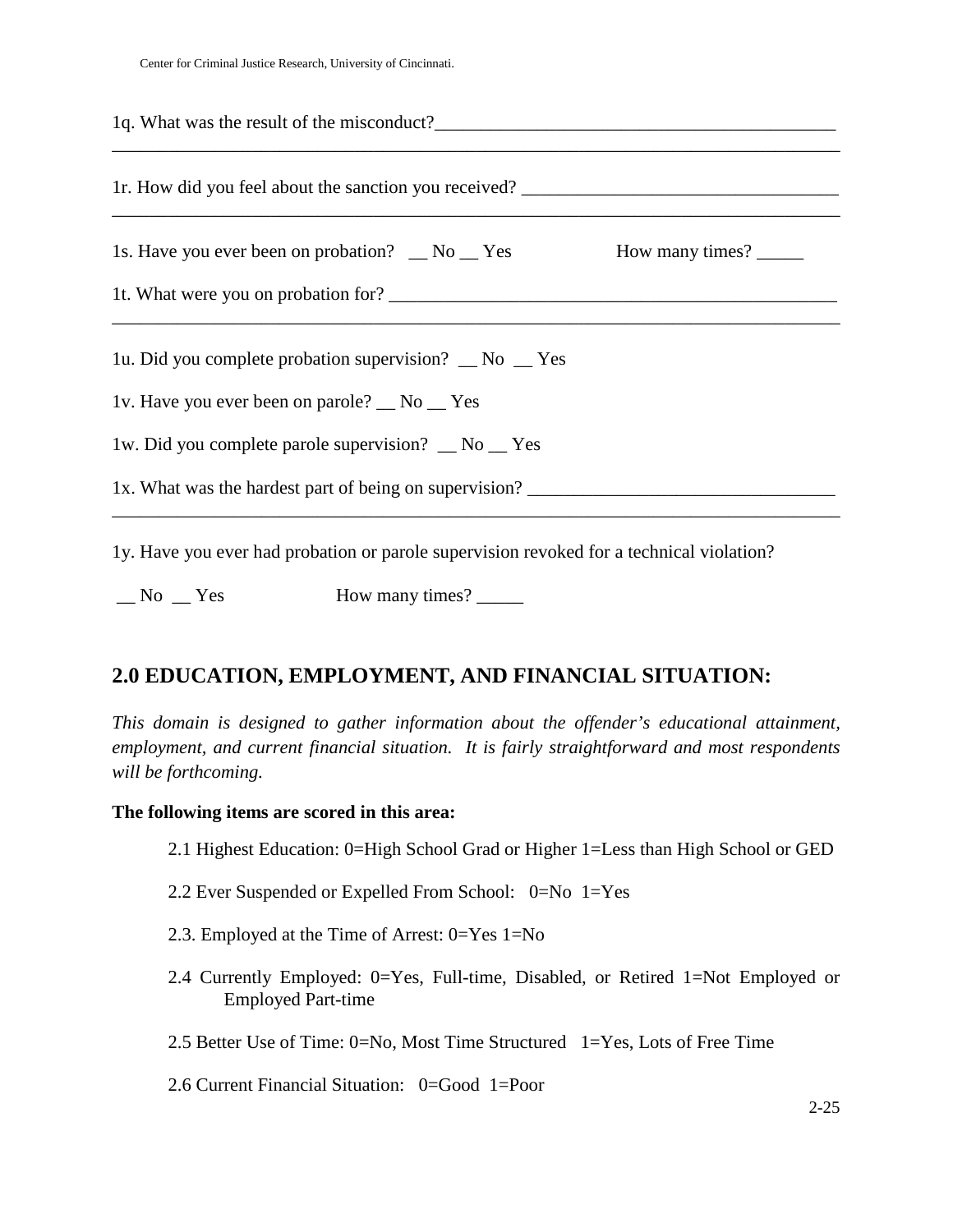1q. What was the result of the misconduct?___________________________________________
_______________________________________________________________________________

1r. How did you feel about the sanction you received? _________________________________
_______________________________________________________________________________

1s. Have you ever been on probation? __ No __ Yes How many times? _____

1t. What were you on probation for? ________________________________________________
_______________________________________________________________________________

1u. Did you complete probation supervision? __ No __ Yes

1v. Have you ever been on parole? __ No __ Yes

1w. Did you complete parole supervision? __ No __ Yes

1x. What was the hardest part of being on supervision? ________________________________
_______________________________________________________________________________

1y. Have you ever had probation or parole supervision revoked for a technical violation?

__ No __ Yes How many times? _____

## 2.0 EDUCATION, EMPLOYMENT, AND FINANCIAL SITUATION:

*This domain is designed to gather information about the offender's educational attainment, employment, and current financial situation. It is fairly straightforward and most respondents will be forthcoming.*

**The following items are scored in this area:**

2.1 Highest Education: 0=High School Grad or Higher 1=Less than High School or GED

2.2 Ever Suspended or Expelled From School: 0=No 1=Yes

2.3. Employed at the Time of Arrest: 0=Yes 1=No

2.4 Currently Employed: 0=Yes, Full-time, Disabled, or Retired 1=Not Employed or Employed Part-time

2.5 Better Use of Time: 0=No, Most Time Structured 1=Yes, Lots of Free Time

2.6 Current Financial Situation: 0=Good 1=Poor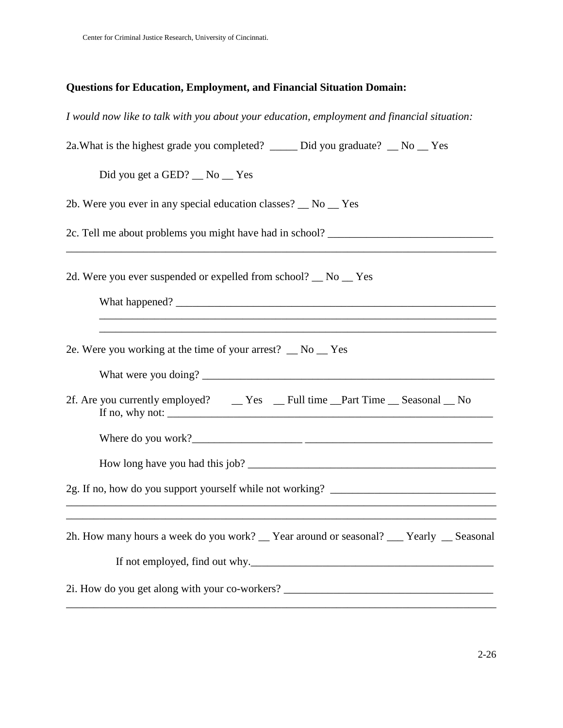**Questions for Education, Employment, and Financial Situation Domain:**

*I would now like to talk with you about your education, employment and financial situation:*

2a.What is the highest grade you completed? _____ Did you graduate? __ No __ Yes

Did you get a GED? __ No __ Yes

2b. Were you ever in any special education classes? __ No __ Yes

2c. Tell me about problems you might have had in school? ______________________________
________________________________________________________________________________

2d. Were you ever suspended or expelled from school? __ No __ Yes

What happened? ____________________________________________________________
______________________________________________________________________
______________________________________________________________________

2e. Were you working at the time of your arrest? __ No __ Yes

What were you doing? ______________________________________________________

2f. Are you currently employed? __ Yes __ Full time __Part Time __ Seasonal __ No
If no, why not: ______________________________________________________________

Where do you work?___________________ _________________________________

How long have you had this job? ______________________________________________

2g. If no, how do you support yourself while not working? ______________________________
________________________________________________________________________________
________________________________________________________________________________

2h. How many hours a week do you work? __ Year around or seasonal? ___ Yearly __ Seasonal

If not employed, find out why.____________________________________________

2i. How do you get along with your co-workers? ______________________________________
________________________________________________________________________________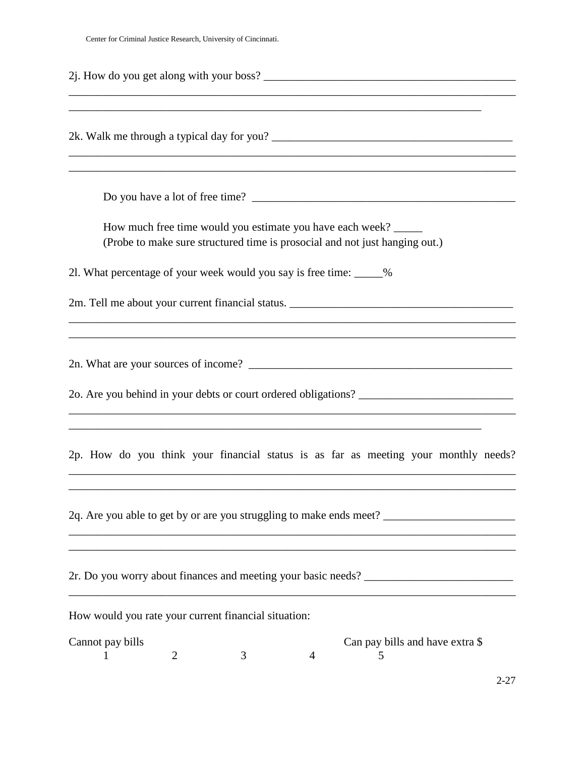2j. How do you get along with your boss? ______________________________________________
________________________________________________________________________________
__________________________________________________________________________

2k. Walk me through a typical day for you? ____________________________________________
________________________________________________________________________________
________________________________________________________________________________

Do you have a lot of free time? ______________________________________________

How much free time would you estimate you have each week? _____
(Probe to make sure structured time is prosocial and not just hanging out.)

2l. What percentage of your week would you say is free time: _____%

2m. Tell me about your current financial status. ________________________________________
________________________________________________________________________________
________________________________________________________________________________

2n. What are your sources of income? _______________________________________________

2o. Are you behind in your debts or court ordered obligations? ___________________________
________________________________________________________________________________
__________________________________________________________________________

2p. How do you think your financial status is as far as meeting your monthly needs?
________________________________________________________________________________
________________________________________________________________________________

2q. Are you able to get by or are you struggling to make ends meet? _______________________
________________________________________________________________________________
________________________________________________________________________________

2r. Do you worry about finances and meeting your basic needs? __________________________
________________________________________________________________________________

How would you rate your current financial situation:

| Cannot pay bills | | | | Can pay bills and have extra $ |
|---|---|---|---|---|
| 1 | 2 | 3 | 4 | 5 |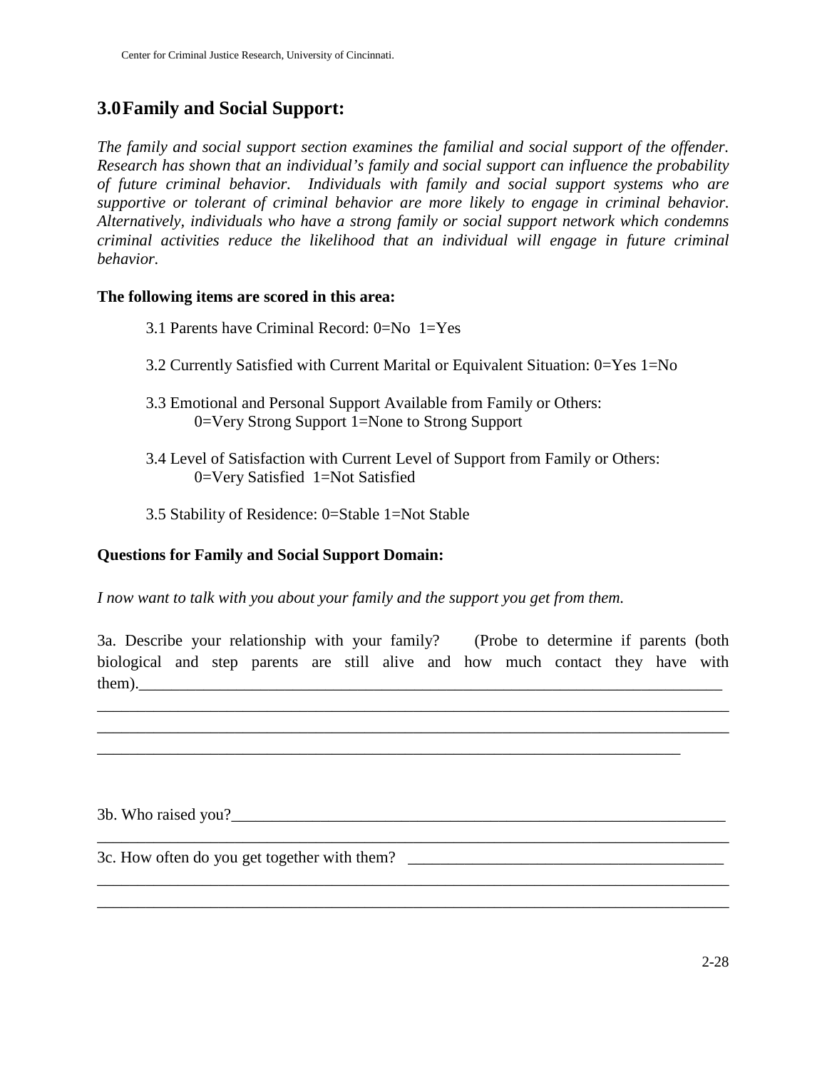## 3.0 Family and Social Support:

*The family and social support section examines the familial and social support of the offender. Research has shown that an individual's family and social support can influence the probability of future criminal behavior. Individuals with family and social support systems who are supportive or tolerant of criminal behavior are more likely to engage in criminal behavior. Alternatively, individuals who have a strong family or social support network which condemns criminal activities reduce the likelihood that an individual will engage in future criminal behavior.*

**The following items are scored in this area:**

3.1 Parents have Criminal Record: 0=No 1=Yes

3.2 Currently Satisfied with Current Marital or Equivalent Situation: 0=Yes 1=No

3.3 Emotional and Personal Support Available from Family or Others:
0=Very Strong Support 1=None to Strong Support

3.4 Level of Satisfaction with Current Level of Support from Family or Others:
0=Very Satisfied 1=Not Satisfied

3.5 Stability of Residence: 0=Stable 1=Not Stable

**Questions for Family and Social Support Domain:**

*I now want to talk with you about your family and the support you get from them.*

3a. Describe your relationship with your family? (Probe to determine if parents (both biological and step parents are still alive and how much contact they have with them).____________________________________________________________________________
________________________________________________________________________________
________________________________________________________________________________
__________________________________________________________________________

3b. Who raised you?____________________________________________________________
________________________________________________________________________________

3c. How often do you get together with them? ______________________________________
________________________________________________________________________________
________________________________________________________________________________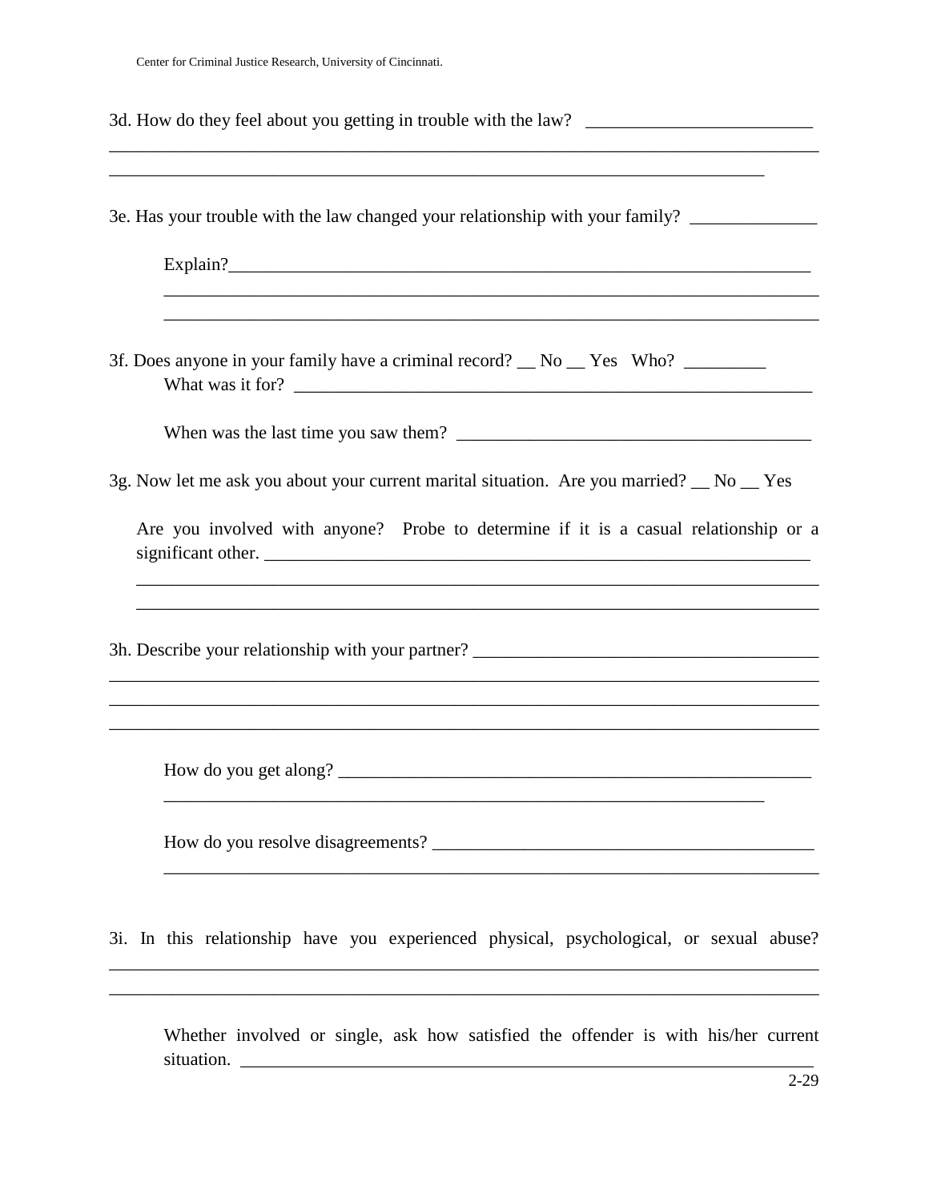3d. How do they feel about you getting in trouble with the law? ________________________
______________________________________________________________________________
_________________________________________________________________________

3e. Has your trouble with the law changed your relationship with your family? _____________

Explain?_____________________________________________________________
______________________________________________________________________
______________________________________________________________________

3f. Does anyone in your family have a criminal record? __ No __ Yes Who? _________
What was it for? ______________________________________________________

When was the last time you saw them? ______________________________________

3g. Now let me ask you about your current marital situation. Are you married? __ No __ Yes

Are you involved with anyone? Probe to determine if it is a casual relationship or a significant other. _________________________________________________________
_________________________________________________________________________
_________________________________________________________________________

3h. Describe your relationship with your partner? ____________________________________
______________________________________________________________________________
______________________________________________________________________________
______________________________________________________________________________

How do you get along? ___________________________________________________
_________________________________________________________________

How do you resolve disagreements? ________________________________________
______________________________________________________________________

3i. In this relationship have you experienced physical, psychological, or sexual abuse?
______________________________________________________________________________
______________________________________________________________________________

Whether involved or single, ask how satisfied the offender is with his/her current situation. ___________________________________________________________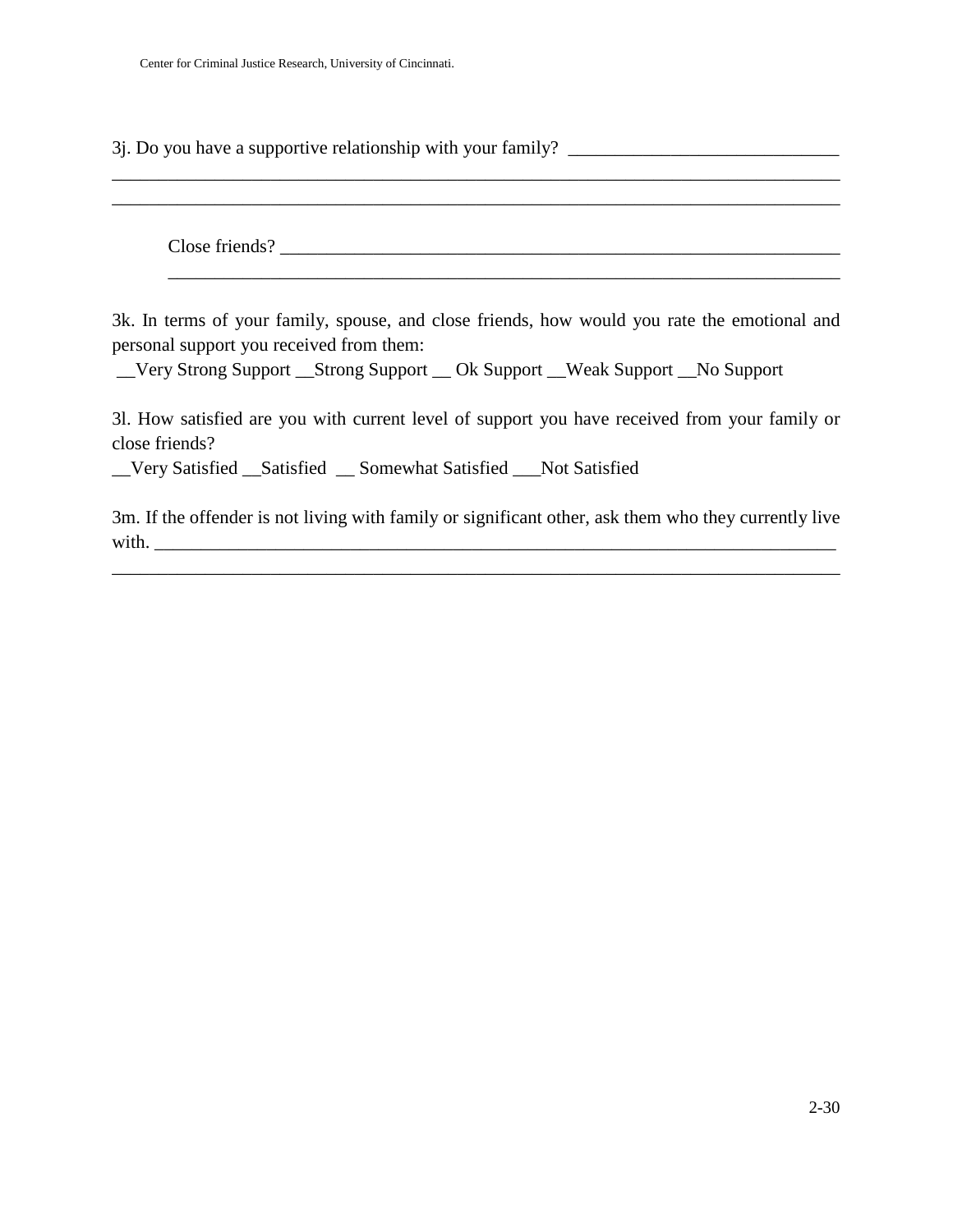3j. Do you have a supportive relationship with your family? ____________________________
______________________________________________________________________________
______________________________________________________________________________

Close friends? _________________________________________________________________
______________________________________________________________________

3k. In terms of your family, spouse, and close friends, how would you rate the emotional and personal support you received from them:
__Very Strong Support __Strong Support __ Ok Support __Weak Support __No Support

3l. How satisfied are you with current level of support you have received from your family or close friends?
__Very Satisfied __Satisfied __ Somewhat Satisfied ___Not Satisfied

3m. If the offender is not living with family or significant other, ask them who they currently live with. _______________________________________________________________________
______________________________________________________________________________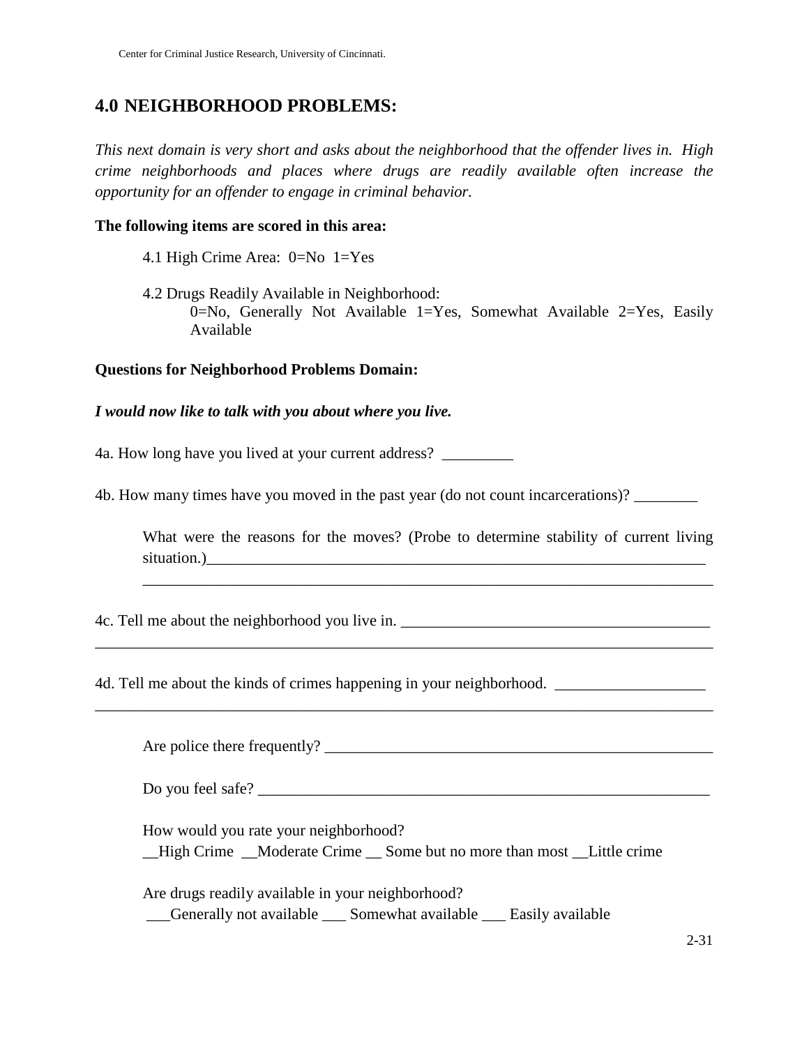## 4.0 NEIGHBORHOOD PROBLEMS:

*This next domain is very short and asks about the neighborhood that the offender lives in. High crime neighborhoods and places where drugs are readily available often increase the opportunity for an offender to engage in criminal behavior.*

**The following items are scored in this area:**

4.1 High Crime Area: 0=No 1=Yes

4.2 Drugs Readily Available in Neighborhood:
0=No, Generally Not Available 1=Yes, Somewhat Available 2=Yes, Easily Available

**Questions for Neighborhood Problems Domain:**

***I would now like to talk with you about where you live.***

4a. How long have you lived at your current address? _________

4b. How many times have you moved in the past year (do not count incarcerations)? ________

What were the reasons for the moves? (Probe to determine stability of current living situation.)_________________________________________________________________
_________________________________________________________________________

4c. Tell me about the neighborhood you live in. _______________________________________
_______________________________________________________________________________

4d. Tell me about the kinds of crimes happening in your neighborhood. ___________________
_______________________________________________________________________________

Are police there frequently? ___________________________________________________

Do you feel safe? __________________________________________________________

How would you rate your neighborhood?
__High Crime __Moderate Crime __ Some but no more than most __Little crime

Are drugs readily available in your neighborhood?
___Generally not available ___ Somewhat available ___ Easily available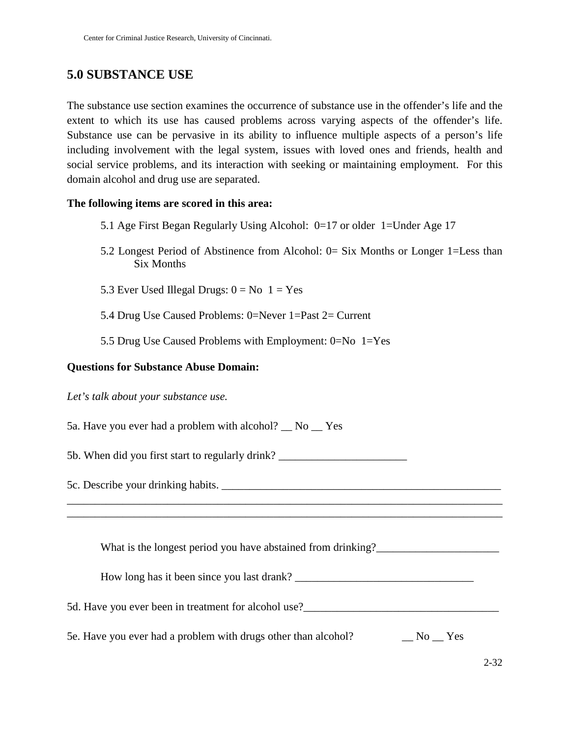## 5.0 SUBSTANCE USE

The substance use section examines the occurrence of substance use in the offender's life and the extent to which its use has caused problems across varying aspects of the offender's life. Substance use can be pervasive in its ability to influence multiple aspects of a person's life including involvement with the legal system, issues with loved ones and friends, health and social service problems, and its interaction with seeking or maintaining employment. For this domain alcohol and drug use are separated.

**The following items are scored in this area:**

5.1 Age First Began Regularly Using Alcohol: 0=17 or older 1=Under Age 17

5.2 Longest Period of Abstinence from Alcohol: 0= Six Months or Longer 1=Less than Six Months

5.3 Ever Used Illegal Drugs: 0 = No 1 = Yes

5.4 Drug Use Caused Problems: 0=Never 1=Past 2= Current

5.5 Drug Use Caused Problems with Employment: 0=No 1=Yes

**Questions for Substance Abuse Domain:**

*Let's talk about your substance use.*

5a. Have you ever had a problem with alcohol? __ No __ Yes

5b. When did you first start to regularly drink? _______________________

5c. Describe your drinking habits. ____________________________________________________
______________________________________________________________________________
______________________________________________________________________________

What is the longest period you have abstained from drinking?______________________

How long has it been since you last drank? ________________________________

5d. Have you ever been in treatment for alcohol use?___________________________________

5e. Have you ever had a problem with drugs other than alcohol? __ No __ Yes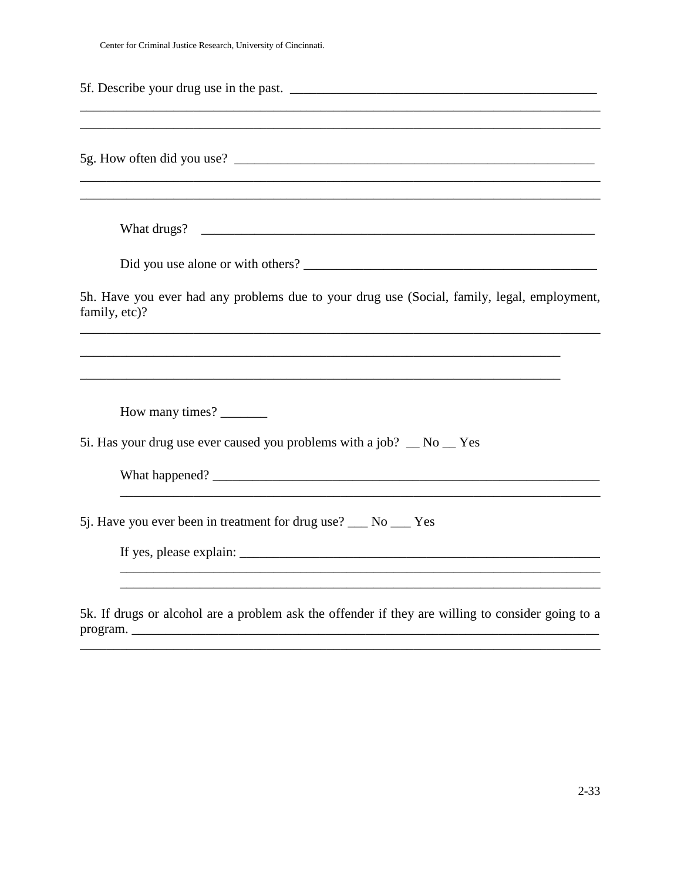5f. Describe your drug use in the past. ______________________________________________
_____________________________________________________________________________
_____________________________________________________________________________

5g. How often did you use? ____________________________________________________
_____________________________________________________________________________
_____________________________________________________________________________

What drugs? ____________________________________________________________

Did you use alone or with others? ________________________________________

5h. Have you ever had any problems due to your drug use (Social, family, legal, employment, family, etc)?
_____________________________________________________________________________
_______________________________________________________________________
_______________________________________________________________________

How many times? _______

5i. Has your drug use ever caused you problems with a job? __ No __ Yes

What happened? _______________________________________________________
_____________________________________________________________________

5j. Have you ever been in treatment for drug use? ___ No ___ Yes

If yes, please explain: ___________________________________________________
_____________________________________________________________________
_____________________________________________________________________

5k. If drugs or alcohol are a problem ask the offender if they are willing to consider going to a program. ______________________________________________________________________
_____________________________________________________________________________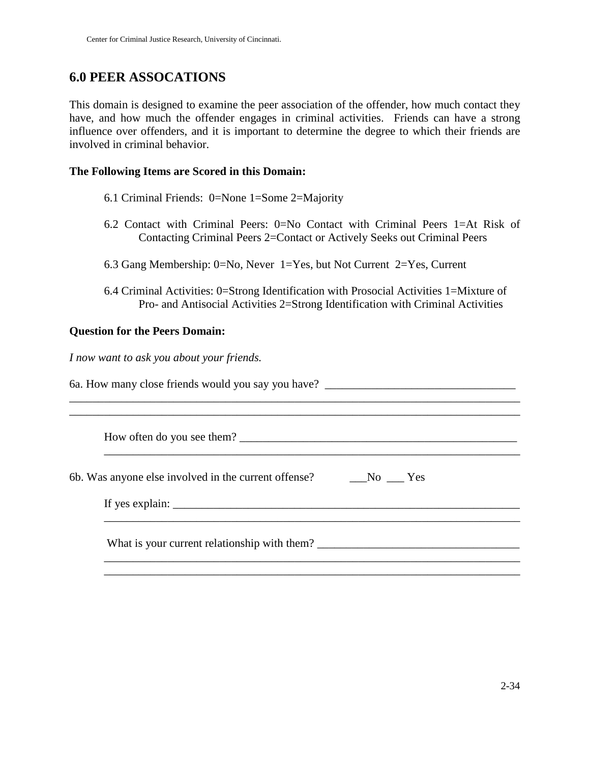## 6.0 PEER ASSOCATIONS

This domain is designed to examine the peer association of the offender, how much contact they have, and how much the offender engages in criminal activities. Friends can have a strong influence over offenders, and it is important to determine the degree to which their friends are involved in criminal behavior.

**The Following Items are Scored in this Domain:**

6.1 Criminal Friends: 0=None 1=Some 2=Majority

6.2 Contact with Criminal Peers: 0=No Contact with Criminal Peers 1=At Risk of Contacting Criminal Peers 2=Contact or Actively Seeks out Criminal Peers

6.3 Gang Membership: 0=No, Never 1=Yes, but Not Current 2=Yes, Current

6.4 Criminal Activities: 0=Strong Identification with Prosocial Activities 1=Mixture of Pro- and Antisocial Activities 2=Strong Identification with Criminal Activities

**Question for the Peers Domain:**

*I now want to ask you about your friends.*

6a. How many close friends would you say you have? ________________________________
____________________________________________________________________________
____________________________________________________________________________

How often do you see them? _______________________________________________
__________________________________________________________________________

6b. Was anyone else involved in the current offense? ___No ___ Yes

If yes explain: ____________________________________________________________
__________________________________________________________________________

What is your current relationship with them? ___________________________________
__________________________________________________________________________
__________________________________________________________________________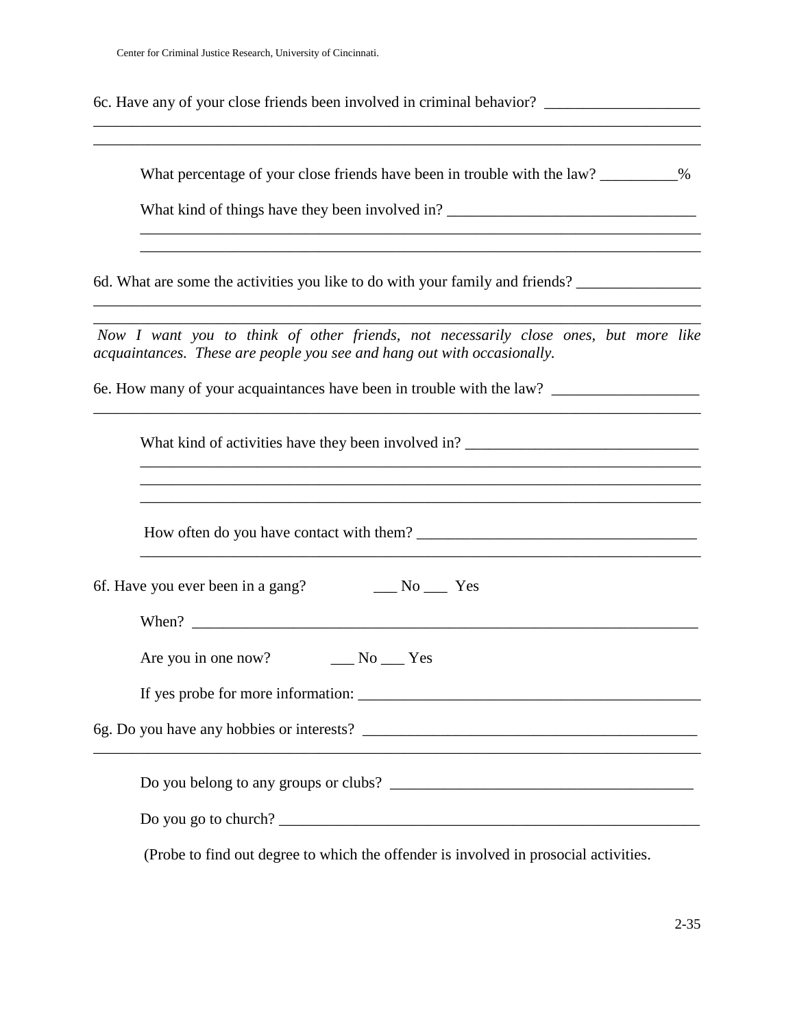6c. Have any of your close friends been involved in criminal behavior? ____________________
_________________________________________________________________________________
_________________________________________________________________________________

What percentage of your close friends have been in trouble with the law? __________%

What kind of things have they been involved in? ________________________________
__________________________________________________________________________
__________________________________________________________________________

6d. What are some the activities you like to do with your family and friends? ________________
_________________________________________________________________________________
_________________________________________________________________________________

*Now I want you to think of other friends, not necessarily close ones, but more like acquaintances. These are people you see and hang out with occasionally.*

6e. How many of your acquaintances have been in trouble with the law? __________________
_________________________________________________________________________________

What kind of activities have they been involved in? ______________________________
__________________________________________________________________________
__________________________________________________________________________
__________________________________________________________________________

How often do you have contact with them? ___________________________________
__________________________________________________________________________

6f. Have you ever been in a gang? ___ No ___ Yes

When? ____________________________________________________________________

Are you in one now? ___ No ___ Yes

If yes probe for more information: ____________________________________________

6g. Do you have any hobbies or interests? ___________________________________________
_________________________________________________________________________________

Do you belong to any groups or clubs? _______________________________________

Do you go to church? ______________________________________________________

(Probe to find out degree to which the offender is involved in prosocial activities.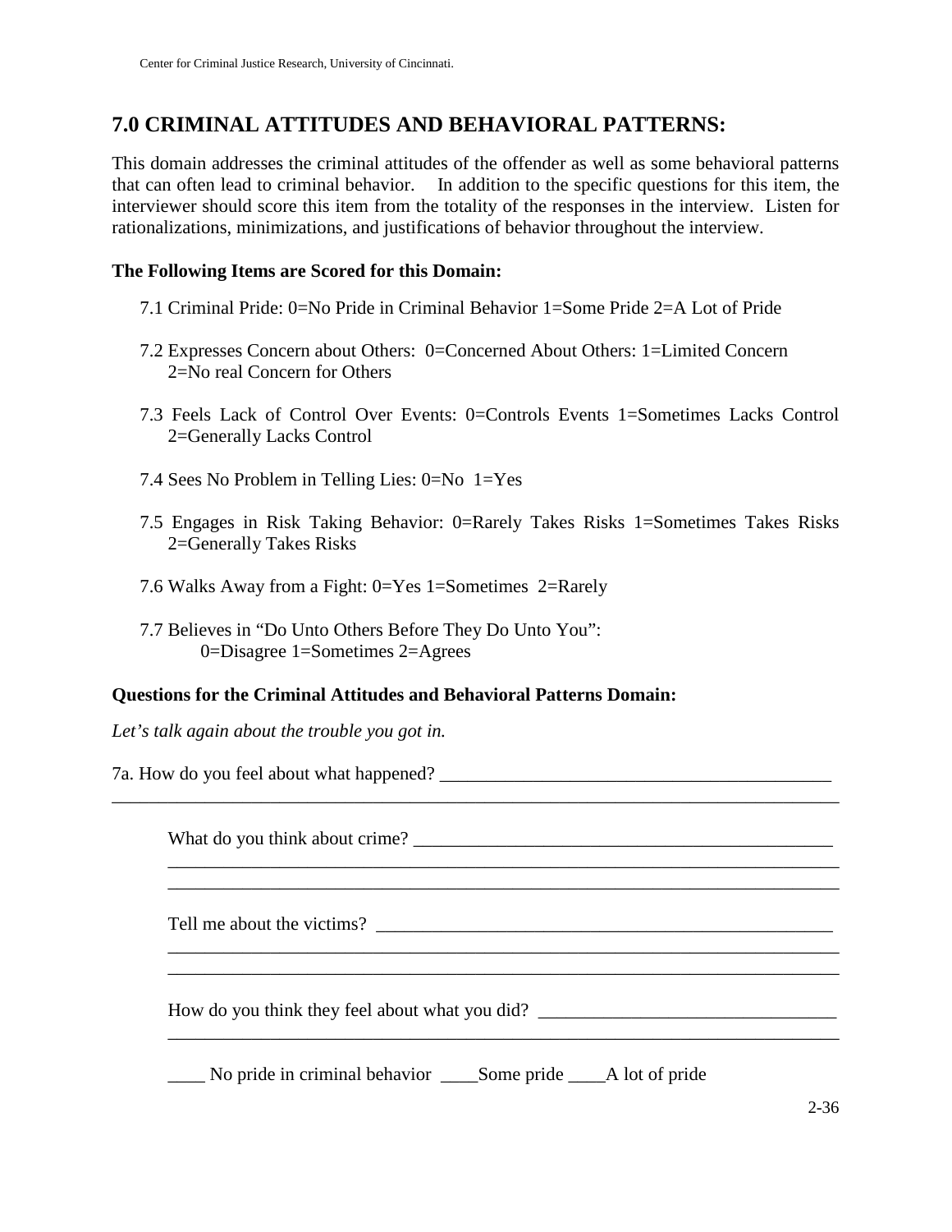## 7.0 CRIMINAL ATTITUDES AND BEHAVIORAL PATTERNS:

This domain addresses the criminal attitudes of the offender as well as some behavioral patterns that can often lead to criminal behavior. In addition to the specific questions for this item, the interviewer should score this item from the totality of the responses in the interview. Listen for rationalizations, minimizations, and justifications of behavior throughout the interview.

**The Following Items are Scored for this Domain:**

7.1 Criminal Pride: 0=No Pride in Criminal Behavior 1=Some Pride 2=A Lot of Pride

7.2 Expresses Concern about Others: 0=Concerned About Others: 1=Limited Concern 2=No real Concern for Others

7.3 Feels Lack of Control Over Events: 0=Controls Events 1=Sometimes Lacks Control 2=Generally Lacks Control

7.4 Sees No Problem in Telling Lies: 0=No 1=Yes

7.5 Engages in Risk Taking Behavior: 0=Rarely Takes Risks 1=Sometimes Takes Risks 2=Generally Takes Risks

7.6 Walks Away from a Fight: 0=Yes 1=Sometimes 2=Rarely

7.7 Believes in "Do Unto Others Before They Do Unto You":
0=Disagree 1=Sometimes 2=Agrees

**Questions for the Criminal Attitudes and Behavioral Patterns Domain:**

*Let's talk again about the trouble you got in.*

7a. How do you feel about what happened? ______________________________________________
______________________________________________________________________________

What do you think about crime? _____________________________________________
______________________________________________________________________________
______________________________________________________________________________

Tell me about the victims? _________________________________________________
______________________________________________________________________________
______________________________________________________________________________

How do you think they feel about what you did? _______________________________
______________________________________________________________________________

____ No pride in criminal behavior ____Some pride ____A lot of pride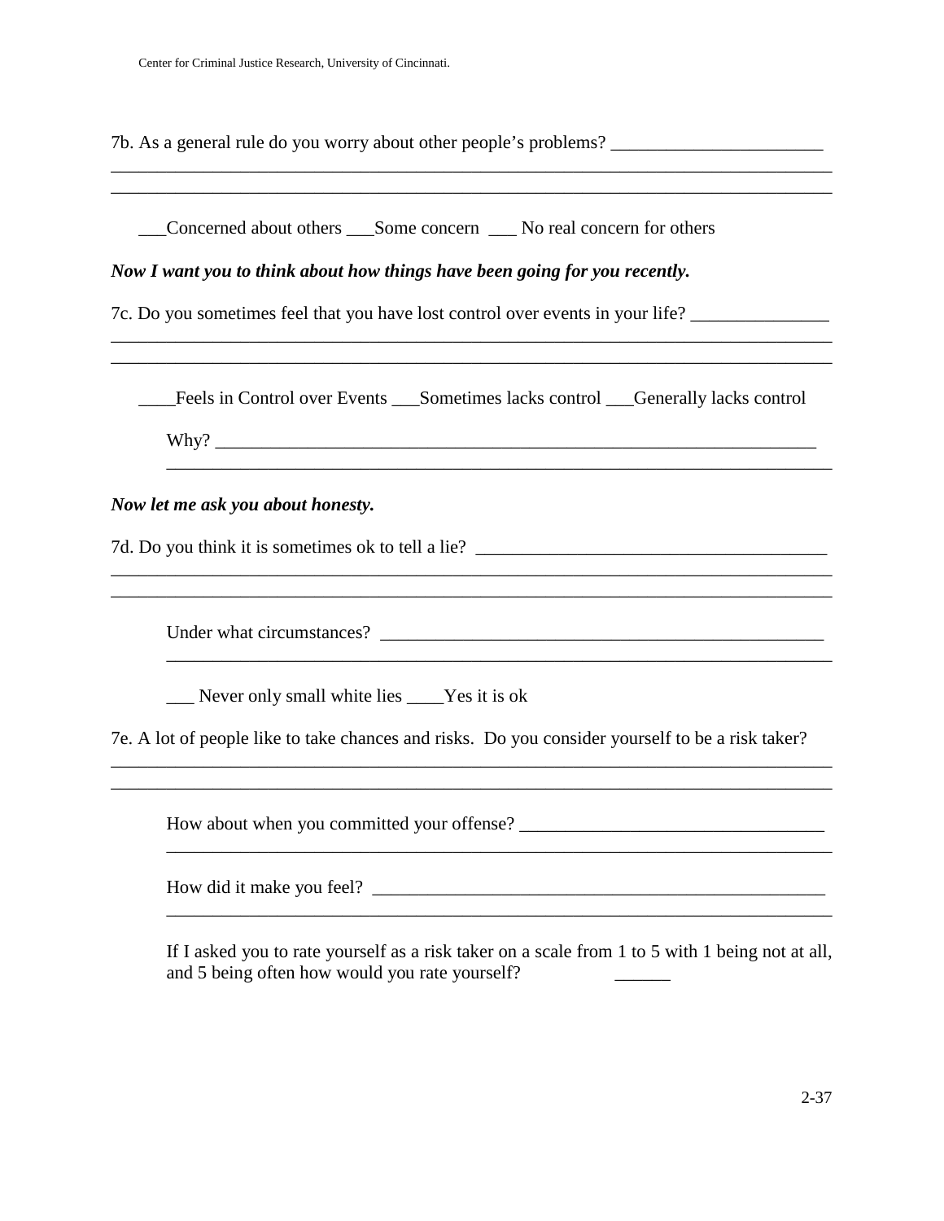7b. As a general rule do you worry about other people's problems? _______________________
_______________________________________________________________________________
_______________________________________________________________________________

___Concerned about others ___Some concern ___ No real concern for others

***Now I want you to think about how things have been going for you recently.***

7c. Do you sometimes feel that you have lost control over events in your life? _______________
_______________________________________________________________________________
_______________________________________________________________________________

____Feels in Control over Events ___Sometimes lacks control ___Generally lacks control

Why? _____________________________________________________________________
_________________________________________________________________________

***Now let me ask you about honesty.***

7d. Do you think it is sometimes ok to tell a lie? ______________________________________
_______________________________________________________________________________
_______________________________________________________________________________

Under what circumstances? __________________________________________________
_________________________________________________________________________

___ Never only small white lies ____Yes it is ok

7e. A lot of people like to take chances and risks. Do you consider yourself to be a risk taker?
_______________________________________________________________________________
_______________________________________________________________________________

How about when you committed your offense? _________________________________
_________________________________________________________________________

How did it make you feel? ___________________________________________________
_________________________________________________________________________

If I asked you to rate yourself as a risk taker on a scale from 1 to 5 with 1 being not at all, and 5 being often how would you rate yourself? ______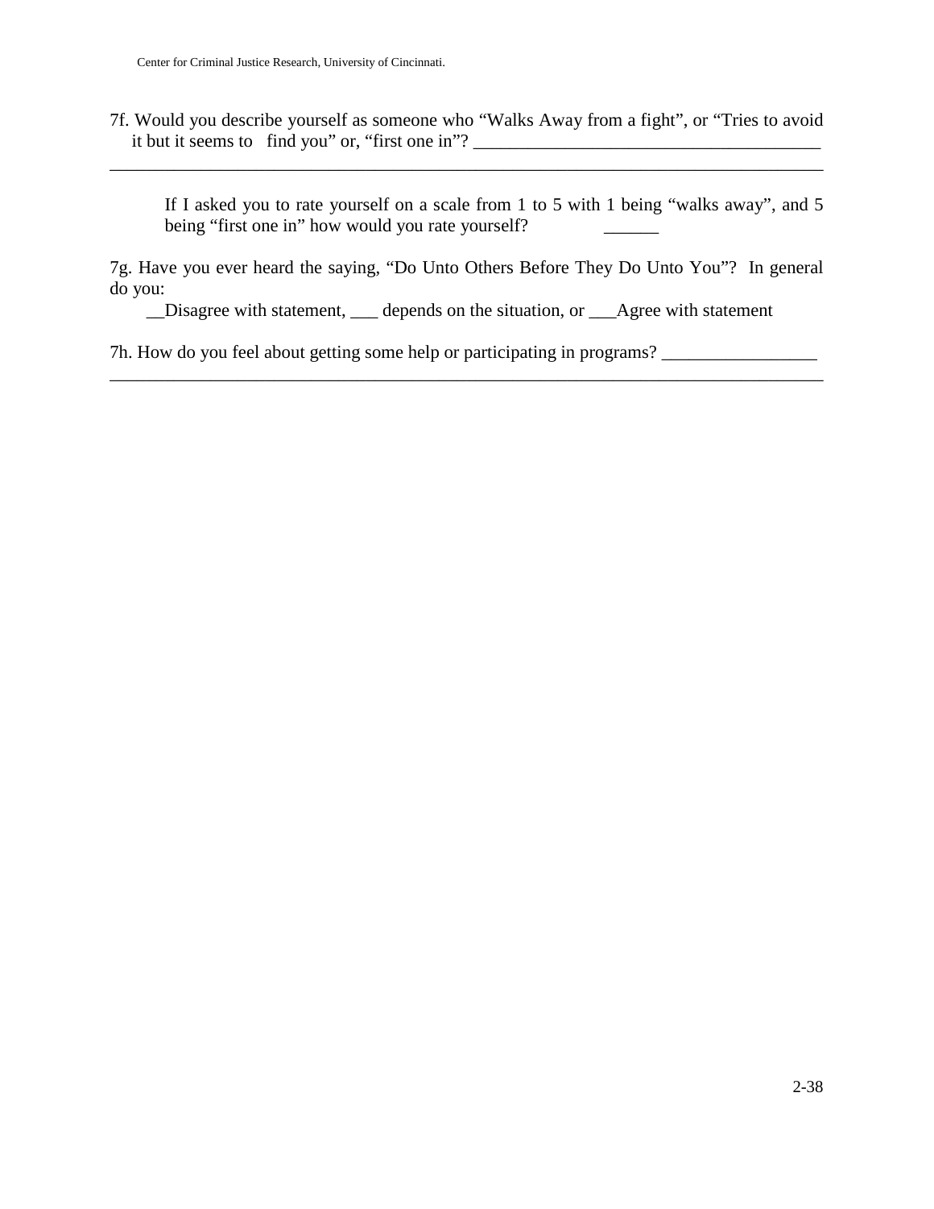7f. Would you describe yourself as someone who "Walks Away from a fight", or "Tries to avoid it but it seems to find you" or, "first one in"? ______________________________________

________________________________________________________________________________

If I asked you to rate yourself on a scale from 1 to 5 with 1 being "walks away", and 5 being "first one in" how would you rate yourself? ______

7g. Have you ever heard the saying, "Do Unto Others Before They Do Unto You"? In general do you:

__Disagree with statement, ___ depends on the situation, or ___Agree with statement

7h. How do you feel about getting some help or participating in programs? _________________

________________________________________________________________________________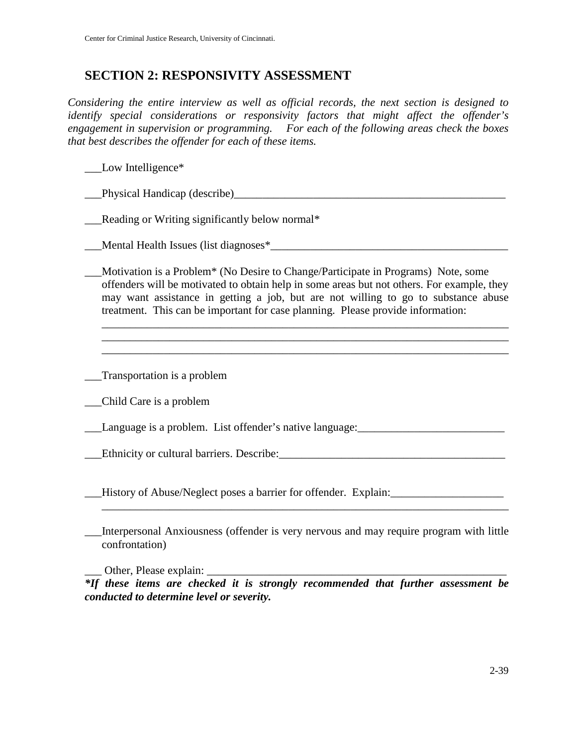## SECTION 2: RESPONSIVITY ASSESSMENT

*Considering the entire interview as well as official records, the next section is designed to identify special considerations or responsivity factors that might affect the offender's engagement in supervision or programming. For each of the following areas check the boxes that best describes the offender for each of these items.*

___Low Intelligence*

___Physical Handicap (describe)_______________________________________________

___Reading or Writing significantly below normal*

___Mental Health Issues (list diagnoses*_________________________________________

___Motivation is a Problem* (No Desire to Change/Participate in Programs) Note, some offenders will be motivated to obtain help in some areas but not others. For example, they may want assistance in getting a job, but are not willing to go to substance abuse treatment. This can be important for case planning. Please provide information:

_________________________________________________________________________
_________________________________________________________________________
_________________________________________________________________________

___Transportation is a problem

___Child Care is a problem

___Language is a problem. List offender's native language:__________________________

___Ethnicity or cultural barriers. Describe:________________________________________

___History of Abuse/Neglect poses a barrier for offender. Explain:____________________
_________________________________________________________________________

___Interpersonal Anxiousness (offender is very nervous and may require program with little confrontation)

___ Other, Please explain: ____________________________________________________

***If these items are checked it is strongly recommended that further assessment be conducted to determine level or severity.***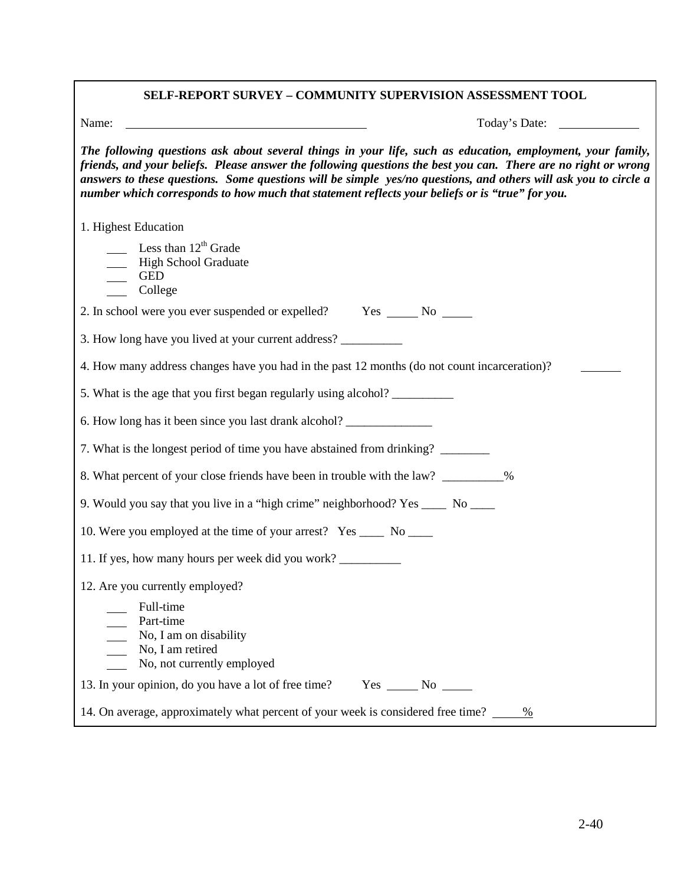## SELF-REPORT SURVEY – COMMUNITY SUPERVISION ASSESSMENT TOOL

Name: ______________________________ Today's Date: __________

***The following questions ask about several things in your life, such as education, employment, your family, friends, and your beliefs. Please answer the following questions the best you can. There are no right or wrong answers to these questions. Some questions will be simple yes/no questions, and others will ask you to circle a number which corresponds to how much that statement reflects your beliefs or is "true" for you.***

1. Highest Education

   ___ Less than 12th Grade
   ___ High School Graduate
   ___ GED
   ___ College

2. In school were you ever suspended or expelled? Yes _____ No _____

3. How long have you lived at your current address? __________

4. How many address changes have you had in the past 12 months (do not count incarceration)? ______

5. What is the age that you first began regularly using alcohol? __________

6. How long has it been since you last drank alcohol? ______________

7. What is the longest period of time you have abstained from drinking? ________

8. What percent of your close friends have been in trouble with the law? __________%

9. Would you say that you live in a "high crime" neighborhood? Yes ____ No ____

10. Were you employed at the time of your arrest? Yes ____ No ____

11. If yes, how many hours per week did you work? __________

12. Are you currently employed?

    ___ Full-time
    ___ Part-time
    ___ No, I am on disability
    ___ No, I am retired
    ___ No, not currently employed

13. In your opinion, do you have a lot of free time? Yes _____ No _____

14. On average, approximately what percent of your week is considered free time? _____%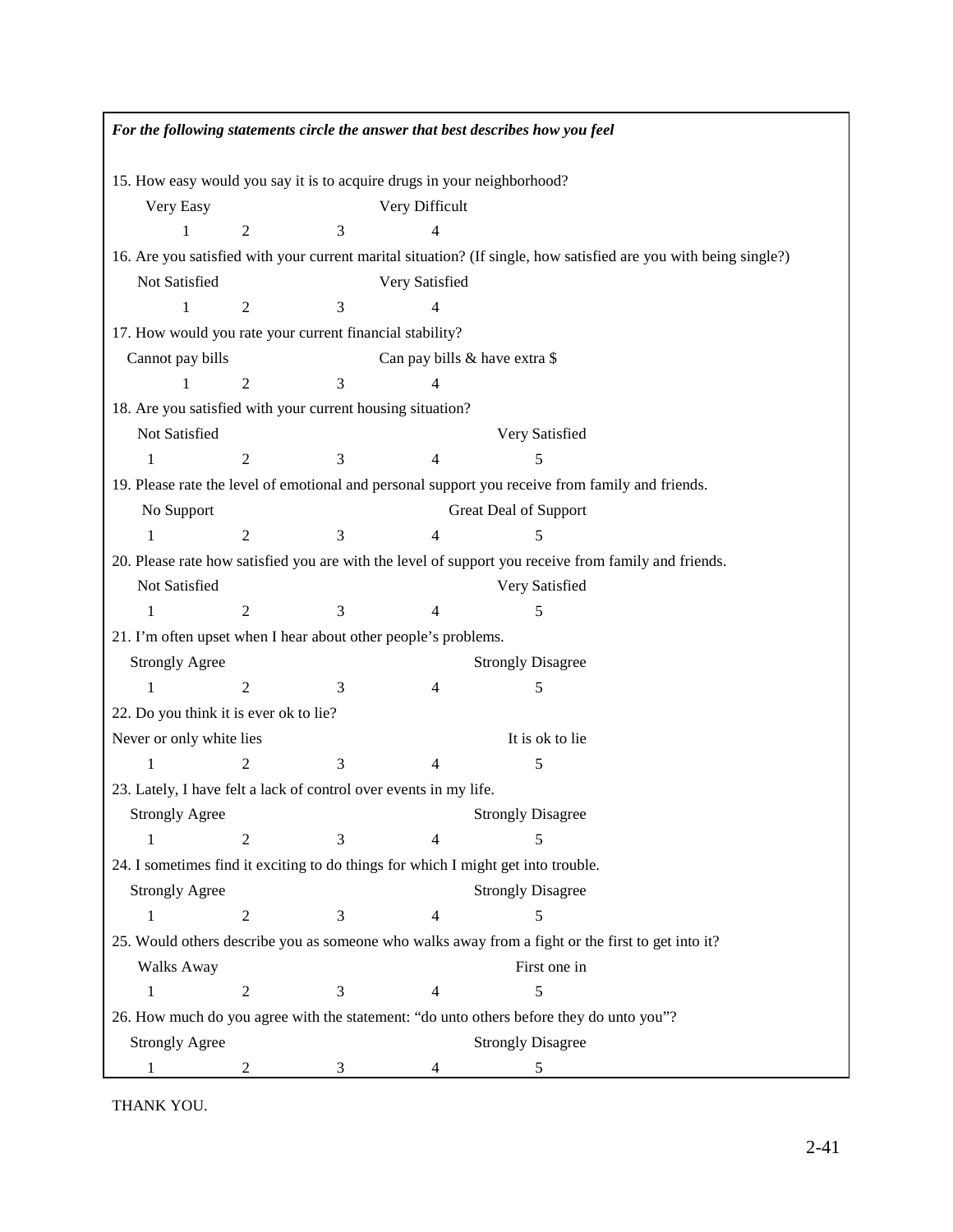***For the following statements circle the answer that best describes how you feel***

15. How easy would you say it is to acquire drugs in your neighborhood?

Very Easy Very Difficult

1 2 3 4

16. Are you satisfied with your current marital situation? (If single, how satisfied are you with being single?)

Not Satisfied Very Satisfied

1 2 3 4

17. How would you rate your current financial stability?

Cannot pay bills Can pay bills & have extra $

1 2 3 4

18. Are you satisfied with your current housing situation?

Not Satisfied Very Satisfied

1 2 3 4 5

19. Please rate the level of emotional and personal support you receive from family and friends.

No Support Great Deal of Support

1 2 3 4 5

20. Please rate how satisfied you are with the level of support you receive from family and friends.

Not Satisfied Very Satisfied

1 2 3 4 5

21. I'm often upset when I hear about other people's problems.

Strongly Agree Strongly Disagree

1 2 3 4 5

22. Do you think it is ever ok to lie?

Never or only white lies It is ok to lie

1 2 3 4 5

23. Lately, I have felt a lack of control over events in my life.

Strongly Agree Strongly Disagree

1 2 3 4 5

24. I sometimes find it exciting to do things for which I might get into trouble.

Strongly Agree Strongly Disagree

1 2 3 4 5

25. Would others describe you as someone who walks away from a fight or the first to get into it?

Walks Away First one in

1 2 3 4 5

26. How much do you agree with the statement: "do unto others before they do unto you"?

Strongly Agree Strongly Disagree

1 2 3 4 5

THANK YOU.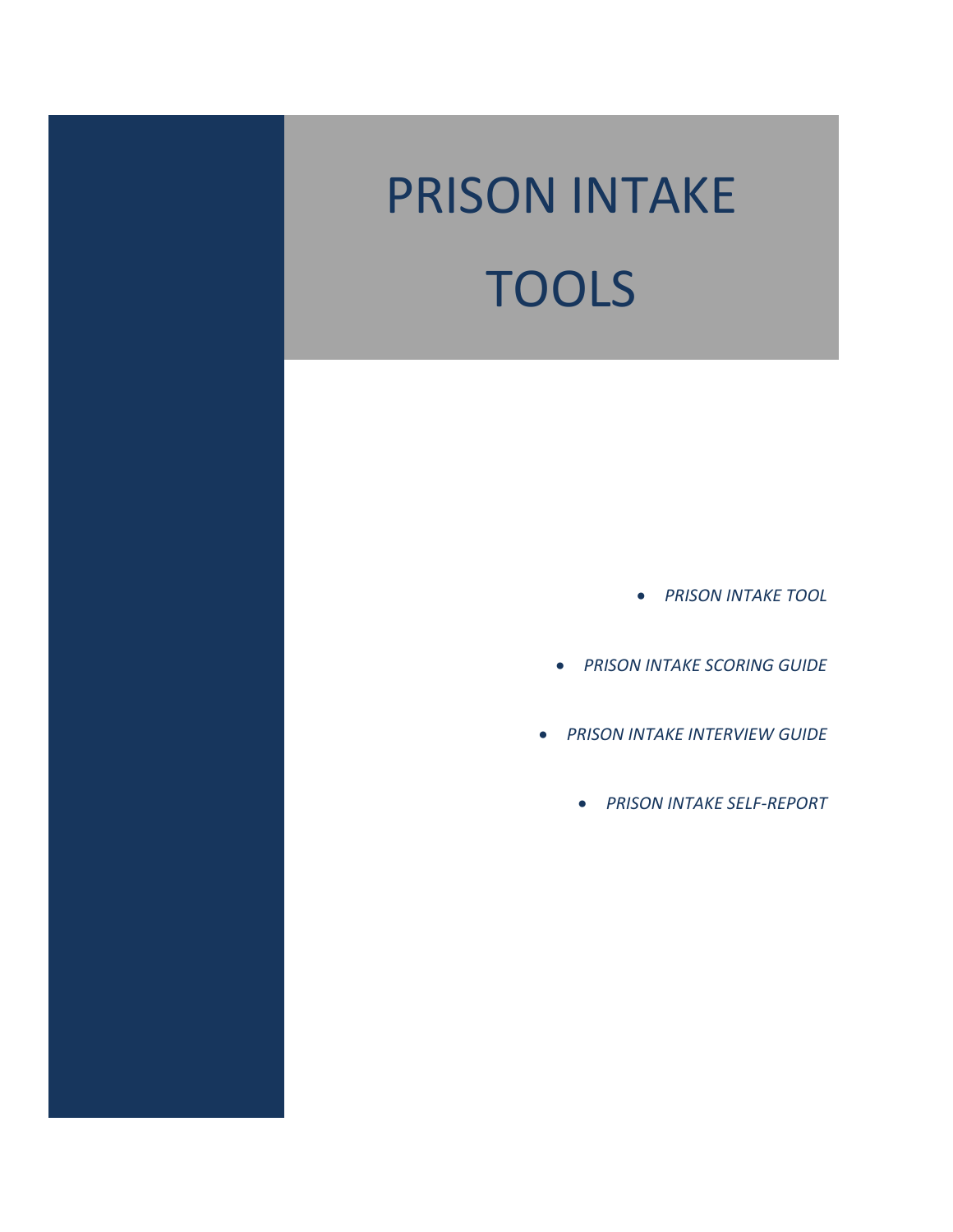# PRISON INTAKE TOOLS

- *PRISON INTAKE TOOL*
- *PRISON INTAKE SCORING GUIDE*
- *PRISON INTAKE INTERVIEW GUIDE*
- *PRISON INTAKE SELF-REPORT*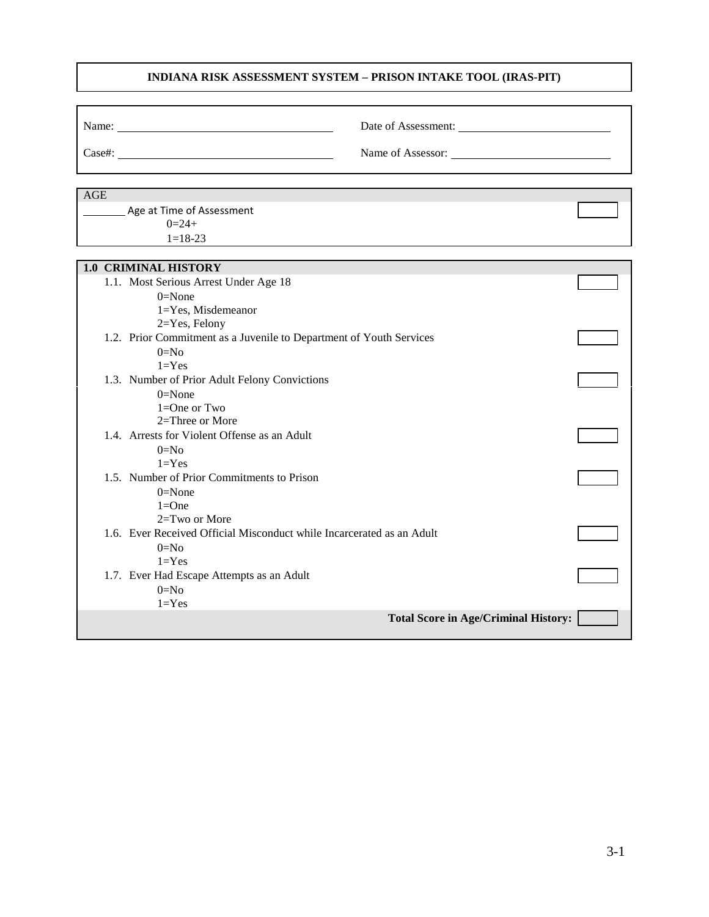## INDIANA RISK ASSESSMENT SYSTEM – PRISON INTAKE TOOL (IRAS-PIT)

Name: ______________________ Date of Assessment: ______________________

Case#: ______________________ Name of Assessor: ______________________

**AGE**

_______ Age at Time of Assessment [ ]

- 0=24+
- 1=18-23

**1.0 CRIMINAL HISTORY**

1.1. Most Serious Arrest Under Age 18 [ ]
- 0=None
- 1=Yes, Misdemeanor
- 2=Yes, Felony

1.2. Prior Commitment as a Juvenile to Department of Youth Services [ ]
- 0=No
- 1=Yes

1.3. Number of Prior Adult Felony Convictions [ ]
- 0=None
- 1=One or Two
- 2=Three or More

1.4. Arrests for Violent Offense as an Adult [ ]
- 0=No
- 1=Yes

1.5. Number of Prior Commitments to Prison [ ]
- 0=None
- 1=One
- 2=Two or More

1.6. Ever Received Official Misconduct while Incarcerated as an Adult [ ]
- 0=No
- 1=Yes

1.7. Ever Had Escape Attempts as an Adult [ ]
- 0=No
- 1=Yes

**Total Score in Age/Criminal History:** [ ]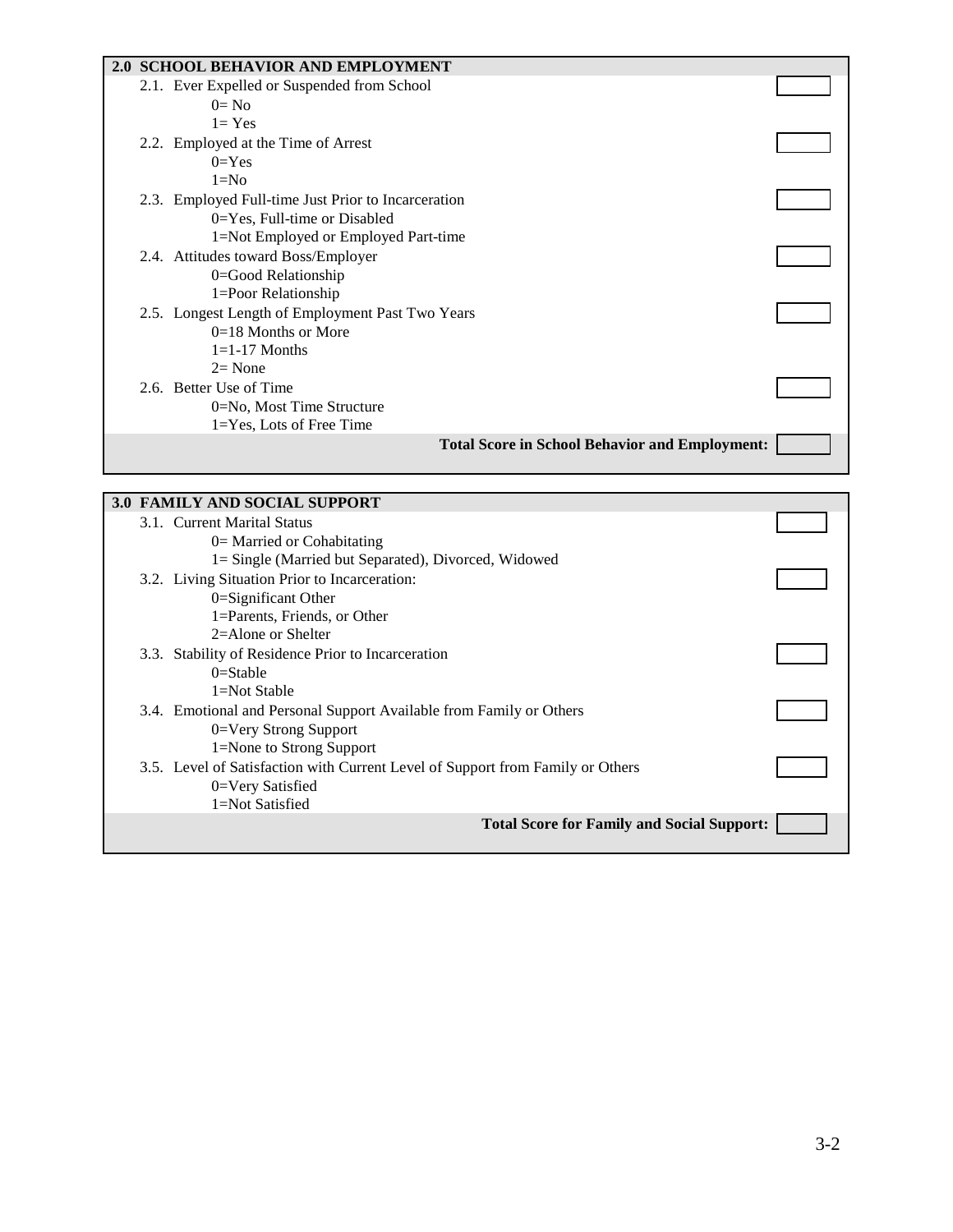## 2.0 SCHOOL BEHAVIOR AND EMPLOYMENT

2.1. Ever Expelled or Suspended from School
- 0= No
- 1= Yes

2.2. Employed at the Time of Arrest
- 0=Yes
- 1=No

2.3. Employed Full-time Just Prior to Incarceration
- 0=Yes, Full-time or Disabled
- 1=Not Employed or Employed Part-time

2.4. Attitudes toward Boss/Employer
- 0=Good Relationship
- 1=Poor Relationship

2.5. Longest Length of Employment Past Two Years
- 0=18 Months or More
- 1=1-17 Months
- 2= None

2.6. Better Use of Time
- 0=No, Most Time Structure
- 1=Yes, Lots of Free Time

**Total Score in School Behavior and Employment:**

## 3.0 FAMILY AND SOCIAL SUPPORT

3.1. Current Marital Status
- 0= Married or Cohabitating
- 1= Single (Married but Separated), Divorced, Widowed

3.2. Living Situation Prior to Incarceration:
- 0=Significant Other
- 1=Parents, Friends, or Other
- 2=Alone or Shelter

3.3. Stability of Residence Prior to Incarceration
- 0=Stable
- 1=Not Stable

3.4. Emotional and Personal Support Available from Family or Others
- 0=Very Strong Support
- 1=None to Strong Support

3.5. Level of Satisfaction with Current Level of Support from Family or Others
- 0=Very Satisfied
- 1=Not Satisfied

**Total Score for Family and Social Support:**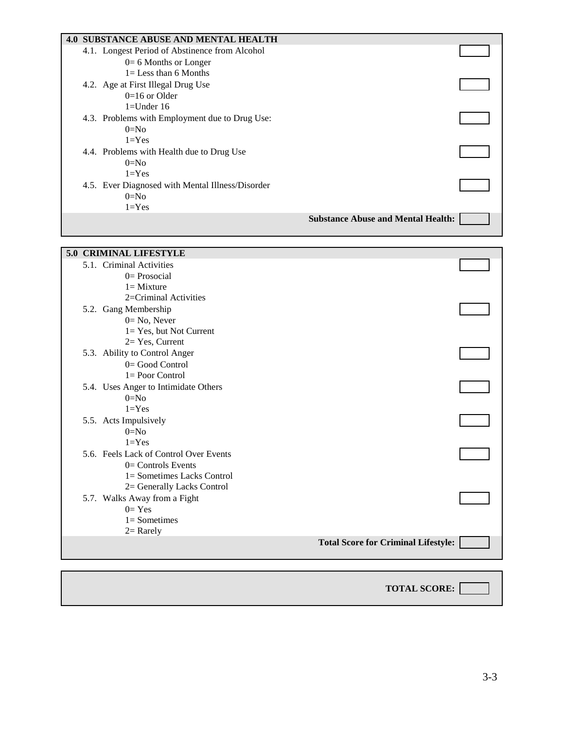## 4.0 SUBSTANCE ABUSE AND MENTAL HEALTH

4.1. Longest Period of Abstinence from Alcohol
- 0= 6 Months or Longer
- 1= Less than 6 Months

4.2. Age at First Illegal Drug Use
- 0=16 or Older
- 1=Under 16

4.3. Problems with Employment due to Drug Use:
- 0=No
- 1=Yes

4.4. Problems with Health due to Drug Use
- 0=No
- 1=Yes

4.5. Ever Diagnosed with Mental Illness/Disorder
- 0=No
- 1=Yes

**Substance Abuse and Mental Health:**

## 5.0 CRIMINAL LIFESTYLE

5.1. Criminal Activities
- 0= Prosocial
- 1= Mixture
- 2=Criminal Activities

5.2. Gang Membership
- 0= No, Never
- 1= Yes, but Not Current
- 2= Yes, Current

5.3. Ability to Control Anger
- 0= Good Control
- 1= Poor Control

5.4. Uses Anger to Intimidate Others
- 0=No
- 1=Yes

5.5. Acts Impulsively
- 0=No
- 1=Yes

5.6. Feels Lack of Control Over Events
- 0= Controls Events
- 1= Sometimes Lacks Control
- 2= Generally Lacks Control

5.7. Walks Away from a Fight
- 0= Yes
- 1= Sometimes
- 2= Rarely

**Total Score for Criminal Lifestyle:**

**TOTAL SCORE:**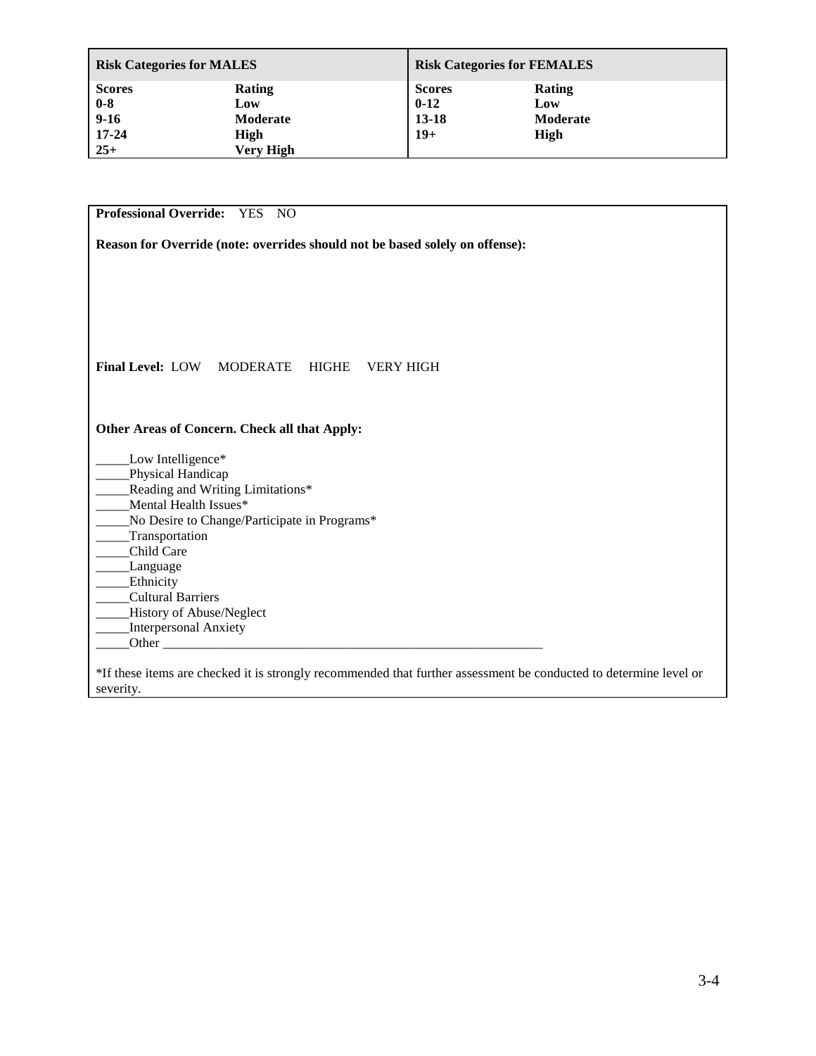| **Risk Categories for MALES** | | **Risk Categories for FEMALES** | |
|---|---|---|---|
| **Scores** | **Rating** | **Scores** | **Rating** |
| **0-8** | **Low** | **0-12** | **Low** |
| **9-16** | **Moderate** | **13-18** | **Moderate** |
| **17-24** | **High** | **19+** | **High** |
| **25+** | **Very High** | | |

**Professional Override:** YES NO

**Reason for Override (note: overrides should not be based solely on offense):**

**Final Level:** LOW MODERATE HIGHE VERY HIGH

**Other Areas of Concern. Check all that Apply:**

_____Low Intelligence*
_____Physical Handicap
_____Reading and Writing Limitations*
_____Mental Health Issues*
_____No Desire to Change/Participate in Programs*
_____Transportation
_____Child Care
_____Language
_____Ethnicity
_____Cultural Barriers
_____History of Abuse/Neglect
_____Interpersonal Anxiety
_____Other ___________________________________________________________

*If these items are checked it is strongly recommended that further assessment be conducted to determine level or severity.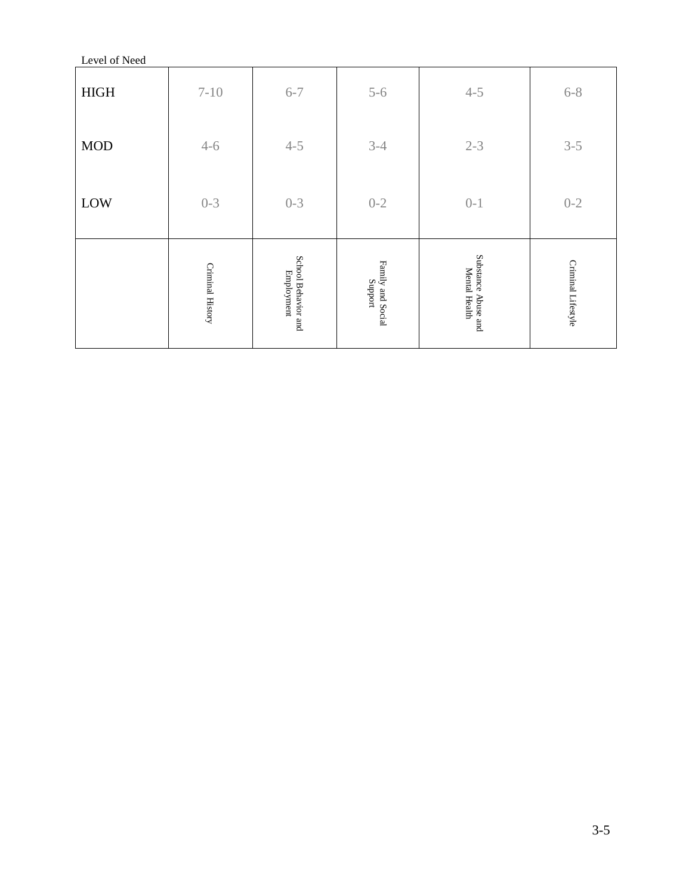Level of Need

| | Criminal History | School Behavior and Employment | Family and Social Support | Substance Abuse and Mental Health | Criminal Lifestyle |
|---|---|---|---|---|---|
| HIGH | 7-10 | 6-7 | 5-6 | 4-5 | 6-8 |
| MOD | 4-6 | 4-5 | 3-4 | 2-3 | 3-5 |
| LOW | 0-3 | 0-3 | 0-2 | 0-1 | 0-2 |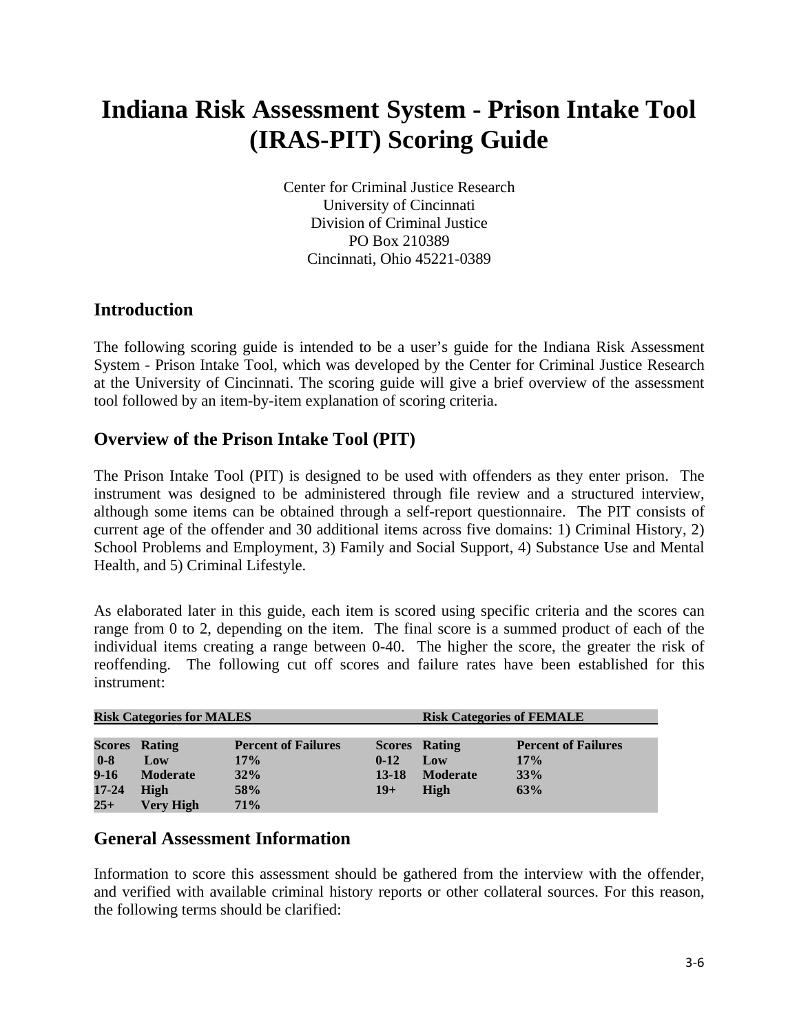# Indiana Risk Assessment System - Prison Intake Tool (IRAS-PIT) Scoring Guide

Center for Criminal Justice Research
University of Cincinnati
Division of Criminal Justice
PO Box 210389
Cincinnati, Ohio 45221-0389

## Introduction

The following scoring guide is intended to be a user's guide for the Indiana Risk Assessment System - Prison Intake Tool, which was developed by the Center for Criminal Justice Research at the University of Cincinnati. The scoring guide will give a brief overview of the assessment tool followed by an item-by-item explanation of scoring criteria.

## Overview of the Prison Intake Tool (PIT)

The Prison Intake Tool (PIT) is designed to be used with offenders as they enter prison. The instrument was designed to be administered through file review and a structured interview, although some items can be obtained through a self-report questionnaire. The PIT consists of current age of the offender and 30 additional items across five domains: 1) Criminal History, 2) School Problems and Employment, 3) Family and Social Support, 4) Substance Use and Mental Health, and 5) Criminal Lifestyle.

As elaborated later in this guide, each item is scored using specific criteria and the scores can range from 0 to 2, depending on the item. The final score is a summed product of each of the individual items creating a range between 0-40. The higher the score, the greater the risk of reoffending. The following cut off scores and failure rates have been established for this instrument:

| **Risk Categories for MALES** | | | **Risk Categories of FEMALE** | | |
|---|---|---|---|---|---|
| **Scores** | **Rating** | **Percent of Failures** | **Scores** | **Rating** | **Percent of Failures** |
| **0-8** | **Low** | **17%** | **0-12** | **Low** | **17%** |
| **9-16** | **Moderate** | **32%** | **13-18** | **Moderate** | **33%** |
| **17-24** | **High** | **58%** | **19+** | **High** | **63%** |
| **25+** | **Very High** | **71%** | | | |

## General Assessment Information

Information to score this assessment should be gathered from the interview with the offender, and verified with available criminal history reports or other collateral sources. For this reason, the following terms should be clarified: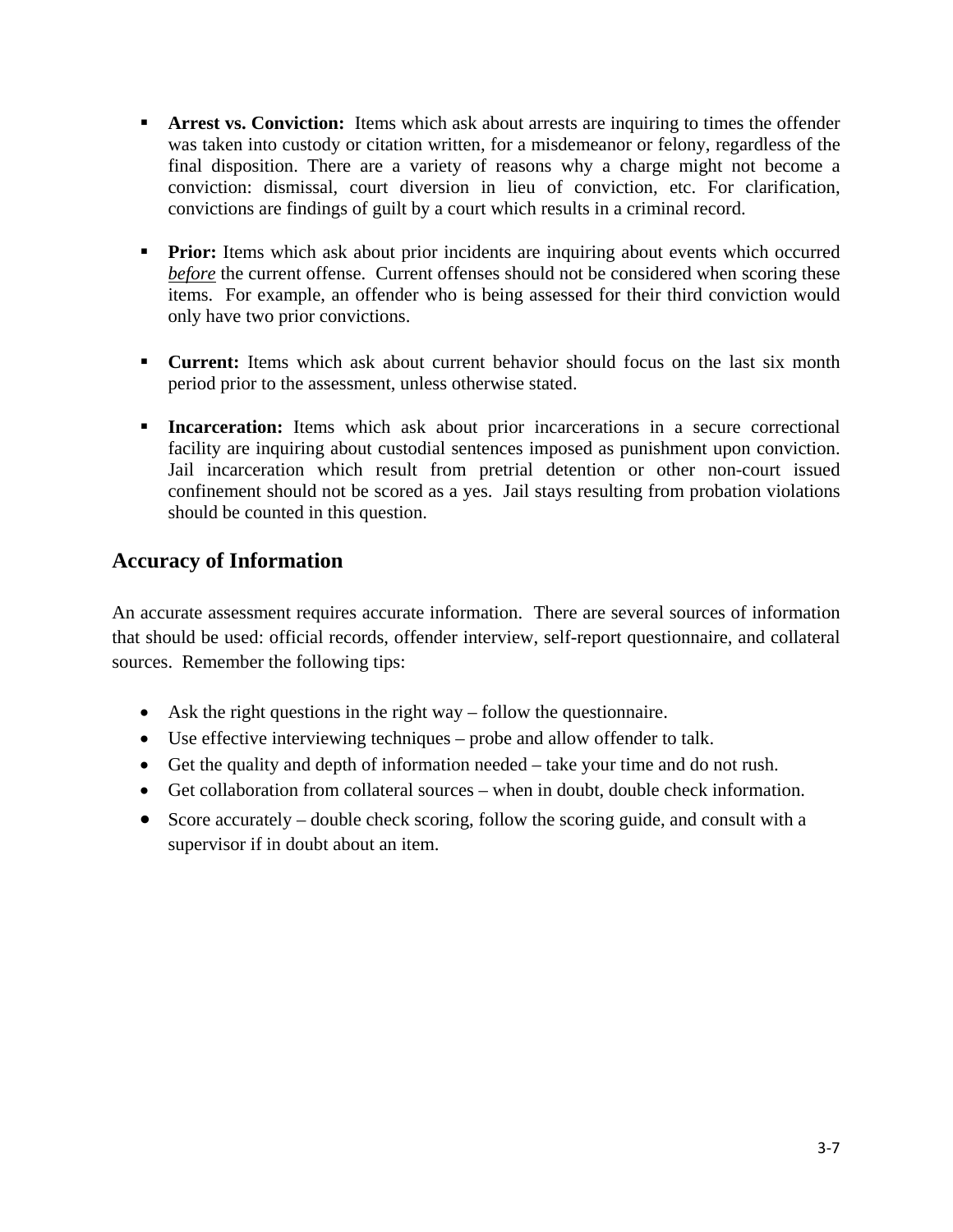- **Arrest vs. Conviction:** Items which ask about arrests are inquiring to times the offender was taken into custody or citation written, for a misdemeanor or felony, regardless of the final disposition. There are a variety of reasons why a charge might not become a conviction: dismissal, court diversion in lieu of conviction, etc. For clarification, convictions are findings of guilt by a court which results in a criminal record.

- **Prior:** Items which ask about prior incidents are inquiring about events which occurred ***before*** the current offense. Current offenses should not be considered when scoring these items. For example, an offender who is being assessed for their third conviction would only have two prior convictions.

- **Current:** Items which ask about current behavior should focus on the last six month period prior to the assessment, unless otherwise stated.

- **Incarceration:** Items which ask about prior incarcerations in a secure correctional facility are inquiring about custodial sentences imposed as punishment upon conviction. Jail incarceration which result from pretrial detention or other non-court issued confinement should not be scored as a yes. Jail stays resulting from probation violations should be counted in this question.

## Accuracy of Information

An accurate assessment requires accurate information. There are several sources of information that should be used: official records, offender interview, self-report questionnaire, and collateral sources. Remember the following tips:

- Ask the right questions in the right way – follow the questionnaire.
- Use effective interviewing techniques – probe and allow offender to talk.
- Get the quality and depth of information needed – take your time and do not rush.
- Get collaboration from collateral sources – when in doubt, double check information.
- Score accurately – double check scoring, follow the scoring guide, and consult with a supervisor if in doubt about an item.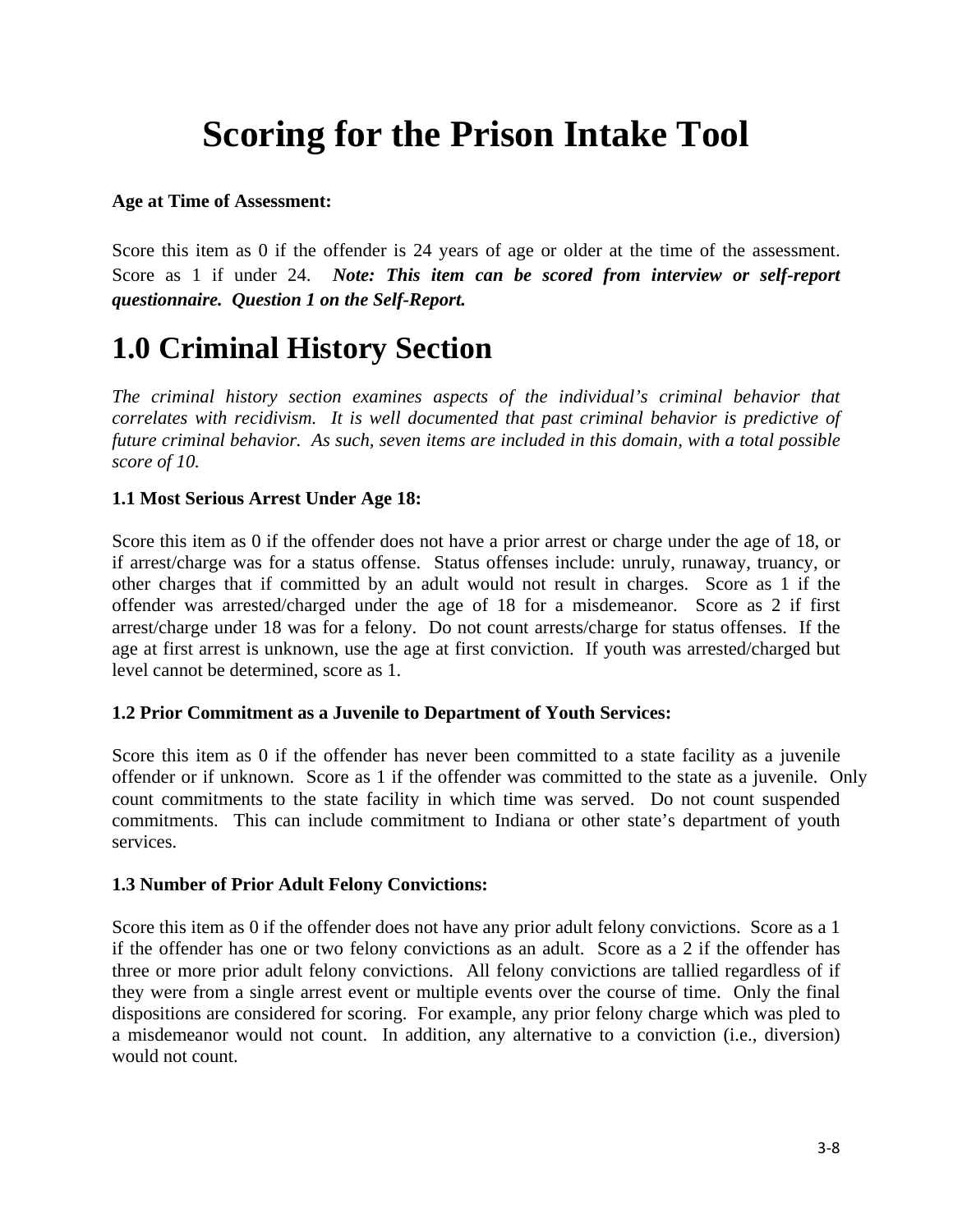# Scoring for the Prison Intake Tool

**Age at Time of Assessment:**

Score this item as 0 if the offender is 24 years of age or older at the time of the assessment. Score as 1 if under 24. ***Note: This item can be scored from interview or self-report questionnaire. Question 1 on the Self-Report.***

# 1.0 Criminal History Section

*The criminal history section examines aspects of the individual's criminal behavior that correlates with recidivism. It is well documented that past criminal behavior is predictive of future criminal behavior. As such, seven items are included in this domain, with a total possible score of 10.*

**1.1 Most Serious Arrest Under Age 18:**

Score this item as 0 if the offender does not have a prior arrest or charge under the age of 18, or if arrest/charge was for a status offense. Status offenses include: unruly, runaway, truancy, or other charges that if committed by an adult would not result in charges. Score as 1 if the offender was arrested/charged under the age of 18 for a misdemeanor. Score as 2 if first arrest/charge under 18 was for a felony. Do not count arrests/charge for status offenses. If the age at first arrest is unknown, use the age at first conviction. If youth was arrested/charged but level cannot be determined, score as 1.

**1.2 Prior Commitment as a Juvenile to Department of Youth Services:**

Score this item as 0 if the offender has never been committed to a state facility as a juvenile offender or if unknown. Score as 1 if the offender was committed to the state as a juvenile. Only count commitments to the state facility in which time was served. Do not count suspended commitments. This can include commitment to Indiana or other state's department of youth services.

**1.3 Number of Prior Adult Felony Convictions:**

Score this item as 0 if the offender does not have any prior adult felony convictions. Score as a 1 if the offender has one or two felony convictions as an adult. Score as a 2 if the offender has three or more prior adult felony convictions. All felony convictions are tallied regardless of if they were from a single arrest event or multiple events over the course of time. Only the final dispositions are considered for scoring. For example, any prior felony charge which was pled to a misdemeanor would not count. In addition, any alternative to a conviction (i.e., diversion) would not count.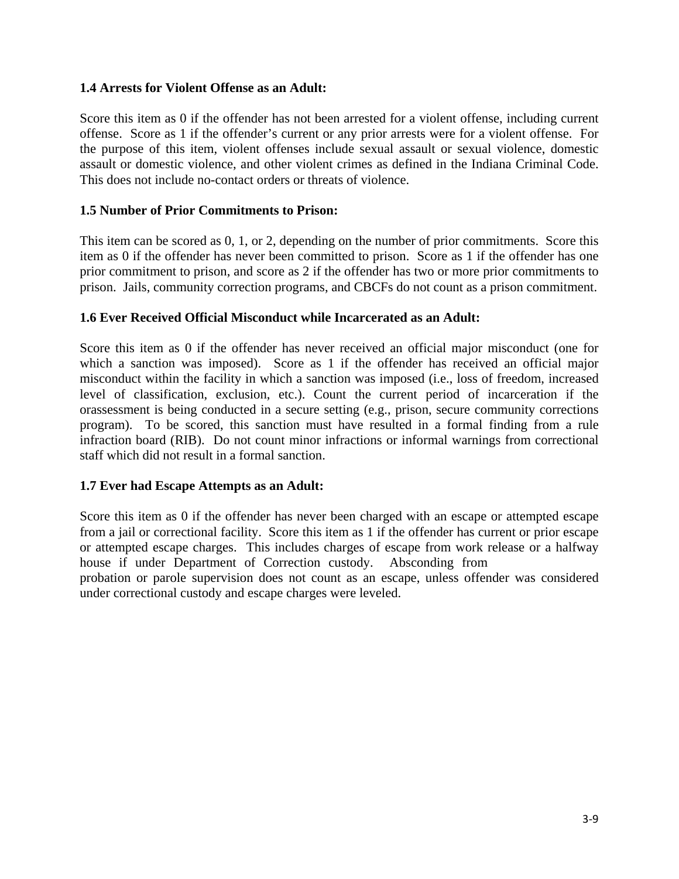**1.4 Arrests for Violent Offense as an Adult:**

Score this item as 0 if the offender has not been arrested for a violent offense, including current offense. Score as 1 if the offender's current or any prior arrests were for a violent offense. For the purpose of this item, violent offenses include sexual assault or sexual violence, domestic assault or domestic violence, and other violent crimes as defined in the Indiana Criminal Code. This does not include no-contact orders or threats of violence.

**1.5 Number of Prior Commitments to Prison:**

This item can be scored as 0, 1, or 2, depending on the number of prior commitments. Score this item as 0 if the offender has never been committed to prison. Score as 1 if the offender has one prior commitment to prison, and score as 2 if the offender has two or more prior commitments to prison. Jails, community correction programs, and CBCFs do not count as a prison commitment.

**1.6 Ever Received Official Misconduct while Incarcerated as an Adult:**

Score this item as 0 if the offender has never received an official major misconduct (one for which a sanction was imposed). Score as 1 if the offender has received an official major misconduct within the facility in which a sanction was imposed (i.e., loss of freedom, increased level of classification, exclusion, etc.). Count the current period of incarceration if the orassessment is being conducted in a secure setting (e.g., prison, secure community corrections program). To be scored, this sanction must have resulted in a formal finding from a rule infraction board (RIB). Do not count minor infractions or informal warnings from correctional staff which did not result in a formal sanction.

**1.7 Ever had Escape Attempts as an Adult:**

Score this item as 0 if the offender has never been charged with an escape or attempted escape from a jail or correctional facility. Score this item as 1 if the offender has current or prior escape or attempted escape charges. This includes charges of escape from work release or a halfway house if under Department of Correction custody. Absconding from probation or parole supervision does not count as an escape, unless offender was considered under correctional custody and escape charges were leveled.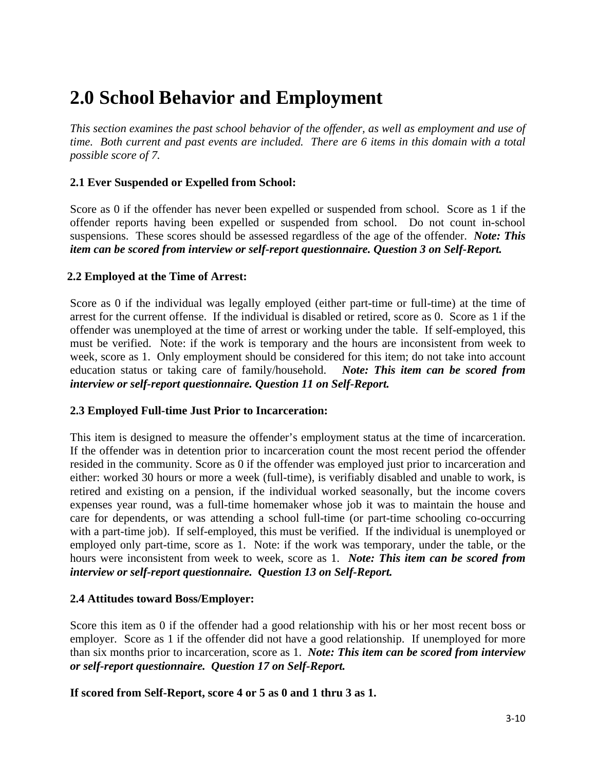# 2.0 School Behavior and Employment

*This section examines the past school behavior of the offender, as well as employment and use of time. Both current and past events are included. There are 6 items in this domain with a total possible score of 7.*

### 2.1 Ever Suspended or Expelled from School:

Score as 0 if the offender has never been expelled or suspended from school. Score as 1 if the offender reports having been expelled or suspended from school. Do not count in-school suspensions. These scores should be assessed regardless of the age of the offender. ***Note: This item can be scored from interview or self-report questionnaire. Question 3 on Self-Report.***

### 2.2 Employed at the Time of Arrest:

Score as 0 if the individual was legally employed (either part-time or full-time) at the time of arrest for the current offense. If the individual is disabled or retired, score as 0. Score as 1 if the offender was unemployed at the time of arrest or working under the table. If self-employed, this must be verified. Note: if the work is temporary and the hours are inconsistent from week to week, score as 1. Only employment should be considered for this item; do not take into account education status or taking care of family/household. ***Note: This item can be scored from interview or self-report questionnaire. Question 11 on Self-Report.***

### 2.3 Employed Full-time Just Prior to Incarceration:

This item is designed to measure the offender's employment status at the time of incarceration. If the offender was in detention prior to incarceration count the most recent period the offender resided in the community. Score as 0 if the offender was employed just prior to incarceration and either: worked 30 hours or more a week (full-time), is verifiably disabled and unable to work, is retired and existing on a pension, if the individual worked seasonally, but the income covers expenses year round, was a full-time homemaker whose job it was to maintain the house and care for dependents, or was attending a school full-time (or part-time schooling co-occurring with a part-time job). If self-employed, this must be verified. If the individual is unemployed or employed only part-time, score as 1. Note: if the work was temporary, under the table, or the hours were inconsistent from week to week, score as 1. ***Note: This item can be scored from interview or self-report questionnaire. Question 13 on Self-Report.***

### 2.4 Attitudes toward Boss/Employer:

Score this item as 0 if the offender had a good relationship with his or her most recent boss or employer. Score as 1 if the offender did not have a good relationship. If unemployed for more than six months prior to incarceration, score as 1. ***Note: This item can be scored from interview or self-report questionnaire. Question 17 on Self-Report.***

**If scored from Self-Report, score 4 or 5 as 0 and 1 thru 3 as 1.**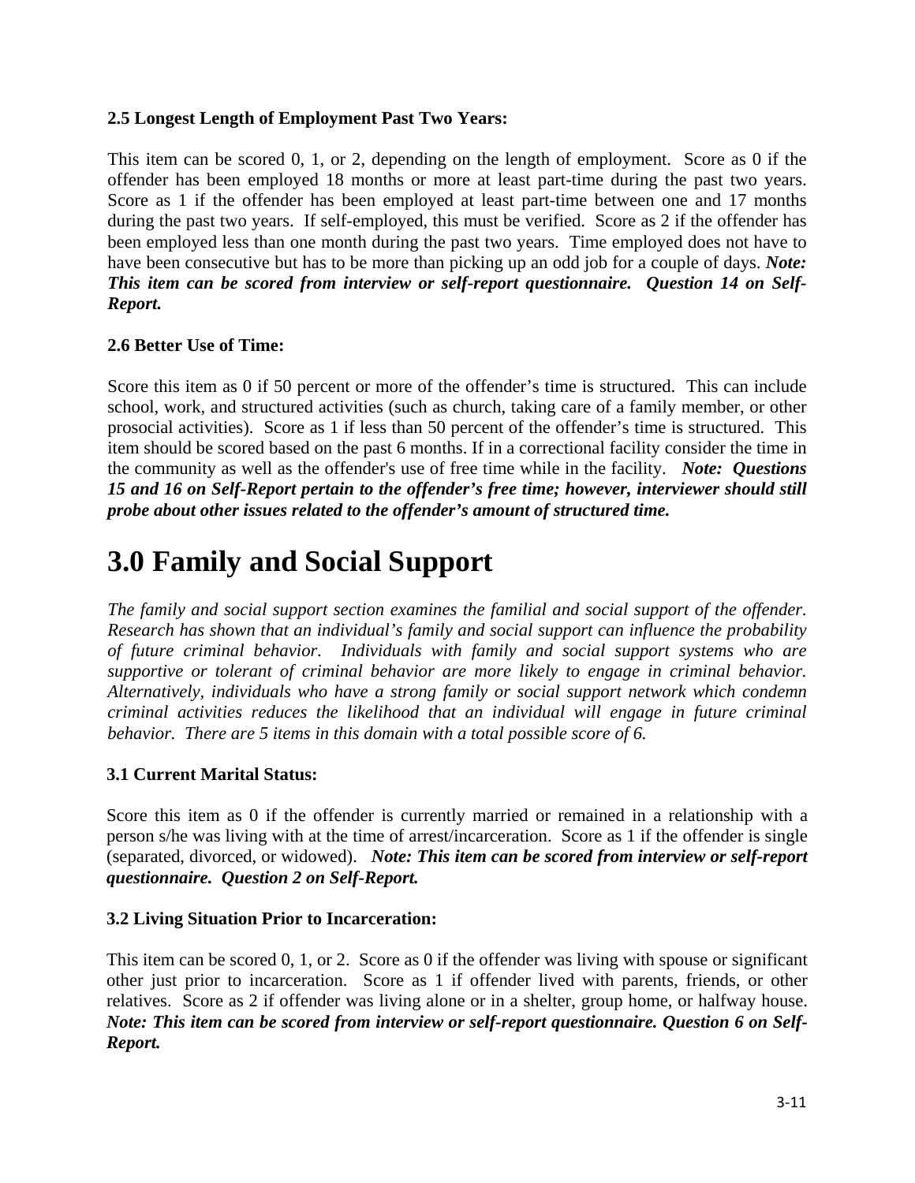**2.5 Longest Length of Employment Past Two Years:**

This item can be scored 0, 1, or 2, depending on the length of employment. Score as 0 if the offender has been employed 18 months or more at least part-time during the past two years. Score as 1 if the offender has been employed at least part-time between one and 17 months during the past two years. If self-employed, this must be verified. Score as 2 if the offender has been employed less than one month during the past two years. Time employed does not have to have been consecutive but has to be more than picking up an odd job for a couple of days. ***Note: This item can be scored from interview or self-report questionnaire. Question 14 on Self-Report.***

**2.6 Better Use of Time:**

Score this item as 0 if 50 percent or more of the offender's time is structured. This can include school, work, and structured activities (such as church, taking care of a family member, or other prosocial activities). Score as 1 if less than 50 percent of the offender's time is structured. This item should be scored based on the past 6 months. If in a correctional facility consider the time in the community as well as the offender's use of free time while in the facility. ***Note: Questions 15 and 16 on Self-Report pertain to the offender's free time; however, interviewer should still probe about other issues related to the offender's amount of structured time.***

# 3.0 Family and Social Support

*The family and social support section examines the familial and social support of the offender. Research has shown that an individual's family and social support can influence the probability of future criminal behavior. Individuals with family and social support systems who are supportive or tolerant of criminal behavior are more likely to engage in criminal behavior. Alternatively, individuals who have a strong family or social support network which condemn criminal activities reduces the likelihood that an individual will engage in future criminal behavior. There are 5 items in this domain with a total possible score of 6.*

**3.1 Current Marital Status:**

Score this item as 0 if the offender is currently married or remained in a relationship with a person s/he was living with at the time of arrest/incarceration. Score as 1 if the offender is single (separated, divorced, or widowed). ***Note: This item can be scored from interview or self-report questionnaire. Question 2 on Self-Report.***

**3.2 Living Situation Prior to Incarceration:**

This item can be scored 0, 1, or 2. Score as 0 if the offender was living with spouse or significant other just prior to incarceration. Score as 1 if offender lived with parents, friends, or other relatives. Score as 2 if offender was living alone or in a shelter, group home, or halfway house. ***Note: This item can be scored from interview or self-report questionnaire. Question 6 on Self-Report.***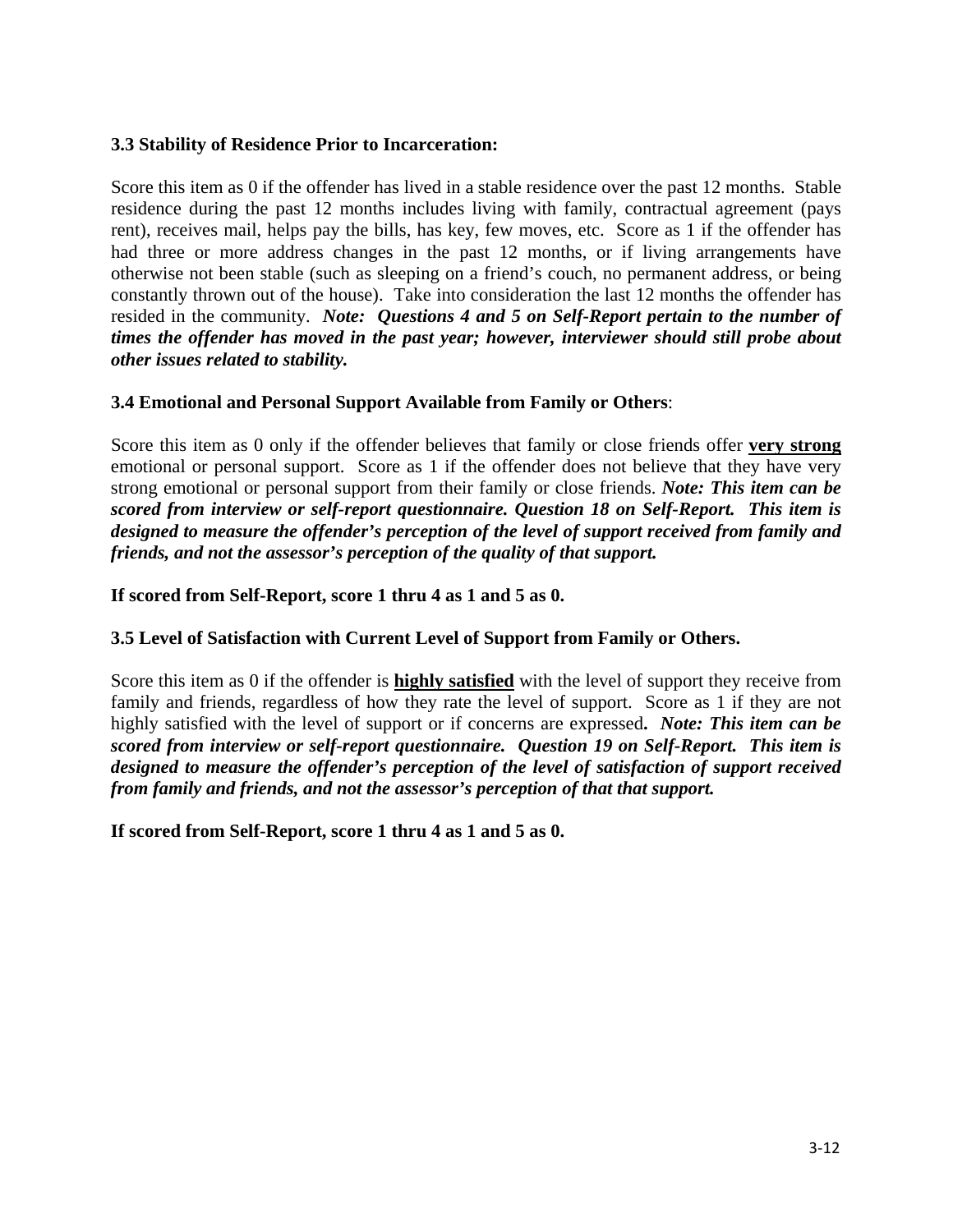### 3.3 Stability of Residence Prior to Incarceration:

Score this item as 0 if the offender has lived in a stable residence over the past 12 months. Stable residence during the past 12 months includes living with family, contractual agreement (pays rent), receives mail, helps pay the bills, has key, few moves, etc. Score as 1 if the offender has had three or more address changes in the past 12 months, or if living arrangements have otherwise not been stable (such as sleeping on a friend's couch, no permanent address, or being constantly thrown out of the house). Take into consideration the last 12 months the offender has resided in the community. ***Note: Questions 4 and 5 on Self-Report pertain to the number of times the offender has moved in the past year; however, interviewer should still probe about other issues related to stability.***

### 3.4 Emotional and Personal Support Available from Family or Others:

Score this item as 0 only if the offender believes that family or close friends offer **very strong** emotional or personal support. Score as 1 if the offender does not believe that they have very strong emotional or personal support from their family or close friends. ***Note: This item can be scored from interview or self-report questionnaire. Question 18 on Self-Report. This item is designed to measure the offender's perception of the level of support received from family and friends, and not the assessor's perception of the quality of that support.***

**If scored from Self-Report, score 1 thru 4 as 1 and 5 as 0.**

### 3.5 Level of Satisfaction with Current Level of Support from Family or Others.

Score this item as 0 if the offender is **highly satisfied** with the level of support they receive from family and friends, regardless of how they rate the level of support. Score as 1 if they are not highly satisfied with the level of support or if concerns are expressed***. Note: This item can be scored from interview or self-report questionnaire. Question 19 on Self-Report. This item is designed to measure the offender's perception of the level of satisfaction of support received from family and friends, and not the assessor's perception of that that support.***

**If scored from Self-Report, score 1 thru 4 as 1 and 5 as 0.**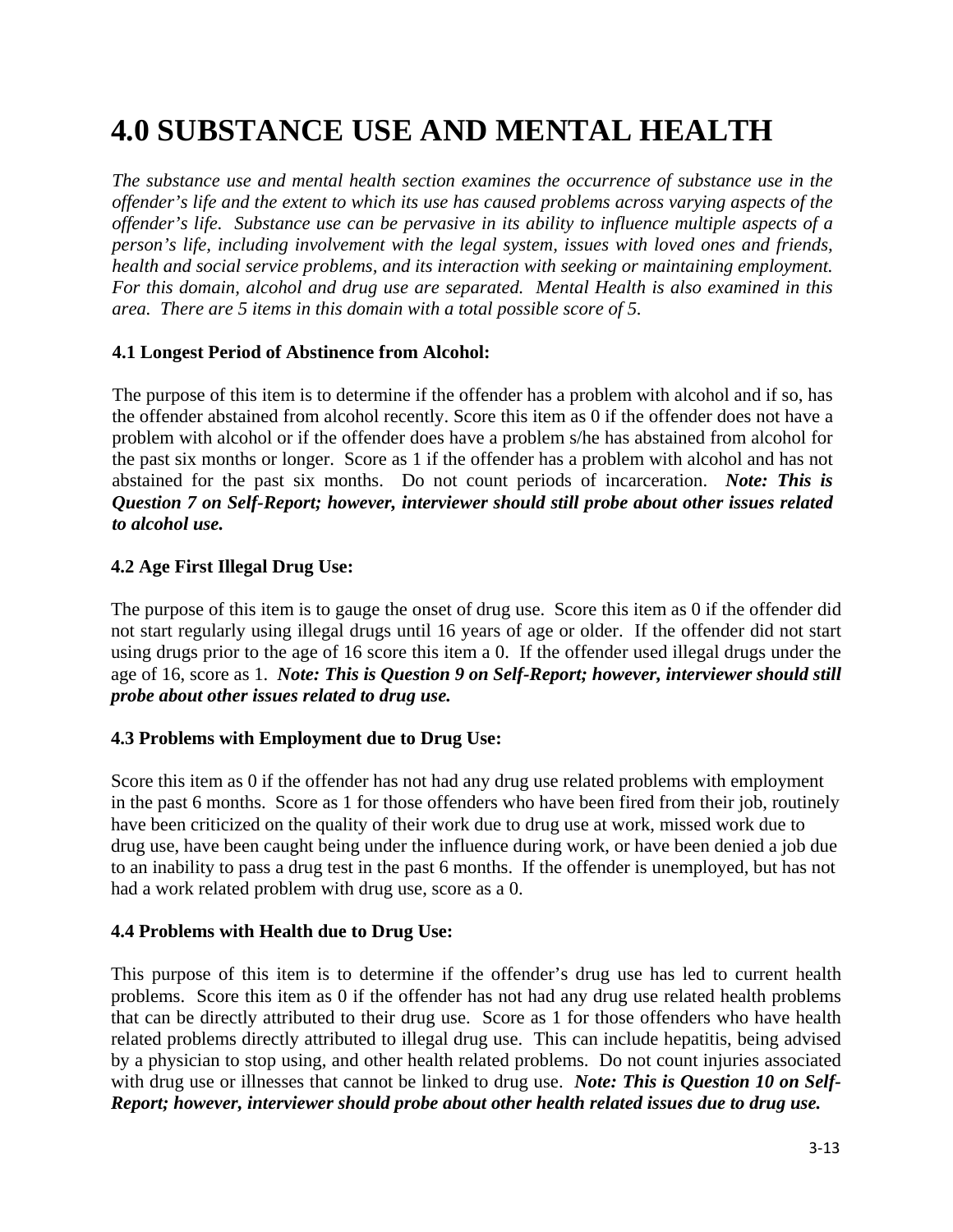# 4.0 SUBSTANCE USE AND MENTAL HEALTH

*The substance use and mental health section examines the occurrence of substance use in the offender's life and the extent to which its use has caused problems across varying aspects of the offender's life. Substance use can be pervasive in its ability to influence multiple aspects of a person's life, including involvement with the legal system, issues with loved ones and friends, health and social service problems, and its interaction with seeking or maintaining employment. For this domain, alcohol and drug use are separated. Mental Health is also examined in this area. There are 5 items in this domain with a total possible score of 5.*

### 4.1 Longest Period of Abstinence from Alcohol:

The purpose of this item is to determine if the offender has a problem with alcohol and if so, has the offender abstained from alcohol recently. Score this item as 0 if the offender does not have a problem with alcohol or if the offender does have a problem s/he has abstained from alcohol for the past six months or longer. Score as 1 if the offender has a problem with alcohol and has not abstained for the past six months. Do not count periods of incarceration. ***Note: This is Question 7 on Self-Report; however, interviewer should still probe about other issues related to alcohol use.***

### 4.2 Age First Illegal Drug Use:

The purpose of this item is to gauge the onset of drug use. Score this item as 0 if the offender did not start regularly using illegal drugs until 16 years of age or older. If the offender did not start using drugs prior to the age of 16 score this item a 0. If the offender used illegal drugs under the age of 16, score as 1. ***Note: This is Question 9 on Self-Report; however, interviewer should still probe about other issues related to drug use.***

### 4.3 Problems with Employment due to Drug Use:

Score this item as 0 if the offender has not had any drug use related problems with employment in the past 6 months. Score as 1 for those offenders who have been fired from their job, routinely have been criticized on the quality of their work due to drug use at work, missed work due to drug use, have been caught being under the influence during work, or have been denied a job due to an inability to pass a drug test in the past 6 months. If the offender is unemployed, but has not had a work related problem with drug use, score as a 0.

### 4.4 Problems with Health due to Drug Use:

This purpose of this item is to determine if the offender's drug use has led to current health problems. Score this item as 0 if the offender has not had any drug use related health problems that can be directly attributed to their drug use. Score as 1 for those offenders who have health related problems directly attributed to illegal drug use. This can include hepatitis, being advised by a physician to stop using, and other health related problems. Do not count injuries associated with drug use or illnesses that cannot be linked to drug use. ***Note: This is Question 10 on Self-Report; however, interviewer should probe about other health related issues due to drug use.***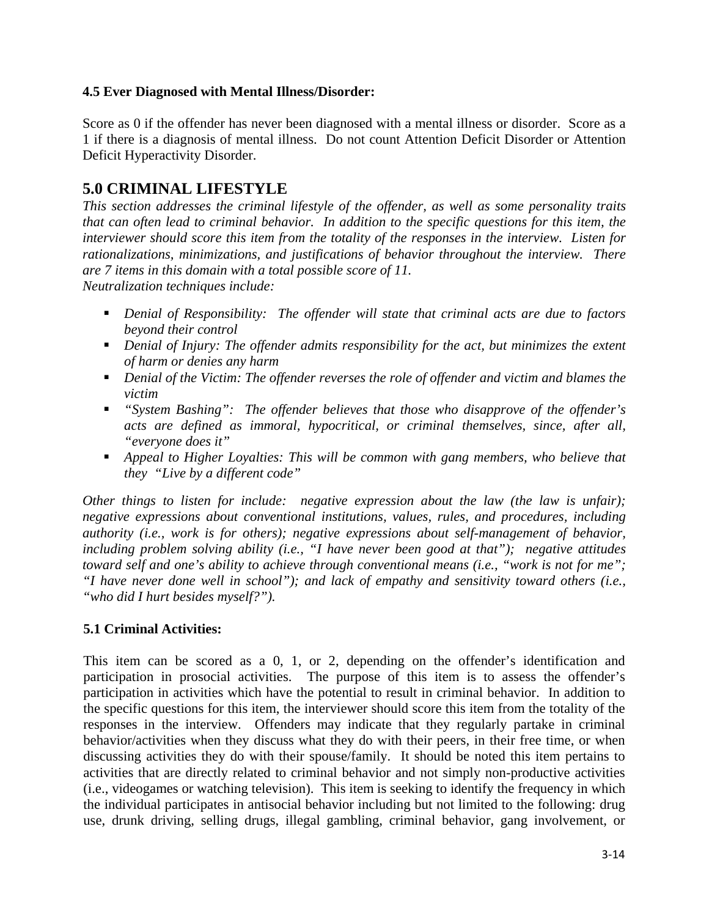**4.5 Ever Diagnosed with Mental Illness/Disorder:**

Score as 0 if the offender has never been diagnosed with a mental illness or disorder. Score as a 1 if there is a diagnosis of mental illness. Do not count Attention Deficit Disorder or Attention Deficit Hyperactivity Disorder.

## 5.0 CRIMINAL LIFESTYLE

*This section addresses the criminal lifestyle of the offender, as well as some personality traits that can often lead to criminal behavior. In addition to the specific questions for this item, the interviewer should score this item from the totality of the responses in the interview. Listen for rationalizations, minimizations, and justifications of behavior throughout the interview. There are 7 items in this domain with a total possible score of 11.*
*Neutralization techniques include:*

- *Denial of Responsibility: The offender will state that criminal acts are due to factors beyond their control*
- *Denial of Injury: The offender admits responsibility for the act, but minimizes the extent of harm or denies any harm*
- *Denial of the Victim: The offender reverses the role of offender and victim and blames the victim*
- *"System Bashing": The offender believes that those who disapprove of the offender's acts are defined as immoral, hypocritical, or criminal themselves, since, after all, "everyone does it"*
- *Appeal to Higher Loyalties: This will be common with gang members, who believe that they "Live by a different code"*

*Other things to listen for include: negative expression about the law (the law is unfair); negative expressions about conventional institutions, values, rules, and procedures, including authority (i.e., work is for others); negative expressions about self-management of behavior, including problem solving ability (i.e., "I have never been good at that"); negative attitudes toward self and one's ability to achieve through conventional means (i.e., "work is not for me"; "I have never done well in school"); and lack of empathy and sensitivity toward others (i.e., "who did I hurt besides myself?").*

**5.1 Criminal Activities:**

This item can be scored as a 0, 1, or 2, depending on the offender's identification and participation in prosocial activities. The purpose of this item is to assess the offender's participation in activities which have the potential to result in criminal behavior. In addition to the specific questions for this item, the interviewer should score this item from the totality of the responses in the interview. Offenders may indicate that they regularly partake in criminal behavior/activities when they discuss what they do with their peers, in their free time, or when discussing activities they do with their spouse/family. It should be noted this item pertains to activities that are directly related to criminal behavior and not simply non-productive activities (i.e., videogames or watching television). This item is seeking to identify the frequency in which the individual participates in antisocial behavior including but not limited to the following: drug use, drunk driving, selling drugs, illegal gambling, criminal behavior, gang involvement, or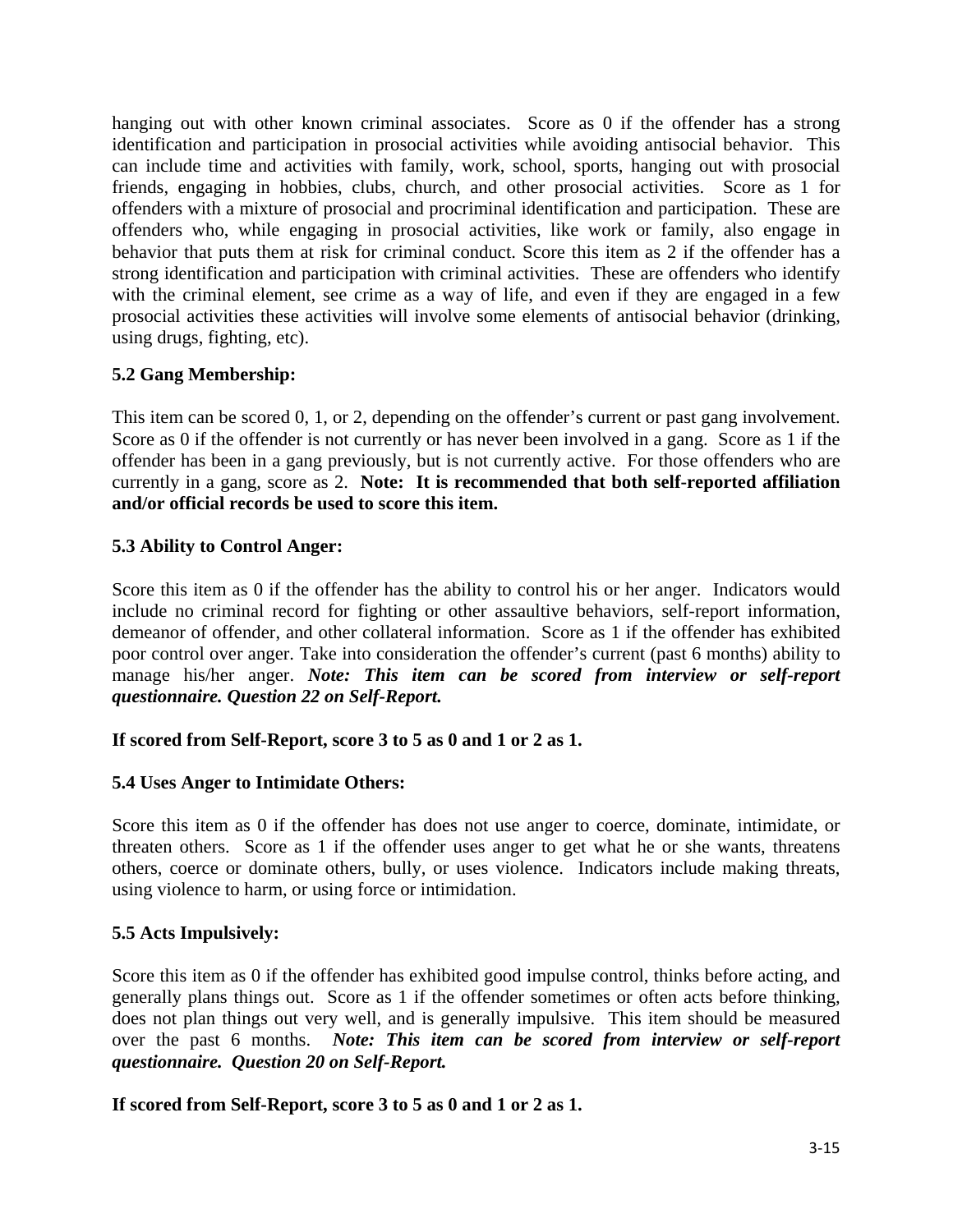hanging out with other known criminal associates. Score as 0 if the offender has a strong identification and participation in prosocial activities while avoiding antisocial behavior. This can include time and activities with family, work, school, sports, hanging out with prosocial friends, engaging in hobbies, clubs, church, and other prosocial activities. Score as 1 for offenders with a mixture of prosocial and procriminal identification and participation. These are offenders who, while engaging in prosocial activities, like work or family, also engage in behavior that puts them at risk for criminal conduct. Score this item as 2 if the offender has a strong identification and participation with criminal activities. These are offenders who identify with the criminal element, see crime as a way of life, and even if they are engaged in a few prosocial activities these activities will involve some elements of antisocial behavior (drinking, using drugs, fighting, etc).

**5.2 Gang Membership:**

This item can be scored 0, 1, or 2, depending on the offender's current or past gang involvement. Score as 0 if the offender is not currently or has never been involved in a gang. Score as 1 if the offender has been in a gang previously, but is not currently active. For those offenders who are currently in a gang, score as 2. **Note: It is recommended that both self-reported affiliation and/or official records be used to score this item.**

**5.3 Ability to Control Anger:**

Score this item as 0 if the offender has the ability to control his or her anger. Indicators would include no criminal record for fighting or other assaultive behaviors, self-report information, demeanor of offender, and other collateral information. Score as 1 if the offender has exhibited poor control over anger. Take into consideration the offender's current (past 6 months) ability to manage his/her anger. ***Note: This item can be scored from interview or self-report questionnaire. Question 22 on Self-Report.***

**If scored from Self-Report, score 3 to 5 as 0 and 1 or 2 as 1.**

**5.4 Uses Anger to Intimidate Others:**

Score this item as 0 if the offender has does not use anger to coerce, dominate, intimidate, or threaten others. Score as 1 if the offender uses anger to get what he or she wants, threatens others, coerce or dominate others, bully, or uses violence. Indicators include making threats, using violence to harm, or using force or intimidation.

**5.5 Acts Impulsively:**

Score this item as 0 if the offender has exhibited good impulse control, thinks before acting, and generally plans things out. Score as 1 if the offender sometimes or often acts before thinking, does not plan things out very well, and is generally impulsive. This item should be measured over the past 6 months. ***Note: This item can be scored from interview or self-report questionnaire. Question 20 on Self-Report.***

**If scored from Self-Report, score 3 to 5 as 0 and 1 or 2 as 1.**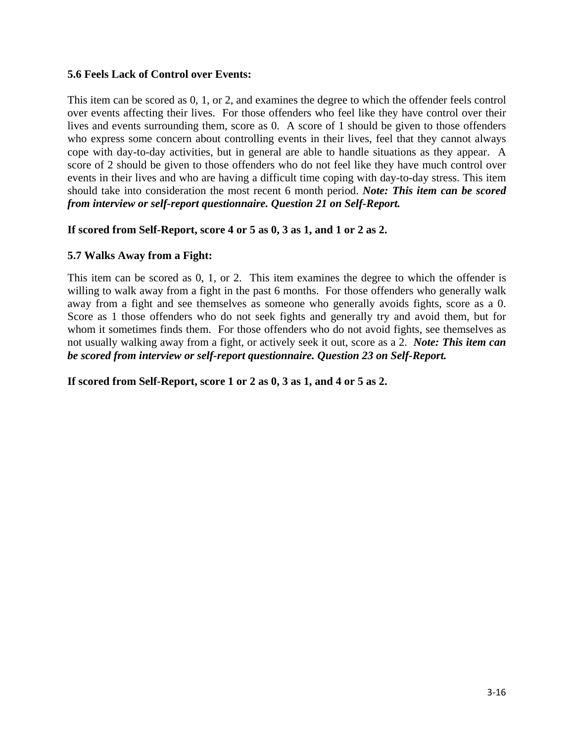**5.6 Feels Lack of Control over Events:**

This item can be scored as 0, 1, or 2, and examines the degree to which the offender feels control over events affecting their lives. For those offenders who feel like they have control over their lives and events surrounding them, score as 0. A score of 1 should be given to those offenders who express some concern about controlling events in their lives, feel that they cannot always cope with day-to-day activities, but in general are able to handle situations as they appear. A score of 2 should be given to those offenders who do not feel like they have much control over events in their lives and who are having a difficult time coping with day-to-day stress. This item should take into consideration the most recent 6 month period. ***Note: This item can be scored from interview or self-report questionnaire. Question 21 on Self-Report.***

**If scored from Self-Report, score 4 or 5 as 0, 3 as 1, and 1 or 2 as 2.**

**5.7 Walks Away from a Fight:**

This item can be scored as 0, 1, or 2. This item examines the degree to which the offender is willing to walk away from a fight in the past 6 months. For those offenders who generally walk away from a fight and see themselves as someone who generally avoids fights, score as a 0. Score as 1 those offenders who do not seek fights and generally try and avoid them, but for whom it sometimes finds them. For those offenders who do not avoid fights, see themselves as not usually walking away from a fight, or actively seek it out, score as a 2. ***Note: This item can be scored from interview or self-report questionnaire. Question 23 on Self-Report.***

**If scored from Self-Report, score 1 or 2 as 0, 3 as 1, and 4 or 5 as 2.**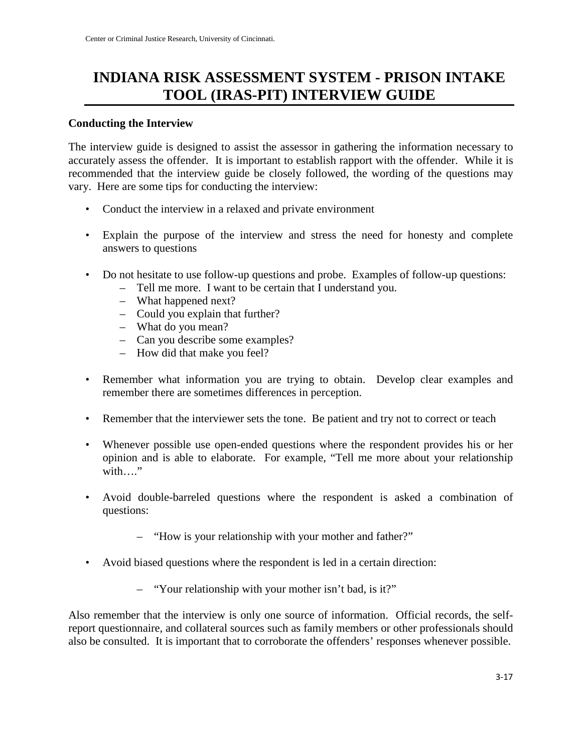# INDIANA RISK ASSESSMENT SYSTEM - PRISON INTAKE TOOL (IRAS-PIT) INTERVIEW GUIDE

### Conducting the Interview

The interview guide is designed to assist the assessor in gathering the information necessary to accurately assess the offender. It is important to establish rapport with the offender. While it is recommended that the interview guide be closely followed, the wording of the questions may vary. Here are some tips for conducting the interview:

- Conduct the interview in a relaxed and private environment
- Explain the purpose of the interview and stress the need for honesty and complete answers to questions
- Do not hesitate to use follow-up questions and probe. Examples of follow-up questions:
  - Tell me more. I want to be certain that I understand you.
  - What happened next?
  - Could you explain that further?
  - What do you mean?
  - Can you describe some examples?
  - How did that make you feel?
- Remember what information you are trying to obtain. Develop clear examples and remember there are sometimes differences in perception.
- Remember that the interviewer sets the tone. Be patient and try not to correct or teach
- Whenever possible use open-ended questions where the respondent provides his or her opinion and is able to elaborate. For example, "Tell me more about your relationship with…."
- Avoid double-barreled questions where the respondent is asked a combination of questions:
  - "How is your relationship with your mother and father?"
- Avoid biased questions where the respondent is led in a certain direction:
  - "Your relationship with your mother isn't bad, is it?"

Also remember that the interview is only one source of information. Official records, the self-report questionnaire, and collateral sources such as family members or other professionals should also be consulted. It is important that to corroborate the offenders' responses whenever possible.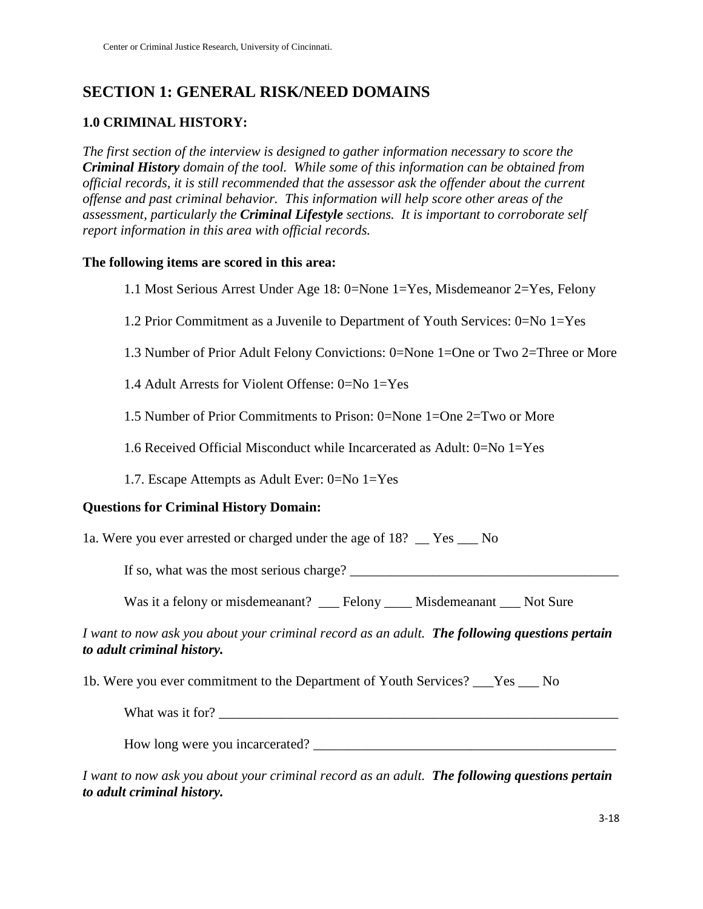## SECTION 1: GENERAL RISK/NEED DOMAINS

### 1.0 CRIMINAL HISTORY:

*The first section of the interview is designed to gather information necessary to score the **Criminal History** domain of the tool. While some of this information can be obtained from official records, it is still recommended that the assessor ask the offender about the current offense and past criminal behavior. This information will help score other areas of the assessment, particularly the **Criminal Lifestyle** sections. It is important to corroborate self report information in this area with official records.*

**The following items are scored in this area:**

1.1 Most Serious Arrest Under Age 18: 0=None 1=Yes, Misdemeanor 2=Yes, Felony

1.2 Prior Commitment as a Juvenile to Department of Youth Services: 0=No 1=Yes

1.3 Number of Prior Adult Felony Convictions: 0=None 1=One or Two 2=Three or More

1.4 Adult Arrests for Violent Offense: 0=No 1=Yes

1.5 Number of Prior Commitments to Prison: 0=None 1=One 2=Two or More

1.6 Received Official Misconduct while Incarcerated as Adult: 0=No 1=Yes

1.7. Escape Attempts as Adult Ever: 0=No 1=Yes

**Questions for Criminal History Domain:**

1a. Were you ever arrested or charged under the age of 18? __ Yes ___ No

If so, what was the most serious charge? _______________________________________

Was it a felony or misdemeanant? ___ Felony ____ Misdemeanant ___ Not Sure

*I want to now ask you about your criminal record as an adult. **The following questions pertain to adult criminal history.***

1b. Were you ever commitment to the Department of Youth Services? ___Yes ___ No

What was it for? ____________________________________________________________

How long were you incarcerated? _____________________________________________

*I want to now ask you about your criminal record as an adult. **The following questions pertain to adult criminal history.***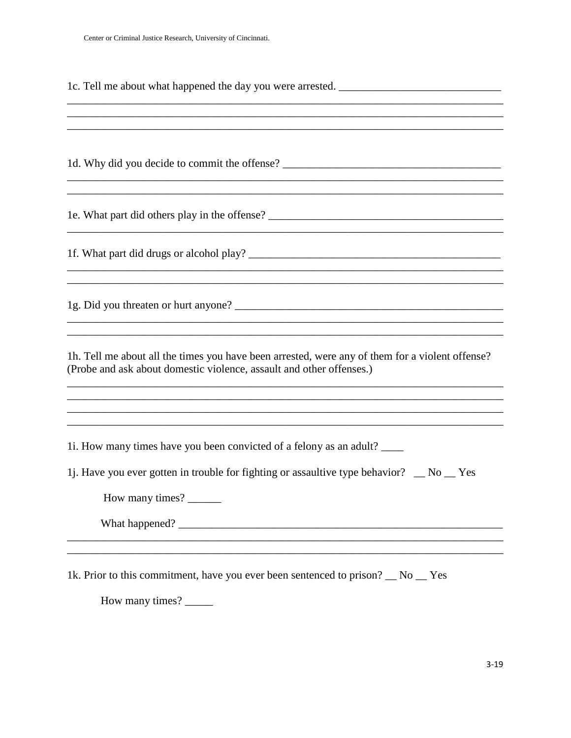1c. Tell me about what happened the day you were arrested. ______________________________
______________________________________________________________________________
______________________________________________________________________________
______________________________________________________________________________

1d. Why did you decide to commit the offense? ______________________________________
______________________________________________________________________________
______________________________________________________________________________

1e. What part did others play in the offense? _________________________________________
______________________________________________________________________________

1f. What part did drugs or alcohol play? ____________________________________________
______________________________________________________________________________
______________________________________________________________________________

1g. Did you threaten or hurt anyone? _______________________________________________
______________________________________________________________________________
______________________________________________________________________________

1h. Tell me about all the times you have been arrested, were any of them for a violent offense? (Probe and ask about domestic violence, assault and other offenses.)
______________________________________________________________________________
______________________________________________________________________________
______________________________________________________________________________
______________________________________________________________________________

1i. How many times have you been convicted of a felony as an adult? ____

1j. Have you ever gotten in trouble for fighting or assaultive type behavior? __ No __ Yes

How many times? ______

What happened? ____________________________________________________________
______________________________________________________________________________
______________________________________________________________________________

1k. Prior to this commitment, have you ever been sentenced to prison? __ No __ Yes

How many times? _____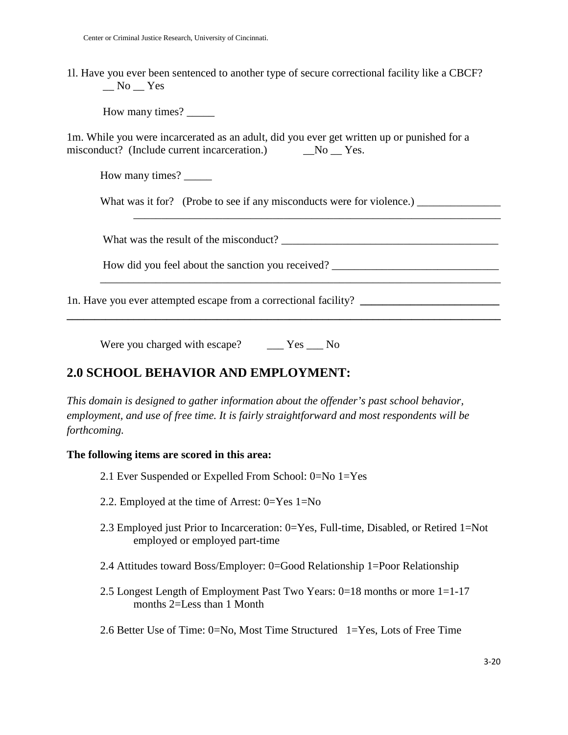1l. Have you ever been sentenced to another type of secure correctional facility like a CBCF?
__ No __ Yes

How many times? _____

1m. While you were incarcerated as an adult, did you ever get written up or punished for a misconduct? (Include current incarceration.) __No __ Yes.

How many times? _____

What was it for? (Probe to see if any misconducts were for violence.) _______________
_________________________________________________________________

What was the result of the misconduct? ________________________________________

How did you feel about the sanction you received? ______________________________
_________________________________________________________________________

1n. Have you ever attempted escape from a correctional facility? _________________________
_________________________________________________________________________________

Were you charged with escape? ___ Yes ___ No

## 2.0 SCHOOL BEHAVIOR AND EMPLOYMENT:

*This domain is designed to gather information about the offender's past school behavior, employment, and use of free time. It is fairly straightforward and most respondents will be forthcoming.*

**The following items are scored in this area:**

2.1 Ever Suspended or Expelled From School: 0=No 1=Yes

2.2. Employed at the time of Arrest: 0=Yes 1=No

2.3 Employed just Prior to Incarceration: 0=Yes, Full-time, Disabled, or Retired 1=Not employed or employed part-time

2.4 Attitudes toward Boss/Employer: 0=Good Relationship 1=Poor Relationship

2.5 Longest Length of Employment Past Two Years: 0=18 months or more 1=1-17 months 2=Less than 1 Month

2.6 Better Use of Time: 0=No, Most Time Structured 1=Yes, Lots of Free Time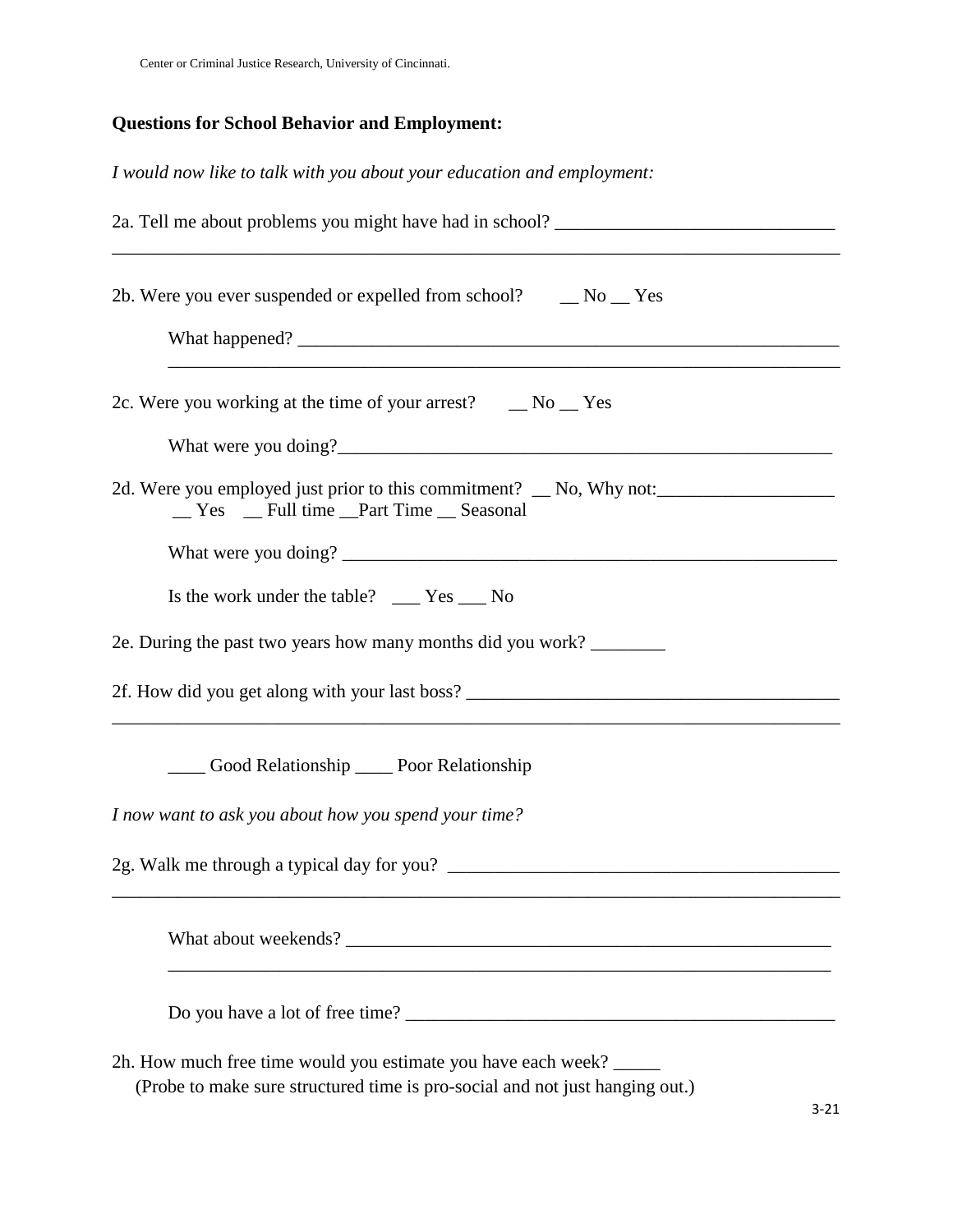Center or Criminal Justice Research, University of Cincinnati.

**Questions for School Behavior and Employment:**

*I would now like to talk with you about your education and employment:*

2a. Tell me about problems you might have had in school? ______________________________
_______________________________________________________________________________

2b. Were you ever suspended or expelled from school? __ No __ Yes

What happened? ______________________________________________________________
_______________________________________________________________________________

2c. Were you working at the time of your arrest? __ No __ Yes

What were you doing?________________________________________________________

2d. Were you employed just prior to this commitment? __ No, Why not:___________________
__ Yes __ Full time __Part Time __ Seasonal

What were you doing? ________________________________________________________

Is the work under the table? ___ Yes ___ No

2e. During the past two years how many months did you work? ________

2f. How did you get along with your last boss? _______________________________________
_______________________________________________________________________________

____ Good Relationship ____ Poor Relationship

*I now want to ask you about how you spend your time?*

2g. Walk me through a typical day for you? __________________________________________
_______________________________________________________________________________

What about weekends? ________________________________________________________
_______________________________________________________________________________

Do you have a lot of free time? _______________________________________________

2h. How much free time would you estimate you have each week? _____
(Probe to make sure structured time is pro-social and not just hanging out.)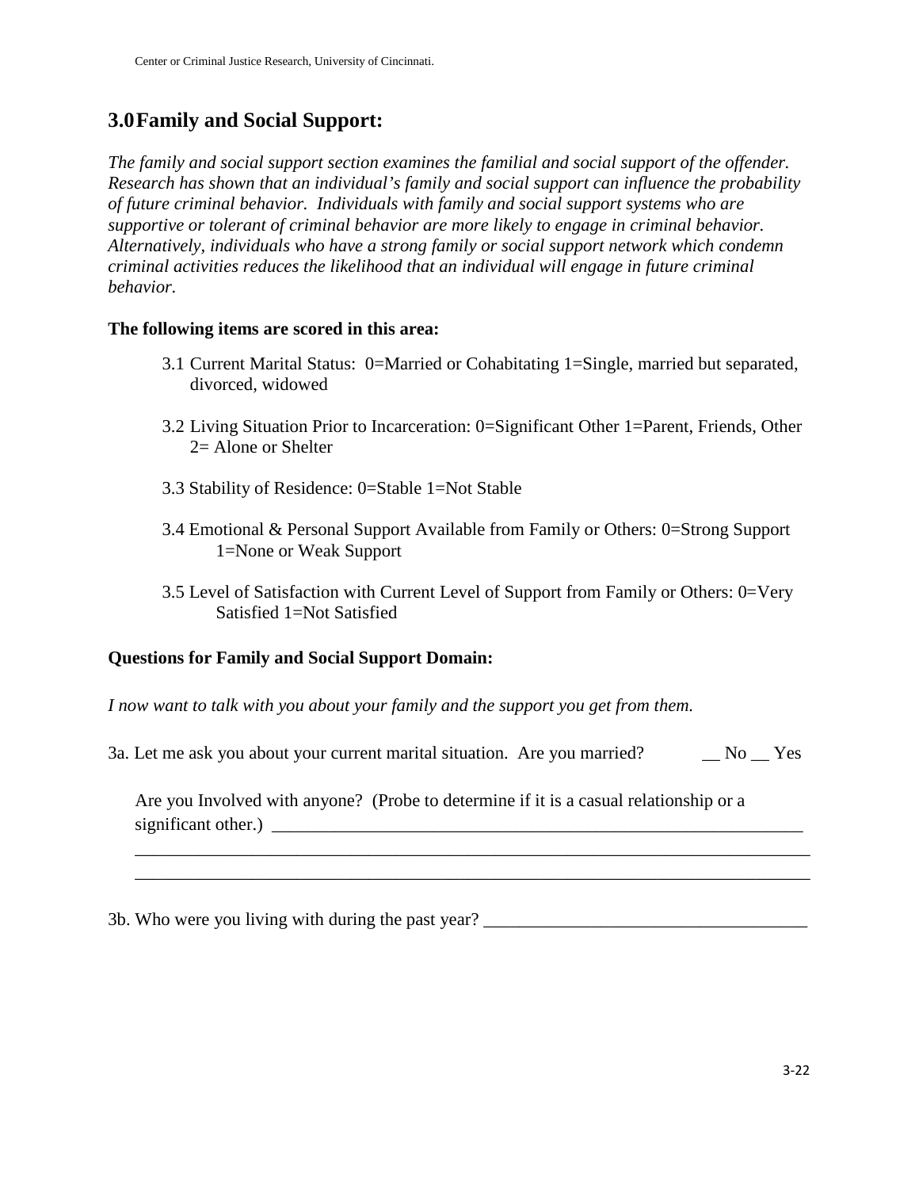## 3.0 Family and Social Support:

*The family and social support section examines the familial and social support of the offender. Research has shown that an individual's family and social support can influence the probability of future criminal behavior. Individuals with family and social support systems who are supportive or tolerant of criminal behavior are more likely to engage in criminal behavior. Alternatively, individuals who have a strong family or social support network which condemn criminal activities reduces the likelihood that an individual will engage in future criminal behavior.*

**The following items are scored in this area:**

3.1 Current Marital Status: 0=Married or Cohabitating 1=Single, married but separated, divorced, widowed

3.2 Living Situation Prior to Incarceration: 0=Significant Other 1=Parent, Friends, Other 2= Alone or Shelter

3.3 Stability of Residence: 0=Stable 1=Not Stable

3.4 Emotional & Personal Support Available from Family or Others: 0=Strong Support 1=None or Weak Support

3.5 Level of Satisfaction with Current Level of Support from Family or Others: 0=Very Satisfied 1=Not Satisfied

**Questions for Family and Social Support Domain:**

*I now want to talk with you about your family and the support you get from them.*

3a. Let me ask you about your current marital situation. Are you married? __ No __ Yes

Are you Involved with anyone? (Probe to determine if it is a casual relationship or a significant other.) ______________________________________________________________

______________________________________________________________________________

______________________________________________________________________________

3b. Who were you living with during the past year? ____________________________________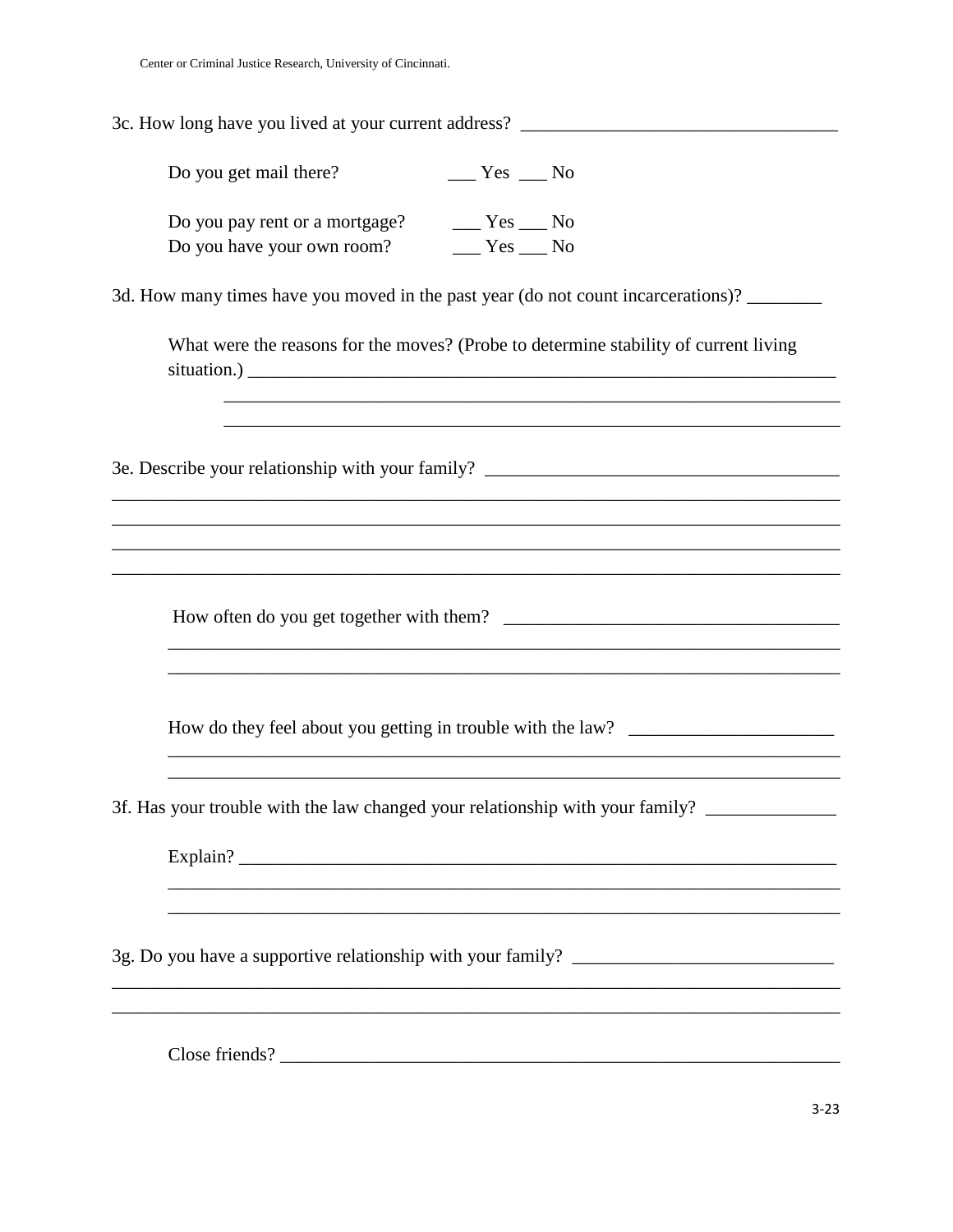3c. How long have you lived at your current address? __________________________________

Do you get mail there? ___ Yes ___ No

Do you pay rent or a mortgage? ___ Yes ___ No
Do you have your own room? ___ Yes ___ No

3d. How many times have you moved in the past year (do not count incarcerations)? ________

What were the reasons for the moves? (Probe to determine stability of current living situation.) _________________________________________________________________
_________________________________________________________________
_________________________________________________________________

3e. Describe your relationship with your family? ______________________________________
_______________________________________________________________________________
_______________________________________________________________________________
_______________________________________________________________________________
_______________________________________________________________________________

How often do you get together with them? ____________________________________
_________________________________________________________________________
_________________________________________________________________________

How do they feel about you getting in trouble with the law? ______________________
_________________________________________________________________________
_________________________________________________________________________

3f. Has your trouble with the law changed your relationship with your family? ______________

Explain? _________________________________________________________________
_________________________________________________________________________
_________________________________________________________________________

3g. Do you have a supportive relationship with your family? ___________________________
_______________________________________________________________________________
_______________________________________________________________________________

Close friends? _____________________________________________________________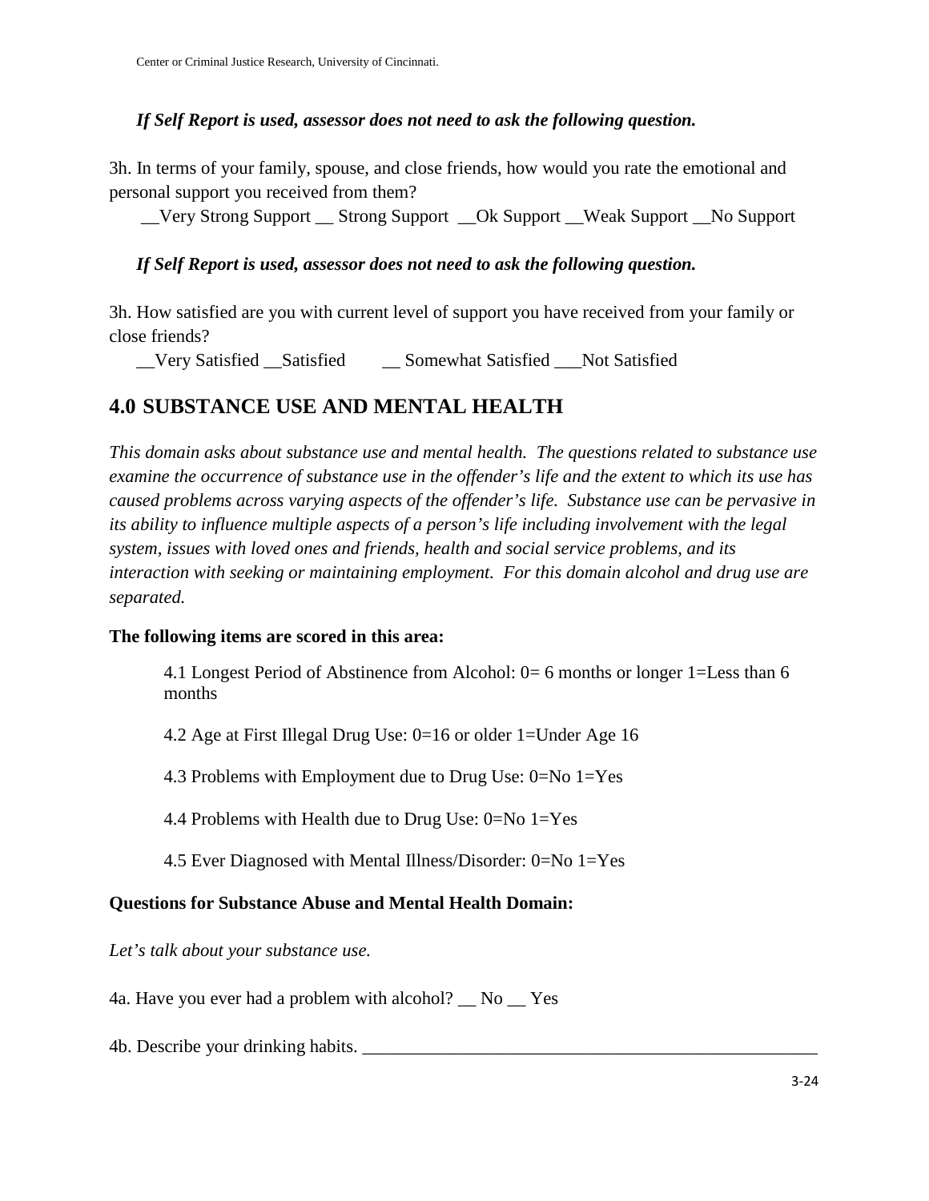*If Self Report is used, assessor does not need to ask the following question.*

3h. In terms of your family, spouse, and close friends, how would you rate the emotional and personal support you received from them?

__Very Strong Support __ Strong Support __Ok Support __Weak Support __No Support

*If Self Report is used, assessor does not need to ask the following question.*

3h. How satisfied are you with current level of support you have received from your family or close friends?

__Very Satisfied __Satisfied __ Somewhat Satisfied ___Not Satisfied

## 4.0 SUBSTANCE USE AND MENTAL HEALTH

*This domain asks about substance use and mental health. The questions related to substance use examine the occurrence of substance use in the offender's life and the extent to which its use has caused problems across varying aspects of the offender's life. Substance use can be pervasive in its ability to influence multiple aspects of a person's life including involvement with the legal system, issues with loved ones and friends, health and social service problems, and its interaction with seeking or maintaining employment. For this domain alcohol and drug use are separated.*

**The following items are scored in this area:**

4.1 Longest Period of Abstinence from Alcohol: 0= 6 months or longer 1=Less than 6 months

4.2 Age at First Illegal Drug Use: 0=16 or older 1=Under Age 16

4.3 Problems with Employment due to Drug Use: 0=No 1=Yes

4.4 Problems with Health due to Drug Use: 0=No 1=Yes

4.5 Ever Diagnosed with Mental Illness/Disorder: 0=No 1=Yes

**Questions for Substance Abuse and Mental Health Domain:**

*Let's talk about your substance use.*

4a. Have you ever had a problem with alcohol? __ No __ Yes

4b. Describe your drinking habits. ____________________________________________________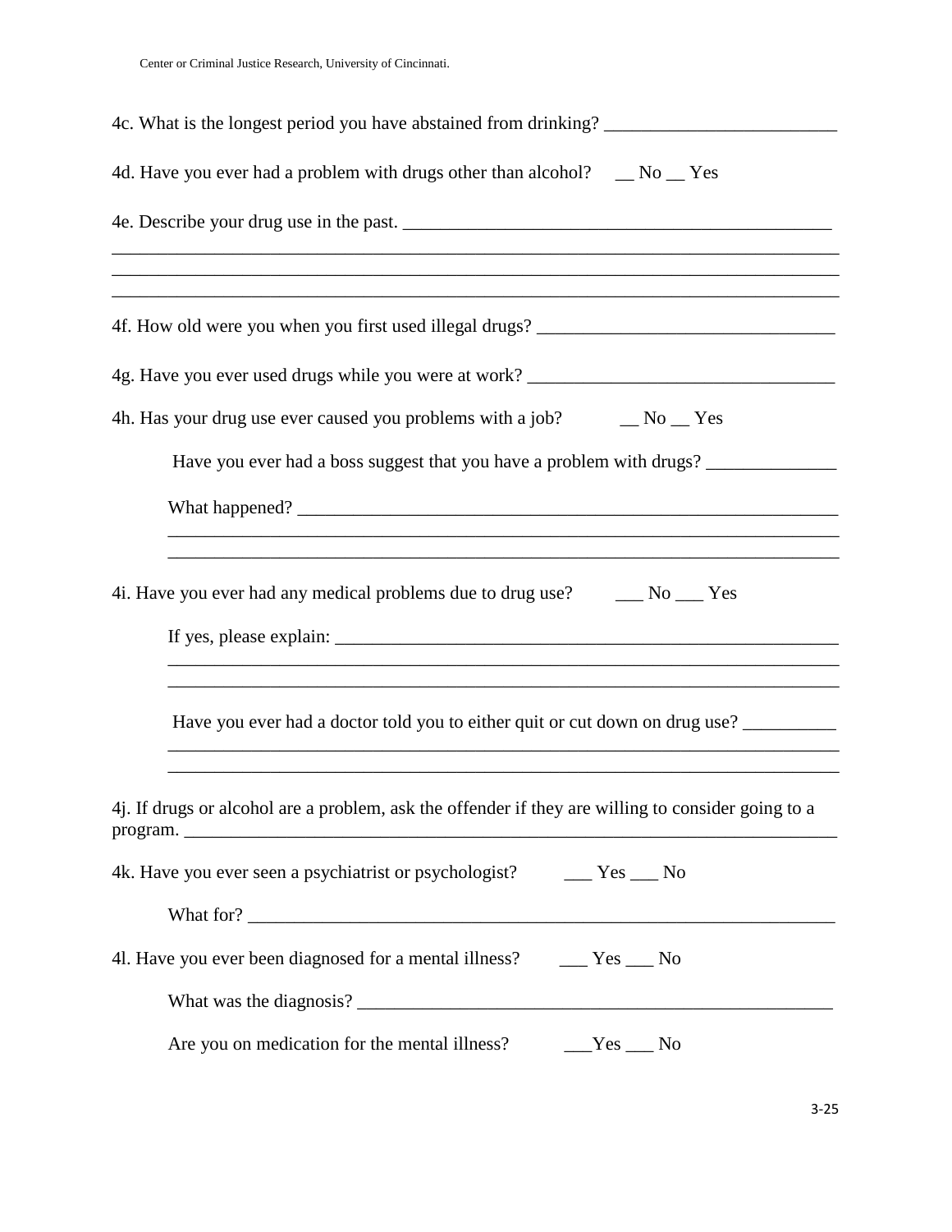4c. What is the longest period you have abstained from drinking? ________________________

4d. Have you ever had a problem with drugs other than alcohol? __ No __ Yes

4e. Describe your drug use in the past. _____________________________________________

_________________________________________________________________________

_________________________________________________________________________

_________________________________________________________________________

4f. How old were you when you first used illegal drugs? _______________________________

4g. Have you ever used drugs while you were at work? ________________________________

4h. Has your drug use ever caused you problems with a job? __ No __ Yes

Have you ever had a boss suggest that you have a problem with drugs? _____________

What happened? _________________________________________________________

_____________________________________________________________________

_____________________________________________________________________

4i. Have you ever had any medical problems due to drug use? ___ No ___ Yes

If yes, please explain: _____________________________________________________

_____________________________________________________________________

_____________________________________________________________________

Have you ever had a doctor told you to either quit or cut down on drug use? _________

_____________________________________________________________________

_____________________________________________________________________

4j. If drugs or alcohol are a problem, ask the offender if they are willing to consider going to a program. ______________________________________________________________

4k. Have you ever seen a psychiatrist or psychologist? ___ Yes ___ No

What for? ______________________________________________________________

4l. Have you ever been diagnosed for a mental illness? ___ Yes ___ No

What was the diagnosis? ___________________________________________________

Are you on medication for the mental illness? ___Yes ___ No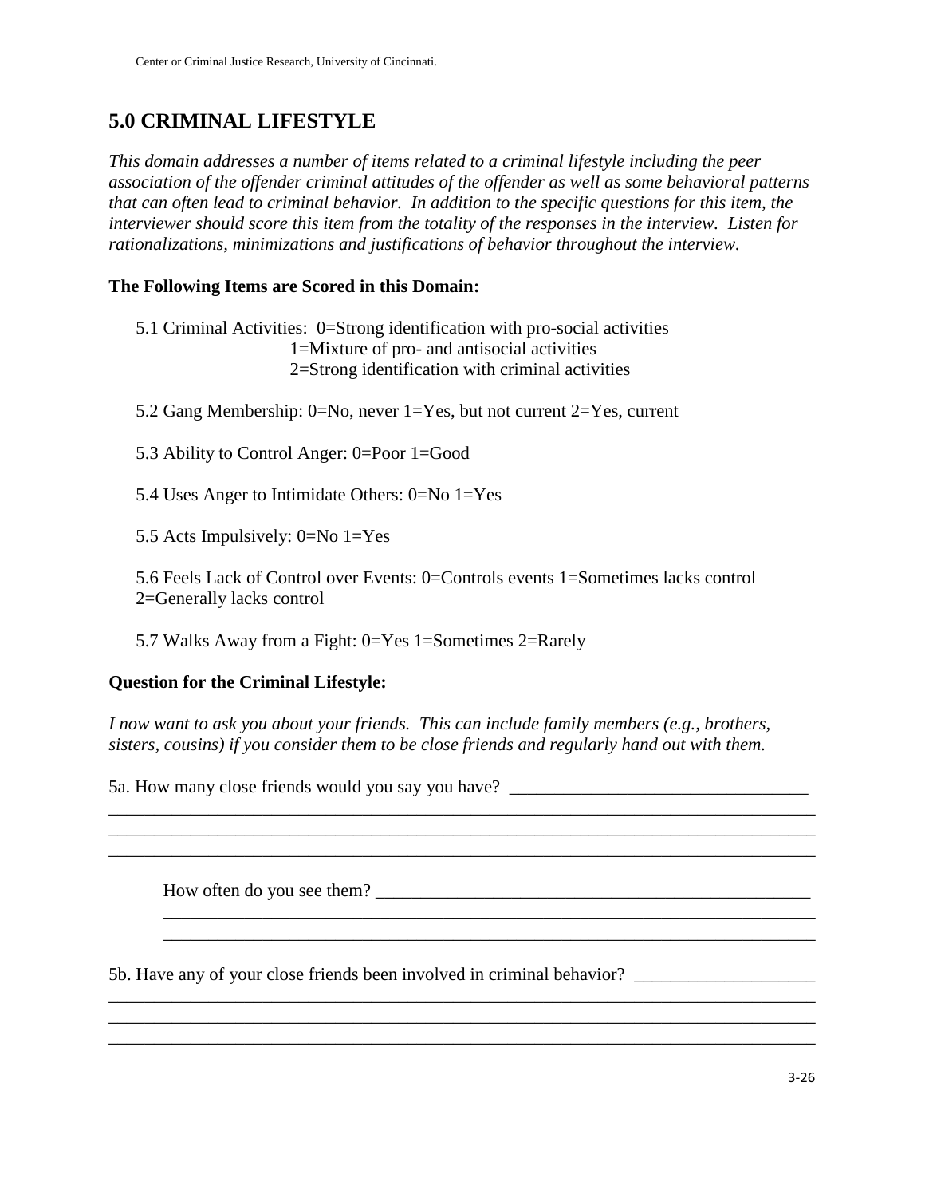## 5.0 CRIMINAL LIFESTYLE

*This domain addresses a number of items related to a criminal lifestyle including the peer association of the offender criminal attitudes of the offender as well as some behavioral patterns that can often lead to criminal behavior. In addition to the specific questions for this item, the interviewer should score this item from the totality of the responses in the interview. Listen for rationalizations, minimizations and justifications of behavior throughout the interview.*

**The Following Items are Scored in this Domain:**

5.1 Criminal Activities: 0=Strong identification with pro-social activities
1=Mixture of pro- and antisocial activities
2=Strong identification with criminal activities

5.2 Gang Membership: 0=No, never 1=Yes, but not current 2=Yes, current

5.3 Ability to Control Anger: 0=Poor 1=Good

5.4 Uses Anger to Intimidate Others: 0=No 1=Yes

5.5 Acts Impulsively: 0=No 1=Yes

5.6 Feels Lack of Control over Events: 0=Controls events 1=Sometimes lacks control 2=Generally lacks control

5.7 Walks Away from a Fight: 0=Yes 1=Sometimes 2=Rarely

**Question for the Criminal Lifestyle:**

*I now want to ask you about your friends. This can include family members (e.g., brothers, sisters, cousins) if you consider them to be close friends and regularly hand out with them.*

5a. How many close friends would you say you have? ________________________________
_____________________________________________________________________________
_____________________________________________________________________________
_____________________________________________________________________________

How often do you see them? ______________________________________________
_______________________________________________________________________
_______________________________________________________________________

5b. Have any of your close friends been involved in criminal behavior? ___________________
_____________________________________________________________________________
_____________________________________________________________________________
_____________________________________________________________________________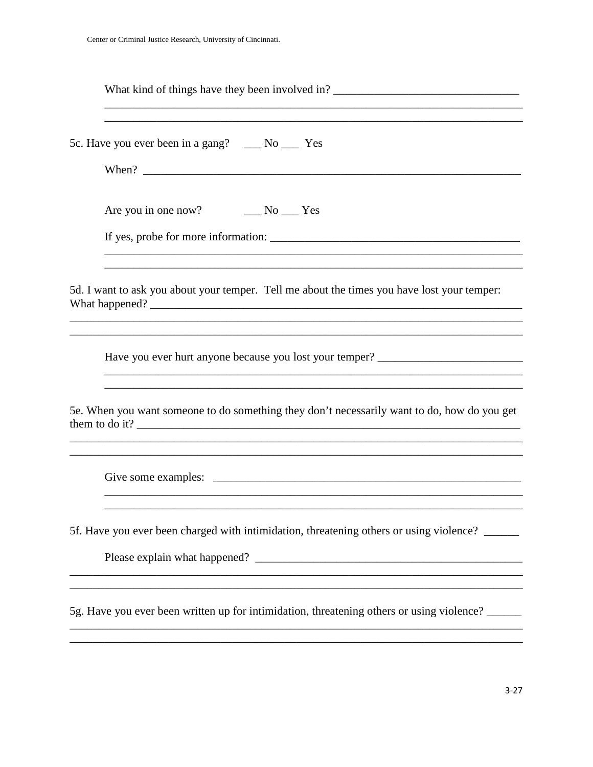What kind of things have they been involved in? ________________________________
___________________________________________________________________________
___________________________________________________________________________

5c. Have you ever been in a gang? ___ No ___ Yes

When? ____________________________________________________________________

Are you in one now? ___ No ___ Yes

If yes, probe for more information: ___________________________________________
___________________________________________________________________________
___________________________________________________________________________

5d. I want to ask you about your temper. Tell me about the times you have lost your temper: What happened? ____________________________________________________________
___________________________________________________________________________
___________________________________________________________________________

Have you ever hurt anyone because you lost your temper? _________________________
___________________________________________________________________________
___________________________________________________________________________

5e. When you want someone to do something they don't necessarily want to do, how do you get them to do it? _____________________________________________________________
___________________________________________________________________________
___________________________________________________________________________

Give some examples: ________________________________________________________
___________________________________________________________________________
___________________________________________________________________________

5f. Have you ever been charged with intimidation, threatening others or using violence? ______

Please explain what happened? _______________________________________________
___________________________________________________________________________
___________________________________________________________________________

5g. Have you ever been written up for intimidation, threatening others or using violence? ______
___________________________________________________________________________
___________________________________________________________________________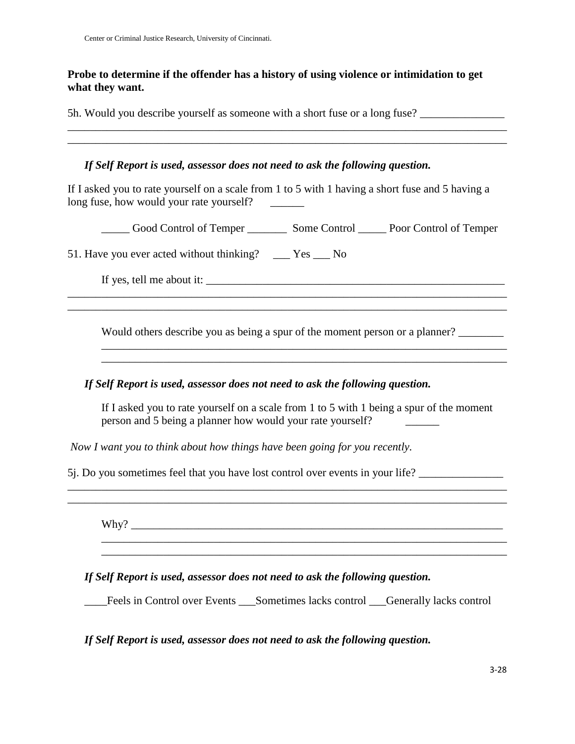**Probe to determine if the offender has a history of using violence or intimidation to get what they want.**

5h. Would you describe yourself as someone with a short fuse or a long fuse? _______________
________________________________________________________________________________
________________________________________________________________________________

*If Self Report is used, assessor does not need to ask the following question.*

If I asked you to rate yourself on a scale from 1 to 5 with 1 having a short fuse and 5 having a long fuse, how would your rate yourself? ______

_____ Good Control of Temper _______ Some Control _____ Poor Control of Temper

51. Have you ever acted without thinking? ___ Yes ___ No

If yes, tell me about it: _______________________________________________________
________________________________________________________________________________
________________________________________________________________________________

Would others describe you as being a spur of the moment person or a planner? ________
__________________________________________________________________________
__________________________________________________________________________

*If Self Report is used, assessor does not need to ask the following question.*

If I asked you to rate yourself on a scale from 1 to 5 with 1 being a spur of the moment person and 5 being a planner how would your rate yourself? ______

*Now I want you to think about how things have been going for you recently.*

5j. Do you sometimes feel that you have lost control over events in your life? _______________
________________________________________________________________________________
________________________________________________________________________________

Why? ____________________________________________________________________
__________________________________________________________________________
__________________________________________________________________________

*If Self Report is used, assessor does not need to ask the following question.*

____Feels in Control over Events ___Sometimes lacks control ___Generally lacks control

*If Self Report is used, assessor does not need to ask the following question.*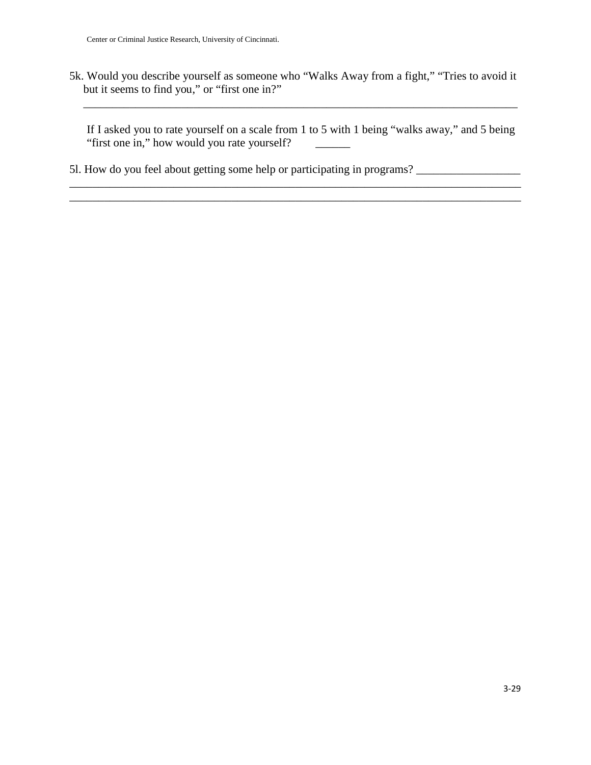Center or Criminal Justice Research, University of Cincinnati.

5k. Would you describe yourself as someone who "Walks Away from a fight," "Tries to avoid it but it seems to find you," or "first one in?"

______________________________________________________________________________

If I asked you to rate yourself on a scale from 1 to 5 with 1 being "walks away," and 5 being "first one in," how would you rate yourself? ______

5l. How do you feel about getting some help or participating in programs? __________________
______________________________________________________________________________
______________________________________________________________________________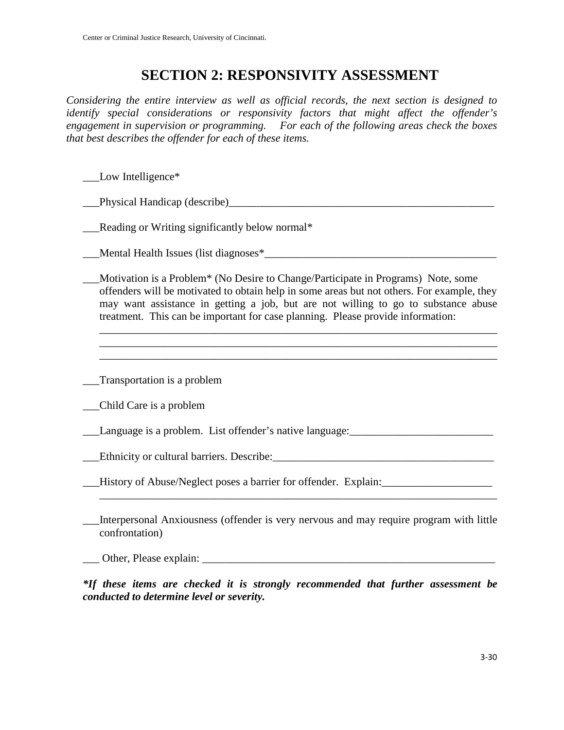## SECTION 2: RESPONSIVITY ASSESSMENT

*Considering the entire interview as well as official records, the next section is designed to identify special considerations or responsivity factors that might affect the offender's engagement in supervision or programming. For each of the following areas check the boxes that best describes the offender for each of these items.*

___Low Intelligence*

___Physical Handicap (describe)_________________________________________________

___Reading or Writing significantly below normal*

___Mental Health Issues (list diagnoses*____________________________________________

___Motivation is a Problem* (No Desire to Change/Participate in Programs) Note, some offenders will be motivated to obtain help in some areas but not others. For example, they may want assistance in getting a job, but are not willing to go to substance abuse treatment. This can be important for case planning. Please provide information:
___________________________________________________________________________
___________________________________________________________________________
___________________________________________________________________________

___Transportation is a problem

___Child Care is a problem

___Language is a problem. List offender's native language:__________________________

___Ethnicity or cultural barriers. Describe:_________________________________________

___History of Abuse/Neglect poses a barrier for offender. Explain:____________________
___________________________________________________________________________

___Interpersonal Anxiousness (offender is very nervous and may require program with little confrontation)

___ Other, Please explain: ______________________________________________________

***If these items are checked it is strongly recommended that further assessment be conducted to determine level or severity.***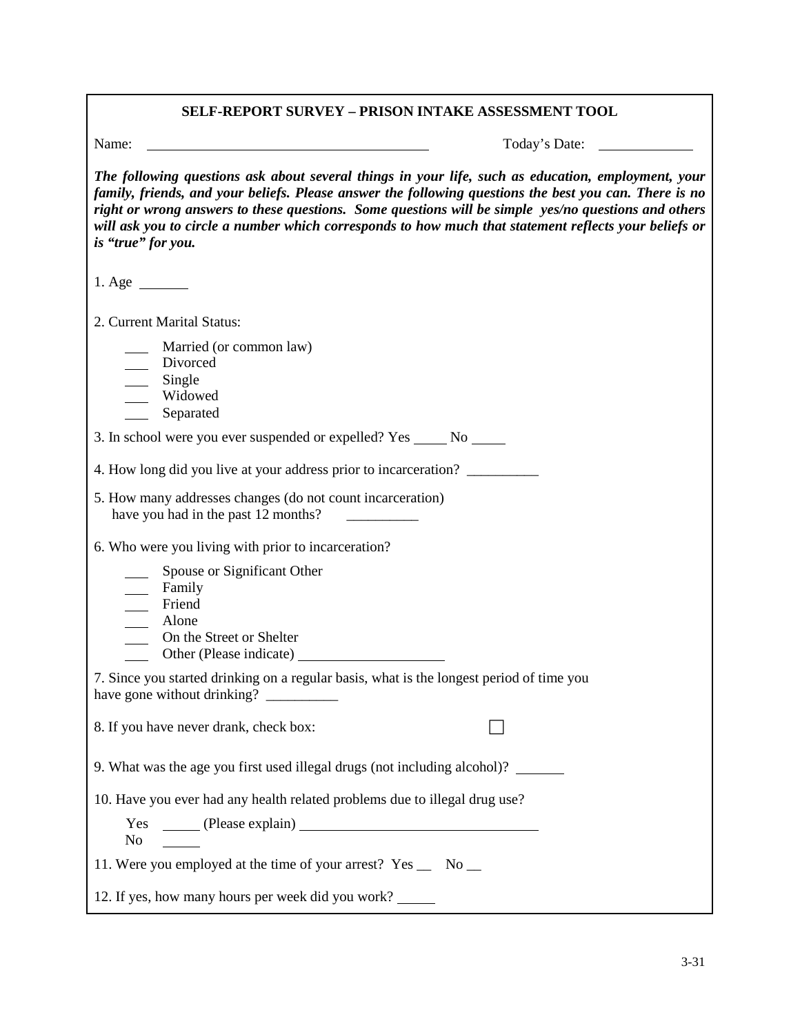## SELF-REPORT SURVEY – PRISON INTAKE ASSESSMENT TOOL

Name: ________________________________ Today's Date: ____________

***The following questions ask about several things in your life, such as education, employment, your family, friends, and your beliefs. Please answer the following questions the best you can. There is no right or wrong answers to these questions. Some questions will be simple yes/no questions and others will ask you to circle a number which corresponds to how much that statement reflects your beliefs or is "true" for you.***

1. Age ______

2. Current Marital Status:

___ Married (or common law)
___ Divorced
___ Single
___ Widowed
___ Separated

3. In school were you ever suspended or expelled? Yes ____ No ____

4. How long did you live at your address prior to incarceration? __________

5. How many addresses changes (do not count incarceration) have you had in the past 12 months? __________

6. Who were you living with prior to incarceration?

___ Spouse or Significant Other
___ Family
___ Friend
___ Alone
___ On the Street or Shelter
___ Other (Please indicate) ________________

7. Since you started drinking on a regular basis, what is the longest period of time you have gone without drinking? __________

8. If you have never drank, check box: ☐

9. What was the age you first used illegal drugs (not including alcohol)? ______

10. Have you ever had any health related problems due to illegal drug use?

Yes _____ (Please explain) ____________________________
No _____

11. Were you employed at the time of your arrest? Yes __ No __

12. If yes, how many hours per week did you work? _____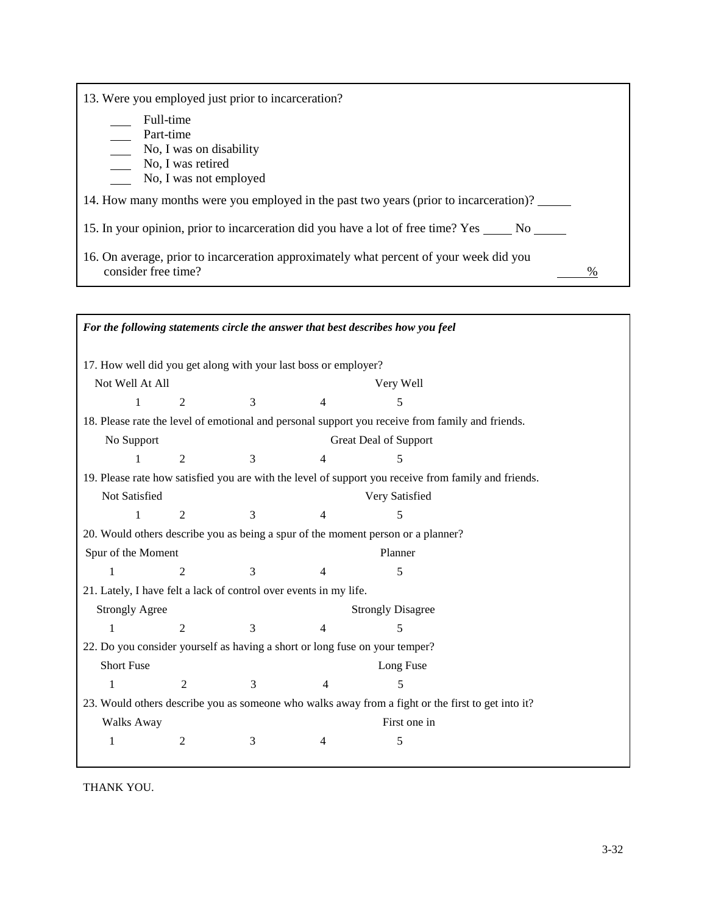13. Were you employed just prior to incarceration?

- ___ Full-time
- ___ Part-time
- ___ No, I was on disability
- ___ No, I was retired
- ___ No, I was not employed

14. How many months were you employed in the past two years (prior to incarceration)? _____

15. In your opinion, prior to incarceration did you have a lot of free time? Yes _____ No _____

16. On average, prior to incarceration approximately what percent of your week did you consider free time? _____%

***For the following statements circle the answer that best describes how you feel***

17. How well did you get along with your last boss or employer?

| Not Well At All | | | | Very Well |
|---|---|---|---|---|
| 1 | 2 | 3 | 4 | 5 |

18. Please rate the level of emotional and personal support you receive from family and friends.

| No Support | | | | Great Deal of Support |
|---|---|---|---|---|
| 1 | 2 | 3 | 4 | 5 |

19. Please rate how satisfied you are with the level of support you receive from family and friends.

| Not Satisfied | | | | Very Satisfied |
|---|---|---|---|---|
| 1 | 2 | 3 | 4 | 5 |

20. Would others describe you as being a spur of the moment person or a planner?

| Spur of the Moment | | | | Planner |
|---|---|---|---|---|
| 1 | 2 | 3 | 4 | 5 |

21. Lately, I have felt a lack of control over events in my life.

| Strongly Agree | | | | Strongly Disagree |
|---|---|---|---|---|
| 1 | 2 | 3 | 4 | 5 |

22. Do you consider yourself as having a short or long fuse on your temper?

| Short Fuse | | | | Long Fuse |
|---|---|---|---|---|
| 1 | 2 | 3 | 4 | 5 |

23. Would others describe you as someone who walks away from a fight or the first to get into it?

| Walks Away | | | | First one in |
|---|---|---|---|---|
| 1 | 2 | 3 | 4 | 5 |

THANK YOU.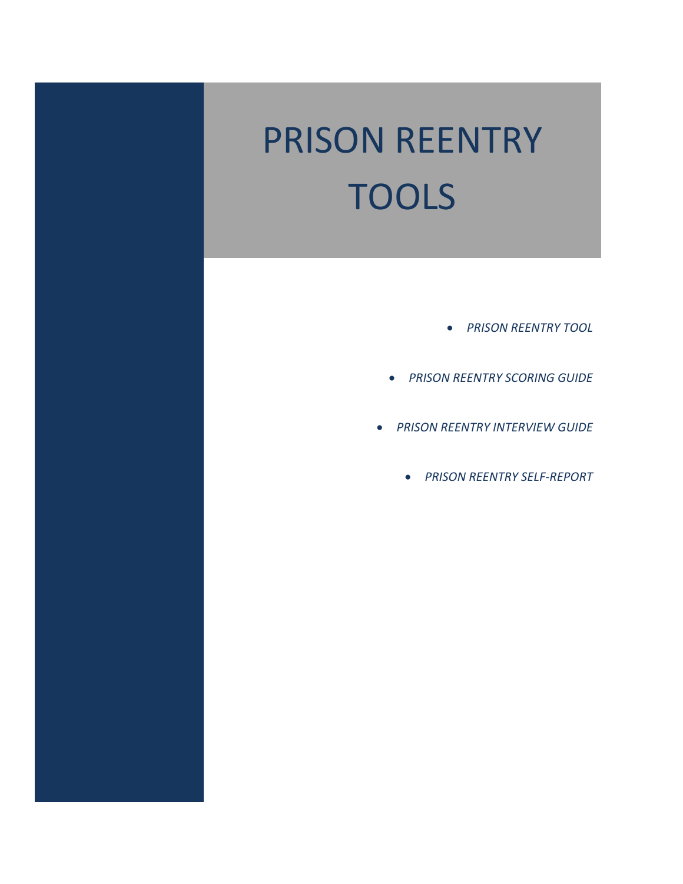# PRISON REENTRY TOOLS

- *PRISON REENTRY TOOL*
- *PRISON REENTRY SCORING GUIDE*
- *PRISON REENTRY INTERVIEW GUIDE*
- *PRISON REENTRY SELF-REPORT*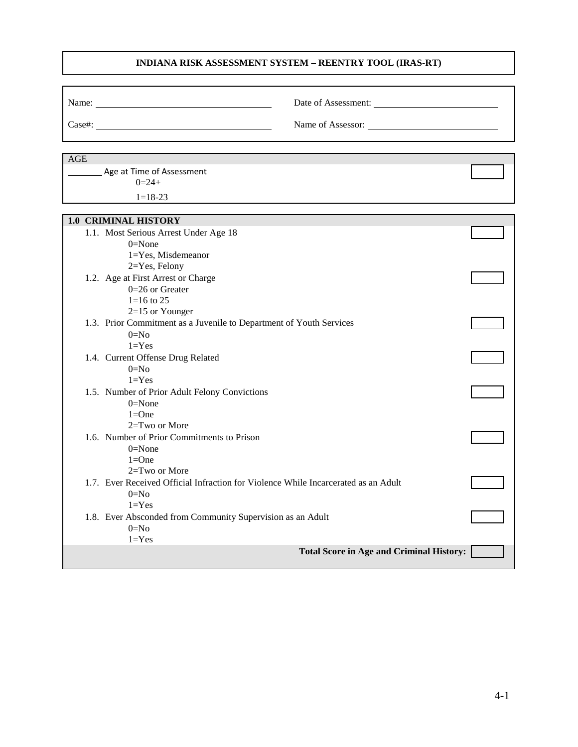# INDIANA RISK ASSESSMENT SYSTEM – REENTRY TOOL (IRAS-RT)

Name: ______________________ Date of Assessment: ______________________

Case#: ______________________ Name of Assessor: ______________________

## AGE

_______ Age at Time of Assessment [ ]
- 0=24+
- 1=18-23

## 1.0 CRIMINAL HISTORY

1.1. Most Serious Arrest Under Age 18 [ ]
- 0=None
- 1=Yes, Misdemeanor
- 2=Yes, Felony

1.2. Age at First Arrest or Charge [ ]
- 0=26 or Greater
- 1=16 to 25
- 2=15 or Younger

1.3. Prior Commitment as a Juvenile to Department of Youth Services [ ]
- 0=No
- 1=Yes

1.4. Current Offense Drug Related [ ]
- 0=No
- 1=Yes

1.5. Number of Prior Adult Felony Convictions [ ]
- 0=None
- 1=One
- 2=Two or More

1.6. Number of Prior Commitments to Prison [ ]
- 0=None
- 1=One
- 2=Two or More

1.7. Ever Received Official Infraction for Violence While Incarcerated as an Adult [ ]
- 0=No
- 1=Yes

1.8. Ever Absconded from Community Supervision as an Adult [ ]
- 0=No
- 1=Yes

**Total Score in Age and Criminal History:** [ ]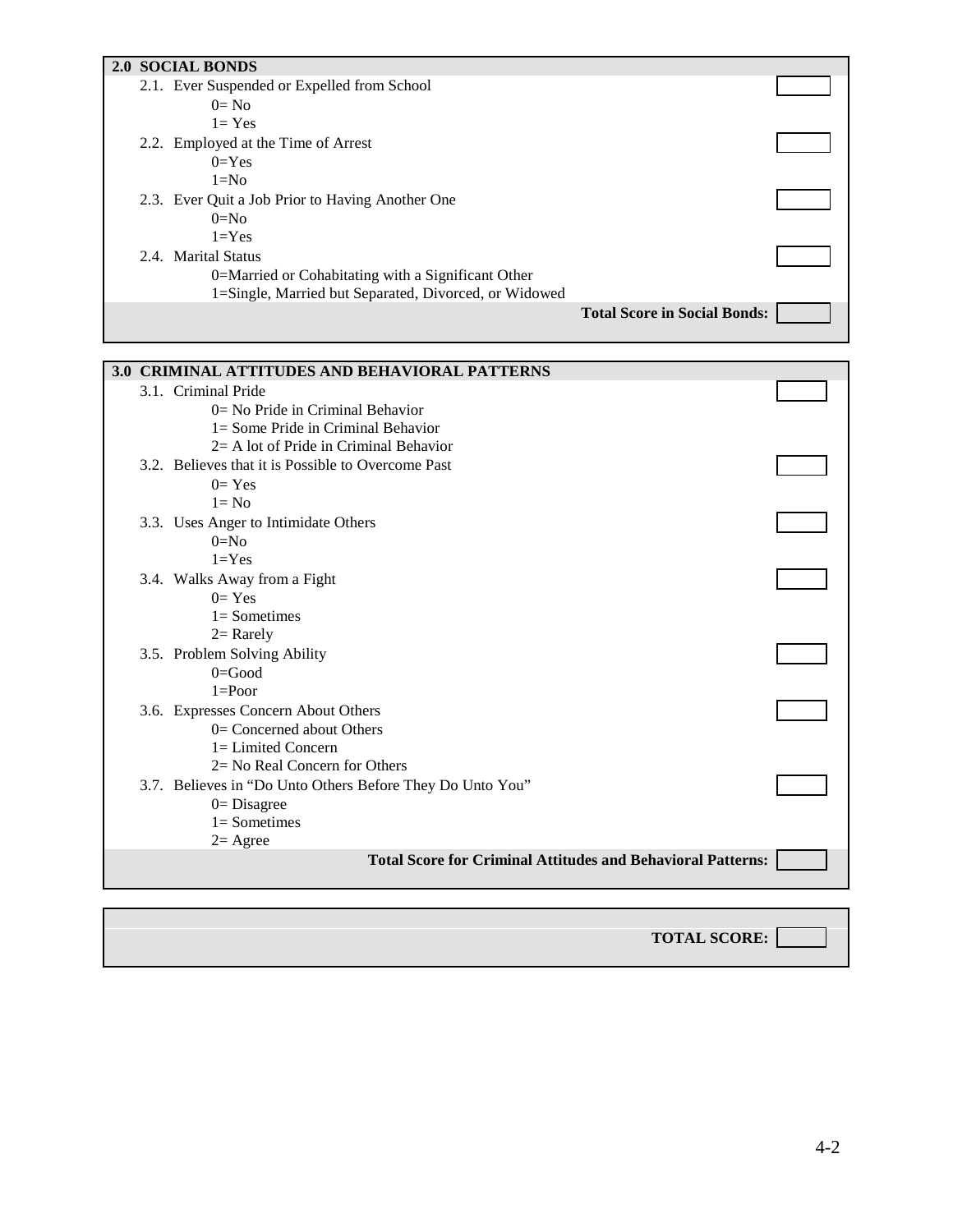## 2.0 SOCIAL BONDS

2.1. Ever Suspended or Expelled from School
- 0= No
- 1= Yes

2.2. Employed at the Time of Arrest
- 0=Yes
- 1=No

2.3. Ever Quit a Job Prior to Having Another One
- 0=No
- 1=Yes

2.4. Marital Status
- 0=Married or Cohabitating with a Significant Other
- 1=Single, Married but Separated, Divorced, or Widowed

**Total Score in Social Bonds:**

## 3.0 CRIMINAL ATTITUDES AND BEHAVIORAL PATTERNS

3.1. Criminal Pride
- 0= No Pride in Criminal Behavior
- 1= Some Pride in Criminal Behavior
- 2= A lot of Pride in Criminal Behavior

3.2. Believes that it is Possible to Overcome Past
- 0= Yes
- 1= No

3.3. Uses Anger to Intimidate Others
- 0=No
- 1=Yes

3.4. Walks Away from a Fight
- 0= Yes
- 1= Sometimes
- 2= Rarely

3.5. Problem Solving Ability
- 0=Good
- 1=Poor

3.6. Expresses Concern About Others
- 0= Concerned about Others
- 1= Limited Concern
- 2= No Real Concern for Others

3.7. Believes in "Do Unto Others Before They Do Unto You"
- 0= Disagree
- 1= Sometimes
- 2= Agree

**Total Score for Criminal Attitudes and Behavioral Patterns:**

**TOTAL SCORE:**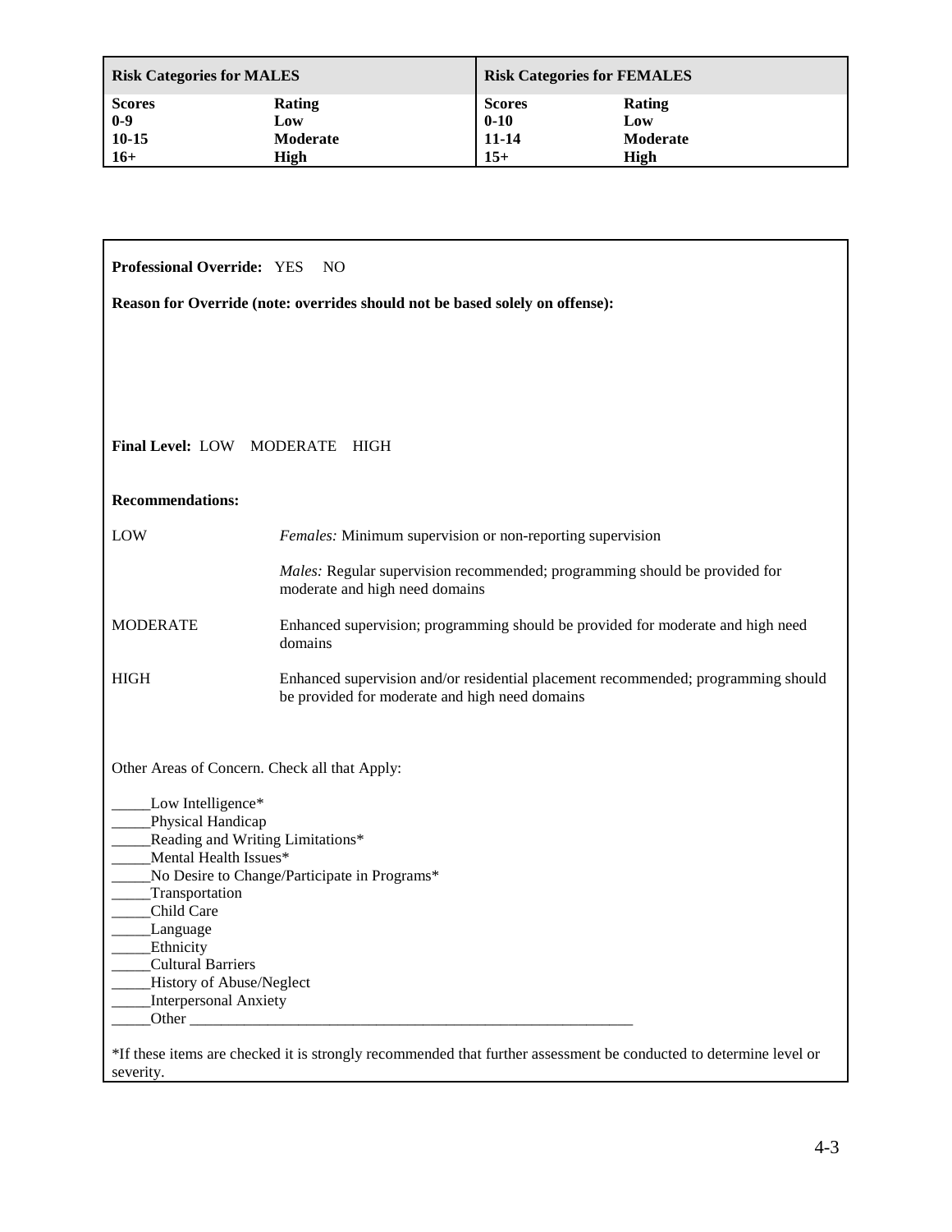| Risk Categories for MALES | | Risk Categories for FEMALES | |
|---|---|---|---|
| **Scores** | **Rating** | **Scores** | **Rating** |
| **0-9** | **Low** | **0-10** | **Low** |
| **10-15** | **Moderate** | **11-14** | **Moderate** |
| **16+** | **High** | **15+** | **High** |

**Professional Override:** YES NO

**Reason for Override (note: overrides should not be based solely on offense):**

**Final Level:** LOW MODERATE HIGH

**Recommendations:**

| | |
|---|---|
| LOW | *Females:* Minimum supervision or non-reporting supervision |
| | *Males:* Regular supervision recommended; programming should be provided for moderate and high need domains |
| MODERATE | Enhanced supervision; programming should be provided for moderate and high need domains |
| HIGH | Enhanced supervision and/or residential placement recommended; programming should be provided for moderate and high need domains |

Other Areas of Concern. Check all that Apply:

_____Low Intelligence*
_____Physical Handicap
_____Reading and Writing Limitations*
_____Mental Health Issues*
_____No Desire to Change/Participate in Programs*
_____Transportation
_____Child Care
_____Language
_____Ethnicity
_____Cultural Barriers
_____History of Abuse/Neglect
_____Interpersonal Anxiety
_____Other ___________________________________________________________

*If these items are checked it is strongly recommended that further assessment be conducted to determine level or severity.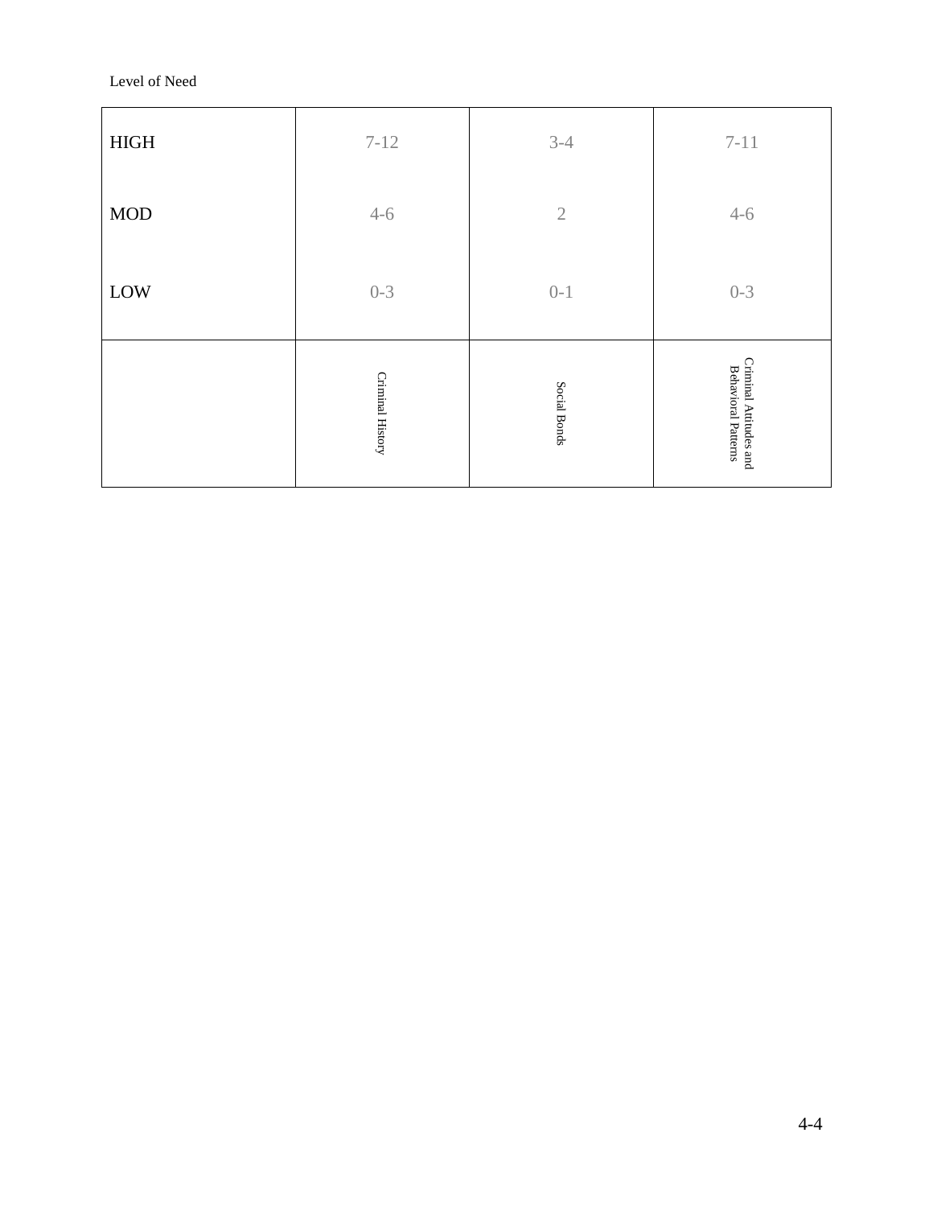Level of Need

| | | | |
|---|---|---|---|
| HIGH | 7-12 | 3-4 | 7-11 |
| MOD | 4-6 | 2 | 4-6 |
| LOW | 0-3 | 0-1 | 0-3 |
| | Criminal History | Social Bonds | Criminal Attitudes and Behavioral Patterns |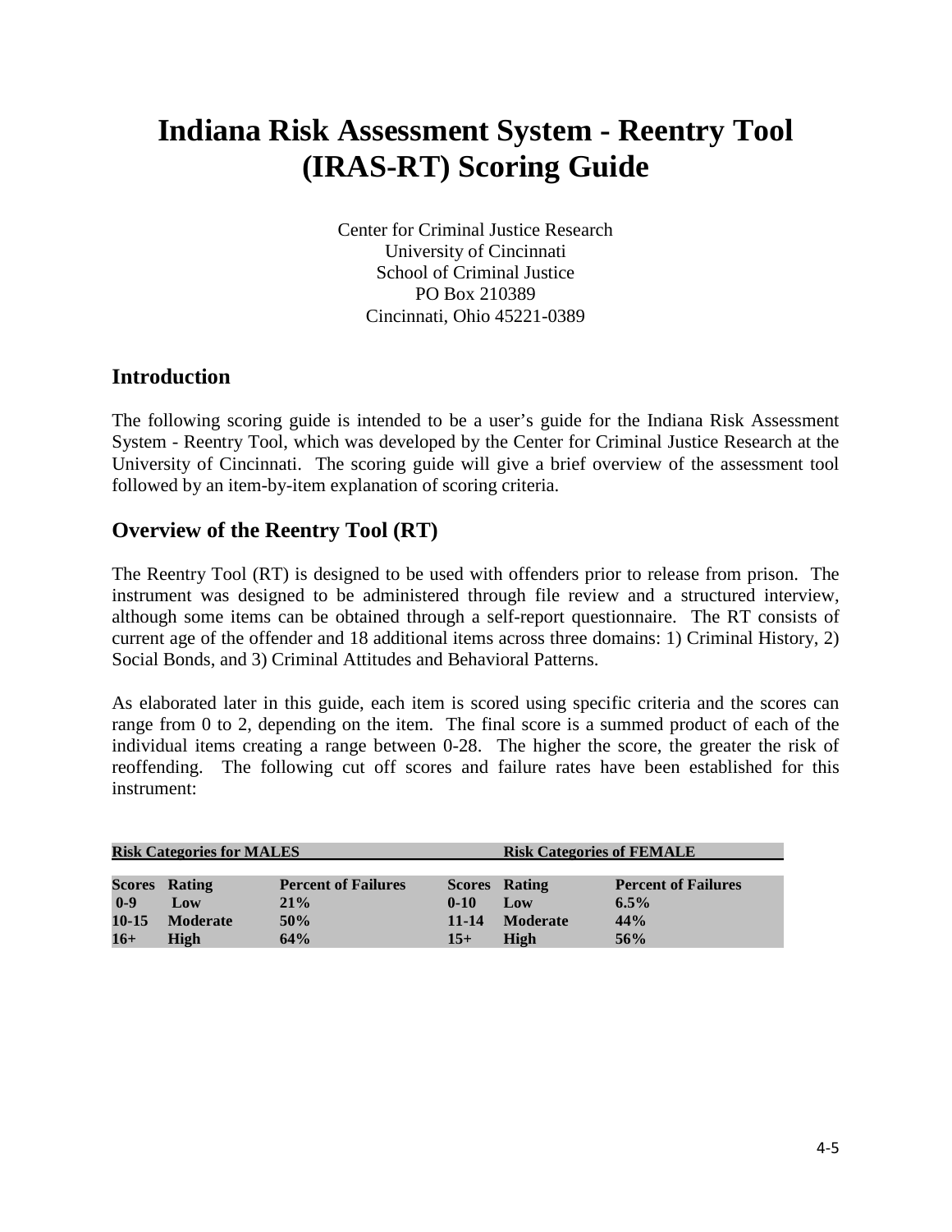# Indiana Risk Assessment System - Reentry Tool (IRAS-RT) Scoring Guide

Center for Criminal Justice Research
University of Cincinnati
School of Criminal Justice
PO Box 210389
Cincinnati, Ohio 45221-0389

## Introduction

The following scoring guide is intended to be a user's guide for the Indiana Risk Assessment System - Reentry Tool, which was developed by the Center for Criminal Justice Research at the University of Cincinnati. The scoring guide will give a brief overview of the assessment tool followed by an item-by-item explanation of scoring criteria.

## Overview of the Reentry Tool (RT)

The Reentry Tool (RT) is designed to be used with offenders prior to release from prison. The instrument was designed to be administered through file review and a structured interview, although some items can be obtained through a self-report questionnaire. The RT consists of current age of the offender and 18 additional items across three domains: 1) Criminal History, 2) Social Bonds, and 3) Criminal Attitudes and Behavioral Patterns.

As elaborated later in this guide, each item is scored using specific criteria and the scores can range from 0 to 2, depending on the item. The final score is a summed product of each of the individual items creating a range between 0-28. The higher the score, the greater the risk of reoffending. The following cut off scores and failure rates have been established for this instrument:

| **Risk Categories for MALES** | | | **Risk Categories of FEMALE** | | |
|---|---|---|---|---|---|
| **Scores** | **Rating** | **Percent of Failures** | **Scores** | **Rating** | **Percent of Failures** |
| **0-9** | **Low** | **21%** | **0-10** | **Low** | **6.5%** |
| **10-15** | **Moderate** | **50%** | **11-14** | **Moderate** | **44%** |
| **16+** | **High** | **64%** | **15+** | **High** | **56%** |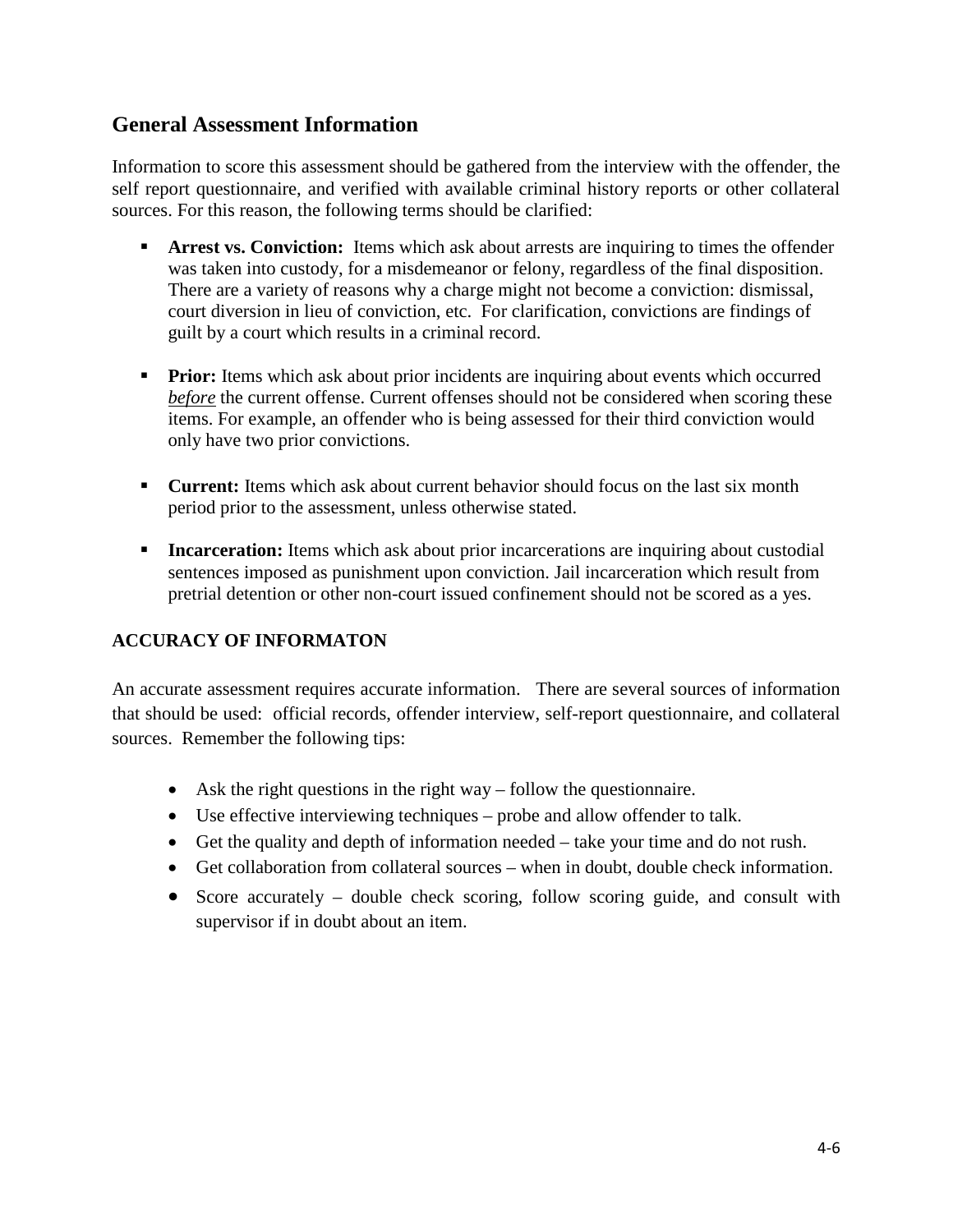## General Assessment Information

Information to score this assessment should be gathered from the interview with the offender, the self report questionnaire, and verified with available criminal history reports or other collateral sources. For this reason, the following terms should be clarified:

- **Arrest vs. Conviction:** Items which ask about arrests are inquiring to times the offender was taken into custody, for a misdemeanor or felony, regardless of the final disposition. There are a variety of reasons why a charge might not become a conviction: dismissal, court diversion in lieu of conviction, etc. For clarification, convictions are findings of guilt by a court which results in a criminal record.

- **Prior:** Items which ask about prior incidents are inquiring about events which occurred ***before*** the current offense. Current offenses should not be considered when scoring these items. For example, an offender who is being assessed for their third conviction would only have two prior convictions.

- **Current:** Items which ask about current behavior should focus on the last six month period prior to the assessment, unless otherwise stated.

- **Incarceration:** Items which ask about prior incarcerations are inquiring about custodial sentences imposed as punishment upon conviction. Jail incarceration which result from pretrial detention or other non-court issued confinement should not be scored as a yes.

### ACCURACY OF INFORMATON

An accurate assessment requires accurate information. There are several sources of information that should be used: official records, offender interview, self-report questionnaire, and collateral sources. Remember the following tips:

- Ask the right questions in the right way – follow the questionnaire.
- Use effective interviewing techniques – probe and allow offender to talk.
- Get the quality and depth of information needed – take your time and do not rush.
- Get collaboration from collateral sources – when in doubt, double check information.
- Score accurately – double check scoring, follow scoring guide, and consult with supervisor if in doubt about an item.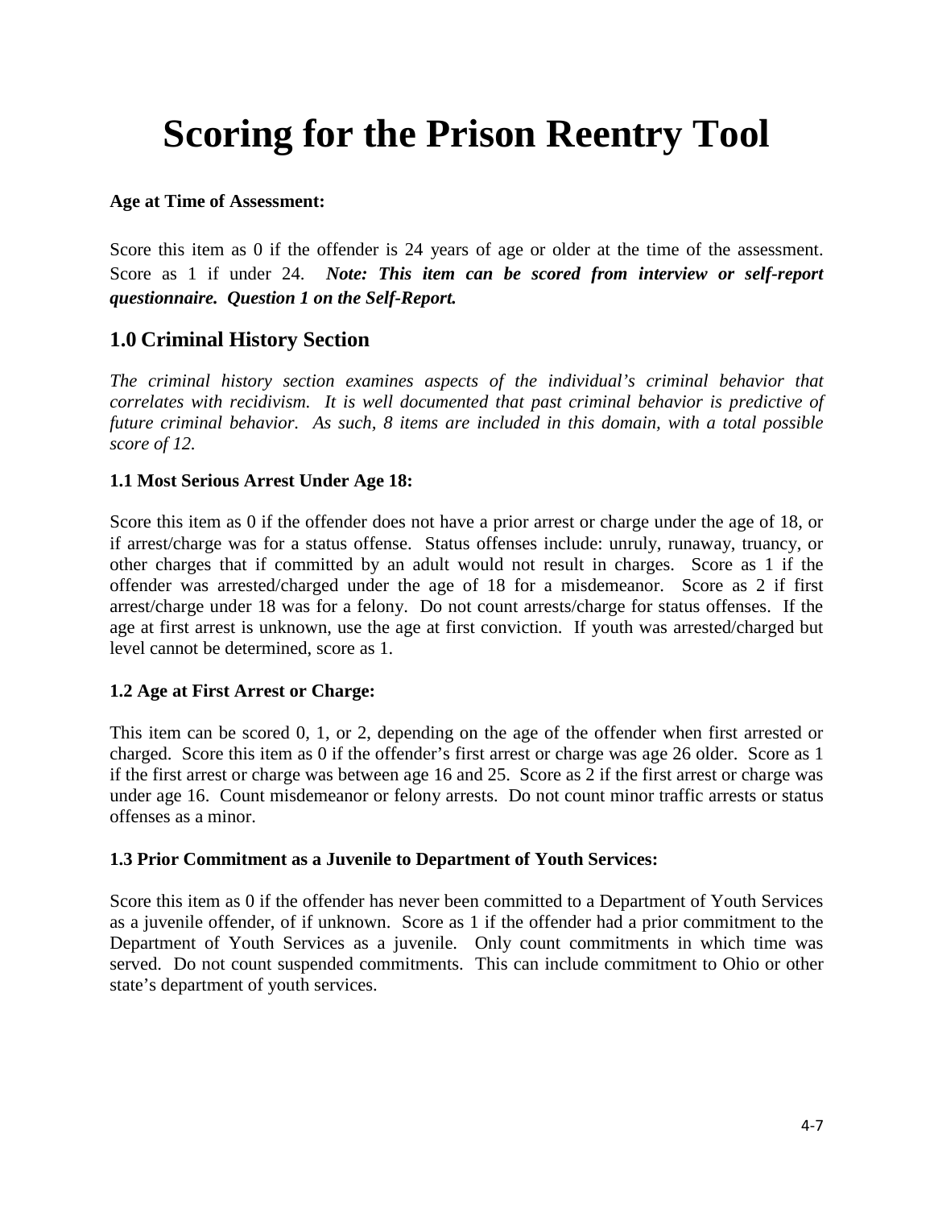# Scoring for the Prison Reentry Tool

**Age at Time of Assessment:**

Score this item as 0 if the offender is 24 years of age or older at the time of the assessment. Score as 1 if under 24. ***Note: This item can be scored from interview or self-report questionnaire. Question 1 on the Self-Report.***

## 1.0 Criminal History Section

*The criminal history section examines aspects of the individual's criminal behavior that correlates with recidivism. It is well documented that past criminal behavior is predictive of future criminal behavior. As such, 8 items are included in this domain, with a total possible score of 12.*

**1.1 Most Serious Arrest Under Age 18:**

Score this item as 0 if the offender does not have a prior arrest or charge under the age of 18, or if arrest/charge was for a status offense. Status offenses include: unruly, runaway, truancy, or other charges that if committed by an adult would not result in charges. Score as 1 if the offender was arrested/charged under the age of 18 for a misdemeanor. Score as 2 if first arrest/charge under 18 was for a felony. Do not count arrests/charge for status offenses. If the age at first arrest is unknown, use the age at first conviction. If youth was arrested/charged but level cannot be determined, score as 1.

**1.2 Age at First Arrest or Charge:**

This item can be scored 0, 1, or 2, depending on the age of the offender when first arrested or charged. Score this item as 0 if the offender's first arrest or charge was age 26 older. Score as 1 if the first arrest or charge was between age 16 and 25. Score as 2 if the first arrest or charge was under age 16. Count misdemeanor or felony arrests. Do not count minor traffic arrests or status offenses as a minor.

**1.3 Prior Commitment as a Juvenile to Department of Youth Services:**

Score this item as 0 if the offender has never been committed to a Department of Youth Services as a juvenile offender, of if unknown. Score as 1 if the offender had a prior commitment to the Department of Youth Services as a juvenile. Only count commitments in which time was served. Do not count suspended commitments. This can include commitment to Ohio or other state's department of youth services.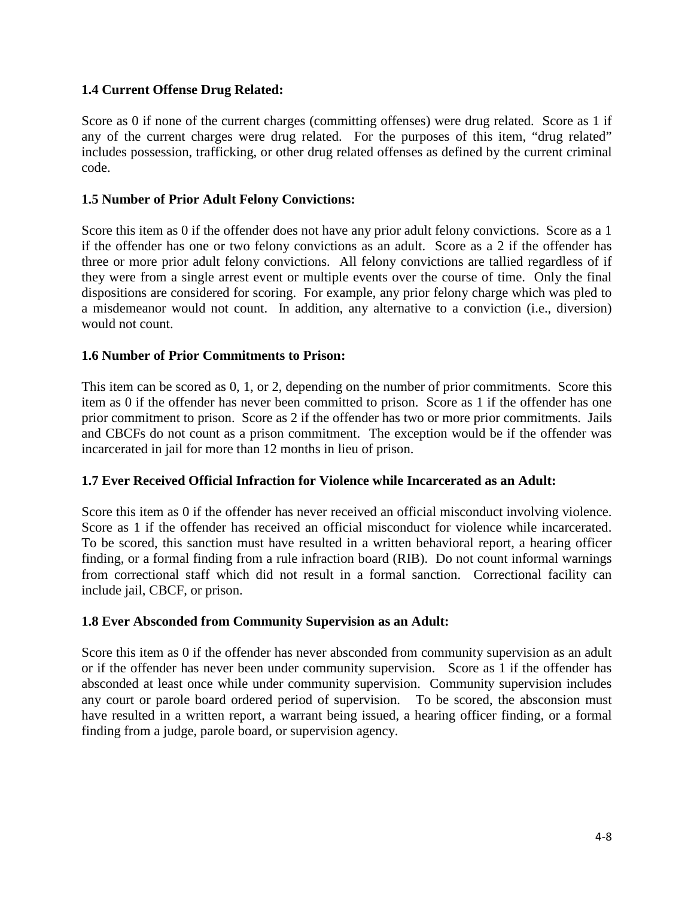**1.4 Current Offense Drug Related:**

Score as 0 if none of the current charges (committing offenses) were drug related. Score as 1 if any of the current charges were drug related. For the purposes of this item, "drug related" includes possession, trafficking, or other drug related offenses as defined by the current criminal code.

**1.5 Number of Prior Adult Felony Convictions:**

Score this item as 0 if the offender does not have any prior adult felony convictions. Score as a 1 if the offender has one or two felony convictions as an adult. Score as a 2 if the offender has three or more prior adult felony convictions. All felony convictions are tallied regardless of if they were from a single arrest event or multiple events over the course of time. Only the final dispositions are considered for scoring. For example, any prior felony charge which was pled to a misdemeanor would not count. In addition, any alternative to a conviction (i.e., diversion) would not count.

**1.6 Number of Prior Commitments to Prison:**

This item can be scored as 0, 1, or 2, depending on the number of prior commitments. Score this item as 0 if the offender has never been committed to prison. Score as 1 if the offender has one prior commitment to prison. Score as 2 if the offender has two or more prior commitments. Jails and CBCFs do not count as a prison commitment. The exception would be if the offender was incarcerated in jail for more than 12 months in lieu of prison.

**1.7 Ever Received Official Infraction for Violence while Incarcerated as an Adult:**

Score this item as 0 if the offender has never received an official misconduct involving violence. Score as 1 if the offender has received an official misconduct for violence while incarcerated. To be scored, this sanction must have resulted in a written behavioral report, a hearing officer finding, or a formal finding from a rule infraction board (RIB). Do not count informal warnings from correctional staff which did not result in a formal sanction. Correctional facility can include jail, CBCF, or prison.

**1.8 Ever Absconded from Community Supervision as an Adult:**

Score this item as 0 if the offender has never absconded from community supervision as an adult or if the offender has never been under community supervision. Score as 1 if the offender has absconded at least once while under community supervision. Community supervision includes any court or parole board ordered period of supervision. To be scored, the absconsion must have resulted in a written report, a warrant being issued, a hearing officer finding, or a formal finding from a judge, parole board, or supervision agency.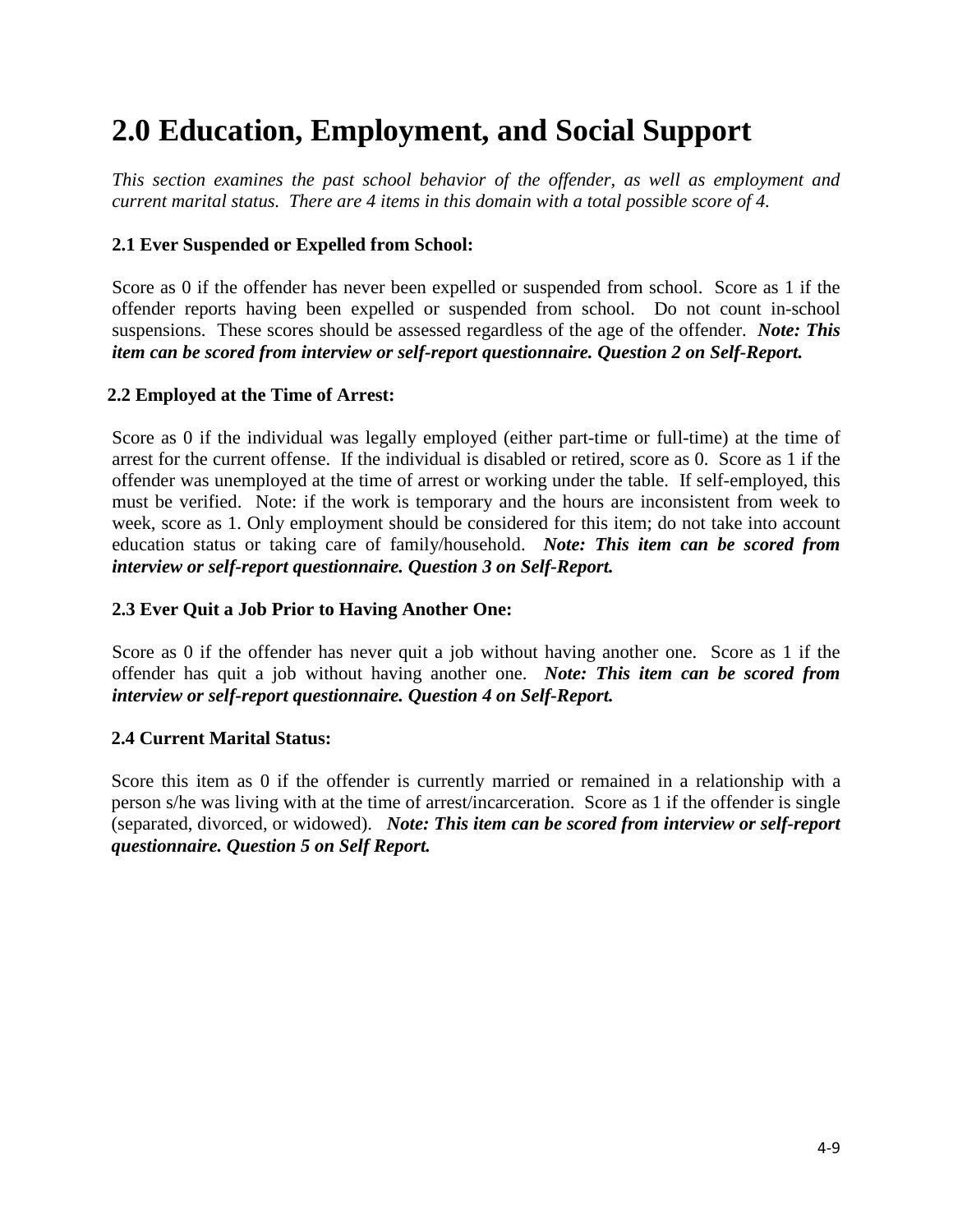# 2.0 Education, Employment, and Social Support

*This section examines the past school behavior of the offender, as well as employment and current marital status. There are 4 items in this domain with a total possible score of 4.*

**2.1 Ever Suspended or Expelled from School:**

Score as 0 if the offender has never been expelled or suspended from school. Score as 1 if the offender reports having been expelled or suspended from school. Do not count in-school suspensions. These scores should be assessed regardless of the age of the offender. ***Note: This item can be scored from interview or self-report questionnaire. Question 2 on Self-Report.***

**2.2 Employed at the Time of Arrest:**

Score as 0 if the individual was legally employed (either part-time or full-time) at the time of arrest for the current offense. If the individual is disabled or retired, score as 0. Score as 1 if the offender was unemployed at the time of arrest or working under the table. If self-employed, this must be verified. Note: if the work is temporary and the hours are inconsistent from week to week, score as 1. Only employment should be considered for this item; do not take into account education status or taking care of family/household. ***Note: This item can be scored from interview or self-report questionnaire. Question 3 on Self-Report.***

**2.3 Ever Quit a Job Prior to Having Another One:**

Score as 0 if the offender has never quit a job without having another one. Score as 1 if the offender has quit a job without having another one. ***Note: This item can be scored from interview or self-report questionnaire. Question 4 on Self-Report.***

**2.4 Current Marital Status:**

Score this item as 0 if the offender is currently married or remained in a relationship with a person s/he was living with at the time of arrest/incarceration. Score as 1 if the offender is single (separated, divorced, or widowed). ***Note: This item can be scored from interview or self-report questionnaire. Question 5 on Self Report.***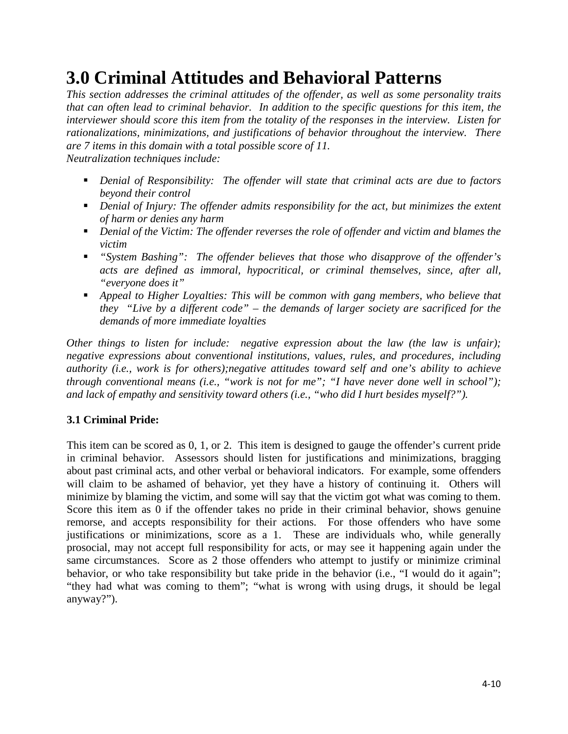# 3.0 Criminal Attitudes and Behavioral Patterns

*This section addresses the criminal attitudes of the offender, as well as some personality traits that can often lead to criminal behavior. In addition to the specific questions for this item, the interviewer should score this item from the totality of the responses in the interview. Listen for rationalizations, minimizations, and justifications of behavior throughout the interview. There are 7 items in this domain with a total possible score of 11.*

*Neutralization techniques include:*

- *Denial of Responsibility: The offender will state that criminal acts are due to factors beyond their control*
- *Denial of Injury: The offender admits responsibility for the act, but minimizes the extent of harm or denies any harm*
- *Denial of the Victim: The offender reverses the role of offender and victim and blames the victim*
- *"System Bashing": The offender believes that those who disapprove of the offender's acts are defined as immoral, hypocritical, or criminal themselves, since, after all, "everyone does it"*
- *Appeal to Higher Loyalties: This will be common with gang members, who believe that they "Live by a different code" – the demands of larger society are sacrificed for the demands of more immediate loyalties*

*Other things to listen for include: negative expression about the law (the law is unfair); negative expressions about conventional institutions, values, rules, and procedures, including authority (i.e., work is for others);negative attitudes toward self and one's ability to achieve through conventional means (i.e., "work is not for me"; "I have never done well in school"); and lack of empathy and sensitivity toward others (i.e., "who did I hurt besides myself?").*

### 3.1 Criminal Pride:

This item can be scored as 0, 1, or 2. This item is designed to gauge the offender's current pride in criminal behavior. Assessors should listen for justifications and minimizations, bragging about past criminal acts, and other verbal or behavioral indicators. For example, some offenders will claim to be ashamed of behavior, yet they have a history of continuing it. Others will minimize by blaming the victim, and some will say that the victim got what was coming to them. Score this item as 0 if the offender takes no pride in their criminal behavior, shows genuine remorse, and accepts responsibility for their actions. For those offenders who have some justifications or minimizations, score as a 1. These are individuals who, while generally prosocial, may not accept full responsibility for acts, or may see it happening again under the same circumstances. Score as 2 those offenders who attempt to justify or minimize criminal behavior, or who take responsibility but take pride in the behavior (i.e., "I would do it again"; "they had what was coming to them"; "what is wrong with using drugs, it should be legal anyway?").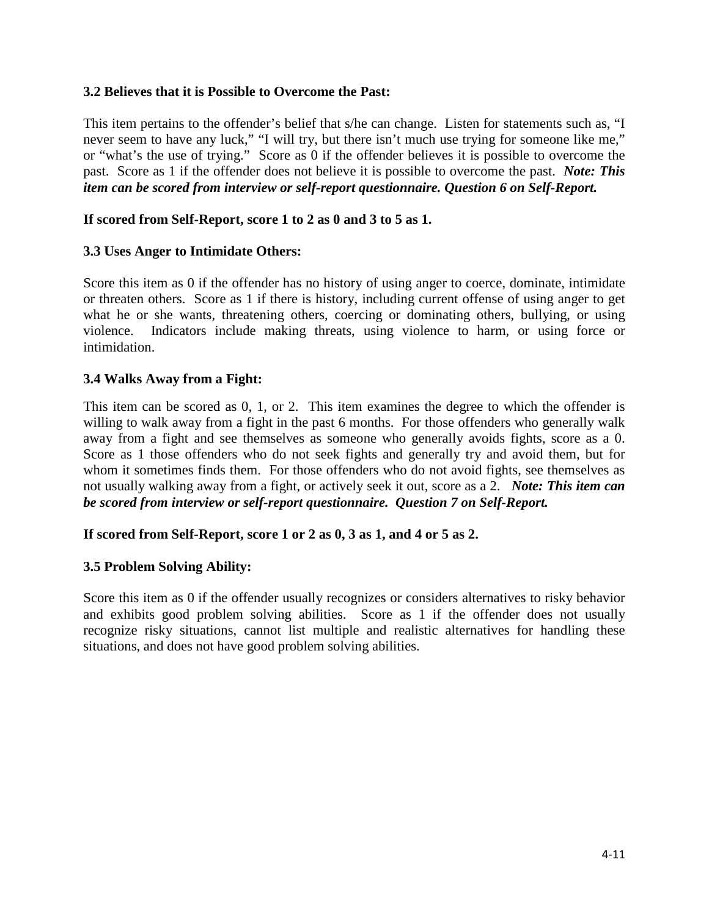**3.2 Believes that it is Possible to Overcome the Past:**

This item pertains to the offender's belief that s/he can change. Listen for statements such as, "I never seem to have any luck," "I will try, but there isn't much use trying for someone like me," or "what's the use of trying." Score as 0 if the offender believes it is possible to overcome the past. Score as 1 if the offender does not believe it is possible to overcome the past. ***Note: This item can be scored from interview or self-report questionnaire. Question 6 on Self-Report.***

**If scored from Self-Report, score 1 to 2 as 0 and 3 to 5 as 1.**

**3.3 Uses Anger to Intimidate Others:**

Score this item as 0 if the offender has no history of using anger to coerce, dominate, intimidate or threaten others. Score as 1 if there is history, including current offense of using anger to get what he or she wants, threatening others, coercing or dominating others, bullying, or using violence. Indicators include making threats, using violence to harm, or using force or intimidation.

**3.4 Walks Away from a Fight:**

This item can be scored as 0, 1, or 2. This item examines the degree to which the offender is willing to walk away from a fight in the past 6 months. For those offenders who generally walk away from a fight and see themselves as someone who generally avoids fights, score as a 0. Score as 1 those offenders who do not seek fights and generally try and avoid them, but for whom it sometimes finds them. For those offenders who do not avoid fights, see themselves as not usually walking away from a fight, or actively seek it out, score as a 2. ***Note: This item can be scored from interview or self-report questionnaire. Question 7 on Self-Report.***

**If scored from Self-Report, score 1 or 2 as 0, 3 as 1, and 4 or 5 as 2.**

**3.5 Problem Solving Ability:**

Score this item as 0 if the offender usually recognizes or considers alternatives to risky behavior and exhibits good problem solving abilities. Score as 1 if the offender does not usually recognize risky situations, cannot list multiple and realistic alternatives for handling these situations, and does not have good problem solving abilities.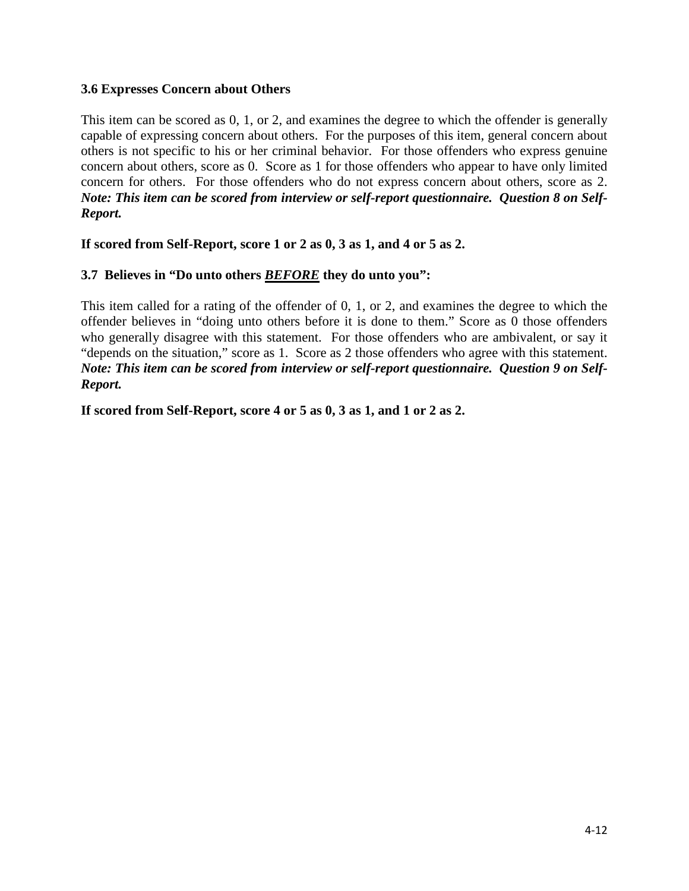### 3.6 Expresses Concern about Others

This item can be scored as 0, 1, or 2, and examines the degree to which the offender is generally capable of expressing concern about others. For the purposes of this item, general concern about others is not specific to his or her criminal behavior. For those offenders who express genuine concern about others, score as 0. Score as 1 for those offenders who appear to have only limited concern for others. For those offenders who do not express concern about others, score as 2. ***Note: This item can be scored from interview or self-report questionnaire. Question 8 on Self-Report.***

**If scored from Self-Report, score 1 or 2 as 0, 3 as 1, and 4 or 5 as 2.**

### 3.7 Believes in "Do unto others <u>***BEFORE***</u> they do unto you":

This item called for a rating of the offender of 0, 1, or 2, and examines the degree to which the offender believes in "doing unto others before it is done to them." Score as 0 those offenders who generally disagree with this statement. For those offenders who are ambivalent, or say it "depends on the situation," score as 1. Score as 2 those offenders who agree with this statement. ***Note: This item can be scored from interview or self-report questionnaire. Question 9 on Self-Report.***

**If scored from Self-Report, score 4 or 5 as 0, 3 as 1, and 1 or 2 as 2.**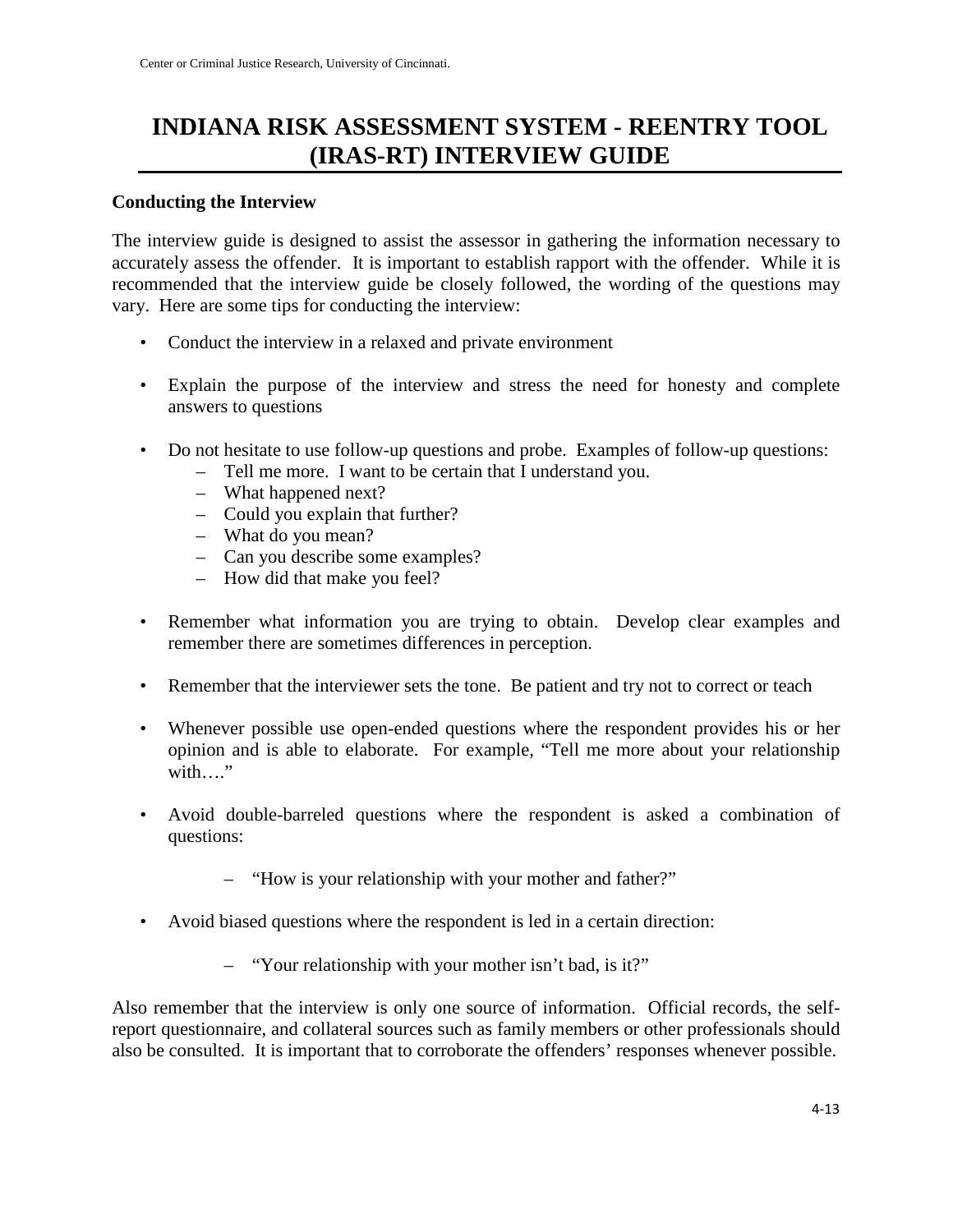# INDIANA RISK ASSESSMENT SYSTEM - REENTRY TOOL (IRAS-RT) INTERVIEW GUIDE

**Conducting the Interview**

The interview guide is designed to assist the assessor in gathering the information necessary to accurately assess the offender. It is important to establish rapport with the offender. While it is recommended that the interview guide be closely followed, the wording of the questions may vary. Here are some tips for conducting the interview:

- Conduct the interview in a relaxed and private environment
- Explain the purpose of the interview and stress the need for honesty and complete answers to questions
- Do not hesitate to use follow-up questions and probe. Examples of follow-up questions:
  - Tell me more. I want to be certain that I understand you.
  - What happened next?
  - Could you explain that further?
  - What do you mean?
  - Can you describe some examples?
  - How did that make you feel?
- Remember what information you are trying to obtain. Develop clear examples and remember there are sometimes differences in perception.
- Remember that the interviewer sets the tone. Be patient and try not to correct or teach
- Whenever possible use open-ended questions where the respondent provides his or her opinion and is able to elaborate. For example, "Tell me more about your relationship with…."
- Avoid double-barreled questions where the respondent is asked a combination of questions:
  - "How is your relationship with your mother and father?"
- Avoid biased questions where the respondent is led in a certain direction:
  - "Your relationship with your mother isn't bad, is it?"

Also remember that the interview is only one source of information. Official records, the self-report questionnaire, and collateral sources such as family members or other professionals should also be consulted. It is important that to corroborate the offenders' responses whenever possible.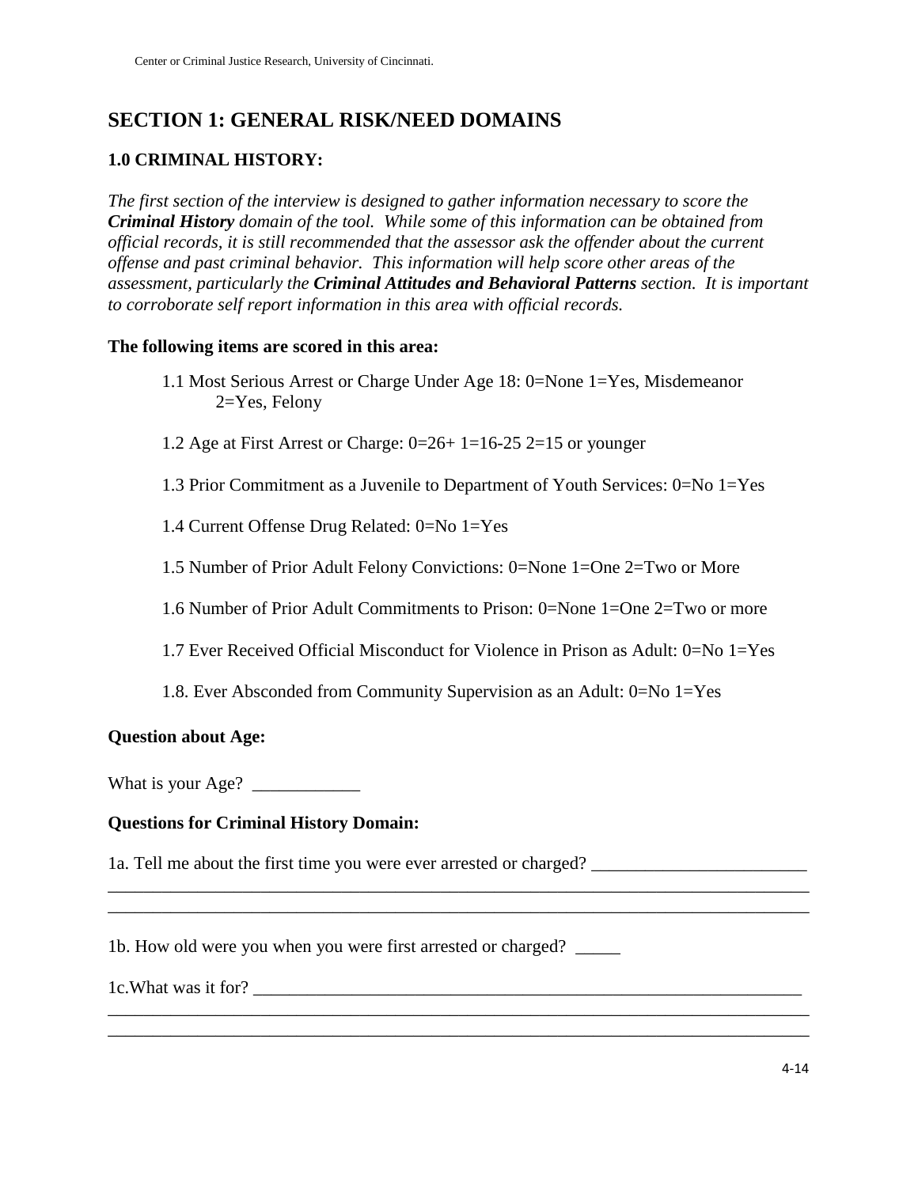## SECTION 1: GENERAL RISK/NEED DOMAINS

### 1.0 CRIMINAL HISTORY:

*The first section of the interview is designed to gather information necessary to score the **Criminal History** domain of the tool. While some of this information can be obtained from official records, it is still recommended that the assessor ask the offender about the current offense and past criminal behavior. This information will help score other areas of the assessment, particularly the **Criminal Attitudes and Behavioral Patterns** section. It is important to corroborate self report information in this area with official records.*

**The following items are scored in this area:**

1.1 Most Serious Arrest or Charge Under Age 18: 0=None 1=Yes, Misdemeanor 2=Yes, Felony

1.2 Age at First Arrest or Charge: 0=26+ 1=16-25 2=15 or younger

1.3 Prior Commitment as a Juvenile to Department of Youth Services: 0=No 1=Yes

1.4 Current Offense Drug Related: 0=No 1=Yes

1.5 Number of Prior Adult Felony Convictions: 0=None 1=One 2=Two or More

1.6 Number of Prior Adult Commitments to Prison: 0=None 1=One 2=Two or more

1.7 Ever Received Official Misconduct for Violence in Prison as Adult: 0=No 1=Yes

1.8. Ever Absconded from Community Supervision as an Adult: 0=No 1=Yes

**Question about Age:**

What is your Age? ____________

**Questions for Criminal History Domain:**

1a. Tell me about the first time you were ever arrested or charged? ________________________
________________________________________________________________________________
________________________________________________________________________________

1b. How old were you when you were first arrested or charged? _____

1c.What was it for? _________________________________________________________________
________________________________________________________________________________
________________________________________________________________________________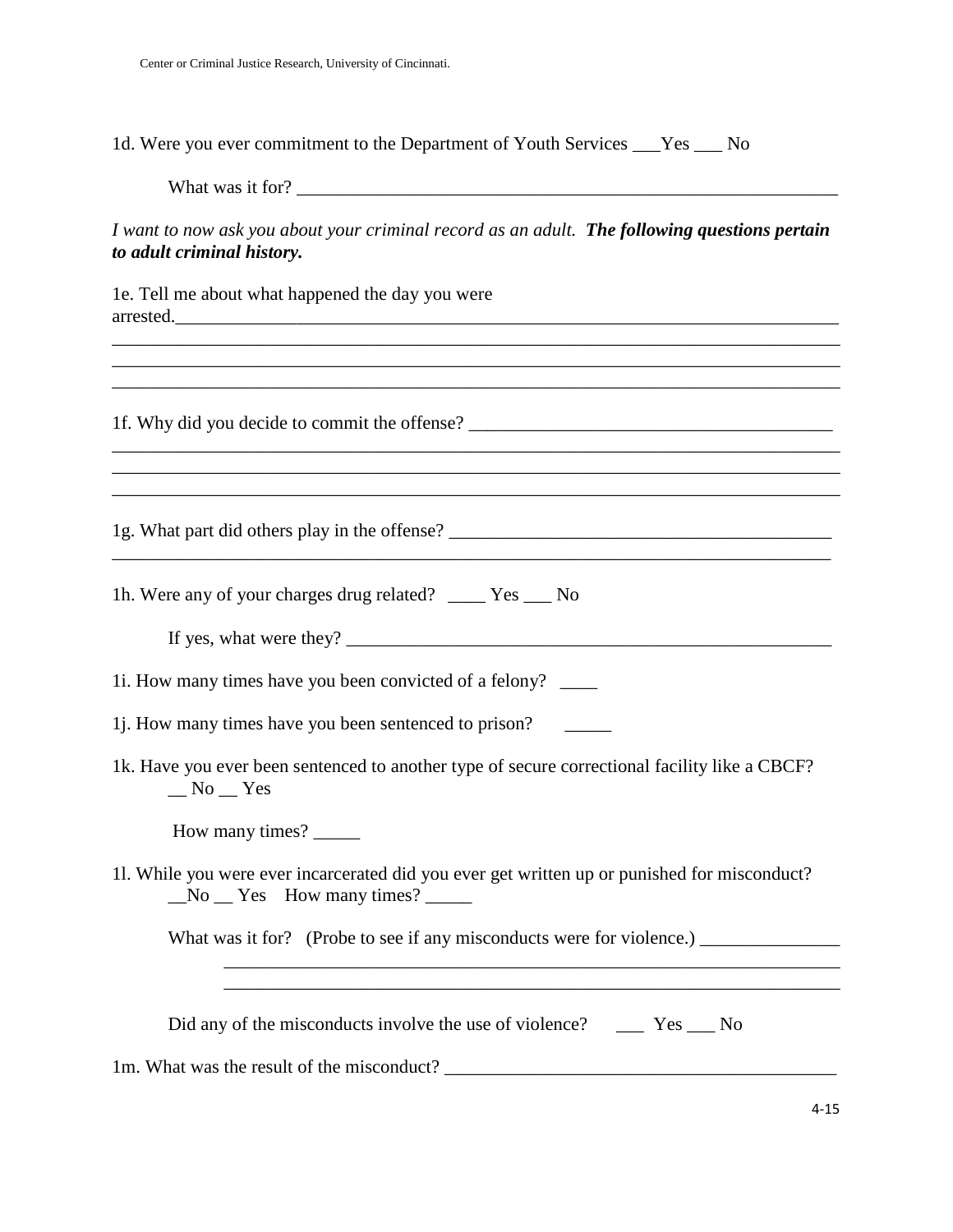1d. Were you ever commitment to the Department of Youth Services ___Yes ___ No

What was it for? ____________________________________________________________

*I want to now ask you about your criminal record as an adult.* ***The following questions pertain to adult criminal history.***

1e. Tell me about what happened the day you were arrested.____________________________________________________________________________
______________________________________________________________________________
______________________________________________________________________________
______________________________________________________________________________

1f. Why did you decide to commit the offense? ________________________________________
______________________________________________________________________________
______________________________________________________________________________
______________________________________________________________________________

1g. What part did others play in the offense? _________________________________________
______________________________________________________________________________

1h. Were any of your charges drug related? ____ Yes ___ No

If yes, what were they? _____________________________________________________

1i. How many times have you been convicted of a felony? ____

1j. How many times have you been sentenced to prison? _____

1k. Have you ever been sentenced to another type of secure correctional facility like a CBCF?
__ No __ Yes

How many times? _____

1l. While you were ever incarcerated did you ever get written up or punished for misconduct?
__No __ Yes How many times? _____

What was it for? (Probe to see if any misconducts were for violence.) _______________
_____________________________________________________________________
_____________________________________________________________________

Did any of the misconducts involve the use of violence? ___ Yes ___ No

1m. What was the result of the misconduct? __________________________________________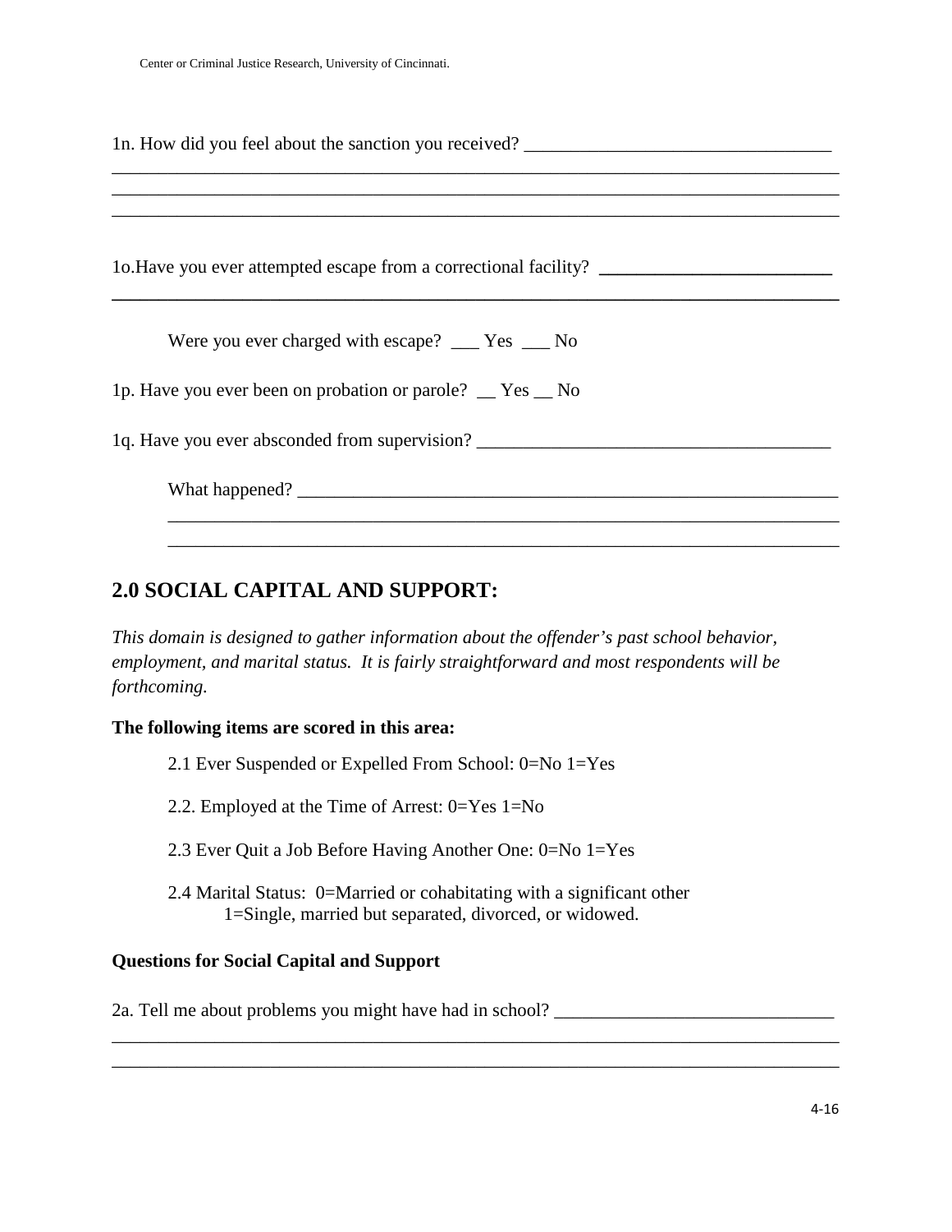1n. How did you feel about the sanction you received? ________________________________
________________________________________________________________________________
________________________________________________________________________________
________________________________________________________________________________

1o.Have you ever attempted escape from a correctional facility? ________________________
________________________________________________________________________________

Were you ever charged with escape? ___ Yes ___ No

1p. Have you ever been on probation or parole? __ Yes __ No

1q. Have you ever absconded from supervision? _____________________________________

What happened? _____________________________________________________________
_________________________________________________________________________
_________________________________________________________________________

## 2.0 SOCIAL CAPITAL AND SUPPORT:

*This domain is designed to gather information about the offender's past school behavior, employment, and marital status. It is fairly straightforward and most respondents will be forthcoming.*

**The following items are scored in this area:**

2.1 Ever Suspended or Expelled From School: 0=No 1=Yes

2.2. Employed at the Time of Arrest: 0=Yes 1=No

2.3 Ever Quit a Job Before Having Another One: 0=No 1=Yes

2.4 Marital Status: 0=Married or cohabitating with a significant other
1=Single, married but separated, divorced, or widowed.

**Questions for Social Capital and Support**

2a. Tell me about problems you might have had in school? ______________________________
________________________________________________________________________________
________________________________________________________________________________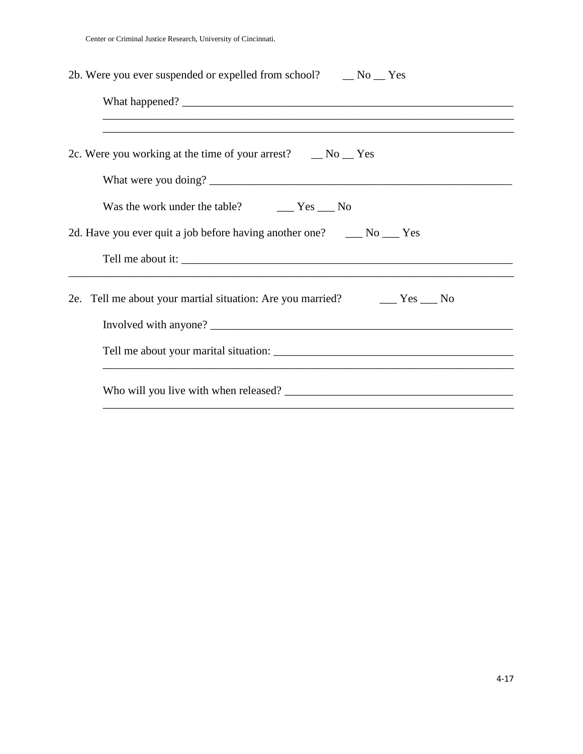2b. Were you ever suspended or expelled from school? __ No __ Yes

What happened? ____________________________________________________________
________________________________________________________________________
________________________________________________________________________

2c. Were you working at the time of your arrest? __ No __ Yes

What were you doing? ______________________________________________________

Was the work under the table? ___ Yes ___ No

2d. Have you ever quit a job before having another one? ___ No ___ Yes

Tell me about it: ____________________________________________________________
________________________________________________________________________

2e. Tell me about your martial situation: Are you married? ___ Yes ___ No

Involved with anyone? ______________________________________________________

Tell me about your marital situation: ________________________________________
________________________________________________________________________

Who will you live with when released? _______________________________________
________________________________________________________________________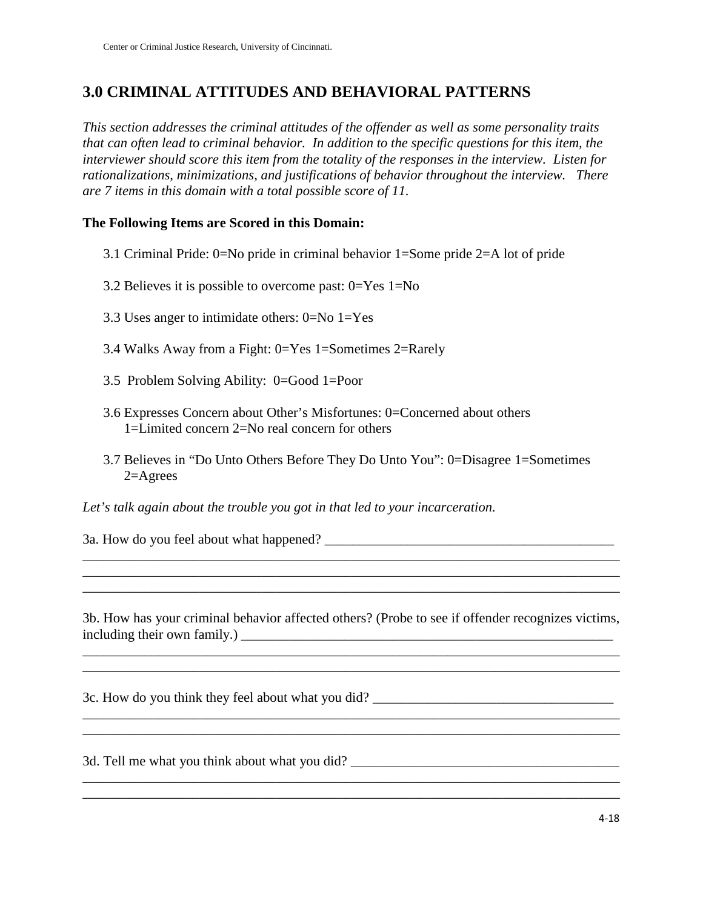## 3.0 CRIMINAL ATTITUDES AND BEHAVIORAL PATTERNS

*This section addresses the criminal attitudes of the offender as well as some personality traits that can often lead to criminal behavior. In addition to the specific questions for this item, the interviewer should score this item from the totality of the responses in the interview. Listen for rationalizations, minimizations, and justifications of behavior throughout the interview. There are 7 items in this domain with a total possible score of 11.*

**The Following Items are Scored in this Domain:**

3.1 Criminal Pride: 0=No pride in criminal behavior 1=Some pride 2=A lot of pride

3.2 Believes it is possible to overcome past: 0=Yes 1=No

3.3 Uses anger to intimidate others: 0=No 1=Yes

3.4 Walks Away from a Fight: 0=Yes 1=Sometimes 2=Rarely

3.5 Problem Solving Ability: 0=Good 1=Poor

3.6 Expresses Concern about Other's Misfortunes: 0=Concerned about others 1=Limited concern 2=No real concern for others

3.7 Believes in "Do Unto Others Before They Do Unto You": 0=Disagree 1=Sometimes 2=Agrees

*Let's talk again about the trouble you got in that led to your incarceration.*

3a. How do you feel about what happened? ___________________________________________
_____________________________________________________________________________
_____________________________________________________________________________
_____________________________________________________________________________

3b. How has your criminal behavior affected others? (Probe to see if offender recognizes victims, including their own family.) ____________________________________________________
_____________________________________________________________________________
_____________________________________________________________________________

3c. How do you think they feel about what you did? ___________________________________
_____________________________________________________________________________
_____________________________________________________________________________

3d. Tell me what you think about what you did? _______________________________________
_____________________________________________________________________________
_____________________________________________________________________________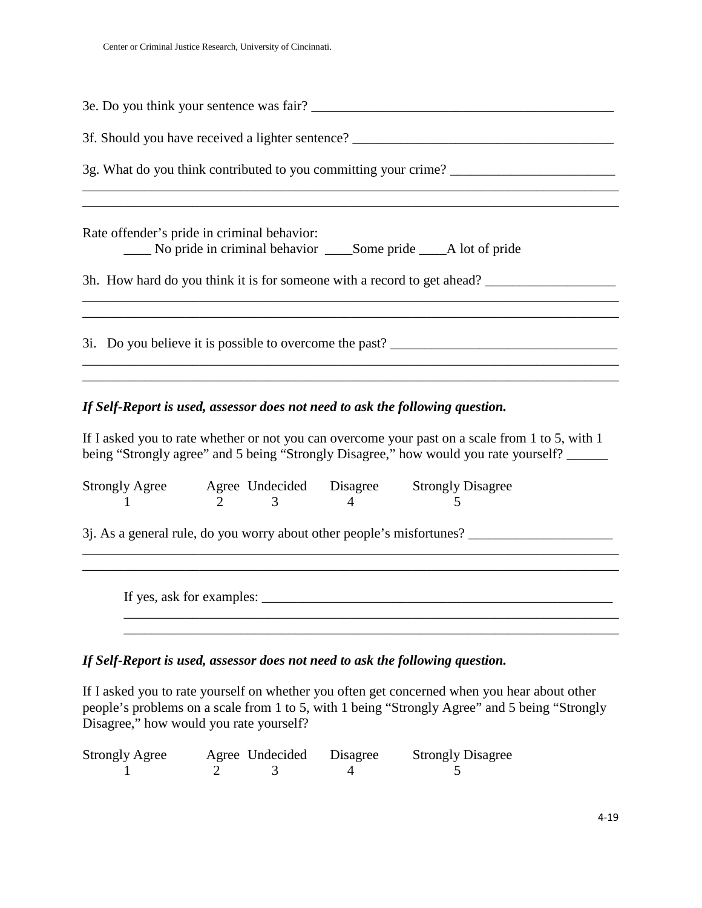3e. Do you think your sentence was fair? ___________________________________________

3f. Should you have received a lighter sentence? ____________________________________

3g. What do you think contributed to you committing your crime? _______________________
_____________________________________________________________________________
_____________________________________________________________________________

Rate offender's pride in criminal behavior:
____ No pride in criminal behavior ____Some pride ____A lot of pride

3h. How hard do you think it is for someone with a record to get ahead? __________________
_____________________________________________________________________________
_____________________________________________________________________________

3i. Do you believe it is possible to overcome the past? ________________________________
_____________________________________________________________________________
_____________________________________________________________________________

***If Self-Report is used, assessor does not need to ask the following question.***

If I asked you to rate whether or not you can overcome your past on a scale from 1 to 5, with 1 being "Strongly agree" and 5 being "Strongly Disagree," how would you rate yourself? ______

| Strongly Agree | Agree | Undecided | Disagree | Strongly Disagree |
|---|---|---|---|---|
| 1 | 2 | 3 | 4 | 5 |

3j. As a general rule, do you worry about other people's misfortunes? ____________________
_____________________________________________________________________________
_____________________________________________________________________________

If yes, ask for examples: _____________________________________________________
_____________________________________________________________________________
_____________________________________________________________________________

***If Self-Report is used, assessor does not need to ask the following question.***

If I asked you to rate yourself on whether you often get concerned when you hear about other people's problems on a scale from 1 to 5, with 1 being "Strongly Agree" and 5 being "Strongly Disagree," how would you rate yourself?

| Strongly Agree | Agree | Undecided | Disagree | Strongly Disagree |
|---|---|---|---|---|
| 1 | 2 | 3 | 4 | 5 |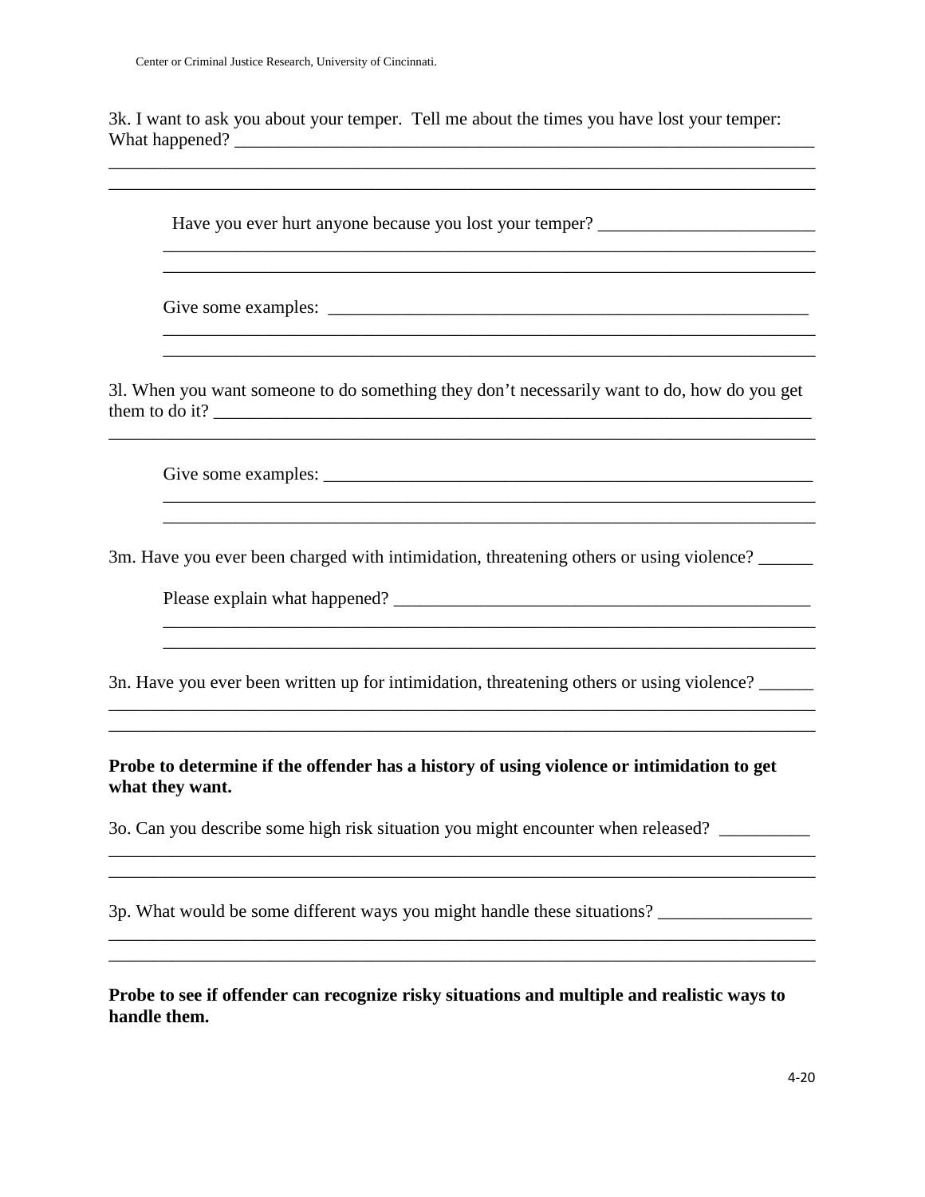3k. I want to ask you about your temper. Tell me about the times you have lost your temper: What happened? ____________________________________________________________________
________________________________________________________________________________
________________________________________________________________________________

Have you ever hurt anyone because you lost your temper? ________________________
________________________________________________________________________
________________________________________________________________________

Give some examples: ________________________________________________________
________________________________________________________________________
________________________________________________________________________

3l. When you want someone to do something they don't necessarily want to do, how do you get them to do it? ________________________________________________________________
________________________________________________________________________________

Give some examples: ________________________________________________________
________________________________________________________________________
________________________________________________________________________

3m. Have you ever been charged with intimidation, threatening others or using violence? ______

Please explain what happened? ______________________________________________
________________________________________________________________________
________________________________________________________________________

3n. Have you ever been written up for intimidation, threatening others or using violence? ______
________________________________________________________________________________
________________________________________________________________________________

**Probe to determine if the offender has a history of using violence or intimidation to get what they want.**

3o. Can you describe some high risk situation you might encounter when released? __________
________________________________________________________________________________
________________________________________________________________________________

3p. What would be some different ways you might handle these situations? _________________
________________________________________________________________________________
________________________________________________________________________________

**Probe to see if offender can recognize risky situations and multiple and realistic ways to handle them.**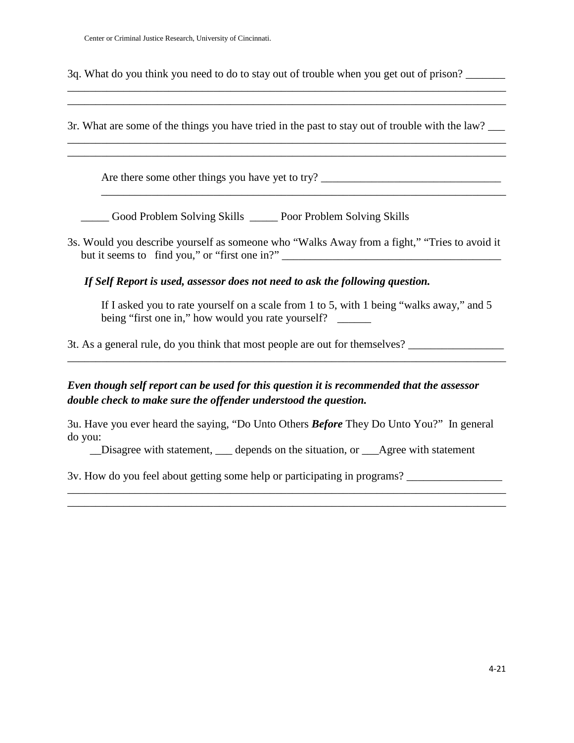3q. What do you think you need to do to stay out of trouble when you get out of prison? _______
_______________________________________________________________________________
_______________________________________________________________________________

3r. What are some of the things you have tried in the past to stay out of trouble with the law? ___
_______________________________________________________________________________
_______________________________________________________________________________

Are there some other things you have yet to try? ________________________________
_______________________________________________________________________

_____ Good Problem Solving Skills _____ Poor Problem Solving Skills

3s. Would you describe yourself as someone who "Walks Away from a fight," "Tries to avoid it but it seems to find you," or "first one in?" ________________________________________

***If Self Report is used, assessor does not need to ask the following question.***

If I asked you to rate yourself on a scale from 1 to 5, with 1 being "walks away," and 5 being "first one in," how would you rate yourself? ______

3t. As a general rule, do you think that most people are out for themselves? _________________
_______________________________________________________________________________

***Even though self report can be used for this question it is recommended that the assessor double check to make sure the offender understood the question.***

3u. Have you ever heard the saying, "Do Unto Others ***Before*** They Do Unto You?" In general do you:

__Disagree with statement, ___ depends on the situation, or ___Agree with statement

3v. How do you feel about getting some help or participating in programs? _________________
_______________________________________________________________________________
_______________________________________________________________________________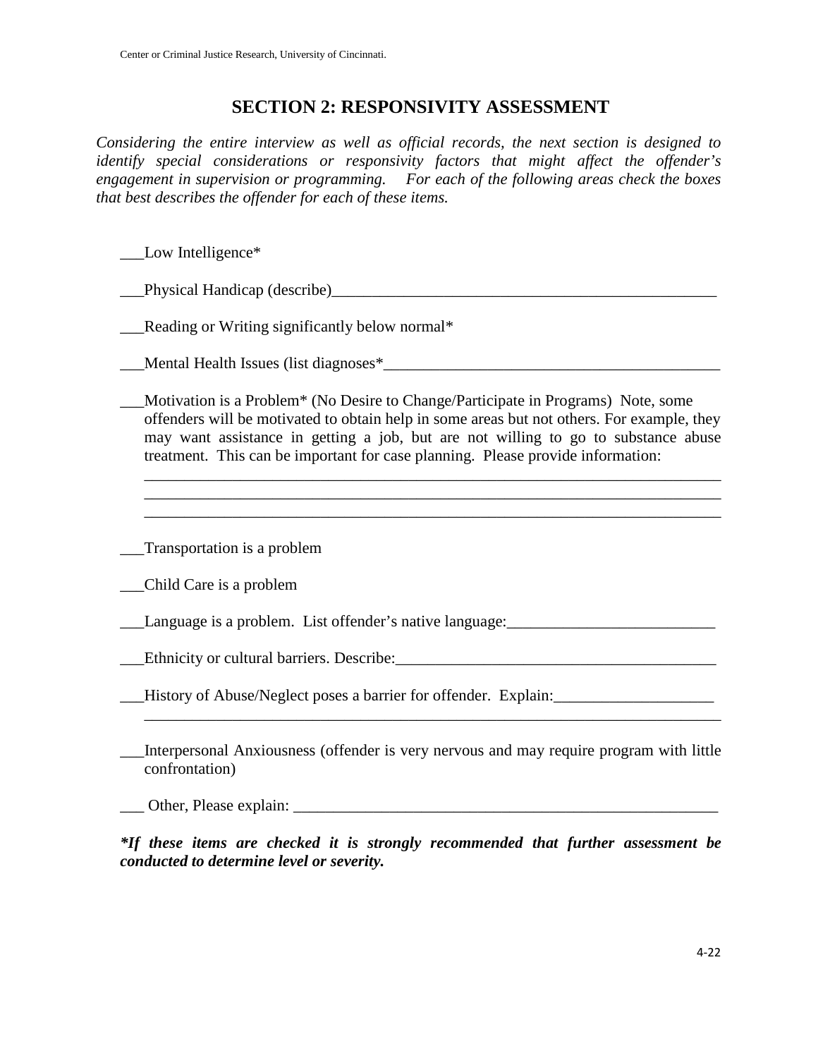## SECTION 2: RESPONSIVITY ASSESSMENT

*Considering the entire interview as well as official records, the next section is designed to identify special considerations or responsivity factors that might affect the offender's engagement in supervision or programming. For each of the following areas check the boxes that best describes the offender for each of these items.*

___Low Intelligence*

___Physical Handicap (describe)__________________________________________________

___Reading or Writing significantly below normal*

___Mental Health Issues (list diagnoses*___________________________________________

___Motivation is a Problem* (No Desire to Change/Participate in Programs) Note, some offenders will be motivated to obtain help in some areas but not others. For example, they may want assistance in getting a job, but are not willing to go to substance abuse treatment. This can be important for case planning. Please provide information:
___________________________________________________________________________
___________________________________________________________________________
___________________________________________________________________________

___Transportation is a problem

___Child Care is a problem

___Language is a problem. List offender's native language:__________________________

___Ethnicity or cultural barriers. Describe:_________________________________________

___History of Abuse/Neglect poses a barrier for offender. Explain:____________________
___________________________________________________________________________

___Interpersonal Anxiousness (offender is very nervous and may require program with little confrontation)

___ Other, Please explain: _______________________________________________________

***If these items are checked it is strongly recommended that further assessment be conducted to determine level or severity.***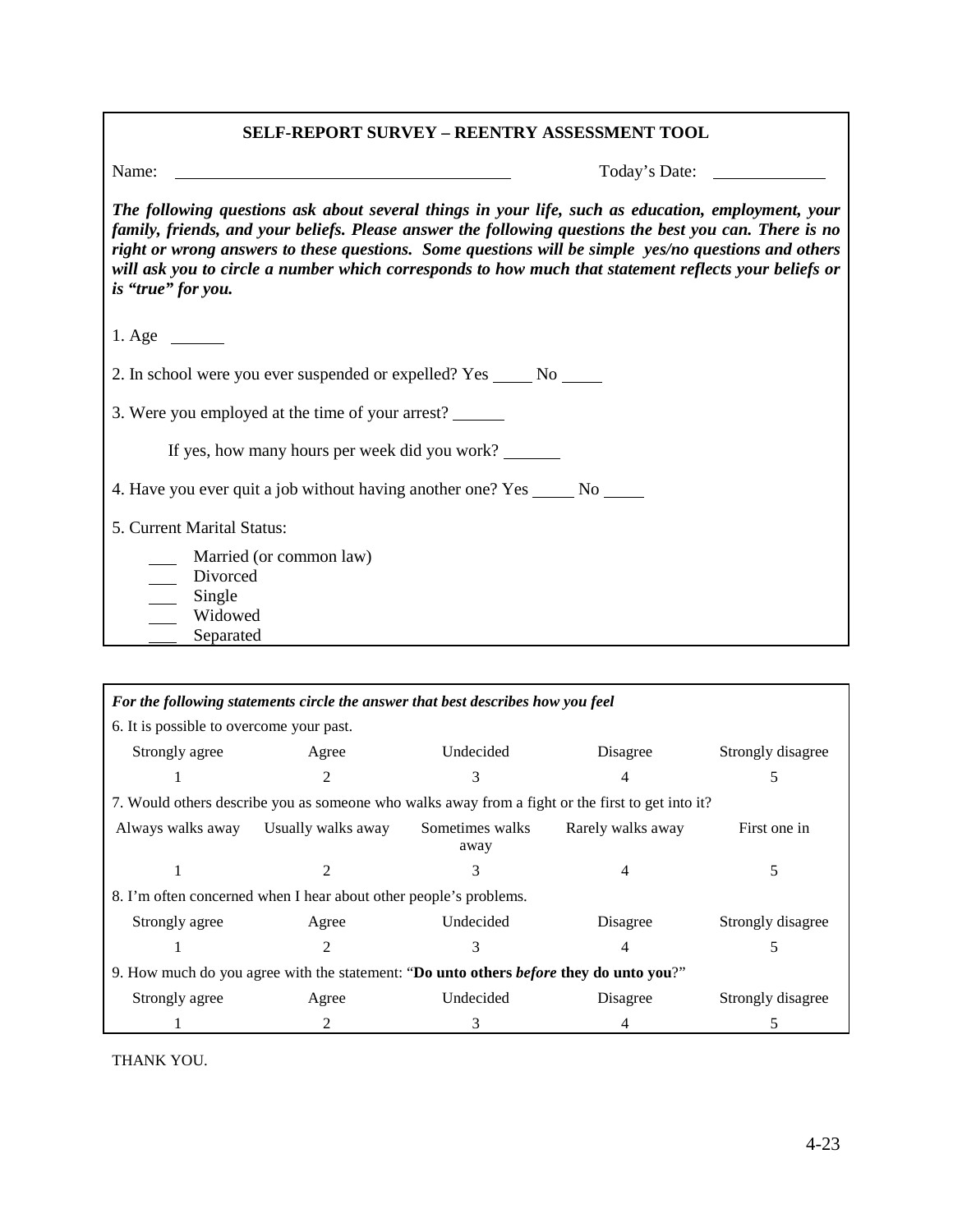## SELF-REPORT SURVEY – REENTRY ASSESSMENT TOOL

Name: ________________________________________ Today's Date: ______________

***The following questions ask about several things in your life, such as education, employment, your family, friends, and your beliefs. Please answer the following questions the best you can. There is no right or wrong answers to these questions. Some questions will be simple yes/no questions and others will ask you to circle a number which corresponds to how much that statement reflects your beliefs or is "true" for you.***

1. Age _______

2. In school were you ever suspended or expelled? Yes _____ No _____

3. Were you employed at the time of your arrest? ______

   If yes, how many hours per week did you work? _______

4. Have you ever quit a job without having another one? Yes _____ No _____

5. Current Marital Status:

   ___ Married (or common law)
   ___ Divorced
   ___ Single
   ___ Widowed
   ___ Separated

***For the following statements circle the answer that best describes how you feel***

6. It is possible to overcome your past.

| Strongly agree | Agree | Undecided | Disagree | Strongly disagree |
|---|---|---|---|---|
| 1 | 2 | 3 | 4 | 5 |

7. Would others describe you as someone who walks away from a fight or the first to get into it?

| Always walks away | Usually walks away | Sometimes walks away | Rarely walks away | First one in |
|---|---|---|---|---|
| 1 | 2 | 3 | 4 | 5 |

8. I'm often concerned when I hear about other people's problems.

| Strongly agree | Agree | Undecided | Disagree | Strongly disagree |
|---|---|---|---|---|
| 1 | 2 | 3 | 4 | 5 |

9. How much do you agree with the statement: "**Do unto others *before* they do unto you**?"

| Strongly agree | Agree | Undecided | Disagree | Strongly disagree |
|---|---|---|---|---|
| 1 | 2 | 3 | 4 | 5 |

THANK YOU.